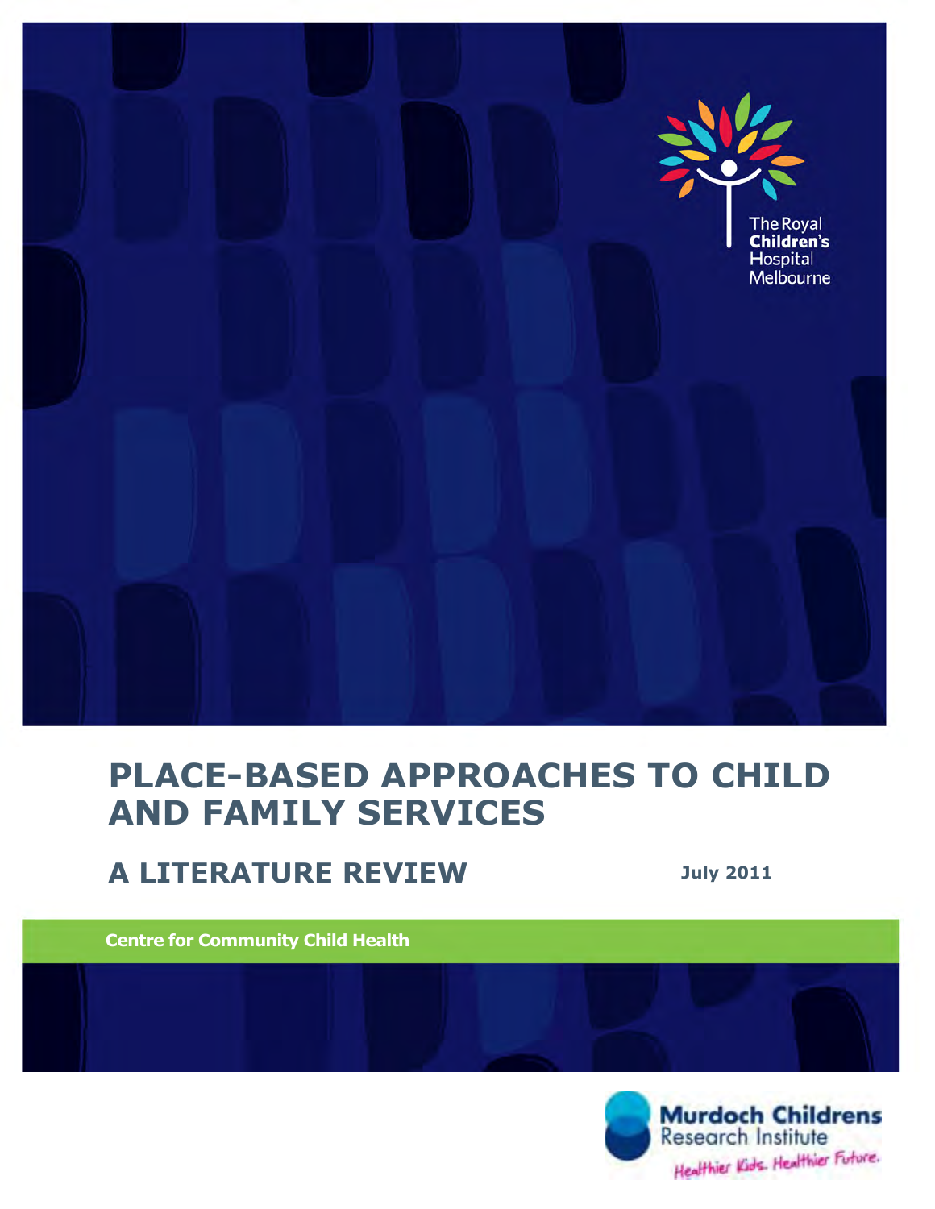The Royal **Children's** Hospital Melbourne

# PLACE-BASED APPROACHES TO CHILD AND FAMILY SERVICES

## A LITERATURE REVIEW

**July 2011**

**Centre for Community Child Health**

**Murdoch Childrens** Research Institute

*Healthier Kids. Healthier Future.*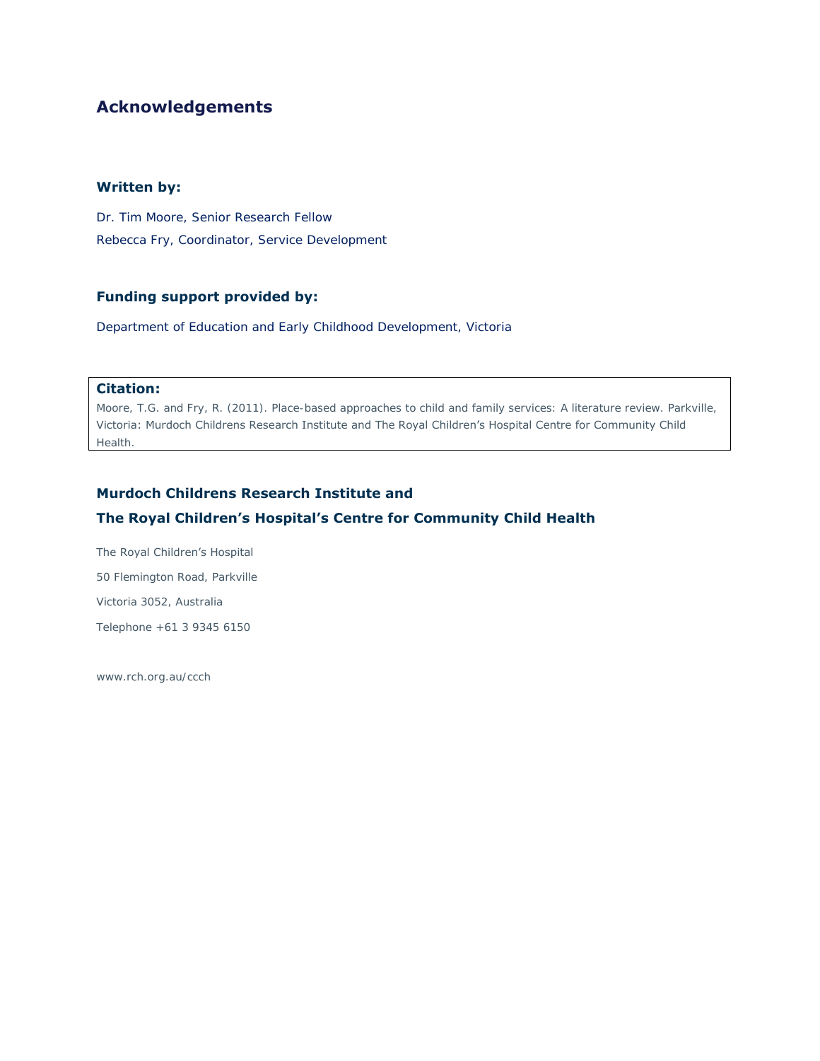# Acknowledgements

### Written by:

Dr. Tim Moore, Senior Research Fellow

Rebecca Fry, Coordinator, Service Development

### Funding support provided by:

Department of Education and Early Childhood Development, Victoria

### Citation:

Moore, T.G. and Fry, R. (2011). Place-based approaches to child and family services: A literature review. Parkville, Victoria: Murdoch Childrens Research Institute and The Royal Children's Hospital Centre for Community Child Health.

### Murdoch Childrens Research Institute and

### The Royal Children's Hospital's Centre for Community Child Health

The Royal Children's Hospital

50 Flemington Road, Parkville

Victoria 3052, Australia

Telephone +61 3 9345 6150

www.rch.org.au/ccch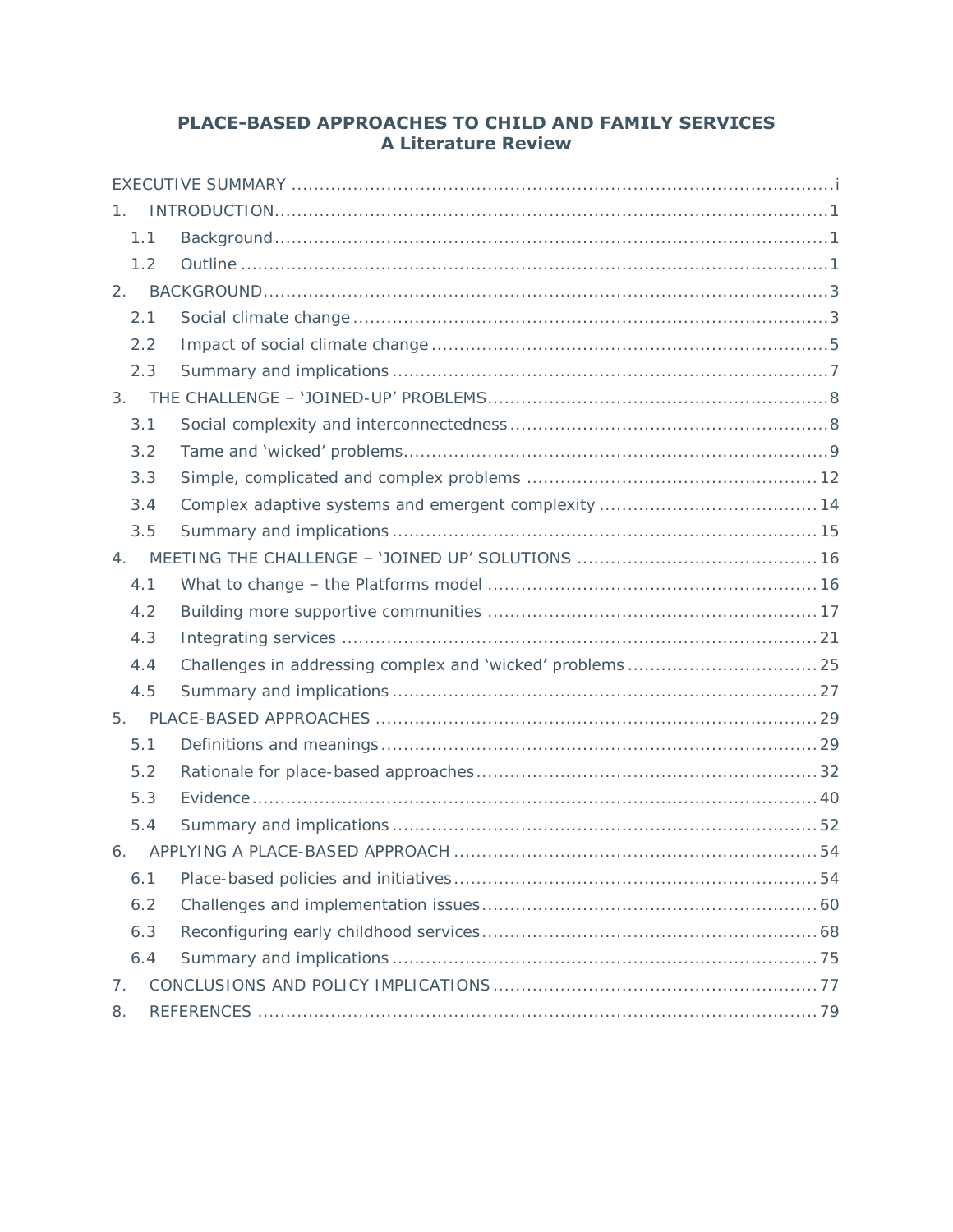# PLACE-BASED APPROACHES TO CHILD AND FAMILY SERVICES
## A Literature Review

EXECUTIVE SUMMARY ........ i

1. INTRODUCTION ........ 1
   - 1.1 Background ........ 1
   - 1.2 Outline ........ 1
2. BACKGROUND ........ 3
   - 2.1 Social climate change ........ 3
   - 2.2 Impact of social climate change ........ 5
   - 2.3 Summary and implications ........ 7
3. THE CHALLENGE – 'JOINED-UP' PROBLEMS ........ 8
   - 3.1 Social complexity and interconnectedness ........ 8
   - 3.2 Tame and 'wicked' problems ........ 9
   - 3.3 Simple, complicated and complex problems ........ 12
   - 3.4 Complex adaptive systems and emergent complexity ........ 14
   - 3.5 Summary and implications ........ 15
4. MEETING THE CHALLENGE – 'JOINED UP' SOLUTIONS ........ 16
   - 4.1 What to change – the Platforms model ........ 16
   - 4.2 Building more supportive communities ........ 17
   - 4.3 Integrating services ........ 21
   - 4.4 Challenges in addressing complex and 'wicked' problems ........ 25
   - 4.5 Summary and implications ........ 27
5. PLACE-BASED APPROACHES ........ 29
   - 5.1 Definitions and meanings ........ 29
   - 5.2 Rationale for place-based approaches ........ 32
   - 5.3 Evidence ........ 40
   - 5.4 Summary and implications ........ 52
6. APPLYING A PLACE-BASED APPROACH ........ 54
   - 6.1 Place-based policies and initiatives ........ 54
   - 6.2 Challenges and implementation issues ........ 60
   - 6.3 Reconfiguring early childhood services ........ 68
   - 6.4 Summary and implications ........ 75
7. CONCLUSIONS AND POLICY IMPLICATIONS ........ 77
8. REFERENCES ........ 79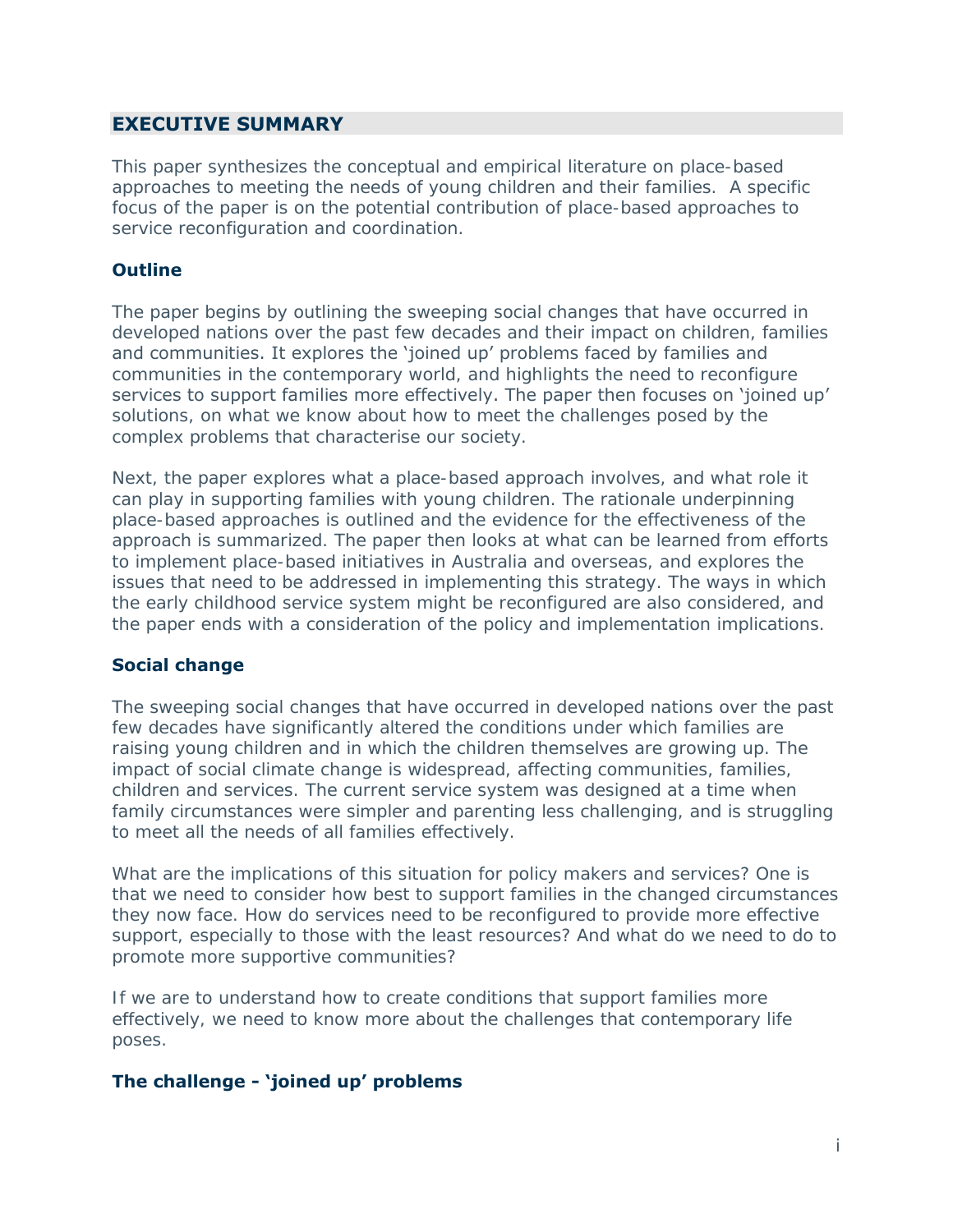## EXECUTIVE SUMMARY

This paper synthesizes the conceptual and empirical literature on place-based approaches to meeting the needs of young children and their families. A specific focus of the paper is on the potential contribution of place-based approaches to service reconfiguration and coordination.

### Outline

The paper begins by outlining the sweeping social changes that have occurred in developed nations over the past few decades and their impact on children, families and communities. It explores the 'joined up' problems faced by families and communities in the contemporary world, and highlights the need to reconfigure services to support families more effectively. The paper then focuses on 'joined up' solutions, on what we know about how to meet the challenges posed by the complex problems that characterise our society.

Next, the paper explores what a place-based approach involves, and what role it can play in supporting families with young children. The rationale underpinning place-based approaches is outlined and the evidence for the effectiveness of the approach is summarized. The paper then looks at what can be learned from efforts to implement place-based initiatives in Australia and overseas, and explores the issues that need to be addressed in implementing this strategy. The ways in which the early childhood service system might be reconfigured are also considered, and the paper ends with a consideration of the policy and implementation implications.

### Social change

The sweeping social changes that have occurred in developed nations over the past few decades have significantly altered the conditions under which families are raising young children and in which the children themselves are growing up. The impact of social climate change is widespread, affecting communities, families, children and services. The current service system was designed at a time when family circumstances were simpler and parenting less challenging, and is struggling to meet all the needs of all families effectively.

What are the implications of this situation for policy makers and services? One is that we need to consider how best to support families in the changed circumstances they now face. How do services need to be reconfigured to provide more effective support, especially to those with the least resources? And what do we need to do to promote more supportive communities?

If we are to understand how to create conditions that support families more effectively, we need to know more about the challenges that contemporary life poses.

### The challenge - 'joined up' problems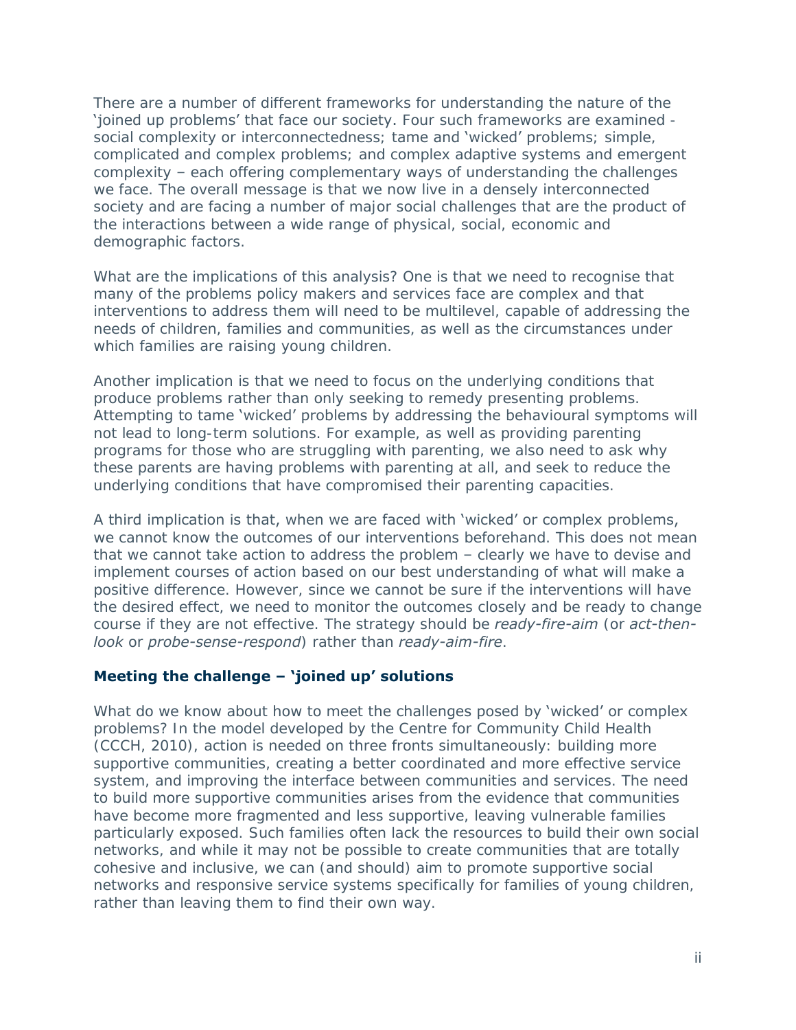There are a number of different frameworks for understanding the nature of the 'joined up problems' that face our society. Four such frameworks are examined - social complexity or interconnectedness; tame and 'wicked' problems; simple, complicated and complex problems; and complex adaptive systems and emergent complexity – each offering complementary ways of understanding the challenges we face. The overall message is that we now live in a densely interconnected society and are facing a number of major social challenges that are the product of the interactions between a wide range of physical, social, economic and demographic factors.

What are the implications of this analysis? One is that we need to recognise that many of the problems policy makers and services face are complex and that interventions to address them will need to be multilevel, capable of addressing the needs of children, families and communities, as well as the circumstances under which families are raising young children.

Another implication is that we need to focus on the underlying conditions that produce problems rather than only seeking to remedy presenting problems. Attempting to tame 'wicked' problems by addressing the behavioural symptoms will not lead to long-term solutions. For example, as well as providing parenting programs for those who are struggling with parenting, we also need to ask why these parents are having problems with parenting at all, and seek to reduce the underlying conditions that have compromised their parenting capacities.

A third implication is that, when we are faced with 'wicked' or complex problems, we cannot know the outcomes of our interventions beforehand. This does not mean that we cannot take action to address the problem – clearly we have to devise and implement courses of action based on our best understanding of what will make a positive difference. However, since we cannot be sure if the interventions will have the desired effect, we need to monitor the outcomes closely and be ready to change course if they are not effective. The strategy should be *ready-fire-aim* (or *act-then-look* or *probe-sense-respond*) rather than *ready-aim-fire*.

### Meeting the challenge – 'joined up' solutions

What do we know about how to meet the challenges posed by 'wicked' or complex problems? In the model developed by the Centre for Community Child Health (CCCH, 2010), action is needed on three fronts simultaneously: building more supportive communities, creating a better coordinated and more effective service system, and improving the interface between communities and services. The need to build more supportive communities arises from the evidence that communities have become more fragmented and less supportive, leaving vulnerable families particularly exposed. Such families often lack the resources to build their own social networks, and while it may not be possible to create communities that are totally cohesive and inclusive, we can (and should) aim to promote supportive social networks and responsive service systems specifically for families of young children, rather than leaving them to find their own way.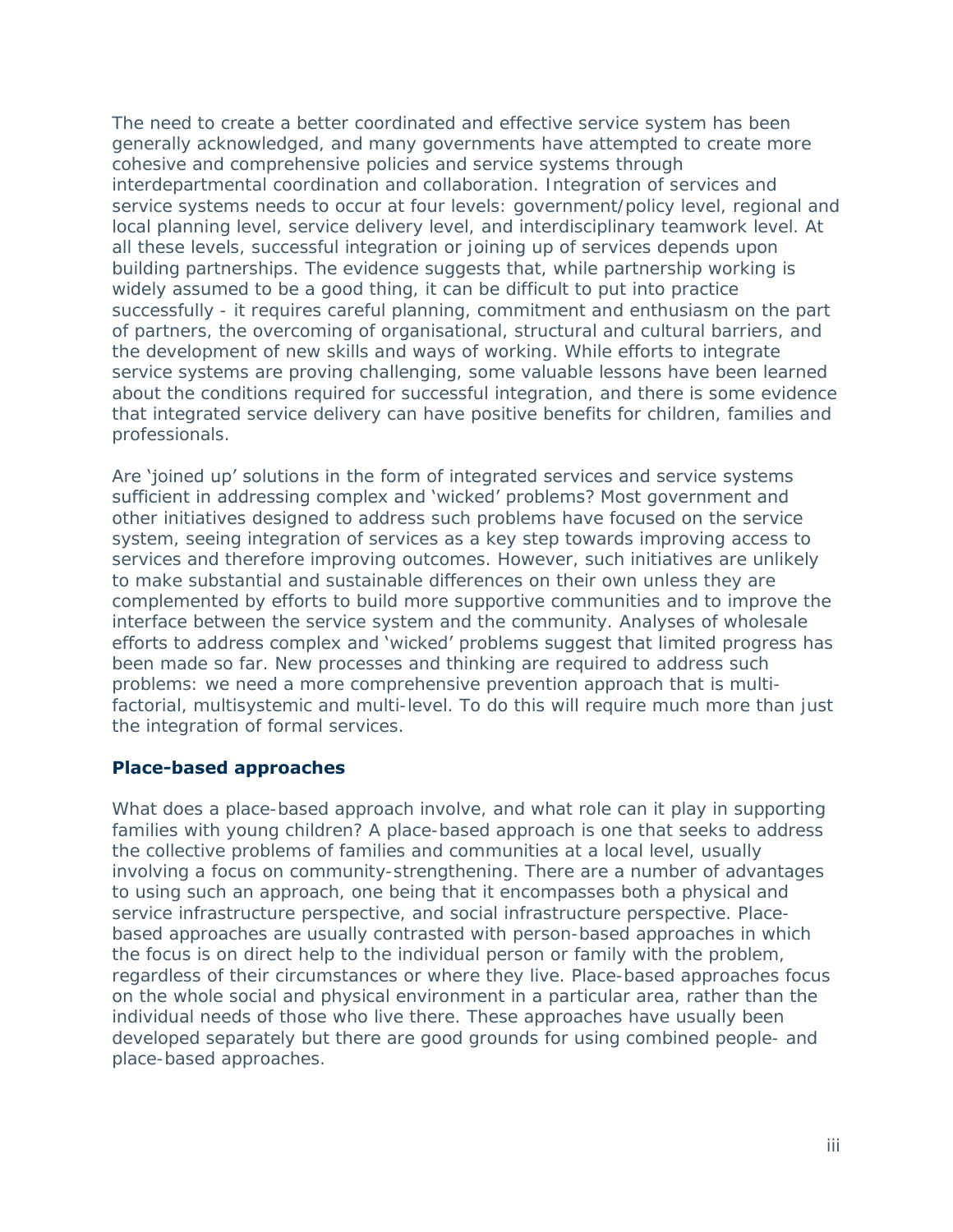The need to create a better coordinated and effective service system has been generally acknowledged, and many governments have attempted to create more cohesive and comprehensive policies and service systems through interdepartmental coordination and collaboration. Integration of services and service systems needs to occur at four levels: government/policy level, regional and local planning level, service delivery level, and interdisciplinary teamwork level. At all these levels, successful integration or joining up of services depends upon building partnerships. The evidence suggests that, while partnership working is widely assumed to be a good thing, it can be difficult to put into practice successfully - it requires careful planning, commitment and enthusiasm on the part of partners, the overcoming of organisational, structural and cultural barriers, and the development of new skills and ways of working. While efforts to integrate service systems are proving challenging, some valuable lessons have been learned about the conditions required for successful integration, and there is some evidence that integrated service delivery can have positive benefits for children, families and professionals.

Are 'joined up' solutions in the form of integrated services and service systems sufficient in addressing complex and 'wicked' problems? Most government and other initiatives designed to address such problems have focused on the service system, seeing integration of services as a key step towards improving access to services and therefore improving outcomes. However, such initiatives are unlikely to make substantial and sustainable differences on their own unless they are complemented by efforts to build more supportive communities and to improve the interface between the service system and the community. Analyses of wholesale efforts to address complex and 'wicked' problems suggest that limited progress has been made so far. New processes and thinking are required to address such problems: we need a more comprehensive prevention approach that is multi-factorial, multisystemic and multi-level. To do this will require much more than just the integration of formal services.

### Place-based approaches

What does a place-based approach involve, and what role can it play in supporting families with young children? A place-based approach is one that seeks to address the collective problems of families and communities at a local level, usually involving a focus on community-strengthening. There are a number of advantages to using such an approach, one being that it encompasses both a physical and service infrastructure perspective, and social infrastructure perspective. Place-based approaches are usually contrasted with person-based approaches in which the focus is on direct help to the individual person or family with the problem, regardless of their circumstances or where they live. Place-based approaches focus on the whole social and physical environment in a particular area, rather than the individual needs of those who live there. These approaches have usually been developed separately but there are good grounds for using combined people- and place-based approaches.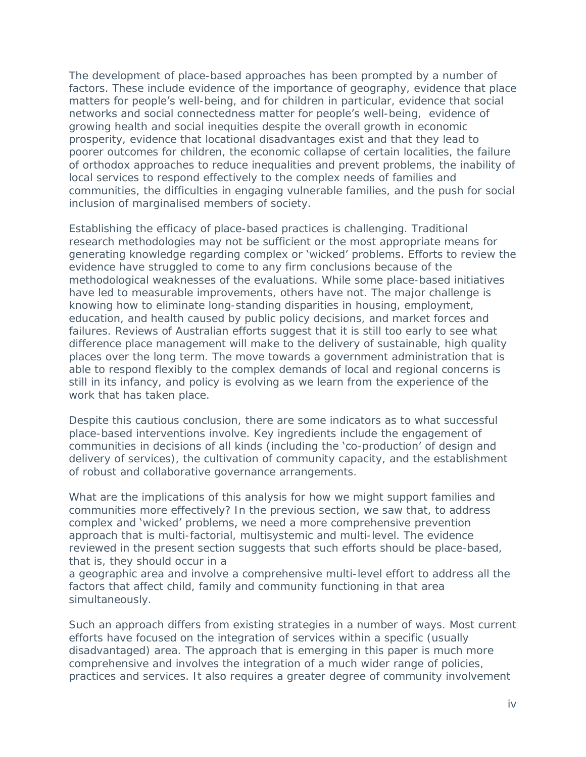The development of place-based approaches has been prompted by a number of factors. These include evidence of the importance of geography, evidence that place matters for people's well-being, and for children in particular, evidence that social networks and social connectedness matter for people's well-being, evidence of growing health and social inequities despite the overall growth in economic prosperity, evidence that locational disadvantages exist and that they lead to poorer outcomes for children, the economic collapse of certain localities, the failure of orthodox approaches to reduce inequalities and prevent problems, the inability of local services to respond effectively to the complex needs of families and communities, the difficulties in engaging vulnerable families, and the push for social inclusion of marginalised members of society.

Establishing the efficacy of place-based practices is challenging. Traditional research methodologies may not be sufficient or the most appropriate means for generating knowledge regarding complex or 'wicked' problems. Efforts to review the evidence have struggled to come to any firm conclusions because of the methodological weaknesses of the evaluations. While some place-based initiatives have led to measurable improvements, others have not. The major challenge is knowing how to eliminate long-standing disparities in housing, employment, education, and health caused by public policy decisions, and market forces and failures. Reviews of Australian efforts suggest that it is still too early to see what difference place management will make to the delivery of sustainable, high quality places over the long term. The move towards a government administration that is able to respond flexibly to the complex demands of local and regional concerns is still in its infancy, and policy is evolving as we learn from the experience of the work that has taken place.

Despite this cautious conclusion, there are some indicators as to what successful place-based interventions involve. Key ingredients include the engagement of communities in decisions of all kinds (including the 'co-production' of design and delivery of services), the cultivation of community capacity, and the establishment of robust and collaborative governance arrangements.

What are the implications of this analysis for how we might support families and communities more effectively? In the previous section, we saw that, to address complex and 'wicked' problems, we need a more comprehensive prevention approach that is multi-factorial, multisystemic and multi-level. The evidence reviewed in the present section suggests that such efforts should be place-based, that is, they should occur in a
a geographic area and involve a comprehensive multi-level effort to address all the factors that affect child, family and community functioning in that area simultaneously.

Such an approach differs from existing strategies in a number of ways. Most current efforts have focused on the integration of services within a specific (usually disadvantaged) area. The approach that is emerging in this paper is much more comprehensive and involves the integration of a much wider range of policies, practices and services. It also requires a greater degree of community involvement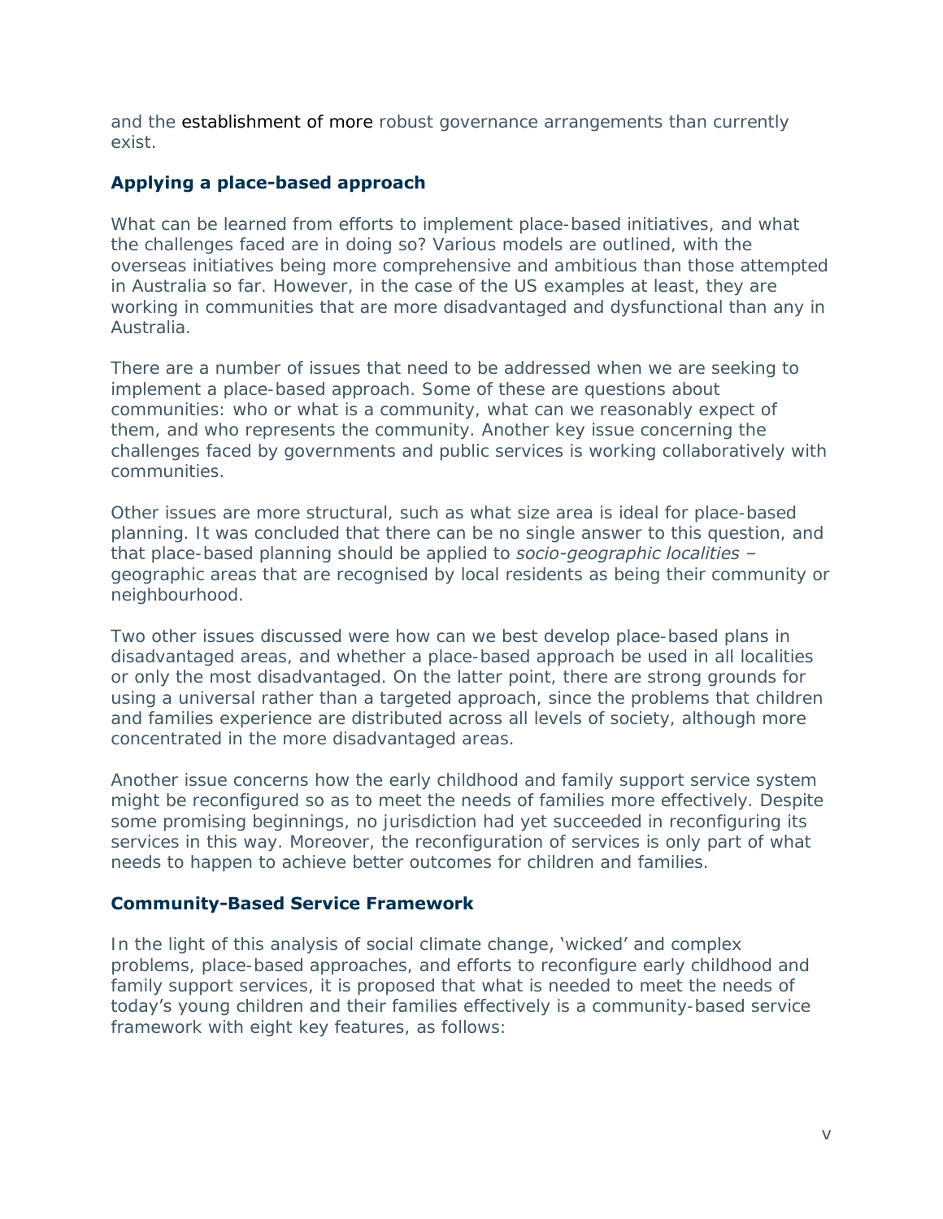and the establishment of more robust governance arrangements than currently exist.

### Applying a place-based approach

What can be learned from efforts to implement place-based initiatives, and what the challenges faced are in doing so? Various models are outlined, with the overseas initiatives being more comprehensive and ambitious than those attempted in Australia so far. However, in the case of the US examples at least, they are working in communities that are more disadvantaged and dysfunctional than any in Australia.

There are a number of issues that need to be addressed when we are seeking to implement a place-based approach. Some of these are questions about communities: who or what is a community, what can we reasonably expect of them, and who represents the community. Another key issue concerning the challenges faced by governments and public services is working collaboratively with communities.

Other issues are more structural, such as what size area is ideal for place-based planning. It was concluded that there can be no single answer to this question, and that place-based planning should be applied to *socio-geographic localities* – geographic areas that are recognised by local residents as being their community or neighbourhood.

Two other issues discussed were how can we best develop place-based plans in disadvantaged areas, and whether a place-based approach be used in all localities or only the most disadvantaged. On the latter point, there are strong grounds for using a universal rather than a targeted approach, since the problems that children and families experience are distributed across all levels of society, although more concentrated in the more disadvantaged areas.

Another issue concerns how the early childhood and family support service system might be reconfigured so as to meet the needs of families more effectively. Despite some promising beginnings, no jurisdiction had yet succeeded in reconfiguring its services in this way. Moreover, the reconfiguration of services is only part of what needs to happen to achieve better outcomes for children and families.

### Community-Based Service Framework

In the light of this analysis of social climate change, 'wicked' and complex problems, place-based approaches, and efforts to reconfigure early childhood and family support services, it is proposed that what is needed to meet the needs of today's young children and their families effectively is a community-based service framework with eight key features, as follows: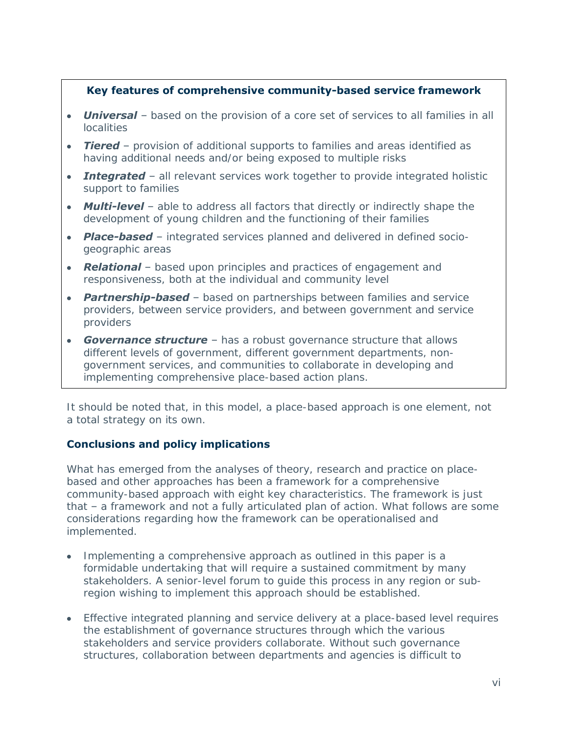**Key features of comprehensive community-based service framework**

- ***Universal*** – based on the provision of a core set of services to all families in all localities
- ***Tiered*** – provision of additional supports to families and areas identified as having additional needs and/or being exposed to multiple risks
- ***Integrated*** – all relevant services work together to provide integrated holistic support to families
- ***Multi-level*** – able to address all factors that directly or indirectly shape the development of young children and the functioning of their families
- ***Place-based*** – integrated services planned and delivered in defined socio-geographic areas
- ***Relational*** – based upon principles and practices of engagement and responsiveness, both at the individual and community level
- ***Partnership-based*** – based on partnerships between families and service providers, between service providers, and between government and service providers
- ***Governance structure*** – has a robust governance structure that allows different levels of government, different government departments, non-government services, and communities to collaborate in developing and implementing comprehensive place-based action plans.

It should be noted that, in this model, a place-based approach is one element, not a total strategy on its own.

**Conclusions and policy implications**

What has emerged from the analyses of theory, research and practice on place-based and other approaches has been a framework for a comprehensive community-based approach with eight key characteristics. The framework is just that – a framework and not a fully articulated plan of action. What follows are some considerations regarding how the framework can be operationalised and implemented.

- Implementing a comprehensive approach as outlined in this paper is a formidable undertaking that will require a sustained commitment by many stakeholders. A senior-level forum to guide this process in any region or sub-region wishing to implement this approach should be established.
- Effective integrated planning and service delivery at a place-based level requires the establishment of governance structures through which the various stakeholders and service providers collaborate. Without such governance structures, collaboration between departments and agencies is difficult to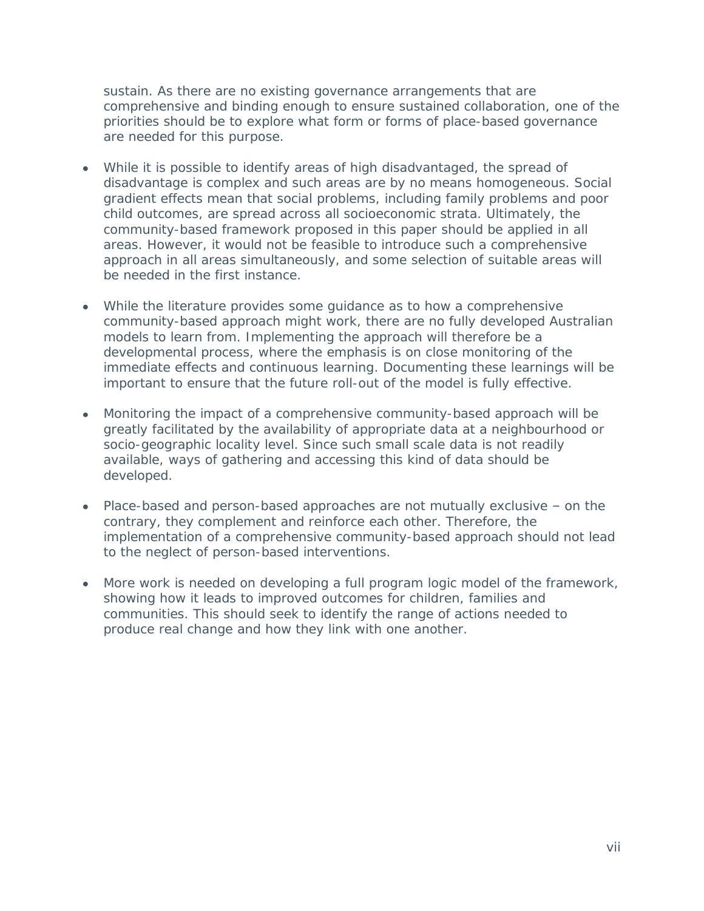sustain. As there are no existing governance arrangements that are comprehensive and binding enough to ensure sustained collaboration, one of the priorities should be to explore what form or forms of place-based governance are needed for this purpose.

- While it is possible to identify areas of high disadvantaged, the spread of disadvantage is complex and such areas are by no means homogeneous. Social gradient effects mean that social problems, including family problems and poor child outcomes, are spread across all socioeconomic strata. Ultimately, the community-based framework proposed in this paper should be applied in all areas. However, it would not be feasible to introduce such a comprehensive approach in all areas simultaneously, and some selection of suitable areas will be needed in the first instance.

- While the literature provides some guidance as to how a comprehensive community-based approach might work, there are no fully developed Australian models to learn from. Implementing the approach will therefore be a developmental process, where the emphasis is on close monitoring of the immediate effects and continuous learning. Documenting these learnings will be important to ensure that the future roll-out of the model is fully effective.

- Monitoring the impact of a comprehensive community-based approach will be greatly facilitated by the availability of appropriate data at a neighbourhood or socio-geographic locality level. Since such small scale data is not readily available, ways of gathering and accessing this kind of data should be developed.

- Place-based and person-based approaches are not mutually exclusive – on the contrary, they complement and reinforce each other. Therefore, the implementation of a comprehensive community-based approach should not lead to the neglect of person-based interventions.

- More work is needed on developing a full program logic model of the framework, showing how it leads to improved outcomes for children, families and communities. This should seek to identify the range of actions needed to produce real change and how they link with one another.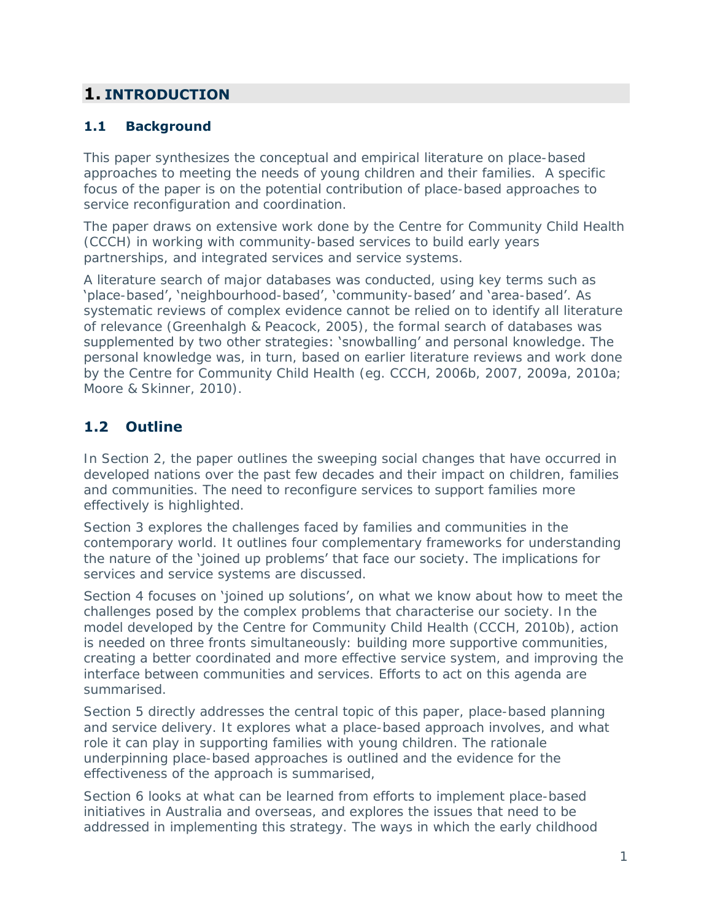# 1. INTRODUCTION

## 1.1 Background

This paper synthesizes the conceptual and empirical literature on place-based approaches to meeting the needs of young children and their families. A specific focus of the paper is on the potential contribution of place-based approaches to service reconfiguration and coordination.

The paper draws on extensive work done by the Centre for Community Child Health (CCCH) in working with community-based services to build early years partnerships, and integrated services and service systems.

A literature search of major databases was conducted, using key terms such as 'place-based', 'neighbourhood-based', 'community-based' and 'area-based'. As systematic reviews of complex evidence cannot be relied on to identify all literature of relevance (Greenhalgh & Peacock, 2005), the formal search of databases was supplemented by two other strategies: 'snowballing' and personal knowledge. The personal knowledge was, in turn, based on earlier literature reviews and work done by the Centre for Community Child Health (eg. CCCH, 2006b, 2007, 2009a, 2010a; Moore & Skinner, 2010).

## 1.2 Outline

In Section 2, the paper outlines the sweeping social changes that have occurred in developed nations over the past few decades and their impact on children, families and communities. The need to reconfigure services to support families more effectively is highlighted.

Section 3 explores the challenges faced by families and communities in the contemporary world. It outlines four complementary frameworks for understanding the nature of the 'joined up problems' that face our society. The implications for services and service systems are discussed.

Section 4 focuses on 'joined up solutions', on what we know about how to meet the challenges posed by the complex problems that characterise our society. In the model developed by the Centre for Community Child Health (CCCH, 2010b), action is needed on three fronts simultaneously: building more supportive communities, creating a better coordinated and more effective service system, and improving the interface between communities and services. Efforts to act on this agenda are summarised.

Section 5 directly addresses the central topic of this paper, place-based planning and service delivery. It explores what a place-based approach involves, and what role it can play in supporting families with young children. The rationale underpinning place-based approaches is outlined and the evidence for the effectiveness of the approach is summarised,

Section 6 looks at what can be learned from efforts to implement place-based initiatives in Australia and overseas, and explores the issues that need to be addressed in implementing this strategy. The ways in which the early childhood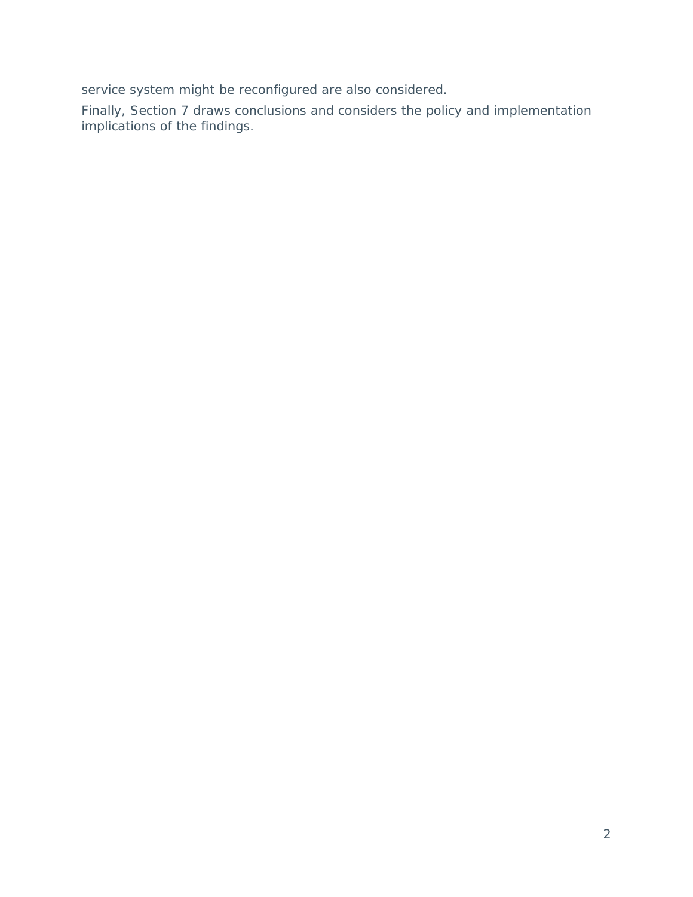service system might be reconfigured are also considered.

Finally, Section 7 draws conclusions and considers the policy and implementation implications of the findings.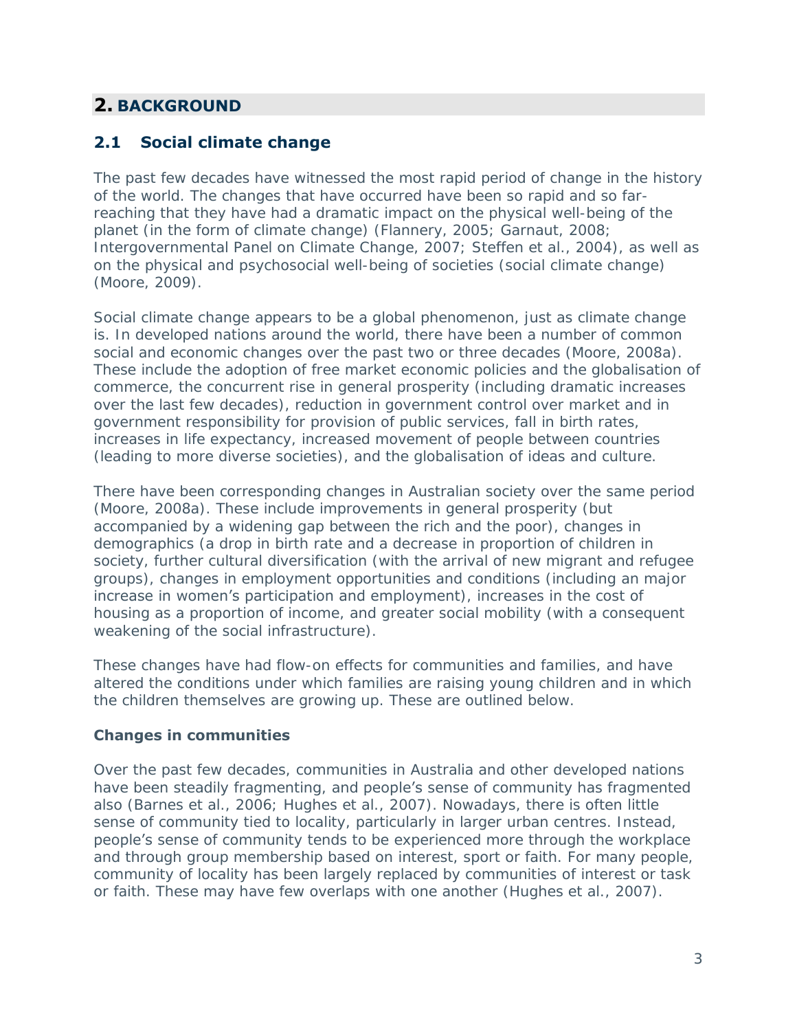## 2. BACKGROUND

### 2.1 Social climate change

The past few decades have witnessed the most rapid period of change in the history of the world. The changes that have occurred have been so rapid and so far-reaching that they have had a dramatic impact on the physical well-being of the planet (in the form of climate change) (Flannery, 2005; Garnaut, 2008; Intergovernmental Panel on Climate Change, 2007; Steffen et al., 2004), as well as on the physical and psychosocial well-being of societies (social climate change) (Moore, 2009).

Social climate change appears to be a global phenomenon, just as climate change is. In developed nations around the world, there have been a number of common social and economic changes over the past two or three decades (Moore, 2008a). These include the adoption of free market economic policies and the globalisation of commerce, the concurrent rise in general prosperity (including dramatic increases over the last few decades), reduction in government control over market and in government responsibility for provision of public services, fall in birth rates, increases in life expectancy, increased movement of people between countries (leading to more diverse societies), and the globalisation of ideas and culture.

There have been corresponding changes in Australian society over the same period (Moore, 2008a). These include improvements in general prosperity (but accompanied by a widening gap between the rich and the poor), changes in demographics (a drop in birth rate and a decrease in proportion of children in society, further cultural diversification (with the arrival of new migrant and refugee groups), changes in employment opportunities and conditions (including an major increase in women's participation and employment), increases in the cost of housing as a proportion of income, and greater social mobility (with a consequent weakening of the social infrastructure).

These changes have had flow-on effects for communities and families, and have altered the conditions under which families are raising young children and in which the children themselves are growing up. These are outlined below.

#### Changes in communities

Over the past few decades, communities in Australia and other developed nations have been steadily fragmenting, and people's sense of community has fragmented also (Barnes et al., 2006; Hughes et al., 2007). Nowadays, there is often little sense of community tied to locality, particularly in larger urban centres. Instead, people's sense of community tends to be experienced more through the workplace and through group membership based on interest, sport or faith. For many people, community of locality has been largely replaced by communities of interest or task or faith. These may have few overlaps with one another (Hughes et al., 2007).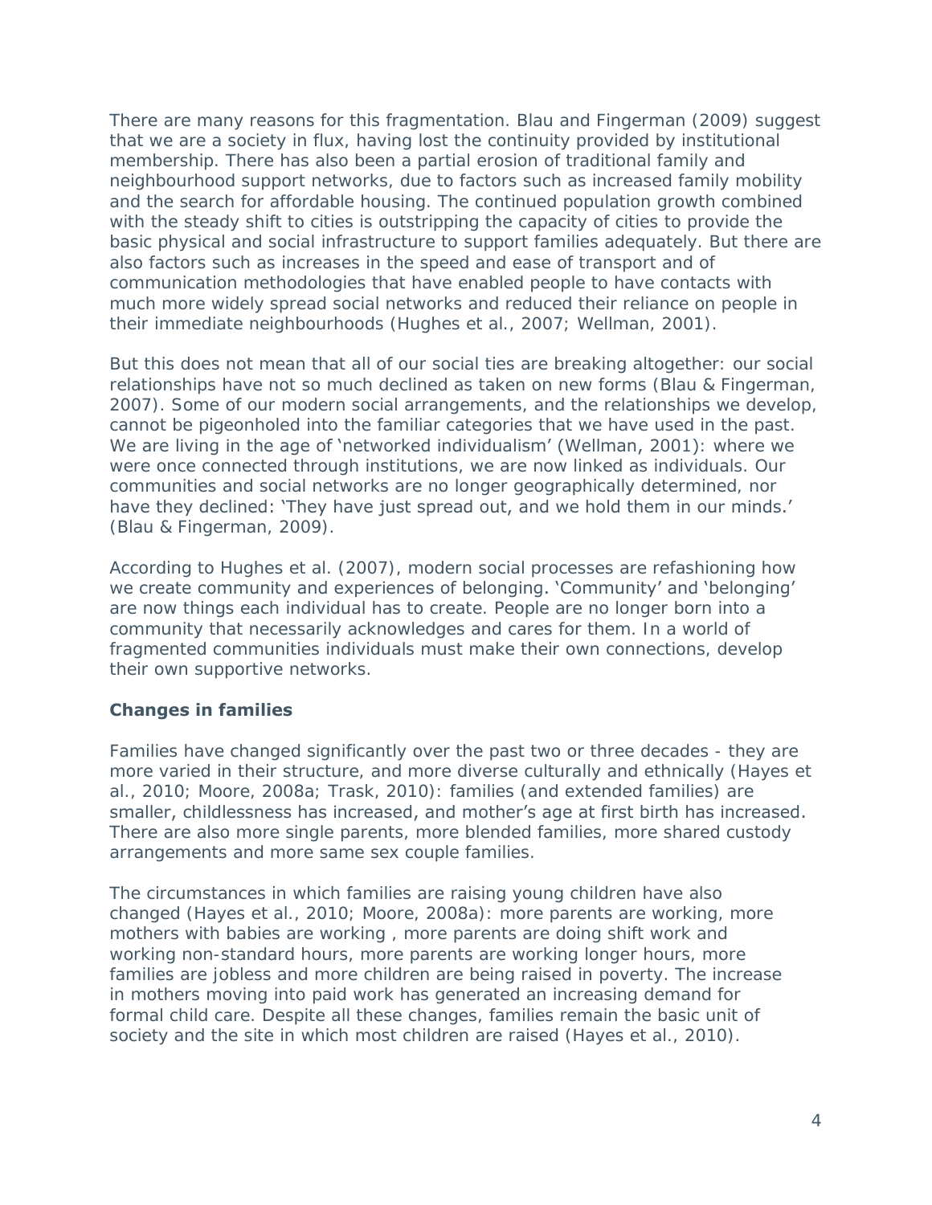There are many reasons for this fragmentation. Blau and Fingerman (2009) suggest that we are a society in flux, having lost the continuity provided by institutional membership. There has also been a partial erosion of traditional family and neighbourhood support networks, due to factors such as increased family mobility and the search for affordable housing. The continued population growth combined with the steady shift to cities is outstripping the capacity of cities to provide the basic physical and social infrastructure to support families adequately. But there are also factors such as increases in the speed and ease of transport and of communication methodologies that have enabled people to have contacts with much more widely spread social networks and reduced their reliance on people in their immediate neighbourhoods (Hughes et al., 2007; Wellman, 2001).

But this does not mean that all of our social ties are breaking altogether: our social relationships have not so much declined as taken on new forms (Blau & Fingerman, 2007). Some of our modern social arrangements, and the relationships we develop, cannot be pigeonholed into the familiar categories that we have used in the past. We are living in the age of 'networked individualism' (Wellman, 2001): where we were once connected through institutions, we are now linked as individuals. Our communities and social networks are no longer geographically determined, nor have they declined: 'They have just spread out, and we hold them in our minds.' (Blau & Fingerman, 2009).

According to Hughes et al. (2007), modern social processes are refashioning how we create community and experiences of belonging. 'Community' and 'belonging' are now things each individual has to create. People are no longer born into a community that necessarily acknowledges and cares for them. In a world of fragmented communities individuals must make their own connections, develop their own supportive networks.

## Changes in families

Families have changed significantly over the past two or three decades - they are more varied in their structure, and more diverse culturally and ethnically (Hayes et al., 2010; Moore, 2008a; Trask, 2010): families (and extended families) are smaller, childlessness has increased, and mother's age at first birth has increased. There are also more single parents, more blended families, more shared custody arrangements and more same sex couple families.

The circumstances in which families are raising young children have also changed (Hayes et al., 2010; Moore, 2008a): more parents are working, more mothers with babies are working , more parents are doing shift work and working non-standard hours, more parents are working longer hours, more families are jobless and more children are being raised in poverty. The increase in mothers moving into paid work has generated an increasing demand for formal child care. Despite all these changes, families remain the basic unit of society and the site in which most children are raised (Hayes et al., 2010).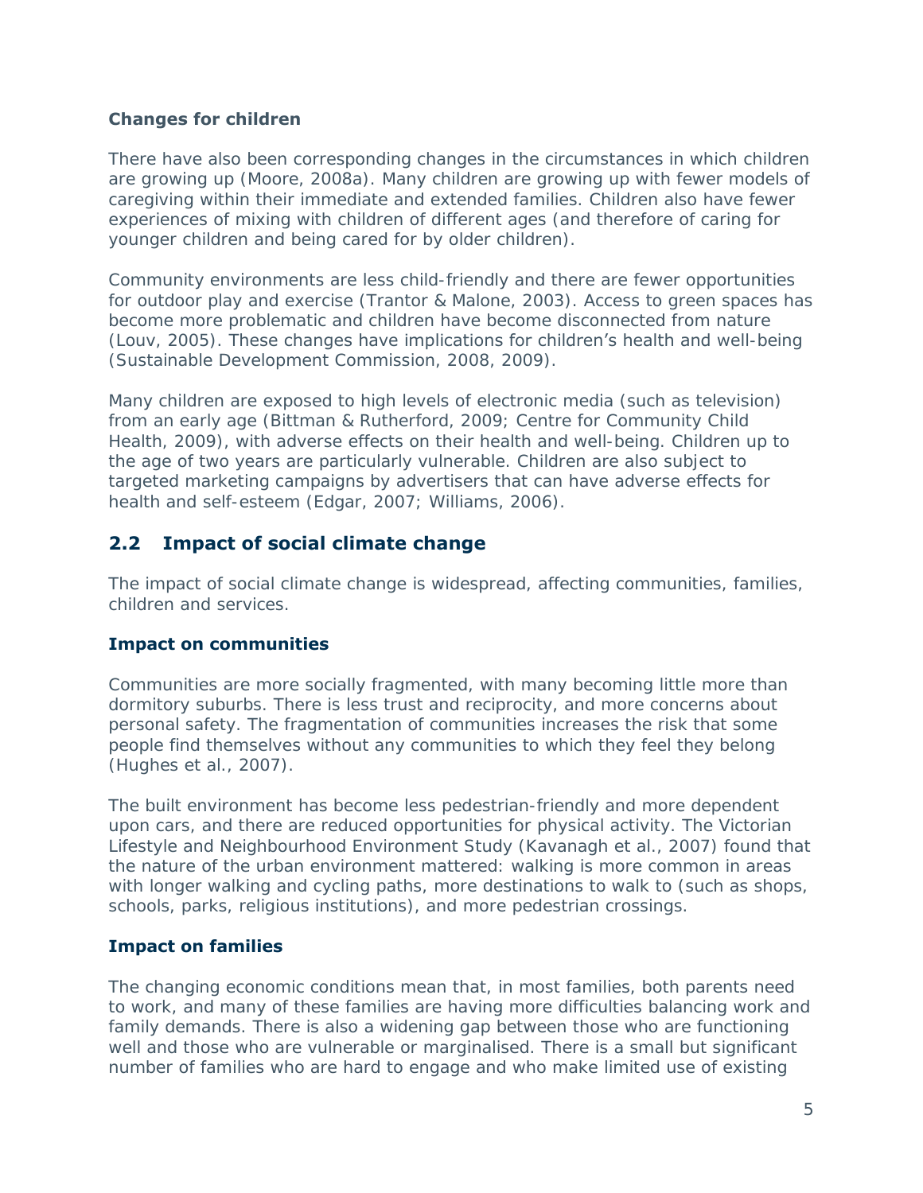**Changes for children**

There have also been corresponding changes in the circumstances in which children are growing up (Moore, 2008a). Many children are growing up with fewer models of caregiving within their immediate and extended families. Children also have fewer experiences of mixing with children of different ages (and therefore of caring for younger children and being cared for by older children).

Community environments are less child-friendly and there are fewer opportunities for outdoor play and exercise (Trantor & Malone, 2003). Access to green spaces has become more problematic and children have become disconnected from nature (Louv, 2005). These changes have implications for children's health and well-being (Sustainable Development Commission, 2008, 2009).

Many children are exposed to high levels of electronic media (such as television) from an early age (Bittman & Rutherford, 2009; Centre for Community Child Health, 2009), with adverse effects on their health and well-being. Children up to the age of two years are particularly vulnerable. Children are also subject to targeted marketing campaigns by advertisers that can have adverse effects for health and self-esteem (Edgar, 2007; Williams, 2006).

## 2.2 Impact of social climate change

The impact of social climate change is widespread, affecting communities, families, children and services.

**Impact on communities**

Communities are more socially fragmented, with many becoming little more than dormitory suburbs. There is less trust and reciprocity, and more concerns about personal safety. The fragmentation of communities increases the risk that some people find themselves without any communities to which they feel they belong (Hughes et al., 2007).

The built environment has become less pedestrian-friendly and more dependent upon cars, and there are reduced opportunities for physical activity. The Victorian Lifestyle and Neighbourhood Environment Study (Kavanagh et al., 2007) found that the nature of the urban environment mattered: walking is more common in areas with longer walking and cycling paths, more destinations to walk to (such as shops, schools, parks, religious institutions), and more pedestrian crossings.

**Impact on families**

The changing economic conditions mean that, in most families, both parents need to work, and many of these families are having more difficulties balancing work and family demands. There is also a widening gap between those who are functioning well and those who are vulnerable or marginalised. There is a small but significant number of families who are hard to engage and who make limited use of existing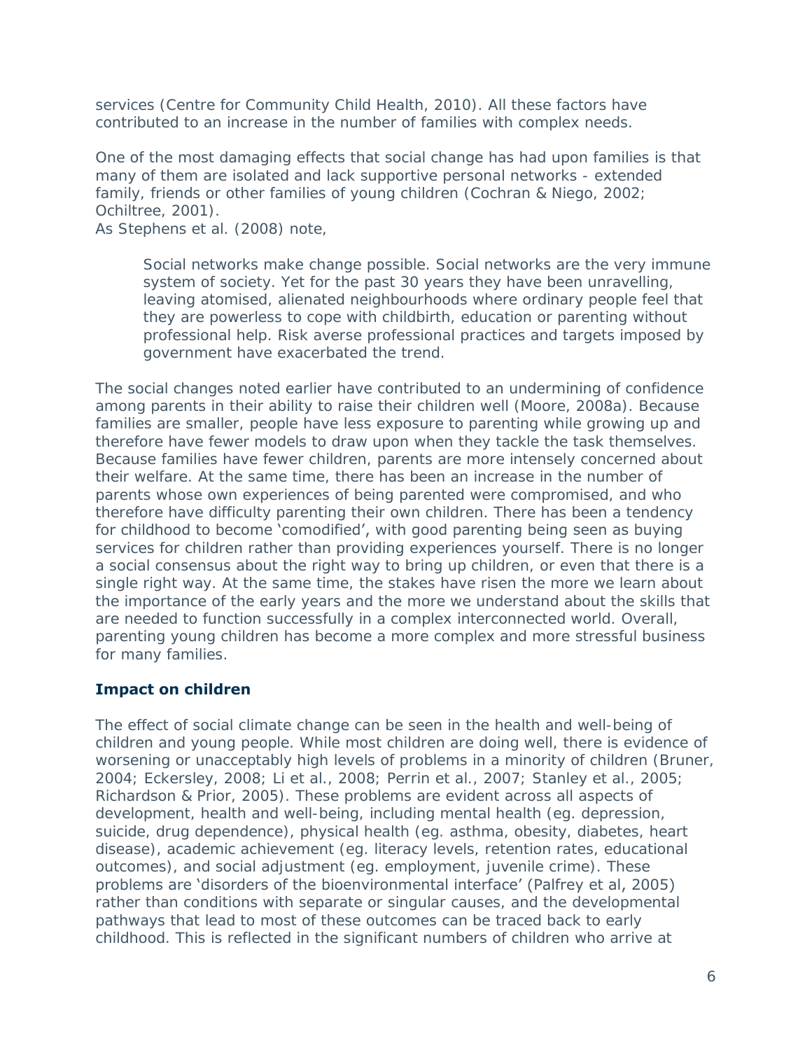services (Centre for Community Child Health, 2010). All these factors have contributed to an increase in the number of families with complex needs.

One of the most damaging effects that social change has had upon families is that many of them are isolated and lack supportive personal networks - extended family, friends or other families of young children (Cochran & Niego, 2002; Ochiltree, 2001).
As Stephens et al. (2008) note,

> Social networks make change possible. Social networks are the very immune system of society. Yet for the past 30 years they have been unravelling, leaving atomised, alienated neighbourhoods where ordinary people feel that they are powerless to cope with childbirth, education or parenting without professional help. Risk averse professional practices and targets imposed by government have exacerbated the trend.

The social changes noted earlier have contributed to an undermining of confidence among parents in their ability to raise their children well (Moore, 2008a). Because families are smaller, people have less exposure to parenting while growing up and therefore have fewer models to draw upon when they tackle the task themselves. Because families have fewer children, parents are more intensely concerned about their welfare. At the same time, there has been an increase in the number of parents whose own experiences of being parented were compromised, and who therefore have difficulty parenting their own children. There has been a tendency for childhood to become 'comodified', with good parenting being seen as buying services for children rather than providing experiences yourself. There is no longer a social consensus about the right way to bring up children, or even that there is a single right way. At the same time, the stakes have risen the more we learn about the importance of the early years and the more we understand about the skills that are needed to function successfully in a complex interconnected world. Overall, parenting young children has become a more complex and more stressful business for many families.

### Impact on children

The effect of social climate change can be seen in the health and well-being of children and young people. While most children are doing well, there is evidence of worsening or unacceptably high levels of problems in a minority of children (Bruner, 2004; Eckersley, 2008; Li et al., 2008; Perrin et al., 2007; Stanley et al., 2005; Richardson & Prior, 2005). These problems are evident across all aspects of development, health and well-being, including mental health (eg. depression, suicide, drug dependence), physical health (eg. asthma, obesity, diabetes, heart disease), academic achievement (eg. literacy levels, retention rates, educational outcomes), and social adjustment (eg. employment, juvenile crime). These problems are 'disorders of the bioenvironmental interface' (Palfrey et al, 2005) rather than conditions with separate or singular causes, and the developmental pathways that lead to most of these outcomes can be traced back to early childhood. This is reflected in the significant numbers of children who arrive at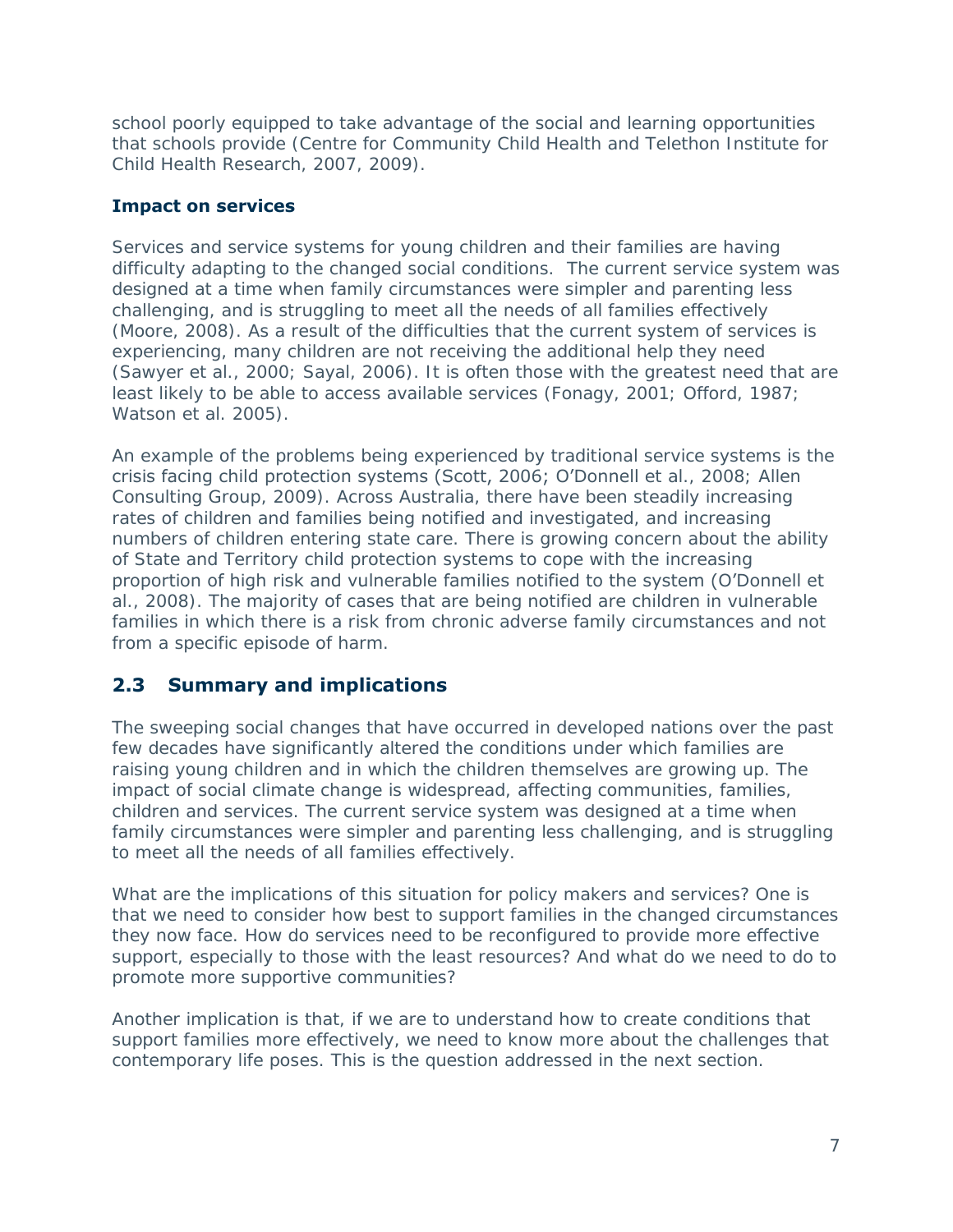school poorly equipped to take advantage of the social and learning opportunities that schools provide (Centre for Community Child Health and Telethon Institute for Child Health Research, 2007, 2009).

### Impact on services

Services and service systems for young children and their families are having difficulty adapting to the changed social conditions. The current service system was designed at a time when family circumstances were simpler and parenting less challenging, and is struggling to meet all the needs of all families effectively (Moore, 2008). As a result of the difficulties that the current system of services is experiencing, many children are not receiving the additional help they need (Sawyer et al., 2000; Sayal, 2006). It is often those with the greatest need that are least likely to be able to access available services (Fonagy, 2001; Offord, 1987; Watson et al. 2005).

An example of the problems being experienced by traditional service systems is the crisis facing child protection systems (Scott, 2006; O'Donnell et al., 2008; Allen Consulting Group, 2009). Across Australia, there have been steadily increasing rates of children and families being notified and investigated, and increasing numbers of children entering state care. There is growing concern about the ability of State and Territory child protection systems to cope with the increasing proportion of high risk and vulnerable families notified to the system (O'Donnell et al., 2008). The majority of cases that are being notified are children in vulnerable families in which there is a risk from chronic adverse family circumstances and not from a specific episode of harm.

## 2.3 Summary and implications

The sweeping social changes that have occurred in developed nations over the past few decades have significantly altered the conditions under which families are raising young children and in which the children themselves are growing up. The impact of social climate change is widespread, affecting communities, families, children and services. The current service system was designed at a time when family circumstances were simpler and parenting less challenging, and is struggling to meet all the needs of all families effectively.

What are the implications of this situation for policy makers and services? One is that we need to consider how best to support families in the changed circumstances they now face. How do services need to be reconfigured to provide more effective support, especially to those with the least resources? And what do we need to do to promote more supportive communities?

Another implication is that, if we are to understand how to create conditions that support families more effectively, we need to know more about the challenges that contemporary life poses. This is the question addressed in the next section.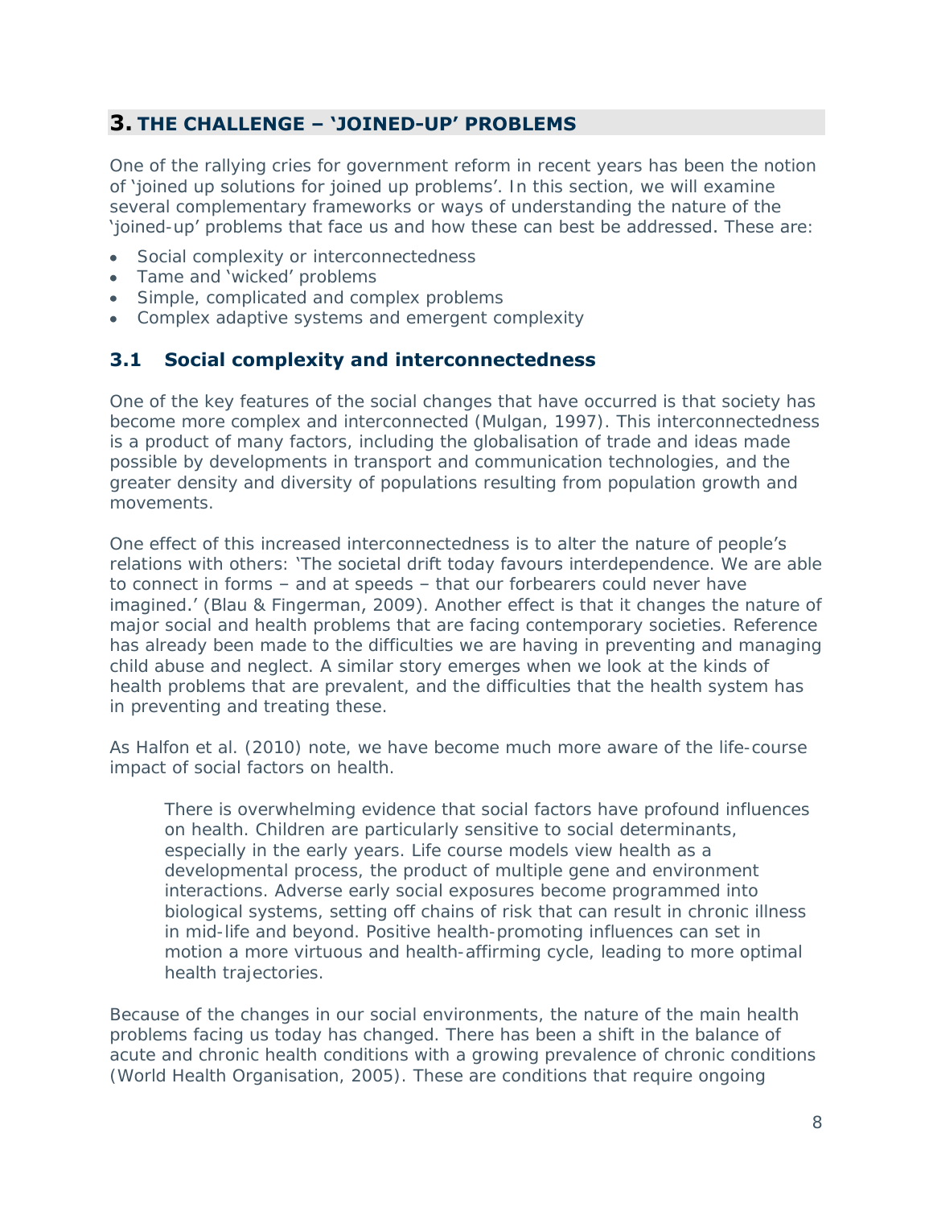## 3. THE CHALLENGE – 'JOINED-UP' PROBLEMS

One of the rallying cries for government reform in recent years has been the notion of 'joined up solutions for joined up problems'. In this section, we will examine several complementary frameworks or ways of understanding the nature of the 'joined-up' problems that face us and how these can best be addressed. These are:

- Social complexity or interconnectedness
- Tame and 'wicked' problems
- Simple, complicated and complex problems
- Complex adaptive systems and emergent complexity

### 3.1 Social complexity and interconnectedness

One of the key features of the social changes that have occurred is that society has become more complex and interconnected (Mulgan, 1997). This interconnectedness is a product of many factors, including the globalisation of trade and ideas made possible by developments in transport and communication technologies, and the greater density and diversity of populations resulting from population growth and movements.

One effect of this increased interconnectedness is to alter the nature of people's relations with others: 'The societal drift today favours interdependence. We are able to connect in forms – and at speeds – that our forbearers could never have imagined.' (Blau & Fingerman, 2009). Another effect is that it changes the nature of major social and health problems that are facing contemporary societies. Reference has already been made to the difficulties we are having in preventing and managing child abuse and neglect. A similar story emerges when we look at the kinds of health problems that are prevalent, and the difficulties that the health system has in preventing and treating these.

As Halfon et al. (2010) note, we have become much more aware of the life-course impact of social factors on health.

> There is overwhelming evidence that social factors have profound influences on health. Children are particularly sensitive to social determinants, especially in the early years. Life course models view health as a developmental process, the product of multiple gene and environment interactions. Adverse early social exposures become programmed into biological systems, setting off chains of risk that can result in chronic illness in mid-life and beyond. Positive health-promoting influences can set in motion a more virtuous and health-affirming cycle, leading to more optimal health trajectories.

Because of the changes in our social environments, the nature of the main health problems facing us today has changed. There has been a shift in the balance of acute and chronic health conditions with a growing prevalence of chronic conditions (World Health Organisation, 2005). These are conditions that require ongoing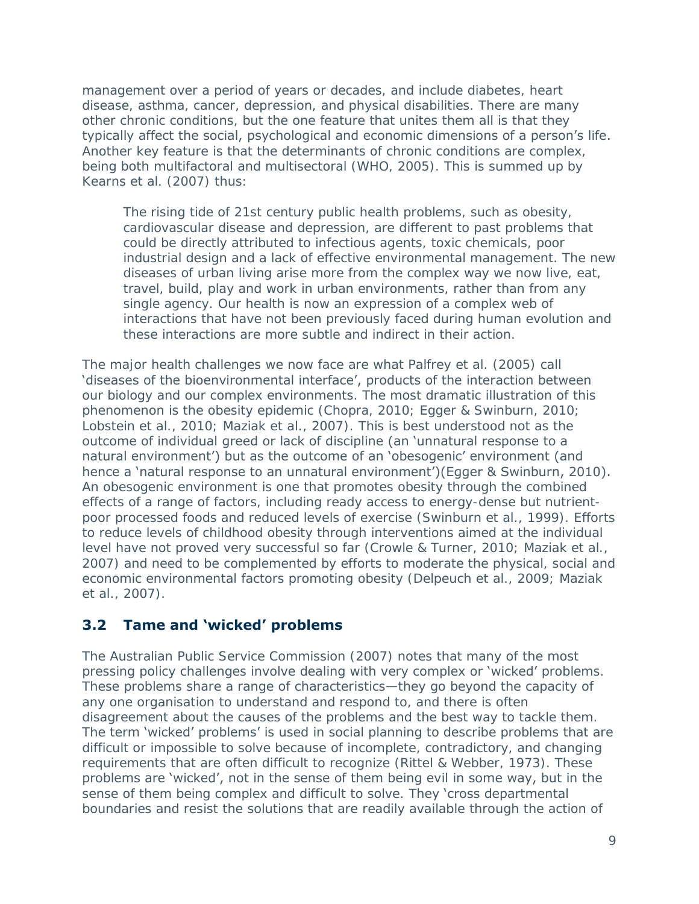management over a period of years or decades, and include diabetes, heart disease, asthma, cancer, depression, and physical disabilities. There are many other chronic conditions, but the one feature that unites them all is that they typically affect the social, psychological and economic dimensions of a person's life. Another key feature is that the determinants of chronic conditions are complex, being both multifactoral and multisectoral (WHO, 2005). This is summed up by Kearns et al. (2007) thus:

> The rising tide of 21st century public health problems, such as obesity, cardiovascular disease and depression, are different to past problems that could be directly attributed to infectious agents, toxic chemicals, poor industrial design and a lack of effective environmental management. The new diseases of urban living arise more from the complex way we now live, eat, travel, build, play and work in urban environments, rather than from any single agency. Our health is now an expression of a complex web of interactions that have not been previously faced during human evolution and these interactions are more subtle and indirect in their action.

The major health challenges we now face are what Palfrey et al. (2005) call 'diseases of the bioenvironmental interface', products of the interaction between our biology and our complex environments. The most dramatic illustration of this phenomenon is the obesity epidemic (Chopra, 2010; Egger & Swinburn, 2010; Lobstein et al., 2010; Maziak et al., 2007). This is best understood not as the outcome of individual greed or lack of discipline (an 'unnatural response to a natural environment') but as the outcome of an 'obesogenic' environment (and hence a 'natural response to an unnatural environment')(Egger & Swinburn, 2010). An obesogenic environment is one that promotes obesity through the combined effects of a range of factors, including ready access to energy-dense but nutrient-poor processed foods and reduced levels of exercise (Swinburn et al., 1999). Efforts to reduce levels of childhood obesity through interventions aimed at the individual level have not proved very successful so far (Crowle & Turner, 2010; Maziak et al., 2007) and need to be complemented by efforts to moderate the physical, social and economic environmental factors promoting obesity (Delpeuch et al., 2009; Maziak et al., 2007).

## 3.2 Tame and 'wicked' problems

The Australian Public Service Commission (2007) notes that many of the most pressing policy challenges involve dealing with very complex or 'wicked' problems. These problems share a range of characteristics—they go beyond the capacity of any one organisation to understand and respond to, and there is often disagreement about the causes of the problems and the best way to tackle them. The term 'wicked' problems' is used in social planning to describe problems that are difficult or impossible to solve because of incomplete, contradictory, and changing requirements that are often difficult to recognize (Rittel & Webber, 1973). These problems are 'wicked', not in the sense of them being evil in some way, but in the sense of them being complex and difficult to solve. They 'cross departmental boundaries and resist the solutions that are readily available through the action of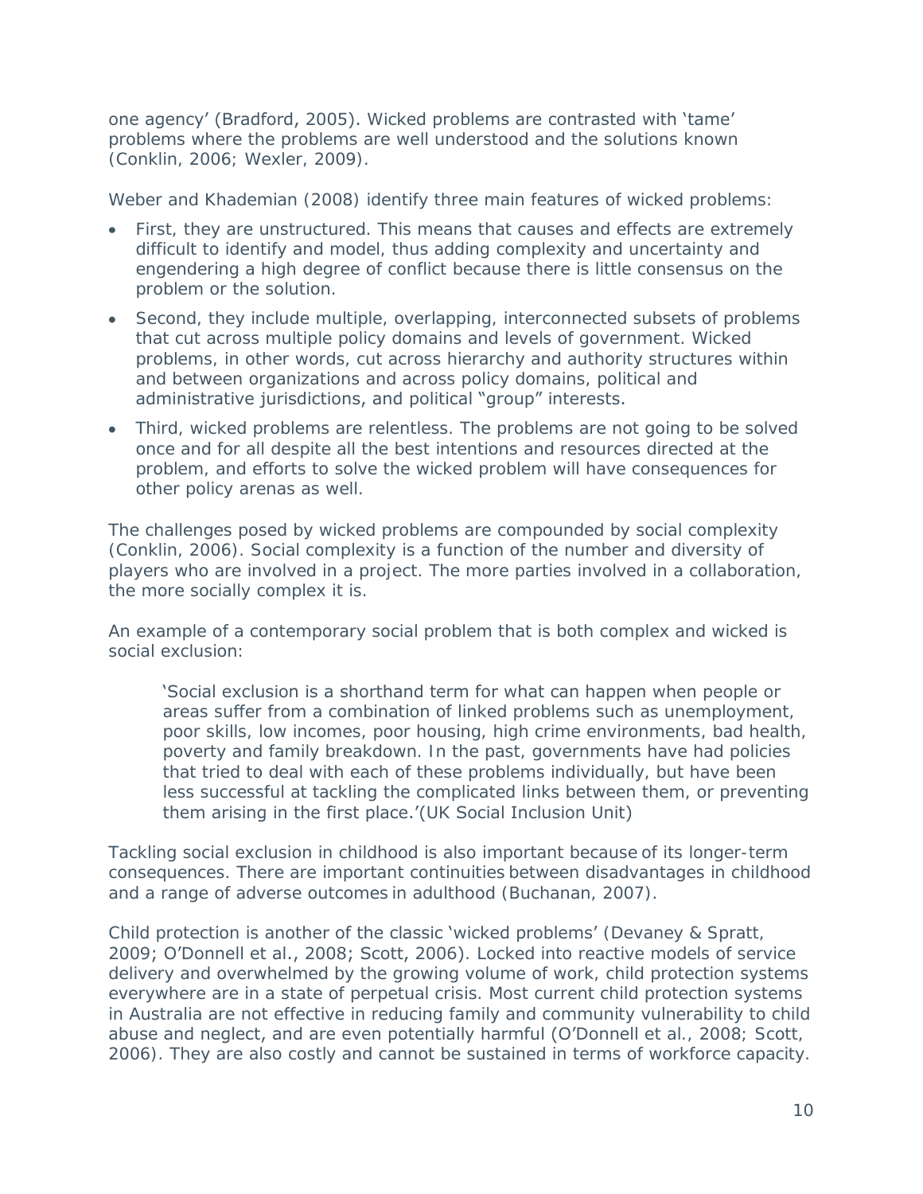one agency' (Bradford, 2005). Wicked problems are contrasted with 'tame' problems where the problems are well understood and the solutions known (Conklin, 2006; Wexler, 2009).

Weber and Khademian (2008) identify three main features of wicked problems:

- First, they are unstructured. This means that causes and effects are extremely difficult to identify and model, thus adding complexity and uncertainty and engendering a high degree of conflict because there is little consensus on the problem or the solution.
- Second, they include multiple, overlapping, interconnected subsets of problems that cut across multiple policy domains and levels of government. Wicked problems, in other words, cut across hierarchy and authority structures within and between organizations and across policy domains, political and administrative jurisdictions, and political "group" interests.
- Third, wicked problems are relentless. The problems are not going to be solved once and for all despite all the best intentions and resources directed at the problem, and efforts to solve the wicked problem will have consequences for other policy arenas as well.

The challenges posed by wicked problems are compounded by social complexity (Conklin, 2006). Social complexity is a function of the number and diversity of players who are involved in a project. The more parties involved in a collaboration, the more socially complex it is.

An example of a contemporary social problem that is both complex and wicked is social exclusion:

> 'Social exclusion is a shorthand term for what can happen when people or areas suffer from a combination of linked problems such as unemployment, poor skills, low incomes, poor housing, high crime environments, bad health, poverty and family breakdown. In the past, governments have had policies that tried to deal with each of these problems individually, but have been less successful at tackling the complicated links between them, or preventing them arising in the first place.'(UK Social Inclusion Unit)

Tackling social exclusion in childhood is also important because of its longer-term consequences. There are important continuities between disadvantages in childhood and a range of adverse outcomes in adulthood (Buchanan, 2007).

Child protection is another of the classic 'wicked problems' (Devaney & Spratt, 2009; O'Donnell et al., 2008; Scott, 2006). Locked into reactive models of service delivery and overwhelmed by the growing volume of work, child protection systems everywhere are in a state of perpetual crisis. Most current child protection systems in Australia are not effective in reducing family and community vulnerability to child abuse and neglect, and are even potentially harmful (O'Donnell et al., 2008; Scott, 2006). They are also costly and cannot be sustained in terms of workforce capacity.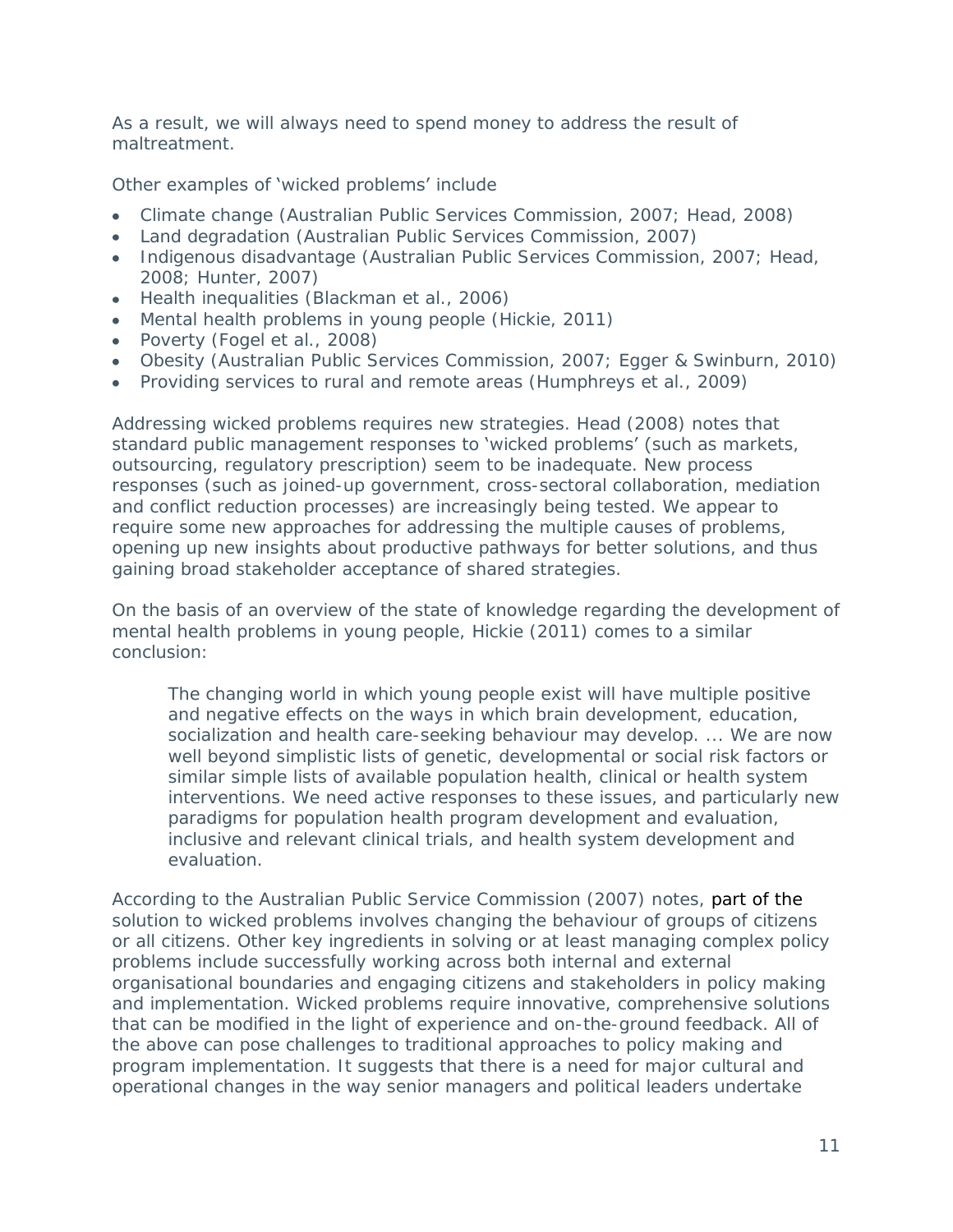As a result, we will always need to spend money to address the result of maltreatment.

Other examples of 'wicked problems' include

- Climate change (Australian Public Services Commission, 2007; Head, 2008)
- Land degradation (Australian Public Services Commission, 2007)
- Indigenous disadvantage (Australian Public Services Commission, 2007; Head, 2008; Hunter, 2007)
- Health inequalities (Blackman et al., 2006)
- Mental health problems in young people (Hickie, 2011)
- Poverty (Fogel et al., 2008)
- Obesity (Australian Public Services Commission, 2007; Egger & Swinburn, 2010)
- Providing services to rural and remote areas (Humphreys et al., 2009)

Addressing wicked problems requires new strategies. Head (2008) notes that standard public management responses to 'wicked problems' (such as markets, outsourcing, regulatory prescription) seem to be inadequate. New process responses (such as joined-up government, cross-sectoral collaboration, mediation and conflict reduction processes) are increasingly being tested. We appear to require some new approaches for addressing the multiple causes of problems, opening up new insights about productive pathways for better solutions, and thus gaining broad stakeholder acceptance of shared strategies.

On the basis of an overview of the state of knowledge regarding the development of mental health problems in young people, Hickie (2011) comes to a similar conclusion:

> The changing world in which young people exist will have multiple positive and negative effects on the ways in which brain development, education, socialization and health care-seeking behaviour may develop. ... We are now well beyond simplistic lists of genetic, developmental or social risk factors or similar simple lists of available population health, clinical or health system interventions. We need active responses to these issues, and particularly new paradigms for population health program development and evaluation, inclusive and relevant clinical trials, and health system development and evaluation.

According to the Australian Public Service Commission (2007) notes, part of the solution to wicked problems involves changing the behaviour of groups of citizens or all citizens. Other key ingredients in solving or at least managing complex policy problems include successfully working across both internal and external organisational boundaries and engaging citizens and stakeholders in policy making and implementation. Wicked problems require innovative, comprehensive solutions that can be modified in the light of experience and on-the-ground feedback. All of the above can pose challenges to traditional approaches to policy making and program implementation. It suggests that there is a need for major cultural and operational changes in the way senior managers and political leaders undertake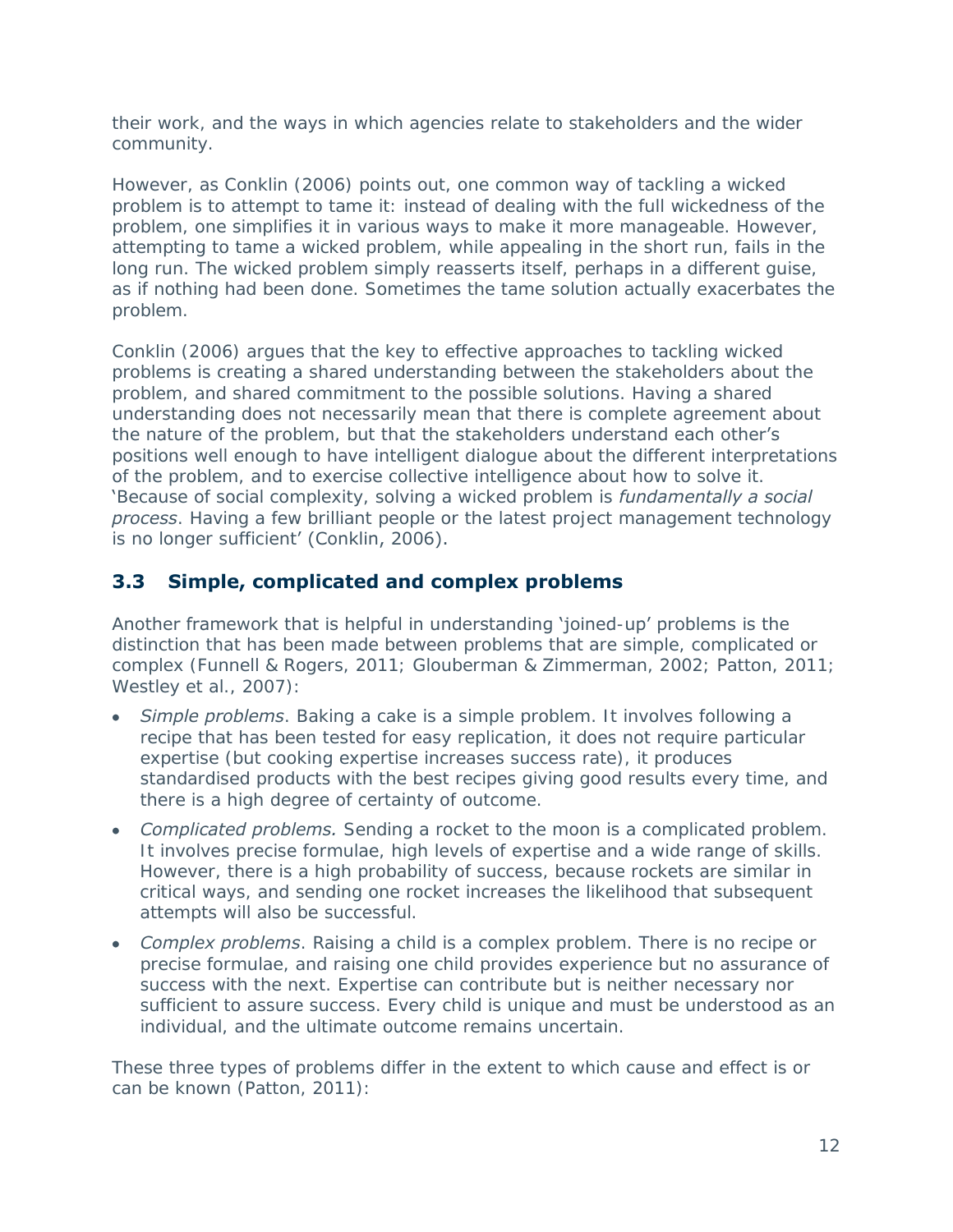their work, and the ways in which agencies relate to stakeholders and the wider community.

However, as Conklin (2006) points out, one common way of tackling a wicked problem is to attempt to tame it: instead of dealing with the full wickedness of the problem, one simplifies it in various ways to make it more manageable. However, attempting to tame a wicked problem, while appealing in the short run, fails in the long run. The wicked problem simply reasserts itself, perhaps in a different guise, as if nothing had been done. Sometimes the tame solution actually exacerbates the problem.

Conklin (2006) argues that the key to effective approaches to tackling wicked problems is creating a shared understanding between the stakeholders about the problem, and shared commitment to the possible solutions. Having a shared understanding does not necessarily mean that there is complete agreement about the nature of the problem, but that the stakeholders understand each other's positions well enough to have intelligent dialogue about the different interpretations of the problem, and to exercise collective intelligence about how to solve it. 'Because of social complexity, solving a wicked problem is *fundamentally a social process*. Having a few brilliant people or the latest project management technology is no longer sufficient' (Conklin, 2006).

## 3.3 Simple, complicated and complex problems

Another framework that is helpful in understanding 'joined-up' problems is the distinction that has been made between problems that are simple, complicated or complex (Funnell & Rogers, 2011; Glouberman & Zimmerman, 2002; Patton, 2011; Westley et al., 2007):

- *Simple problems*. Baking a cake is a simple problem. It involves following a recipe that has been tested for easy replication, it does not require particular expertise (but cooking expertise increases success rate), it produces standardised products with the best recipes giving good results every time, and there is a high degree of certainty of outcome.
- *Complicated problems.* Sending a rocket to the moon is a complicated problem. It involves precise formulae, high levels of expertise and a wide range of skills. However, there is a high probability of success, because rockets are similar in critical ways, and sending one rocket increases the likelihood that subsequent attempts will also be successful.
- *Complex problems*. Raising a child is a complex problem. There is no recipe or precise formulae, and raising one child provides experience but no assurance of success with the next. Expertise can contribute but is neither necessary nor sufficient to assure success. Every child is unique and must be understood as an individual, and the ultimate outcome remains uncertain.

These three types of problems differ in the extent to which cause and effect is or can be known (Patton, 2011):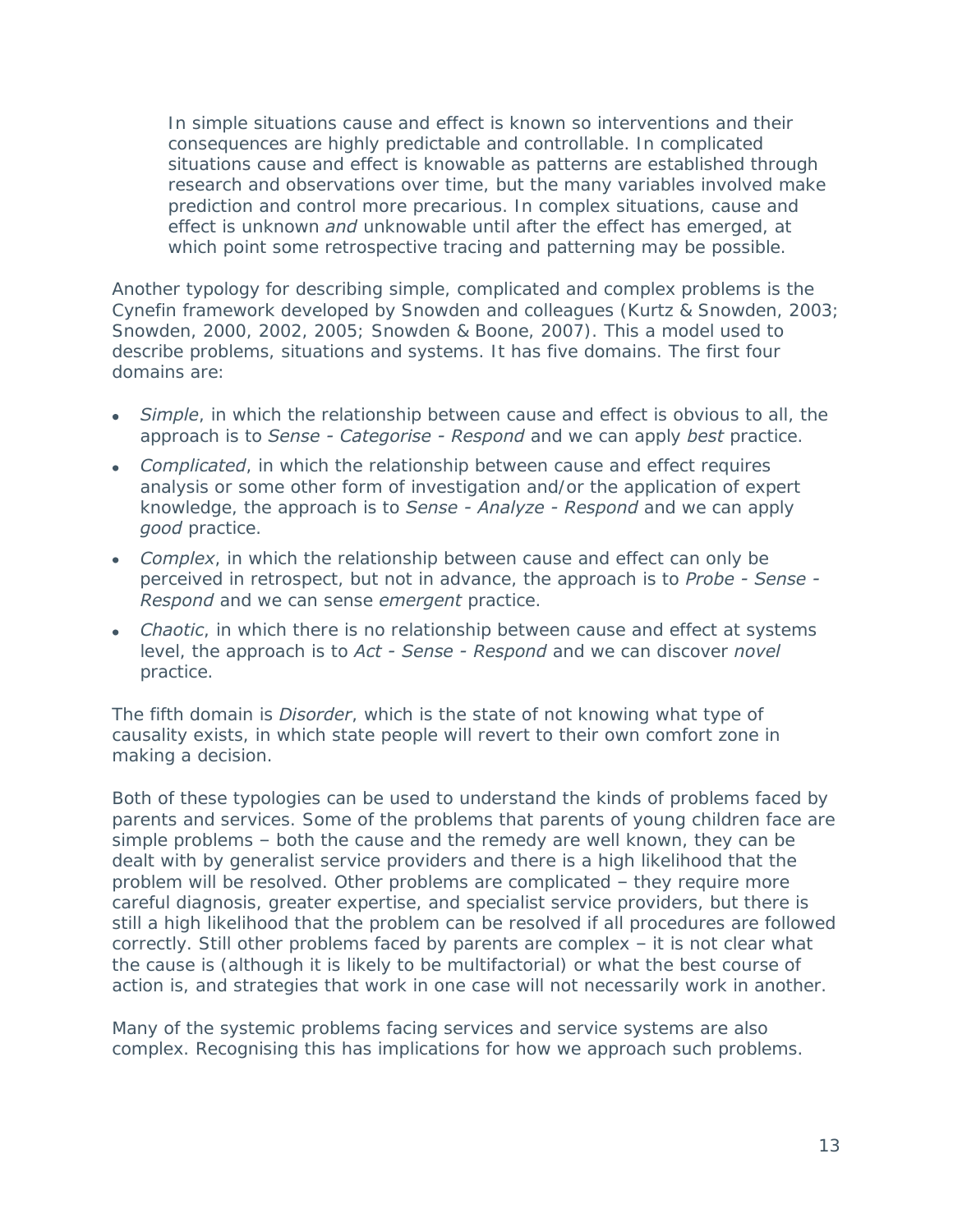> In simple situations cause and effect is known so interventions and their consequences are highly predictable and controllable. In complicated situations cause and effect is knowable as patterns are established through research and observations over time, but the many variables involved make prediction and control more precarious. In complex situations, cause and effect is unknown *and* unknowable until after the effect has emerged, at which point some retrospective tracing and patterning may be possible.

Another typology for describing simple, complicated and complex problems is the Cynefin framework developed by Snowden and colleagues (Kurtz & Snowden, 2003; Snowden, 2000, 2002, 2005; Snowden & Boone, 2007). This a model used to describe problems, situations and systems. It has five domains. The first four domains are:

- *Simple*, in which the relationship between cause and effect is obvious to all, the approach is to *Sense - Categorise - Respond* and we can apply *best* practice.
- *Complicated*, in which the relationship between cause and effect requires analysis or some other form of investigation and/or the application of expert knowledge, the approach is to *Sense - Analyze - Respond* and we can apply *good* practice.
- *Complex*, in which the relationship between cause and effect can only be perceived in retrospect, but not in advance, the approach is to *Probe - Sense - Respond* and we can sense *emergent* practice.
- *Chaotic*, in which there is no relationship between cause and effect at systems level, the approach is to *Act - Sense - Respond* and we can discover *novel* practice.

The fifth domain is *Disorder*, which is the state of not knowing what type of causality exists, in which state people will revert to their own comfort zone in making a decision.

Both of these typologies can be used to understand the kinds of problems faced by parents and services. Some of the problems that parents of young children face are simple problems – both the cause and the remedy are well known, they can be dealt with by generalist service providers and there is a high likelihood that the problem will be resolved. Other problems are complicated – they require more careful diagnosis, greater expertise, and specialist service providers, but there is still a high likelihood that the problem can be resolved if all procedures are followed correctly. Still other problems faced by parents are complex – it is not clear what the cause is (although it is likely to be multifactorial) or what the best course of action is, and strategies that work in one case will not necessarily work in another.

Many of the systemic problems facing services and service systems are also complex. Recognising this has implications for how we approach such problems.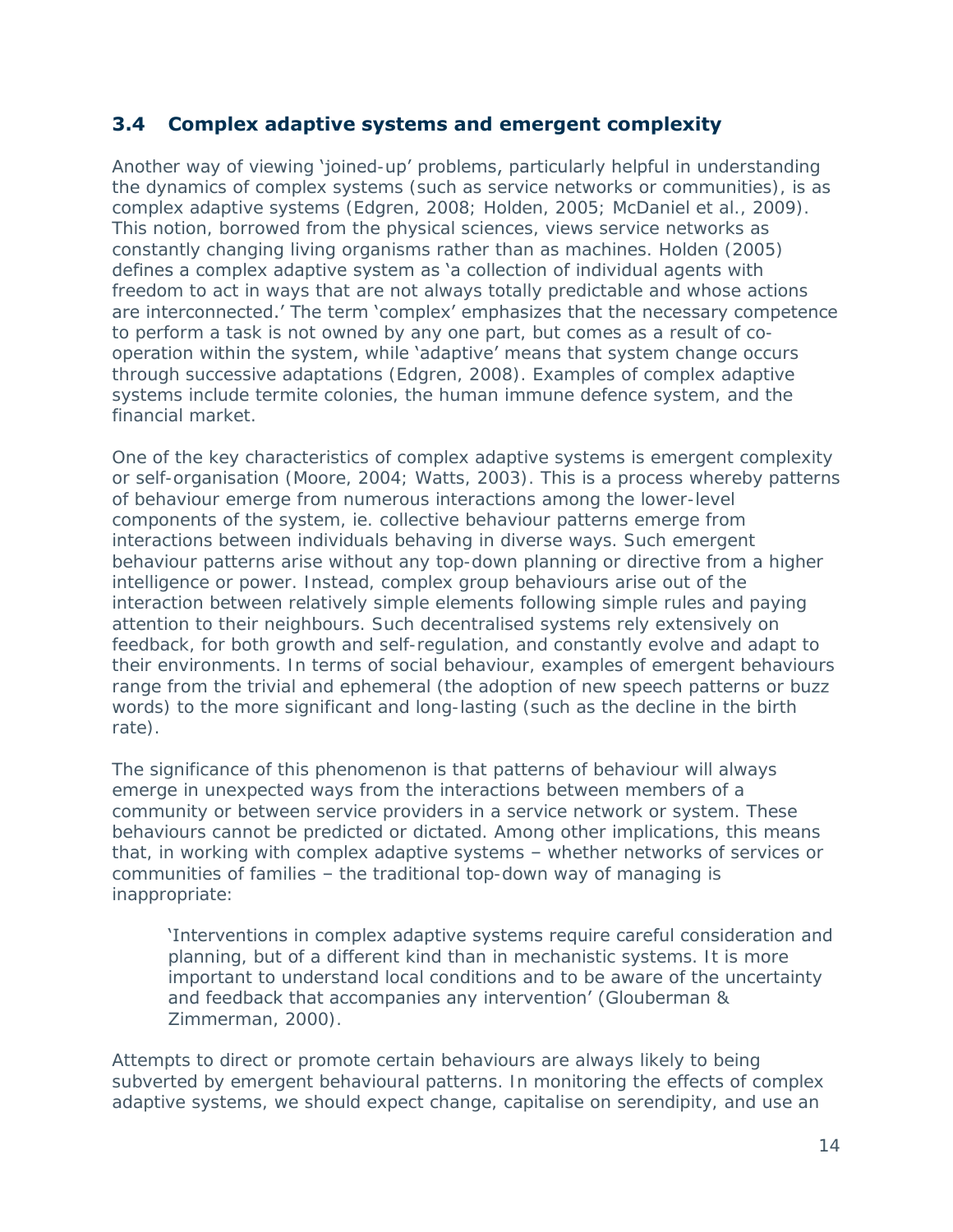### 3.4 Complex adaptive systems and emergent complexity

Another way of viewing 'joined-up' problems, particularly helpful in understanding the dynamics of complex systems (such as service networks or communities), is as complex adaptive systems (Edgren, 2008; Holden, 2005; McDaniel et al., 2009). This notion, borrowed from the physical sciences, views service networks as constantly changing living organisms rather than as machines. Holden (2005) defines a complex adaptive system as 'a collection of individual agents with freedom to act in ways that are not always totally predictable and whose actions are interconnected.' The term 'complex' emphasizes that the necessary competence to perform a task is not owned by any one part, but comes as a result of co-operation within the system, while 'adaptive' means that system change occurs through successive adaptations (Edgren, 2008). Examples of complex adaptive systems include termite colonies, the human immune defence system, and the financial market.

One of the key characteristics of complex adaptive systems is emergent complexity or self-organisation (Moore, 2004; Watts, 2003). This is a process whereby patterns of behaviour emerge from numerous interactions among the lower-level components of the system, ie. collective behaviour patterns emerge from interactions between individuals behaving in diverse ways. Such emergent behaviour patterns arise without any top-down planning or directive from a higher intelligence or power. Instead, complex group behaviours arise out of the interaction between relatively simple elements following simple rules and paying attention to their neighbours. Such decentralised systems rely extensively on feedback, for both growth and self-regulation, and constantly evolve and adapt to their environments. In terms of social behaviour, examples of emergent behaviours range from the trivial and ephemeral (the adoption of new speech patterns or buzz words) to the more significant and long-lasting (such as the decline in the birth rate).

The significance of this phenomenon is that patterns of behaviour will always emerge in unexpected ways from the interactions between members of a community or between service providers in a service network or system. These behaviours cannot be predicted or dictated. Among other implications, this means that, in working with complex adaptive systems – whether networks of services or communities of families – the traditional top-down way of managing is inappropriate:

> 'Interventions in complex adaptive systems require careful consideration and planning, but of a different kind than in mechanistic systems. It is more important to understand local conditions and to be aware of the uncertainty and feedback that accompanies any intervention' (Glouberman & Zimmerman, 2000).

Attempts to direct or promote certain behaviours are always likely to being subverted by emergent behavioural patterns. In monitoring the effects of complex adaptive systems, we should expect change, capitalise on serendipity, and use an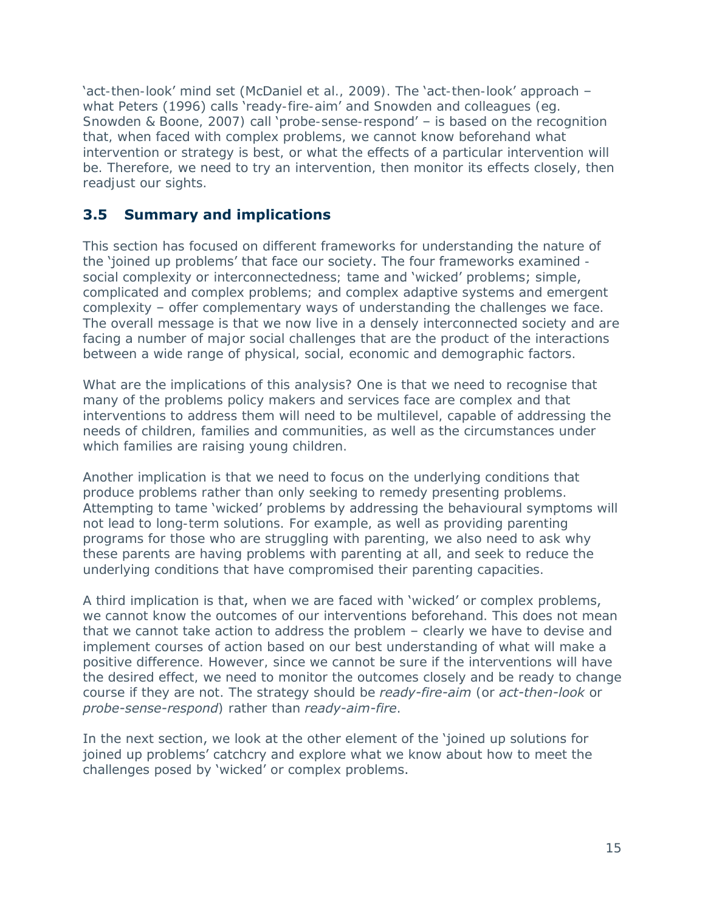'act-then-look' mind set (McDaniel et al., 2009). The 'act-then-look' approach – what Peters (1996) calls 'ready-fire-aim' and Snowden and colleagues (eg. Snowden & Boone, 2007) call 'probe-sense-respond' – is based on the recognition that, when faced with complex problems, we cannot know beforehand what intervention or strategy is best, or what the effects of a particular intervention will be. Therefore, we need to try an intervention, then monitor its effects closely, then readjust our sights.

### 3.5 Summary and implications

This section has focused on different frameworks for understanding the nature of the 'joined up problems' that face our society. The four frameworks examined - social complexity or interconnectedness; tame and 'wicked' problems; simple, complicated and complex problems; and complex adaptive systems and emergent complexity – offer complementary ways of understanding the challenges we face. The overall message is that we now live in a densely interconnected society and are facing a number of major social challenges that are the product of the interactions between a wide range of physical, social, economic and demographic factors.

What are the implications of this analysis? One is that we need to recognise that many of the problems policy makers and services face are complex and that interventions to address them will need to be multilevel, capable of addressing the needs of children, families and communities, as well as the circumstances under which families are raising young children.

Another implication is that we need to focus on the underlying conditions that produce problems rather than only seeking to remedy presenting problems. Attempting to tame 'wicked' problems by addressing the behavioural symptoms will not lead to long-term solutions. For example, as well as providing parenting programs for those who are struggling with parenting, we also need to ask why these parents are having problems with parenting at all, and seek to reduce the underlying conditions that have compromised their parenting capacities.

A third implication is that, when we are faced with 'wicked' or complex problems, we cannot know the outcomes of our interventions beforehand. This does not mean that we cannot take action to address the problem – clearly we have to devise and implement courses of action based on our best understanding of what will make a positive difference. However, since we cannot be sure if the interventions will have the desired effect, we need to monitor the outcomes closely and be ready to change course if they are not. The strategy should be *ready-fire-aim* (or *act-then-look* or *probe-sense-respond*) rather than *ready-aim-fire*.

In the next section, we look at the other element of the 'joined up solutions for joined up problems' catchcry and explore what we know about how to meet the challenges posed by 'wicked' or complex problems.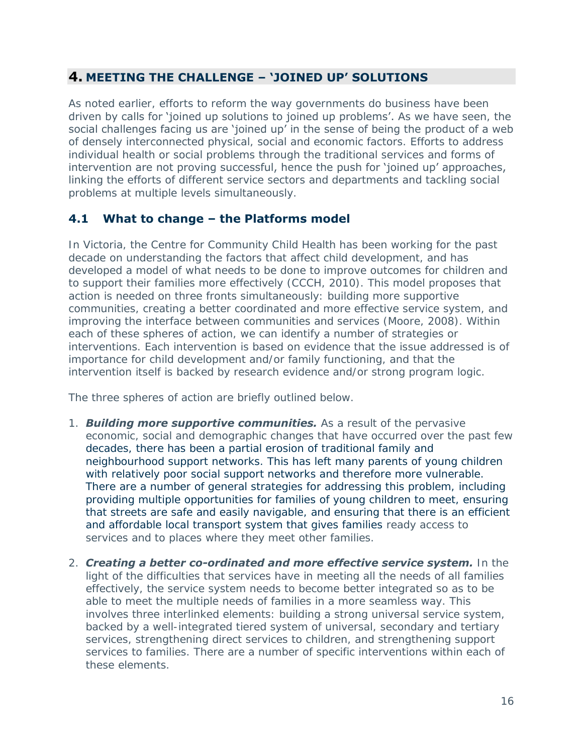## 4. MEETING THE CHALLENGE – 'JOINED UP' SOLUTIONS

As noted earlier, efforts to reform the way governments do business have been driven by calls for 'joined up solutions to joined up problems'. As we have seen, the social challenges facing us are 'joined up' in the sense of being the product of a web of densely interconnected physical, social and economic factors. Efforts to address individual health or social problems through the traditional services and forms of intervention are not proving successful, hence the push for 'joined up' approaches, linking the efforts of different service sectors and departments and tackling social problems at multiple levels simultaneously.

### 4.1 What to change – the Platforms model

In Victoria, the Centre for Community Child Health has been working for the past decade on understanding the factors that affect child development, and has developed a model of what needs to be done to improve outcomes for children and to support their families more effectively (CCCH, 2010). This model proposes that action is needed on three fronts simultaneously: building more supportive communities, creating a better coordinated and more effective service system, and improving the interface between communities and services (Moore, 2008). Within each of these spheres of action, we can identify a number of strategies or interventions. Each intervention is based on evidence that the issue addressed is of importance for child development and/or family functioning, and that the intervention itself is backed by research evidence and/or strong program logic.

The three spheres of action are briefly outlined below.

1. ***Building more supportive communities.*** As a result of the pervasive economic, social and demographic changes that have occurred over the past few decades, there has been a partial erosion of traditional family and neighbourhood support networks. This has left many parents of young children with relatively poor social support networks and therefore more vulnerable. There are a number of general strategies for addressing this problem, including providing multiple opportunities for families of young children to meet, ensuring that streets are safe and easily navigable, and ensuring that there is an efficient and affordable local transport system that gives families ready access to services and to places where they meet other families.

2. ***Creating a better co-ordinated and more effective service system.*** In the light of the difficulties that services have in meeting all the needs of all families effectively, the service system needs to become better integrated so as to be able to meet the multiple needs of families in a more seamless way. This involves three interlinked elements: building a strong universal service system, backed by a well-integrated tiered system of universal, secondary and tertiary services, strengthening direct services to children, and strengthening support services to families. There are a number of specific interventions within each of these elements.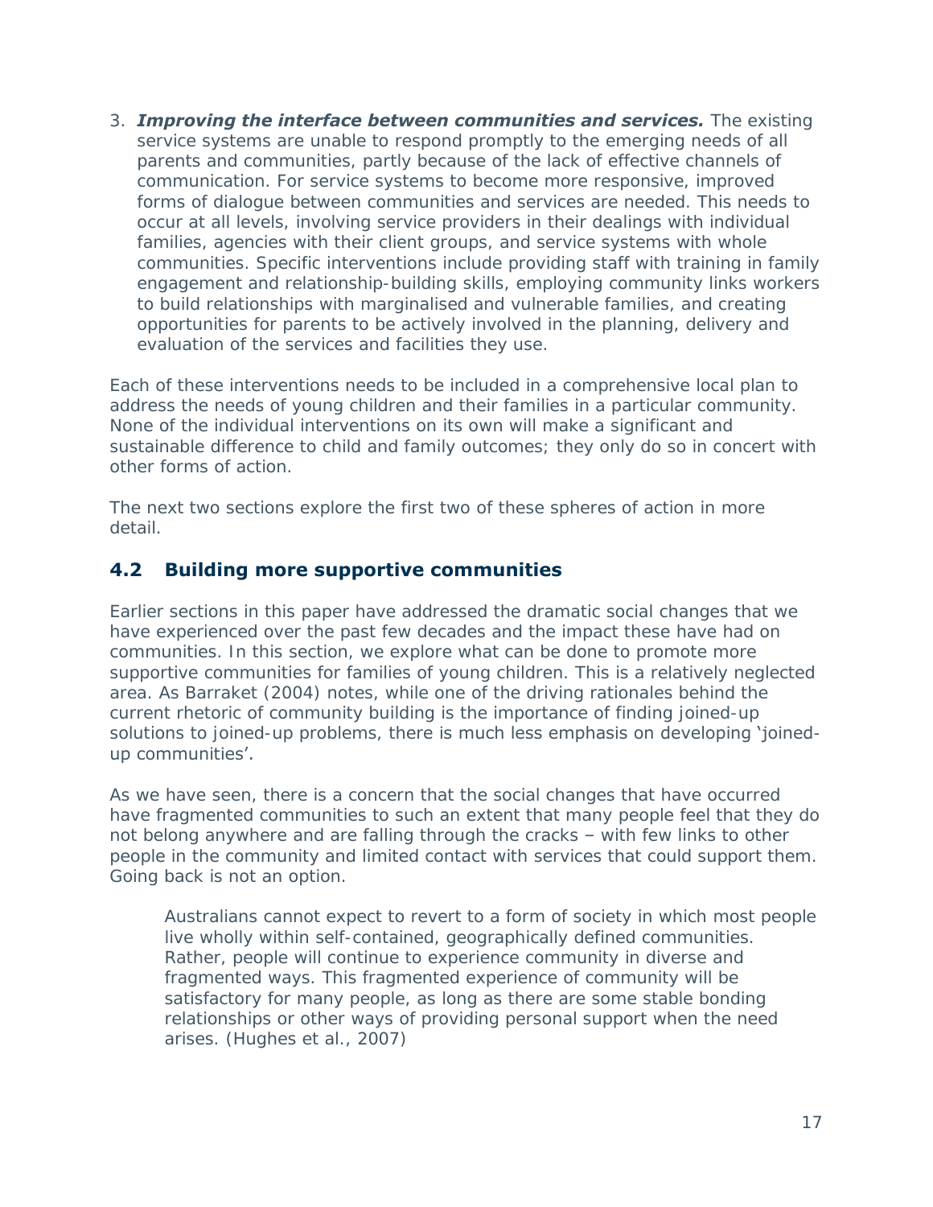3. ***Improving the interface between communities and services.*** The existing service systems are unable to respond promptly to the emerging needs of all parents and communities, partly because of the lack of effective channels of communication. For service systems to become more responsive, improved forms of dialogue between communities and services are needed. This needs to occur at all levels, involving service providers in their dealings with individual families, agencies with their client groups, and service systems with whole communities. Specific interventions include providing staff with training in family engagement and relationship-building skills, employing community links workers to build relationships with marginalised and vulnerable families, and creating opportunities for parents to be actively involved in the planning, delivery and evaluation of the services and facilities they use.

Each of these interventions needs to be included in a comprehensive local plan to address the needs of young children and their families in a particular community. None of the individual interventions on its own will make a significant and sustainable difference to child and family outcomes; they only do so in concert with other forms of action.

The next two sections explore the first two of these spheres of action in more detail.

## 4.2 Building more supportive communities

Earlier sections in this paper have addressed the dramatic social changes that we have experienced over the past few decades and the impact these have had on communities. In this section, we explore what can be done to promote more supportive communities for families of young children. This is a relatively neglected area. As Barraket (2004) notes, while one of the driving rationales behind the current rhetoric of community building is the importance of finding joined-up solutions to joined-up problems, there is much less emphasis on developing 'joined-up communities'.

As we have seen, there is a concern that the social changes that have occurred have fragmented communities to such an extent that many people feel that they do not belong anywhere and are falling through the cracks – with few links to other people in the community and limited contact with services that could support them. Going back is not an option.

> Australians cannot expect to revert to a form of society in which most people live wholly within self-contained, geographically defined communities. Rather, people will continue to experience community in diverse and fragmented ways. This fragmented experience of community will be satisfactory for many people, as long as there are some stable bonding relationships or other ways of providing personal support when the need arises. (Hughes et al., 2007)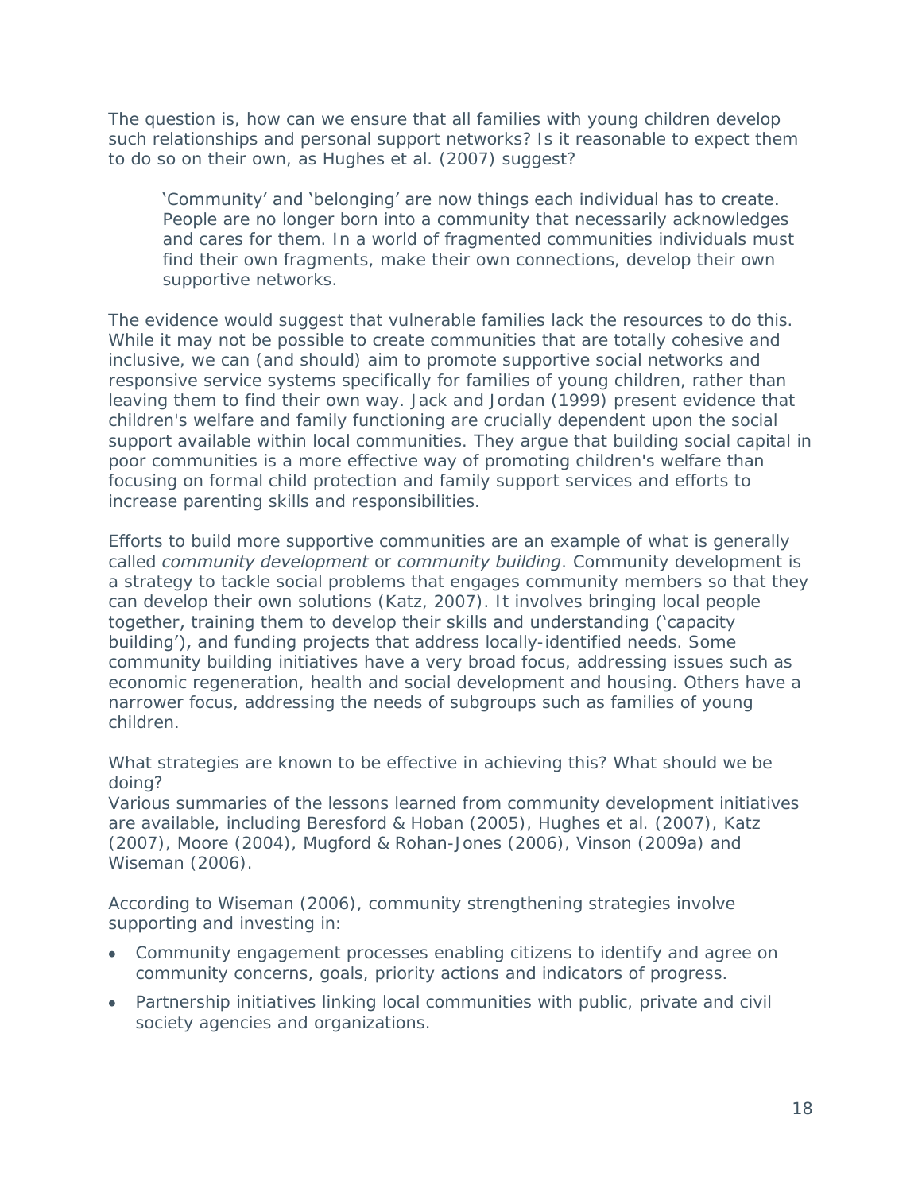The question is, how can we ensure that all families with young children develop such relationships and personal support networks? Is it reasonable to expect them to do so on their own, as Hughes et al. (2007) suggest?

> 'Community' and 'belonging' are now things each individual has to create. People are no longer born into a community that necessarily acknowledges and cares for them. In a world of fragmented communities individuals must find their own fragments, make their own connections, develop their own supportive networks.

The evidence would suggest that vulnerable families lack the resources to do this. While it may not be possible to create communities that are totally cohesive and inclusive, we can (and should) aim to promote supportive social networks and responsive service systems specifically for families of young children, rather than leaving them to find their own way. Jack and Jordan (1999) present evidence that children's welfare and family functioning are crucially dependent upon the social support available within local communities. They argue that building social capital in poor communities is a more effective way of promoting children's welfare than focusing on formal child protection and family support services and efforts to increase parenting skills and responsibilities.

Efforts to build more supportive communities are an example of what is generally called *community development* or *community building*. Community development is a strategy to tackle social problems that engages community members so that they can develop their own solutions (Katz, 2007). It involves bringing local people together, training them to develop their skills and understanding ('capacity building'), and funding projects that address locally-identified needs. Some community building initiatives have a very broad focus, addressing issues such as economic regeneration, health and social development and housing. Others have a narrower focus, addressing the needs of subgroups such as families of young children.

What strategies are known to be effective in achieving this? What should we be doing?
Various summaries of the lessons learned from community development initiatives are available, including Beresford & Hoban (2005), Hughes et al. (2007), Katz (2007), Moore (2004), Mugford & Rohan-Jones (2006), Vinson (2009a) and Wiseman (2006).

According to Wiseman (2006), community strengthening strategies involve supporting and investing in:

- Community engagement processes enabling citizens to identify and agree on community concerns, goals, priority actions and indicators of progress.
- Partnership initiatives linking local communities with public, private and civil society agencies and organizations.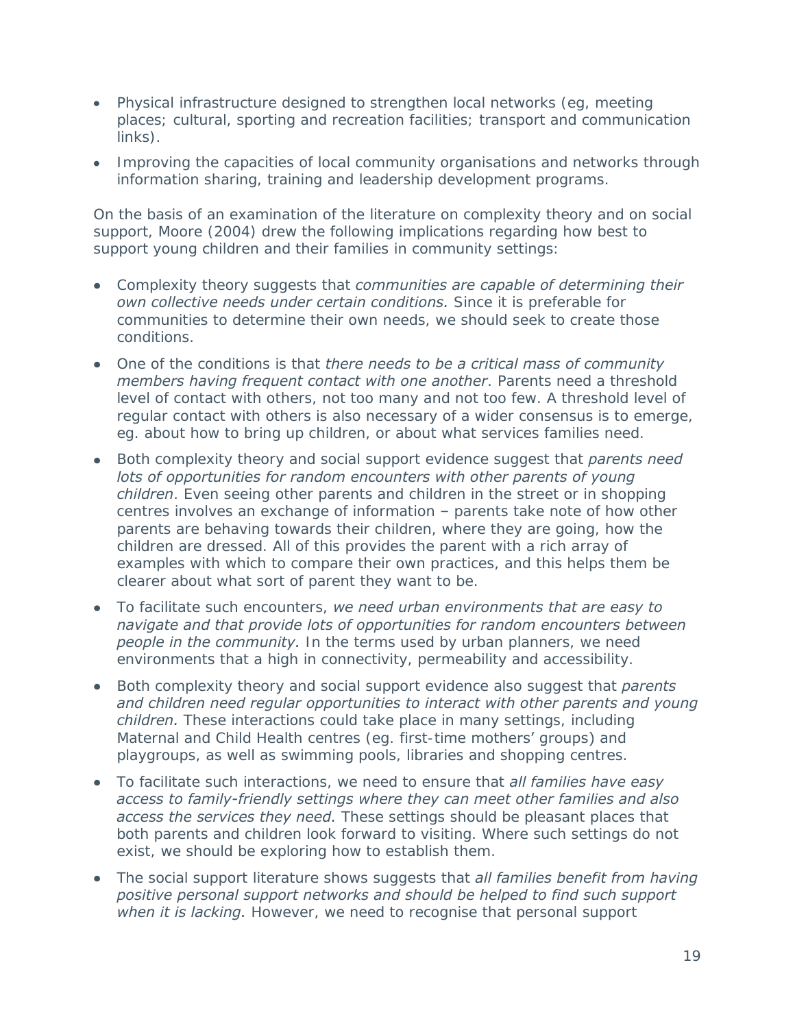- Physical infrastructure designed to strengthen local networks (eg, meeting places; cultural, sporting and recreation facilities; transport and communication links).
- Improving the capacities of local community organisations and networks through information sharing, training and leadership development programs.

On the basis of an examination of the literature on complexity theory and on social support, Moore (2004) drew the following implications regarding how best to support young children and their families in community settings:

- Complexity theory suggests that *communities are capable of determining their own collective needs under certain conditions.* Since it is preferable for communities to determine their own needs, we should seek to create those conditions.
- One of the conditions is that *there needs to be a critical mass of community members having frequent contact with one another*. Parents need a threshold level of contact with others, not too many and not too few. A threshold level of regular contact with others is also necessary of a wider consensus is to emerge, eg. about how to bring up children, or about what services families need.
- Both complexity theory and social support evidence suggest that *parents need lots of opportunities for random encounters with other parents of young children*. Even seeing other parents and children in the street or in shopping centres involves an exchange of information – parents take note of how other parents are behaving towards their children, where they are going, how the children are dressed. All of this provides the parent with a rich array of examples with which to compare their own practices, and this helps them be clearer about what sort of parent they want to be.
- To facilitate such encounters, *we need urban environments that are easy to navigate and that provide lots of opportunities for random encounters between people in the community.* In the terms used by urban planners, we need environments that a high in connectivity, permeability and accessibility.
- Both complexity theory and social support evidence also suggest that *parents and children need regular opportunities to interact with other parents and young children.* These interactions could take place in many settings, including Maternal and Child Health centres (eg. first-time mothers' groups) and playgroups, as well as swimming pools, libraries and shopping centres.
- To facilitate such interactions, we need to ensure that *all families have easy access to family-friendly settings where they can meet other families and also access the services they need.* These settings should be pleasant places that both parents and children look forward to visiting. Where such settings do not exist, we should be exploring how to establish them.
- The social support literature shows suggests that *all families benefit from having positive personal support networks and should be helped to find such support when it is lacking.* However, we need to recognise that personal support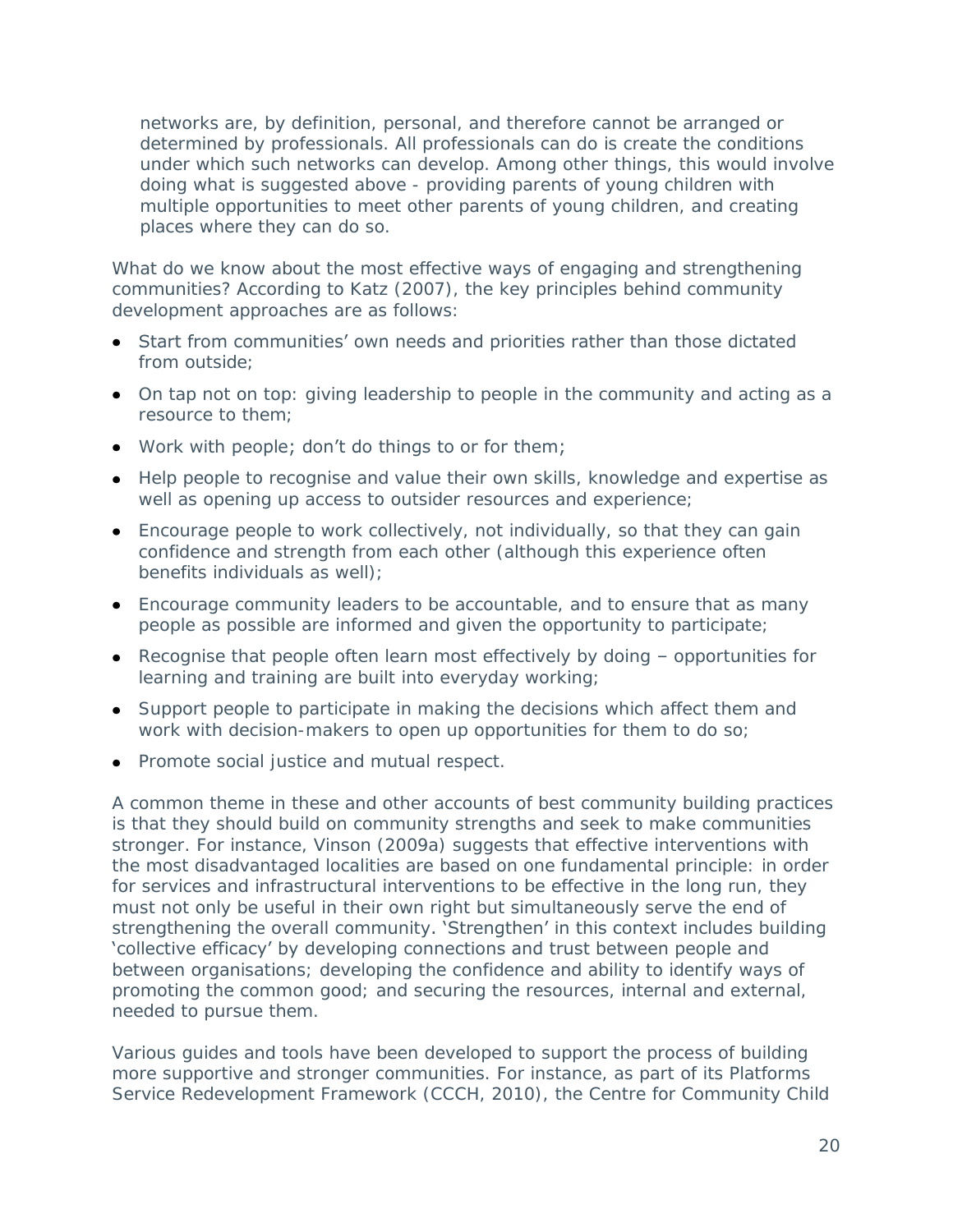networks are, by definition, personal, and therefore cannot be arranged or determined by professionals. All professionals can do is create the conditions under which such networks can develop. Among other things, this would involve doing what is suggested above - providing parents of young children with multiple opportunities to meet other parents of young children, and creating places where they can do so.

What do we know about the most effective ways of engaging and strengthening communities? According to Katz (2007), the key principles behind community development approaches are as follows:

- Start from communities' own needs and priorities rather than those dictated from outside;
- On tap not on top: giving leadership to people in the community and acting as a resource to them;
- Work with people; don't do things to or for them;
- Help people to recognise and value their own skills, knowledge and expertise as well as opening up access to outsider resources and experience;
- Encourage people to work collectively, not individually, so that they can gain confidence and strength from each other (although this experience often benefits individuals as well);
- Encourage community leaders to be accountable, and to ensure that as many people as possible are informed and given the opportunity to participate;
- Recognise that people often learn most effectively by doing – opportunities for learning and training are built into everyday working;
- Support people to participate in making the decisions which affect them and work with decision-makers to open up opportunities for them to do so;
- Promote social justice and mutual respect.

A common theme in these and other accounts of best community building practices is that they should build on community strengths and seek to make communities stronger. For instance, Vinson (2009a) suggests that effective interventions with the most disadvantaged localities are based on one fundamental principle: in order for services and infrastructural interventions to be effective in the long run, they must not only be useful in their own right but simultaneously serve the end of strengthening the overall community. 'Strengthen' in this context includes building 'collective efficacy' by developing connections and trust between people and between organisations; developing the confidence and ability to identify ways of promoting the common good; and securing the resources, internal and external, needed to pursue them.

Various guides and tools have been developed to support the process of building more supportive and stronger communities. For instance, as part of its Platforms Service Redevelopment Framework (CCCH, 2010), the Centre for Community Child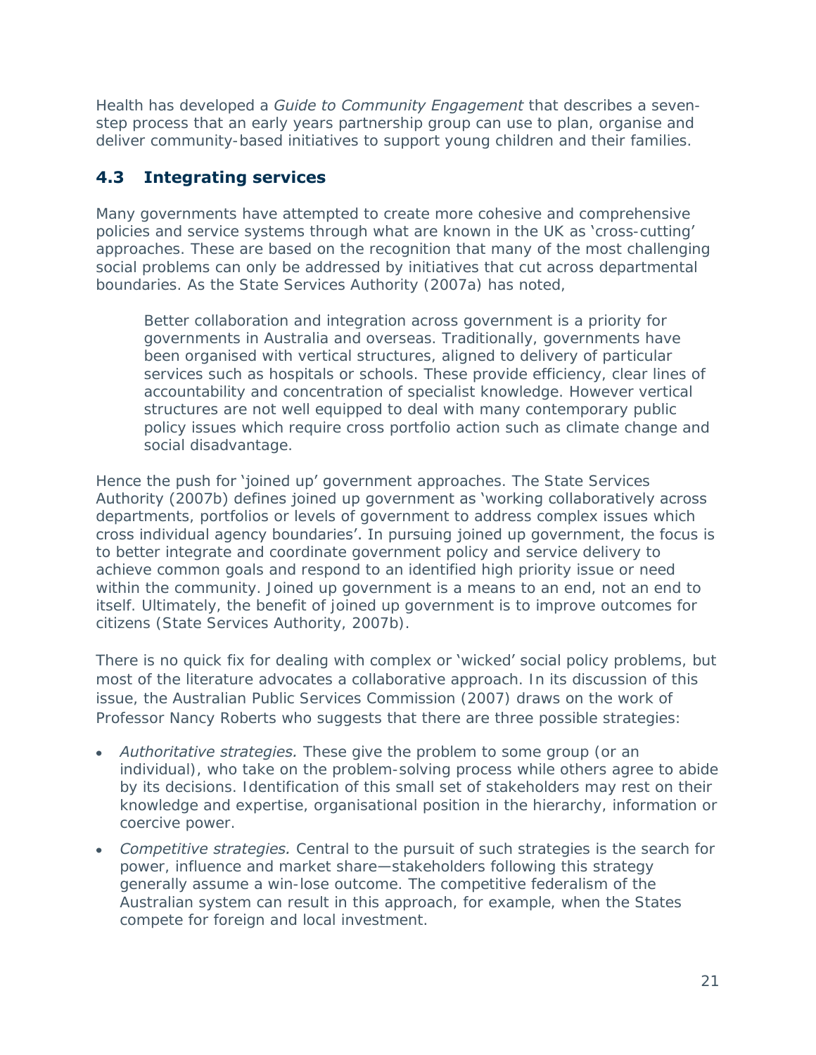Health has developed a *Guide to Community Engagement* that describes a seven-step process that an early years partnership group can use to plan, organise and deliver community-based initiatives to support young children and their families.

## 4.3 Integrating services

Many governments have attempted to create more cohesive and comprehensive policies and service systems through what are known in the UK as 'cross-cutting' approaches. These are based on the recognition that many of the most challenging social problems can only be addressed by initiatives that cut across departmental boundaries. As the State Services Authority (2007a) has noted,

> Better collaboration and integration across government is a priority for governments in Australia and overseas. Traditionally, governments have been organised with vertical structures, aligned to delivery of particular services such as hospitals or schools. These provide efficiency, clear lines of accountability and concentration of specialist knowledge. However vertical structures are not well equipped to deal with many contemporary public policy issues which require cross portfolio action such as climate change and social disadvantage.

Hence the push for 'joined up' government approaches. The State Services Authority (2007b) defines joined up government as 'working collaboratively across departments, portfolios or levels of government to address complex issues which cross individual agency boundaries'. In pursuing joined up government, the focus is to better integrate and coordinate government policy and service delivery to achieve common goals and respond to an identified high priority issue or need within the community. Joined up government is a means to an end, not an end to itself. Ultimately, the benefit of joined up government is to improve outcomes for citizens (State Services Authority, 2007b).

There is no quick fix for dealing with complex or 'wicked' social policy problems, but most of the literature advocates a collaborative approach. In its discussion of this issue, the Australian Public Services Commission (2007) draws on the work of Professor Nancy Roberts who suggests that there are three possible strategies:

- *Authoritative strategies.* These give the problem to some group (or an individual), who take on the problem-solving process while others agree to abide by its decisions. Identification of this small set of stakeholders may rest on their knowledge and expertise, organisational position in the hierarchy, information or coercive power.
- *Competitive strategies.* Central to the pursuit of such strategies is the search for power, influence and market share—stakeholders following this strategy generally assume a win-lose outcome. The competitive federalism of the Australian system can result in this approach, for example, when the States compete for foreign and local investment.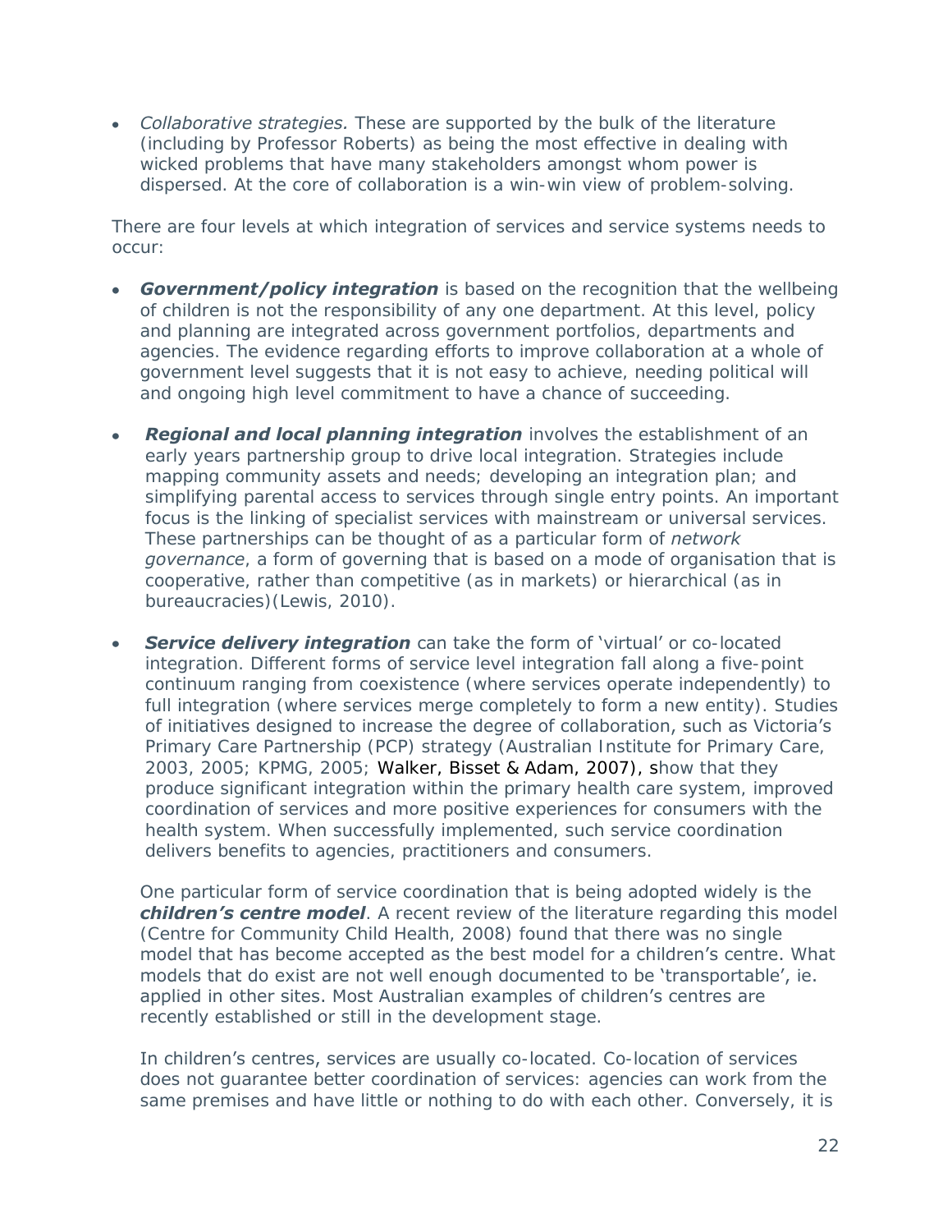- *Collaborative strategies.* These are supported by the bulk of the literature (including by Professor Roberts) as being the most effective in dealing with wicked problems that have many stakeholders amongst whom power is dispersed. At the core of collaboration is a win-win view of problem-solving.

There are four levels at which integration of services and service systems needs to occur:

- ***Government/policy integration*** is based on the recognition that the wellbeing of children is not the responsibility of any one department. At this level, policy and planning are integrated across government portfolios, departments and agencies. The evidence regarding efforts to improve collaboration at a whole of government level suggests that it is not easy to achieve, needing political will and ongoing high level commitment to have a chance of succeeding.

- ***Regional and local planning integration*** involves the establishment of an early years partnership group to drive local integration. Strategies include mapping community assets and needs; developing an integration plan; and simplifying parental access to services through single entry points. An important focus is the linking of specialist services with mainstream or universal services. These partnerships can be thought of as a particular form of *network governance*, a form of governing that is based on a mode of organisation that is cooperative, rather than competitive (as in markets) or hierarchical (as in bureaucracies)(Lewis, 2010).

- ***Service delivery integration*** can take the form of 'virtual' or co-located integration. Different forms of service level integration fall along a five-point continuum ranging from coexistence (where services operate independently) to full integration (where services merge completely to form a new entity). Studies of initiatives designed to increase the degree of collaboration, such as Victoria's Primary Care Partnership (PCP) strategy (Australian Institute for Primary Care, 2003, 2005; KPMG, 2005; Walker, Bisset & Adam, 2007), show that they produce significant integration within the primary health care system, improved coordination of services and more positive experiences for consumers with the health system. When successfully implemented, such service coordination delivers benefits to agencies, practitioners and consumers.

  One particular form of service coordination that is being adopted widely is the ***children's centre model***. A recent review of the literature regarding this model (Centre for Community Child Health, 2008) found that there was no single model that has become accepted as the best model for a children's centre. What models that do exist are not well enough documented to be 'transportable', ie. applied in other sites. Most Australian examples of children's centres are recently established or still in the development stage.

  In children's centres, services are usually co-located. Co-location of services does not guarantee better coordination of services: agencies can work from the same premises and have little or nothing to do with each other. Conversely, it is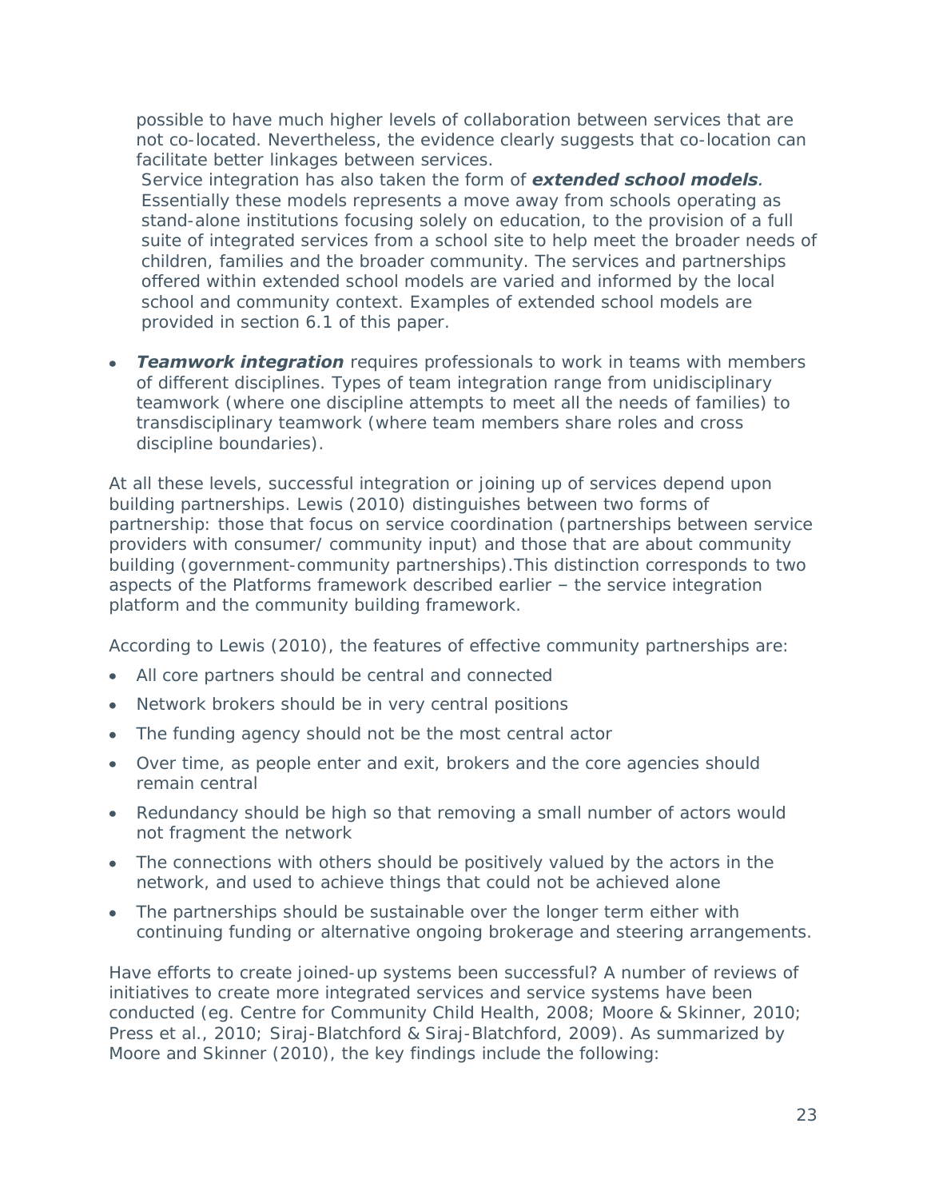possible to have much higher levels of collaboration between services that are not co-located. Nevertheless, the evidence clearly suggests that co-location can facilitate better linkages between services.

Service integration has also taken the form of ***extended school models****.* Essentially these models represents a move away from schools operating as stand-alone institutions focusing solely on education, to the provision of a full suite of integrated services from a school site to help meet the broader needs of children, families and the broader community. The services and partnerships offered within extended school models are varied and informed by the local school and community context. Examples of extended school models are provided in section 6.1 of this paper.

- ***Teamwork integration*** requires professionals to work in teams with members of different disciplines. Types of team integration range from unidisciplinary teamwork (where one discipline attempts to meet all the needs of families) to transdisciplinary teamwork (where team members share roles and cross discipline boundaries).

At all these levels, successful integration or joining up of services depend upon building partnerships. Lewis (2010) distinguishes between two forms of partnership: those that focus on service coordination (partnerships between service providers with consumer/ community input) and those that are about community building (government-community partnerships).This distinction corresponds to two aspects of the Platforms framework described earlier – the service integration platform and the community building framework.

According to Lewis (2010), the features of effective community partnerships are:

- All core partners should be central and connected
- Network brokers should be in very central positions
- The funding agency should not be the most central actor
- Over time, as people enter and exit, brokers and the core agencies should remain central
- Redundancy should be high so that removing a small number of actors would not fragment the network
- The connections with others should be positively valued by the actors in the network, and used to achieve things that could not be achieved alone
- The partnerships should be sustainable over the longer term either with continuing funding or alternative ongoing brokerage and steering arrangements.

Have efforts to create joined-up systems been successful? A number of reviews of initiatives to create more integrated services and service systems have been conducted (eg. Centre for Community Child Health, 2008; Moore & Skinner, 2010; Press et al., 2010; Siraj-Blatchford & Siraj-Blatchford, 2009). As summarized by Moore and Skinner (2010), the key findings include the following: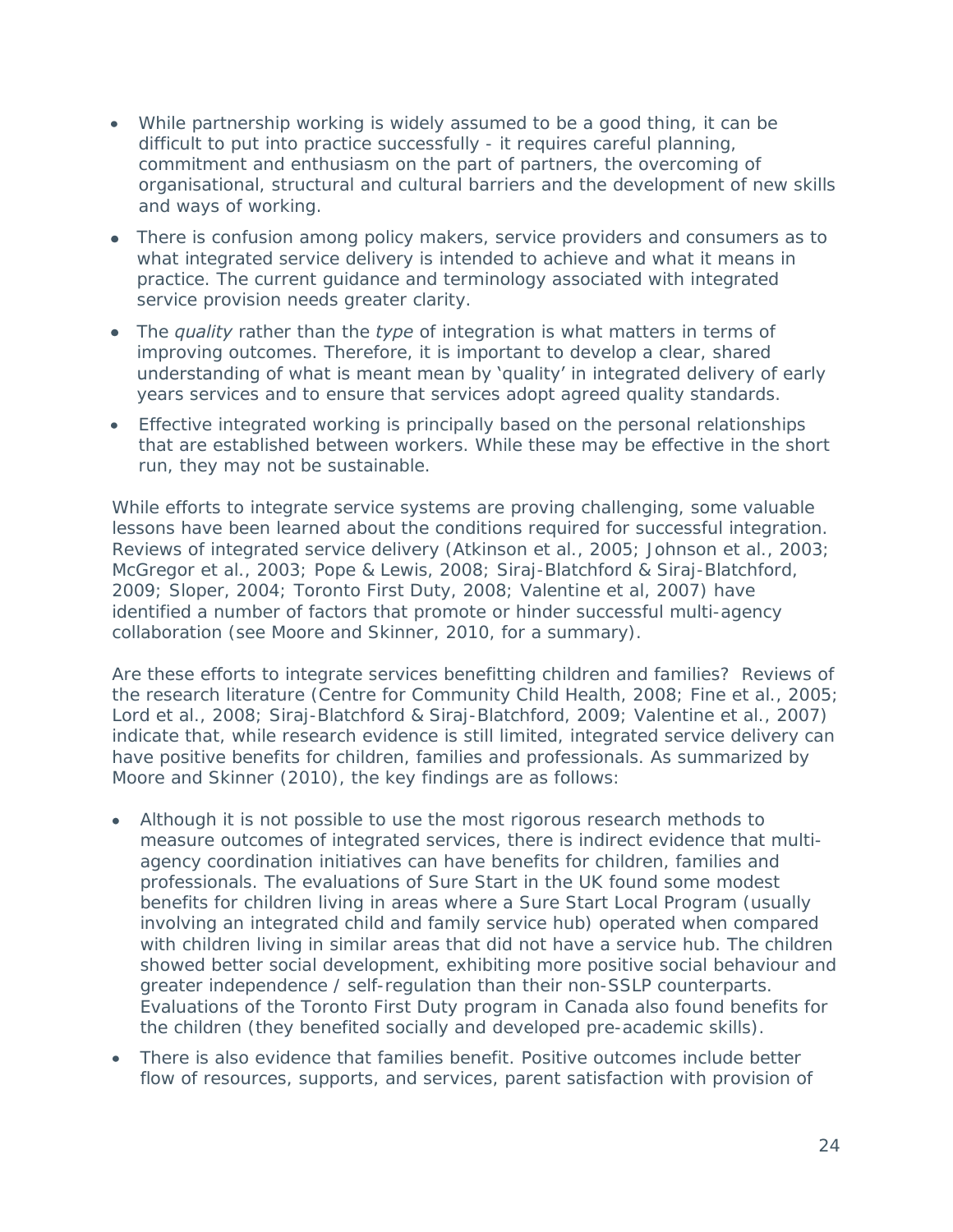- While partnership working is widely assumed to be a good thing, it can be difficult to put into practice successfully - it requires careful planning, commitment and enthusiasm on the part of partners, the overcoming of organisational, structural and cultural barriers and the development of new skills and ways of working.
- There is confusion among policy makers, service providers and consumers as to what integrated service delivery is intended to achieve and what it means in practice. The current guidance and terminology associated with integrated service provision needs greater clarity.
- The *quality* rather than the *type* of integration is what matters in terms of improving outcomes. Therefore, it is important to develop a clear, shared understanding of what is meant mean by 'quality' in integrated delivery of early years services and to ensure that services adopt agreed quality standards.
- Effective integrated working is principally based on the personal relationships that are established between workers. While these may be effective in the short run, they may not be sustainable.

While efforts to integrate service systems are proving challenging, some valuable lessons have been learned about the conditions required for successful integration. Reviews of integrated service delivery (Atkinson et al., 2005; Johnson et al., 2003; McGregor et al., 2003; Pope & Lewis, 2008; Siraj-Blatchford & Siraj-Blatchford, 2009; Sloper, 2004; Toronto First Duty, 2008; Valentine et al, 2007) have identified a number of factors that promote or hinder successful multi-agency collaboration (see Moore and Skinner, 2010, for a summary).

Are these efforts to integrate services benefitting children and families? Reviews of the research literature (Centre for Community Child Health, 2008; Fine et al., 2005; Lord et al., 2008; Siraj-Blatchford & Siraj-Blatchford, 2009; Valentine et al., 2007) indicate that, while research evidence is still limited, integrated service delivery can have positive benefits for children, families and professionals. As summarized by Moore and Skinner (2010), the key findings are as follows:

- Although it is not possible to use the most rigorous research methods to measure outcomes of integrated services, there is indirect evidence that multi-agency coordination initiatives can have benefits for children, families and professionals. The evaluations of Sure Start in the UK found some modest benefits for children living in areas where a Sure Start Local Program (usually involving an integrated child and family service hub) operated when compared with children living in similar areas that did not have a service hub. The children showed better social development, exhibiting more positive social behaviour and greater independence / self-regulation than their non-SSLP counterparts. Evaluations of the Toronto First Duty program in Canada also found benefits for the children (they benefited socially and developed pre-academic skills).
- There is also evidence that families benefit. Positive outcomes include better flow of resources, supports, and services, parent satisfaction with provision of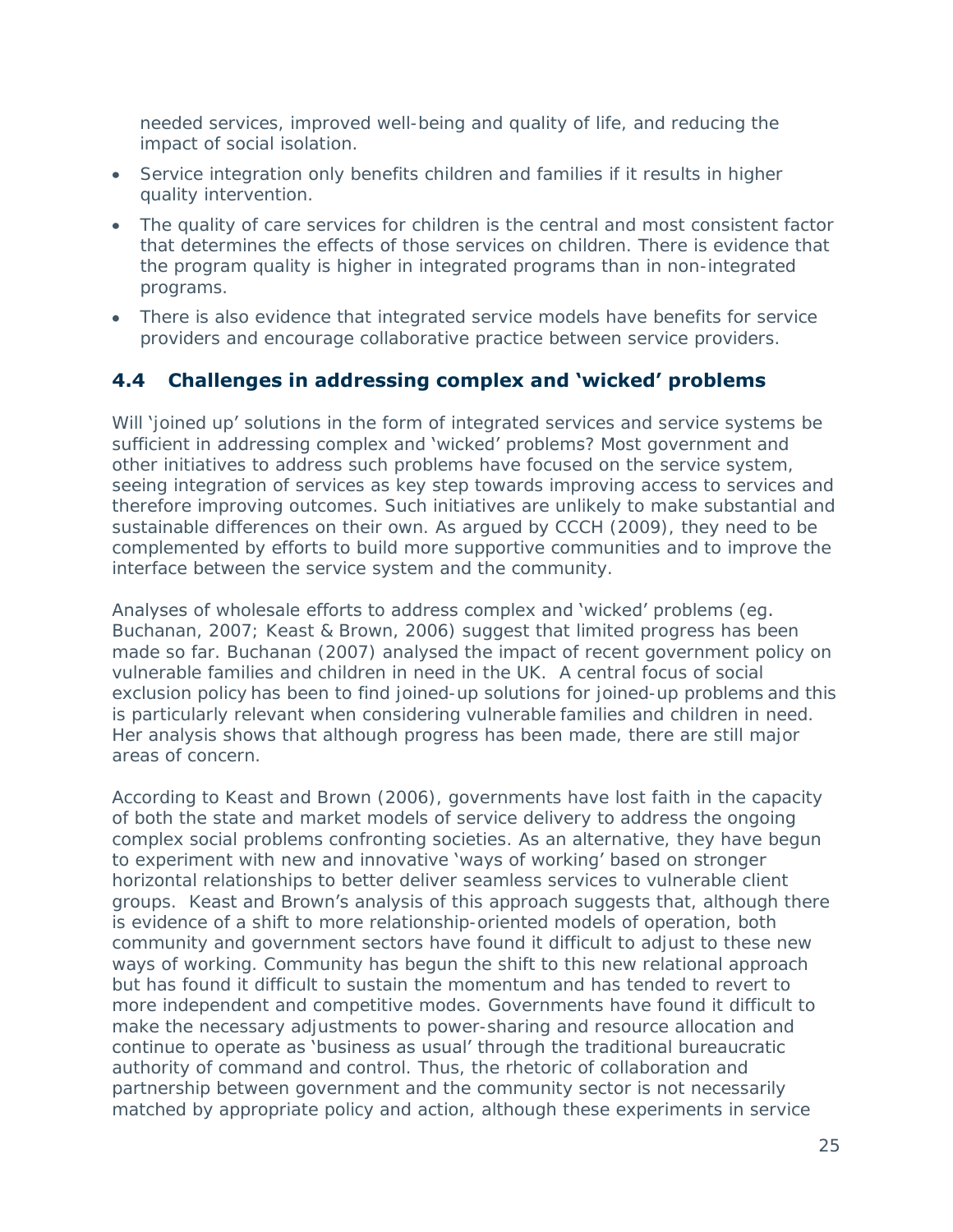needed services, improved well-being and quality of life, and reducing the impact of social isolation.

- Service integration only benefits children and families if it results in higher quality intervention.
- The quality of care services for children is the central and most consistent factor that determines the effects of those services on children. There is evidence that the program quality is higher in integrated programs than in non-integrated programs.
- There is also evidence that integrated service models have benefits for service providers and encourage collaborative practice between service providers.

## 4.4 Challenges in addressing complex and 'wicked' problems

Will 'joined up' solutions in the form of integrated services and service systems be sufficient in addressing complex and 'wicked' problems? Most government and other initiatives to address such problems have focused on the service system, seeing integration of services as key step towards improving access to services and therefore improving outcomes. Such initiatives are unlikely to make substantial and sustainable differences on their own. As argued by CCCH (2009), they need to be complemented by efforts to build more supportive communities and to improve the interface between the service system and the community.

Analyses of wholesale efforts to address complex and 'wicked' problems (eg. Buchanan, 2007; Keast & Brown, 2006) suggest that limited progress has been made so far. Buchanan (2007) analysed the impact of recent government policy on vulnerable families and children in need in the UK. A central focus of social exclusion policy has been to find joined-up solutions for joined-up problems and this is particularly relevant when considering vulnerable families and children in need. Her analysis shows that although progress has been made, there are still major areas of concern.

According to Keast and Brown (2006), governments have lost faith in the capacity of both the state and market models of service delivery to address the ongoing complex social problems confronting societies. As an alternative, they have begun to experiment with new and innovative 'ways of working' based on stronger horizontal relationships to better deliver seamless services to vulnerable client groups. Keast and Brown's analysis of this approach suggests that, although there is evidence of a shift to more relationship-oriented models of operation, both community and government sectors have found it difficult to adjust to these new ways of working. Community has begun the shift to this new relational approach but has found it difficult to sustain the momentum and has tended to revert to more independent and competitive modes. Governments have found it difficult to make the necessary adjustments to power-sharing and resource allocation and continue to operate as 'business as usual' through the traditional bureaucratic authority of command and control. Thus, the rhetoric of collaboration and partnership between government and the community sector is not necessarily matched by appropriate policy and action, although these experiments in service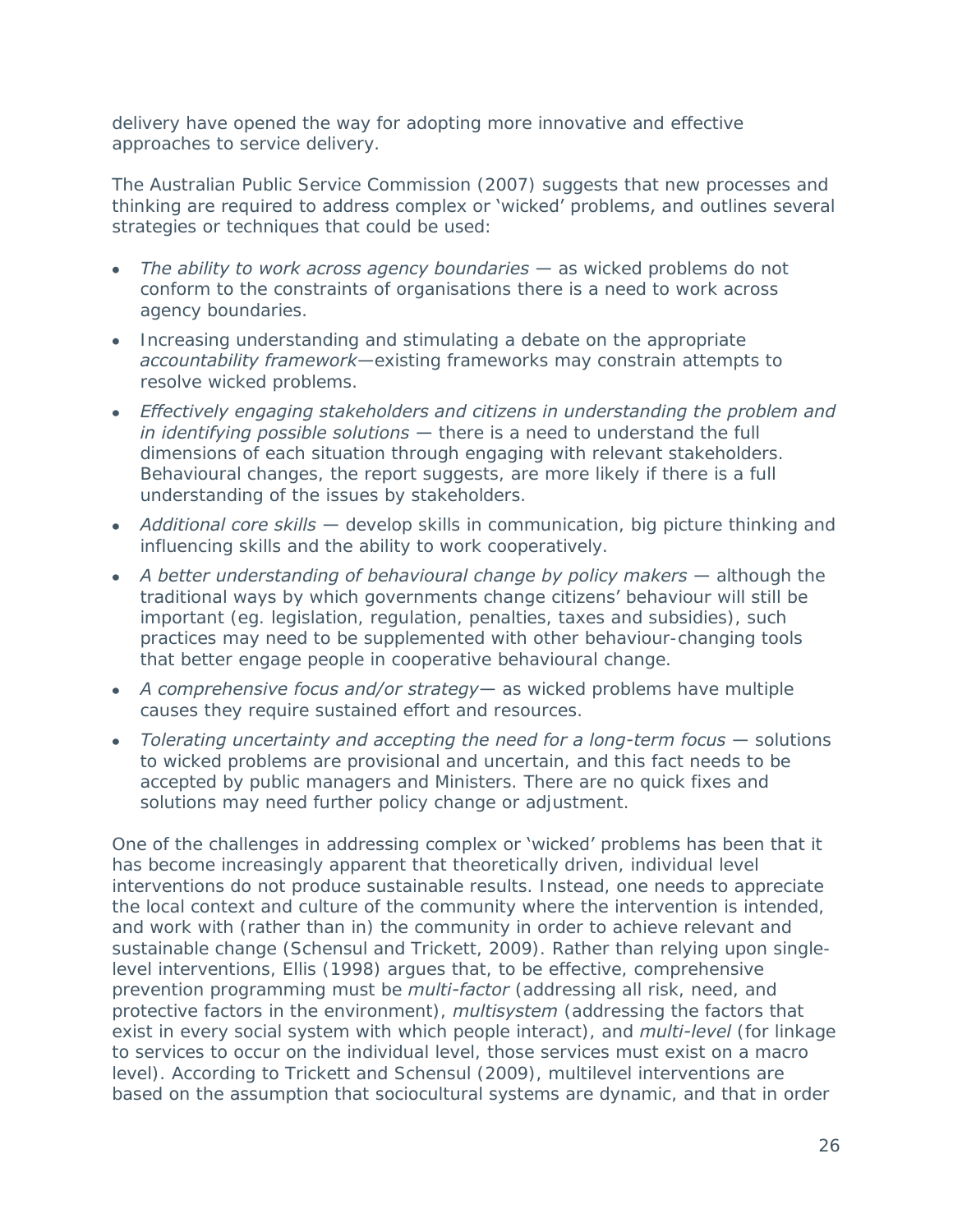delivery have opened the way for adopting more innovative and effective approaches to service delivery.

The Australian Public Service Commission (2007) suggests that new processes and thinking are required to address complex or 'wicked' problems, and outlines several strategies or techniques that could be used:

- *The ability to work across agency boundaries* — as wicked problems do not conform to the constraints of organisations there is a need to work across agency boundaries.
- Increasing understanding and stimulating a debate on the appropriate *accountability framework*—existing frameworks may constrain attempts to resolve wicked problems.
- *Effectively engaging stakeholders and citizens in understanding the problem and in identifying possible solutions* — there is a need to understand the full dimensions of each situation through engaging with relevant stakeholders. Behavioural changes, the report suggests, are more likely if there is a full understanding of the issues by stakeholders.
- *Additional core skills* — develop skills in communication, big picture thinking and influencing skills and the ability to work cooperatively.
- *A better understanding of behavioural change by policy makers* — although the traditional ways by which governments change citizens' behaviour will still be important (eg. legislation, regulation, penalties, taxes and subsidies), such practices may need to be supplemented with other behaviour-changing tools that better engage people in cooperative behavioural change.
- *A comprehensive focus and/or strategy*— as wicked problems have multiple causes they require sustained effort and resources.
- *Tolerating uncertainty and accepting the need for a long-term focus* — solutions to wicked problems are provisional and uncertain, and this fact needs to be accepted by public managers and Ministers. There are no quick fixes and solutions may need further policy change or adjustment.

One of the challenges in addressing complex or 'wicked' problems has been that it has become increasingly apparent that theoretically driven, individual level interventions do not produce sustainable results. Instead, one needs to appreciate the local context and culture of the community where the intervention is intended, and work with (rather than in) the community in order to achieve relevant and sustainable change (Schensul and Trickett, 2009). Rather than relying upon single-level interventions, Ellis (1998) argues that, to be effective, comprehensive prevention programming must be *multi-factor* (addressing all risk, need, and protective factors in the environment), *multisystem* (addressing the factors that exist in every social system with which people interact), and *multi-level* (for linkage to services to occur on the individual level, those services must exist on a macro level). According to Trickett and Schensul (2009), multilevel interventions are based on the assumption that sociocultural systems are dynamic, and that in order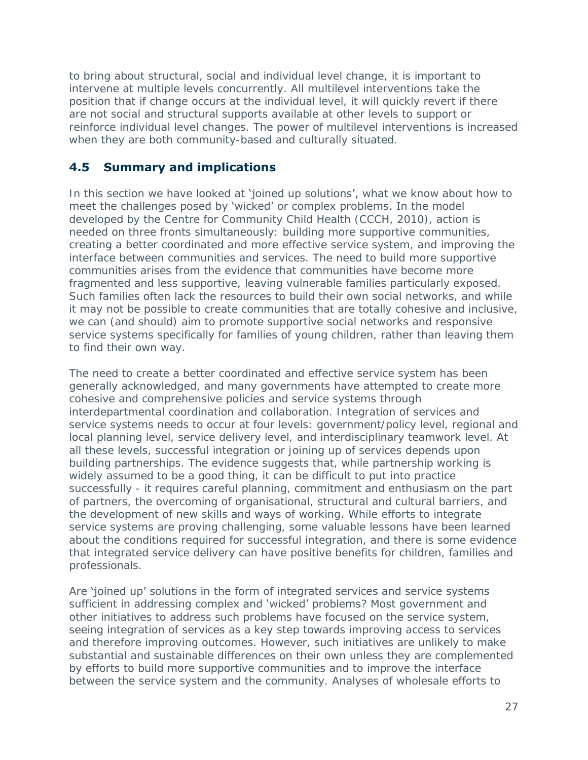to bring about structural, social and individual level change, it is important to intervene at multiple levels concurrently. All multilevel interventions take the position that if change occurs at the individual level, it will quickly revert if there are not social and structural supports available at other levels to support or reinforce individual level changes. The power of multilevel interventions is increased when they are both community-based and culturally situated.

## 4.5 Summary and implications

In this section we have looked at 'joined up solutions', what we know about how to meet the challenges posed by 'wicked' or complex problems. In the model developed by the Centre for Community Child Health (CCCH, 2010), action is needed on three fronts simultaneously: building more supportive communities, creating a better coordinated and more effective service system, and improving the interface between communities and services. The need to build more supportive communities arises from the evidence that communities have become more fragmented and less supportive, leaving vulnerable families particularly exposed. Such families often lack the resources to build their own social networks, and while it may not be possible to create communities that are totally cohesive and inclusive, we can (and should) aim to promote supportive social networks and responsive service systems specifically for families of young children, rather than leaving them to find their own way.

The need to create a better coordinated and effective service system has been generally acknowledged, and many governments have attempted to create more cohesive and comprehensive policies and service systems through interdepartmental coordination and collaboration. Integration of services and service systems needs to occur at four levels: government/policy level, regional and local planning level, service delivery level, and interdisciplinary teamwork level. At all these levels, successful integration or joining up of services depends upon building partnerships. The evidence suggests that, while partnership working is widely assumed to be a good thing, it can be difficult to put into practice successfully - it requires careful planning, commitment and enthusiasm on the part of partners, the overcoming of organisational, structural and cultural barriers, and the development of new skills and ways of working. While efforts to integrate service systems are proving challenging, some valuable lessons have been learned about the conditions required for successful integration, and there is some evidence that integrated service delivery can have positive benefits for children, families and professionals.

Are 'joined up' solutions in the form of integrated services and service systems sufficient in addressing complex and 'wicked' problems? Most government and other initiatives to address such problems have focused on the service system, seeing integration of services as a key step towards improving access to services and therefore improving outcomes. However, such initiatives are unlikely to make substantial and sustainable differences on their own unless they are complemented by efforts to build more supportive communities and to improve the interface between the service system and the community. Analyses of wholesale efforts to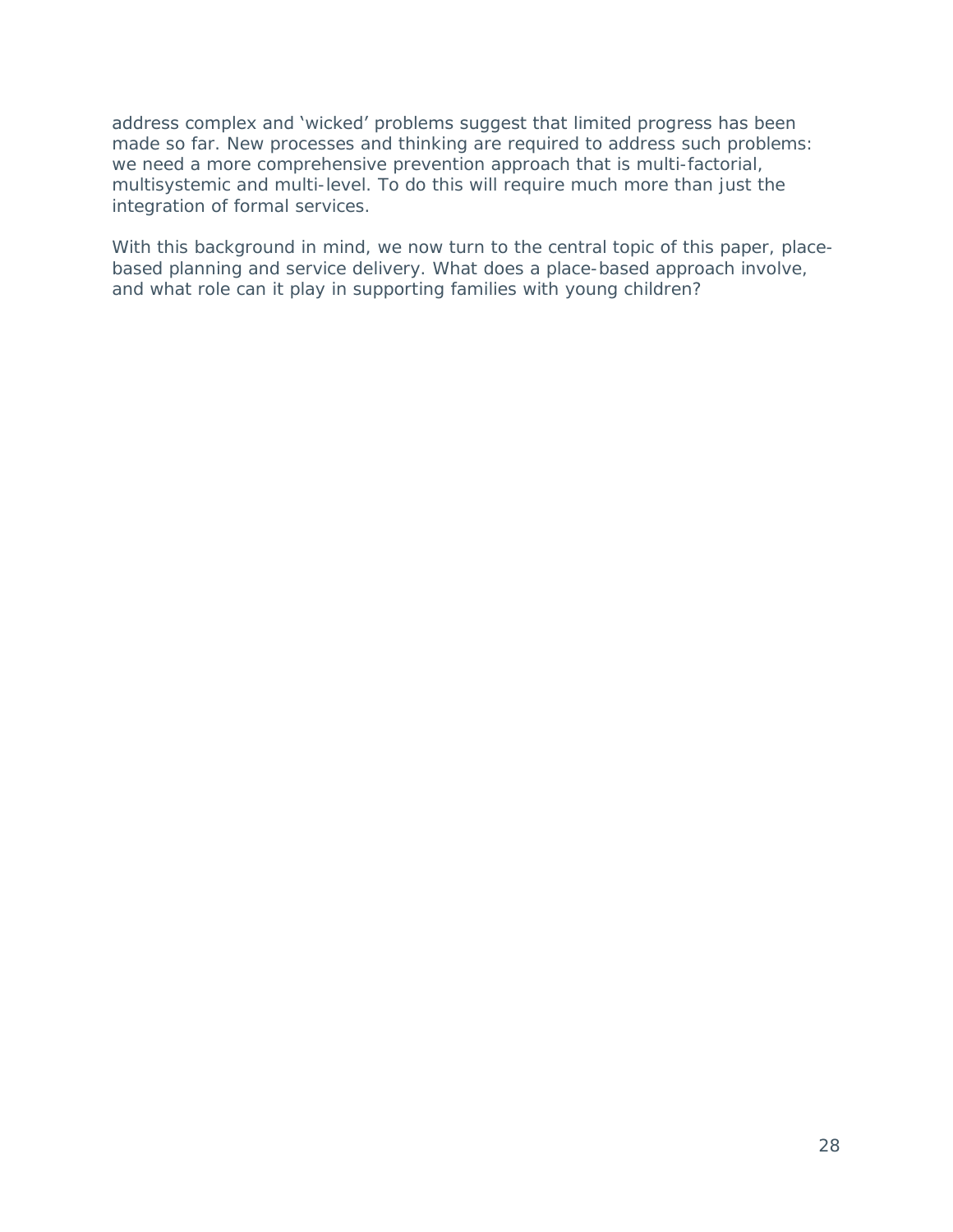address complex and 'wicked' problems suggest that limited progress has been made so far. New processes and thinking are required to address such problems: we need a more comprehensive prevention approach that is multi-factorial, multisystemic and multi-level. To do this will require much more than just the integration of formal services.

With this background in mind, we now turn to the central topic of this paper, place-based planning and service delivery. What does a place-based approach involve, and what role can it play in supporting families with young children?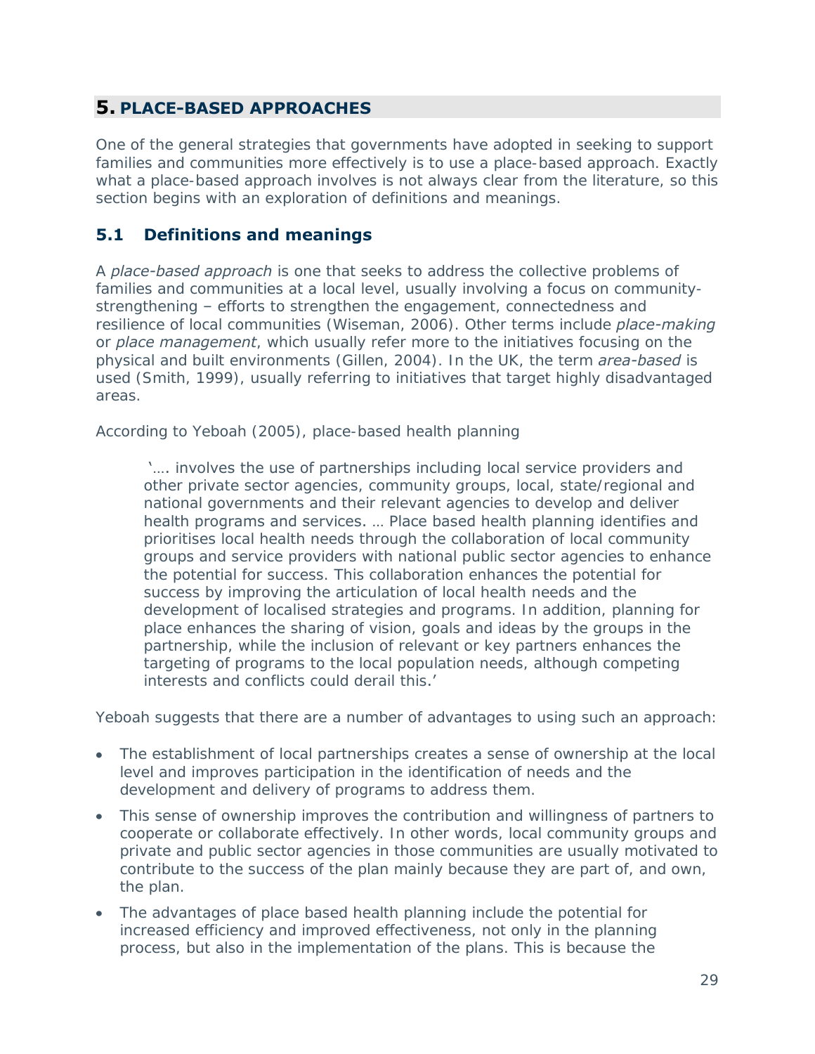## 5. PLACE-BASED APPROACHES

One of the general strategies that governments have adopted in seeking to support families and communities more effectively is to use a place-based approach. Exactly what a place-based approach involves is not always clear from the literature, so this section begins with an exploration of definitions and meanings.

### 5.1 Definitions and meanings

A *place-based approach* is one that seeks to address the collective problems of families and communities at a local level, usually involving a focus on community-strengthening – efforts to strengthen the engagement, connectedness and resilience of local communities (Wiseman, 2006). Other terms include *place-making* or *place management*, which usually refer more to the initiatives focusing on the physical and built environments (Gillen, 2004). In the UK, the term *area-based* is used (Smith, 1999), usually referring to initiatives that target highly disadvantaged areas.

According to Yeboah (2005), place-based health planning

> '…. involves the use of partnerships including local service providers and other private sector agencies, community groups, local, state/regional and national governments and their relevant agencies to develop and deliver health programs and services. … Place based health planning identifies and prioritises local health needs through the collaboration of local community groups and service providers with national public sector agencies to enhance the potential for success. This collaboration enhances the potential for success by improving the articulation of local health needs and the development of localised strategies and programs. In addition, planning for place enhances the sharing of vision, goals and ideas by the groups in the partnership, while the inclusion of relevant or key partners enhances the targeting of programs to the local population needs, although competing interests and conflicts could derail this.'

Yeboah suggests that there are a number of advantages to using such an approach:

- The establishment of local partnerships creates a sense of ownership at the local level and improves participation in the identification of needs and the development and delivery of programs to address them.
- This sense of ownership improves the contribution and willingness of partners to cooperate or collaborate effectively. In other words, local community groups and private and public sector agencies in those communities are usually motivated to contribute to the success of the plan mainly because they are part of, and own, the plan.
- The advantages of place based health planning include the potential for increased efficiency and improved effectiveness, not only in the planning process, but also in the implementation of the plans. This is because the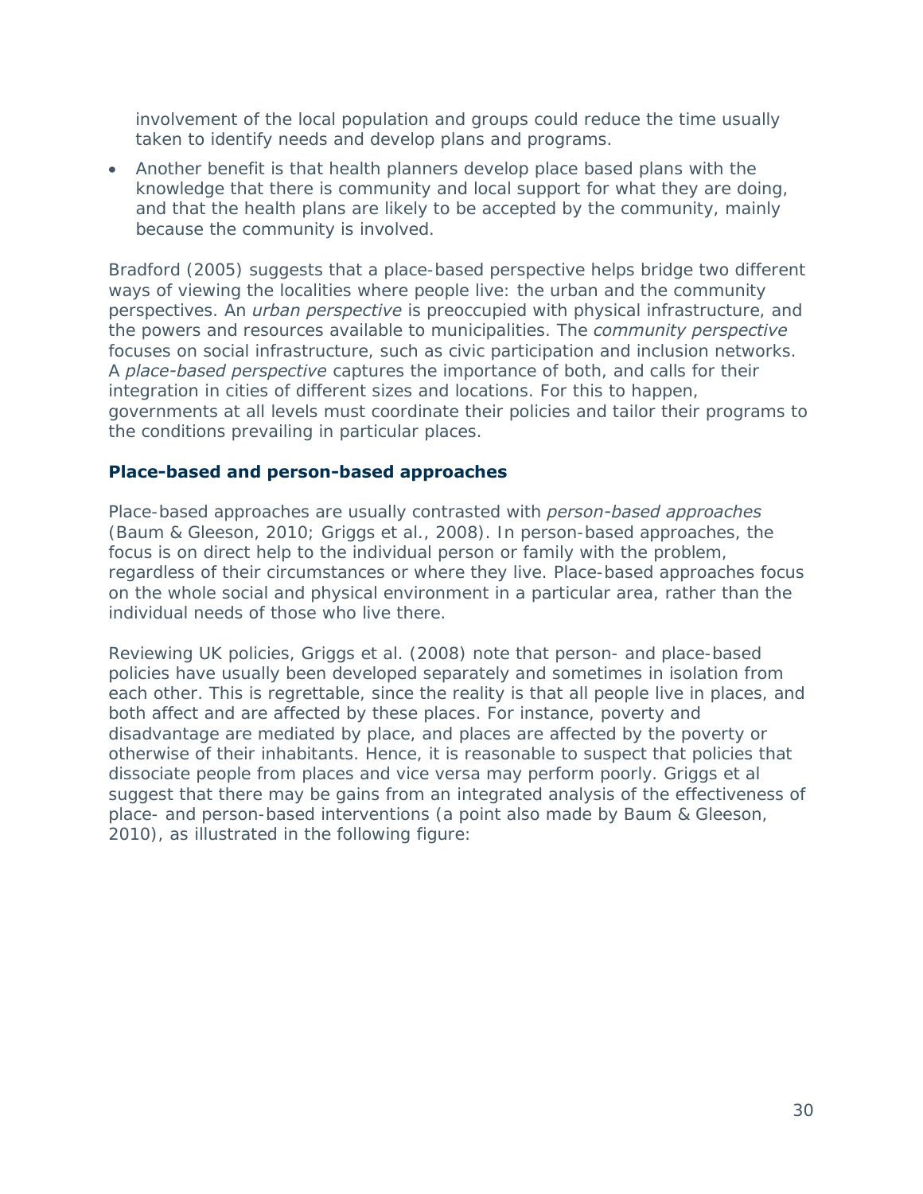involvement of the local population and groups could reduce the time usually taken to identify needs and develop plans and programs.

- Another benefit is that health planners develop place based plans with the knowledge that there is community and local support for what they are doing, and that the health plans are likely to be accepted by the community, mainly because the community is involved.

Bradford (2005) suggests that a place-based perspective helps bridge two different ways of viewing the localities where people live: the urban and the community perspectives. An *urban perspective* is preoccupied with physical infrastructure, and the powers and resources available to municipalities. The *community perspective* focuses on social infrastructure, such as civic participation and inclusion networks. A *place-based perspective* captures the importance of both, and calls for their integration in cities of different sizes and locations. For this to happen, governments at all levels must coordinate their policies and tailor their programs to the conditions prevailing in particular places.

### Place-based and person-based approaches

Place-based approaches are usually contrasted with *person-based approaches* (Baum & Gleeson, 2010; Griggs et al., 2008). In person-based approaches, the focus is on direct help to the individual person or family with the problem, regardless of their circumstances or where they live. Place-based approaches focus on the whole social and physical environment in a particular area, rather than the individual needs of those who live there.

Reviewing UK policies, Griggs et al. (2008) note that person- and place-based policies have usually been developed separately and sometimes in isolation from each other. This is regrettable, since the reality is that all people live in places, and both affect and are affected by these places. For instance, poverty and disadvantage are mediated by place, and places are affected by the poverty or otherwise of their inhabitants. Hence, it is reasonable to suspect that policies that dissociate people from places and vice versa may perform poorly. Griggs et al suggest that there may be gains from an integrated analysis of the effectiveness of place- and person-based interventions (a point also made by Baum & Gleeson, 2010), as illustrated in the following figure: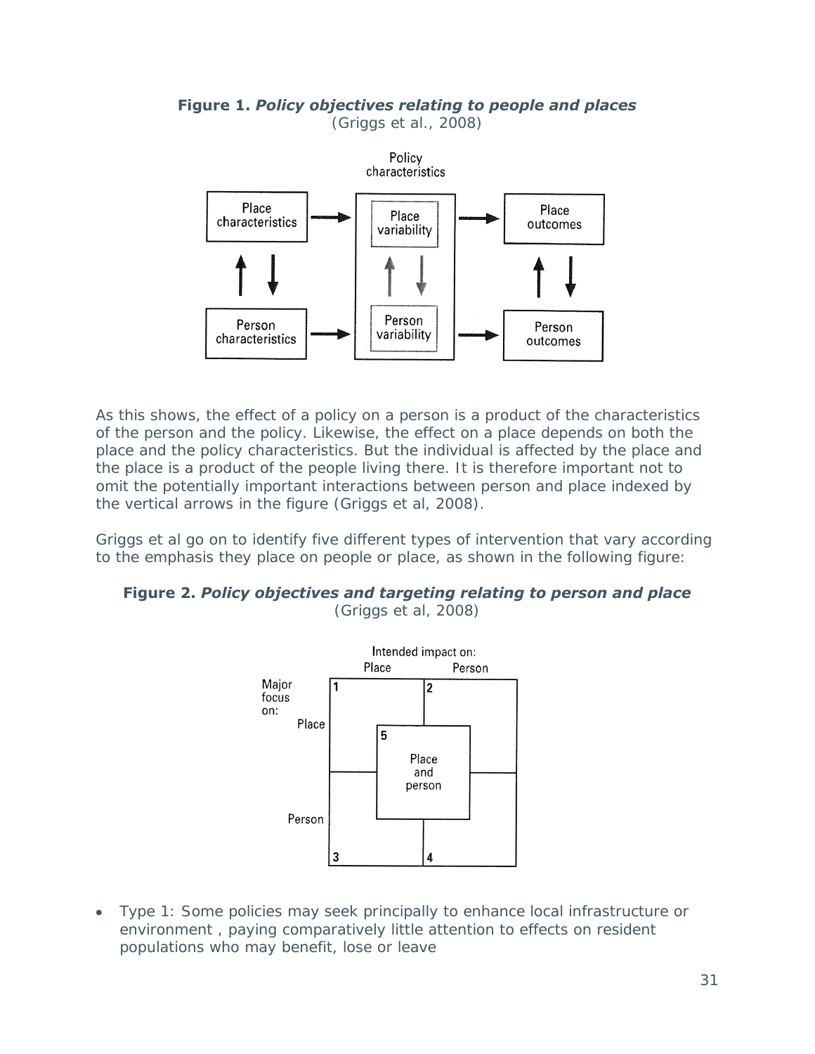**Figure 1. *Policy objectives relating to people and places***
(Griggs et al., 2008)

As this shows, the effect of a policy on a person is a product of the characteristics of the person and the policy. Likewise, the effect on a place depends on both the place and the policy characteristics. But the individual is affected by the place and the place is a product of the people living there. It is therefore important not to omit the potentially important interactions between person and place indexed by the vertical arrows in the figure (Griggs et al, 2008).

Griggs et al go on to identify five different types of intervention that vary according to the emphasis they place on people or place, as shown in the following figure:

**Figure 2. *Policy objectives and targeting relating to person and place***
(Griggs et al, 2008)

- Type 1: Some policies may seek principally to enhance local infrastructure or environment , paying comparatively little attention to effects on resident populations who may benefit, lose or leave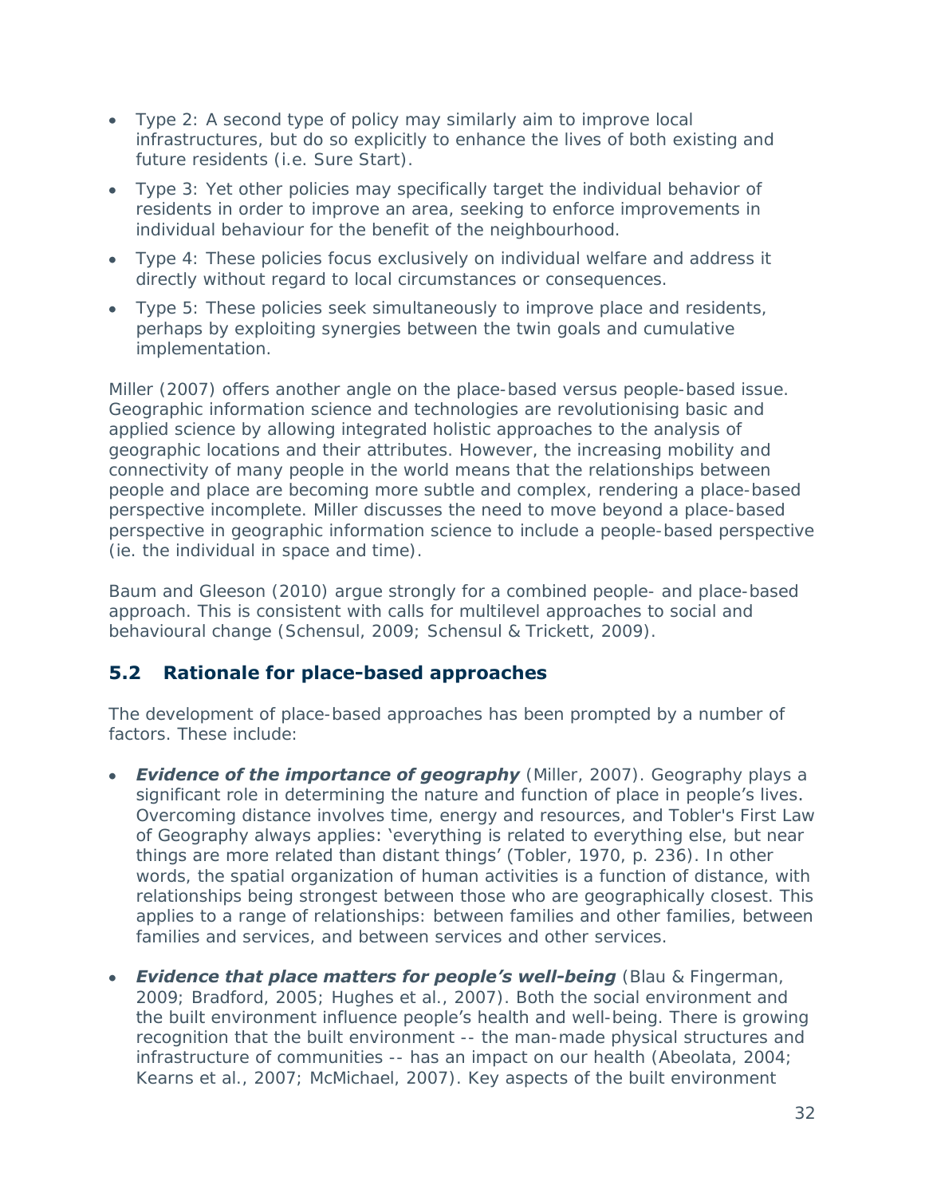- Type 2: A second type of policy may similarly aim to improve local infrastructures, but do so explicitly to enhance the lives of both existing and future residents (i.e. Sure Start).
- Type 3: Yet other policies may specifically target the individual behavior of residents in order to improve an area, seeking to enforce improvements in individual behaviour for the benefit of the neighbourhood.
- Type 4: These policies focus exclusively on individual welfare and address it directly without regard to local circumstances or consequences.
- Type 5: These policies seek simultaneously to improve place and residents, perhaps by exploiting synergies between the twin goals and cumulative implementation.

Miller (2007) offers another angle on the place-based versus people-based issue. Geographic information science and technologies are revolutionising basic and applied science by allowing integrated holistic approaches to the analysis of geographic locations and their attributes. However, the increasing mobility and connectivity of many people in the world means that the relationships between people and place are becoming more subtle and complex, rendering a place-based perspective incomplete. Miller discusses the need to move beyond a place-based perspective in geographic information science to include a people-based perspective (ie. the individual in space and time).

Baum and Gleeson (2010) argue strongly for a combined people- and place-based approach. This is consistent with calls for multilevel approaches to social and behavioural change (Schensul, 2009; Schensul & Trickett, 2009).

## 5.2 Rationale for place-based approaches

The development of place-based approaches has been prompted by a number of factors. These include:

- ***Evidence of the importance of geography*** (Miller, 2007). Geography plays a significant role in determining the nature and function of place in people's lives. Overcoming distance involves time, energy and resources, and Tobler's First Law of Geography always applies: 'everything is related to everything else, but near things are more related than distant things' (Tobler, 1970, p. 236). In other words, the spatial organization of human activities is a function of distance, with relationships being strongest between those who are geographically closest. This applies to a range of relationships: between families and other families, between families and services, and between services and other services.
- ***Evidence that place matters for people's well-being*** (Blau & Fingerman, 2009; Bradford, 2005; Hughes et al., 2007). Both the social environment and the built environment influence people's health and well-being. There is growing recognition that the built environment -- the man-made physical structures and infrastructure of communities -- has an impact on our health (Abeolata, 2004; Kearns et al., 2007; McMichael, 2007). Key aspects of the built environment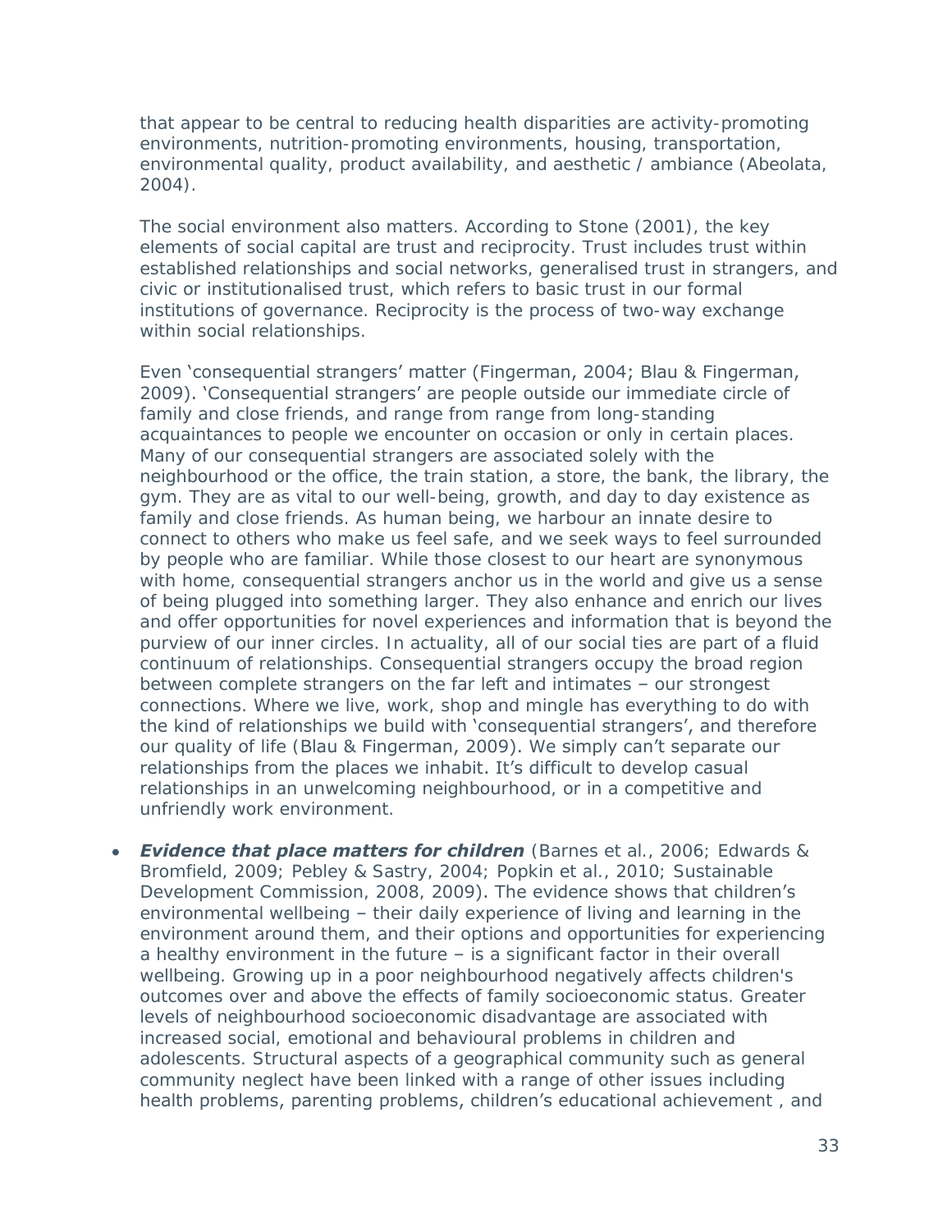that appear to be central to reducing health disparities are activity-promoting environments, nutrition-promoting environments, housing, transportation, environmental quality, product availability, and aesthetic / ambiance (Abeolata, 2004).

The social environment also matters. According to Stone (2001), the key elements of social capital are trust and reciprocity. Trust includes trust within established relationships and social networks, generalised trust in strangers, and civic or institutionalised trust, which refers to basic trust in our formal institutions of governance. Reciprocity is the process of two-way exchange within social relationships.

Even 'consequential strangers' matter (Fingerman, 2004; Blau & Fingerman, 2009). 'Consequential strangers' are people outside our immediate circle of family and close friends, and range from range from long-standing acquaintances to people we encounter on occasion or only in certain places. Many of our consequential strangers are associated solely with the neighbourhood or the office, the train station, a store, the bank, the library, the gym. They are as vital to our well-being, growth, and day to day existence as family and close friends. As human being, we harbour an innate desire to connect to others who make us feel safe, and we seek ways to feel surrounded by people who are familiar. While those closest to our heart are synonymous with home, consequential strangers anchor us in the world and give us a sense of being plugged into something larger. They also enhance and enrich our lives and offer opportunities for novel experiences and information that is beyond the purview of our inner circles. In actuality, all of our social ties are part of a fluid continuum of relationships. Consequential strangers occupy the broad region between complete strangers on the far left and intimates – our strongest connections. Where we live, work, shop and mingle has everything to do with the kind of relationships we build with 'consequential strangers', and therefore our quality of life (Blau & Fingerman, 2009). We simply can't separate our relationships from the places we inhabit. It's difficult to develop casual relationships in an unwelcoming neighbourhood, or in a competitive and unfriendly work environment.

- ***Evidence that place matters for children*** (Barnes et al., 2006; Edwards & Bromfield, 2009; Pebley & Sastry, 2004; Popkin et al., 2010; Sustainable Development Commission, 2008, 2009). The evidence shows that children's environmental wellbeing – their daily experience of living and learning in the environment around them, and their options and opportunities for experiencing a healthy environment in the future – is a significant factor in their overall wellbeing. Growing up in a poor neighbourhood negatively affects children's outcomes over and above the effects of family socioeconomic status. Greater levels of neighbourhood socioeconomic disadvantage are associated with increased social, emotional and behavioural problems in children and adolescents. Structural aspects of a geographical community such as general community neglect have been linked with a range of other issues including health problems, parenting problems, children's educational achievement , and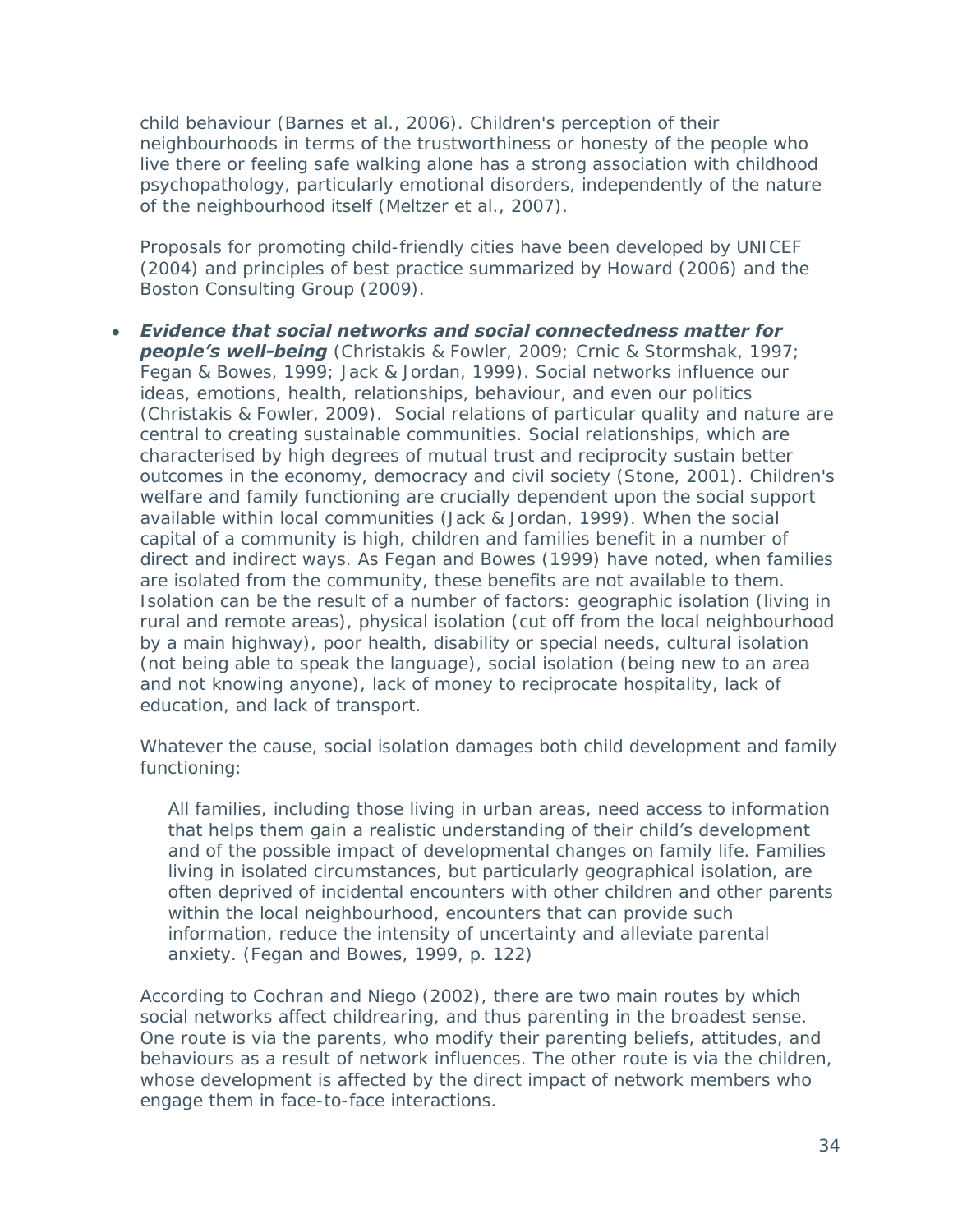child behaviour (Barnes et al., 2006). Children's perception of their neighbourhoods in terms of the trustworthiness or honesty of the people who live there or feeling safe walking alone has a strong association with childhood psychopathology, particularly emotional disorders, independently of the nature of the neighbourhood itself (Meltzer et al., 2007).

Proposals for promoting child-friendly cities have been developed by UNICEF (2004) and principles of best practice summarized by Howard (2006) and the Boston Consulting Group (2009).

- ***Evidence that social networks and social connectedness matter for people's well-being*** (Christakis & Fowler, 2009; Crnic & Stormshak, 1997; Fegan & Bowes, 1999; Jack & Jordan, 1999). Social networks influence our ideas, emotions, health, relationships, behaviour, and even our politics (Christakis & Fowler, 2009). Social relations of particular quality and nature are central to creating sustainable communities. Social relationships, which are characterised by high degrees of mutual trust and reciprocity sustain better outcomes in the economy, democracy and civil society (Stone, 2001). Children's welfare and family functioning are crucially dependent upon the social support available within local communities (Jack & Jordan, 1999). When the social capital of a community is high, children and families benefit in a number of direct and indirect ways. As Fegan and Bowes (1999) have noted, when families are isolated from the community, these benefits are not available to them. Isolation can be the result of a number of factors: geographic isolation (living in rural and remote areas), physical isolation (cut off from the local neighbourhood by a main highway), poor health, disability or special needs, cultural isolation (not being able to speak the language), social isolation (being new to an area and not knowing anyone), lack of money to reciprocate hospitality, lack of education, and lack of transport.

  Whatever the cause, social isolation damages both child development and family functioning:

  > All families, including those living in urban areas, need access to information that helps them gain a realistic understanding of their child's development and of the possible impact of developmental changes on family life. Families living in isolated circumstances, but particularly geographical isolation, are often deprived of incidental encounters with other children and other parents within the local neighbourhood, encounters that can provide such information, reduce the intensity of uncertainty and alleviate parental anxiety. (Fegan and Bowes, 1999, p. 122)

  According to Cochran and Niego (2002), there are two main routes by which social networks affect childrearing, and thus parenting in the broadest sense. One route is via the parents, who modify their parenting beliefs, attitudes, and behaviours as a result of network influences. The other route is via the children, whose development is affected by the direct impact of network members who engage them in face-to-face interactions.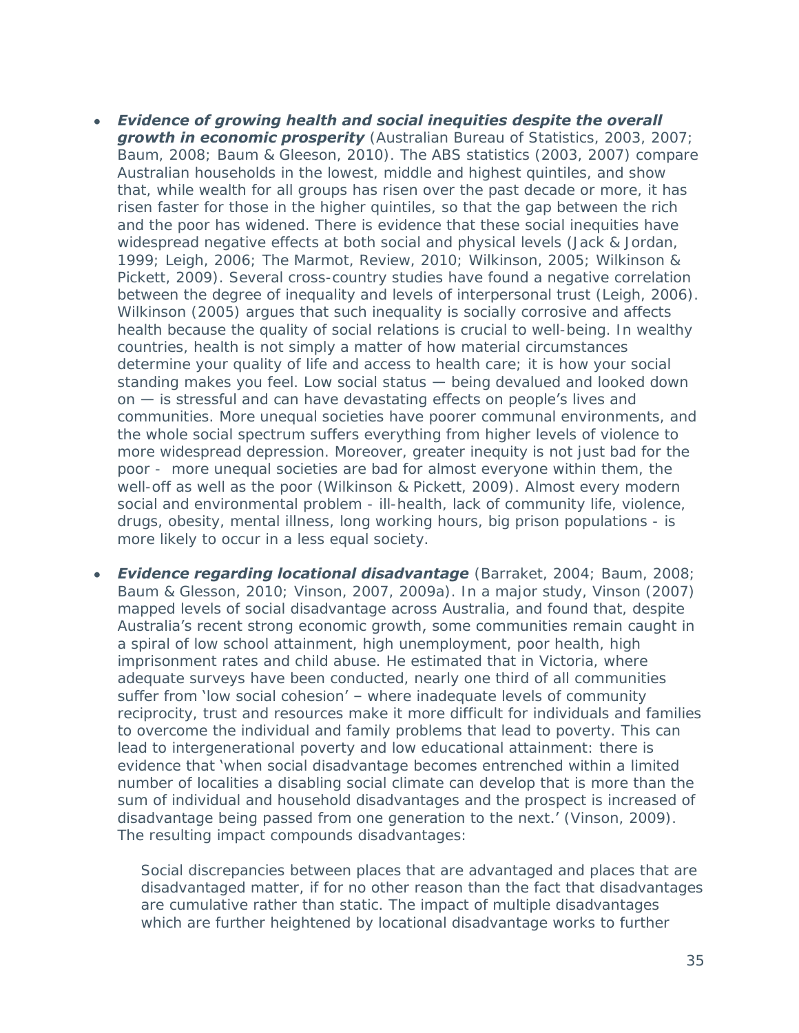- ***Evidence of growing health and social inequities despite the overall growth in economic prosperity*** (Australian Bureau of Statistics, 2003, 2007; Baum, 2008; Baum & Gleeson, 2010). The ABS statistics (2003, 2007) compare Australian households in the lowest, middle and highest quintiles, and show that, while wealth for all groups has risen over the past decade or more, it has risen faster for those in the higher quintiles, so that the gap between the rich and the poor has widened. There is evidence that these social inequities have widespread negative effects at both social and physical levels (Jack & Jordan, 1999; Leigh, 2006; The Marmot, Review, 2010; Wilkinson, 2005; Wilkinson & Pickett, 2009). Several cross-country studies have found a negative correlation between the degree of inequality and levels of interpersonal trust (Leigh, 2006). Wilkinson (2005) argues that such inequality is socially corrosive and affects health because the quality of social relations is crucial to well-being. In wealthy countries, health is not simply a matter of how material circumstances determine your quality of life and access to health care; it is how your social standing makes you feel. Low social status — being devalued and looked down on — is stressful and can have devastating effects on people's lives and communities. More unequal societies have poorer communal environments, and the whole social spectrum suffers everything from higher levels of violence to more widespread depression. Moreover, greater inequity is not just bad for the poor - more unequal societies are bad for almost everyone within them, the well-off as well as the poor (Wilkinson & Pickett, 2009). Almost every modern social and environmental problem - ill-health, lack of community life, violence, drugs, obesity, mental illness, long working hours, big prison populations - is more likely to occur in a less equal society.

- ***Evidence regarding locational disadvantage*** (Barraket, 2004; Baum, 2008; Baum & Glesson, 2010; Vinson, 2007, 2009a). In a major study, Vinson (2007) mapped levels of social disadvantage across Australia, and found that, despite Australia's recent strong economic growth, some communities remain caught in a spiral of low school attainment, high unemployment, poor health, high imprisonment rates and child abuse. He estimated that in Victoria, where adequate surveys have been conducted, nearly one third of all communities suffer from 'low social cohesion' – where inadequate levels of community reciprocity, trust and resources make it more difficult for individuals and families to overcome the individual and family problems that lead to poverty. This can lead to intergenerational poverty and low educational attainment: there is evidence that 'when social disadvantage becomes entrenched within a limited number of localities a disabling social climate can develop that is more than the sum of individual and household disadvantages and the prospect is increased of disadvantage being passed from one generation to the next.' (Vinson, 2009). The resulting impact compounds disadvantages:

  > Social discrepancies between places that are advantaged and places that are disadvantaged matter, if for no other reason than the fact that disadvantages are cumulative rather than static. The impact of multiple disadvantages which are further heightened by locational disadvantage works to further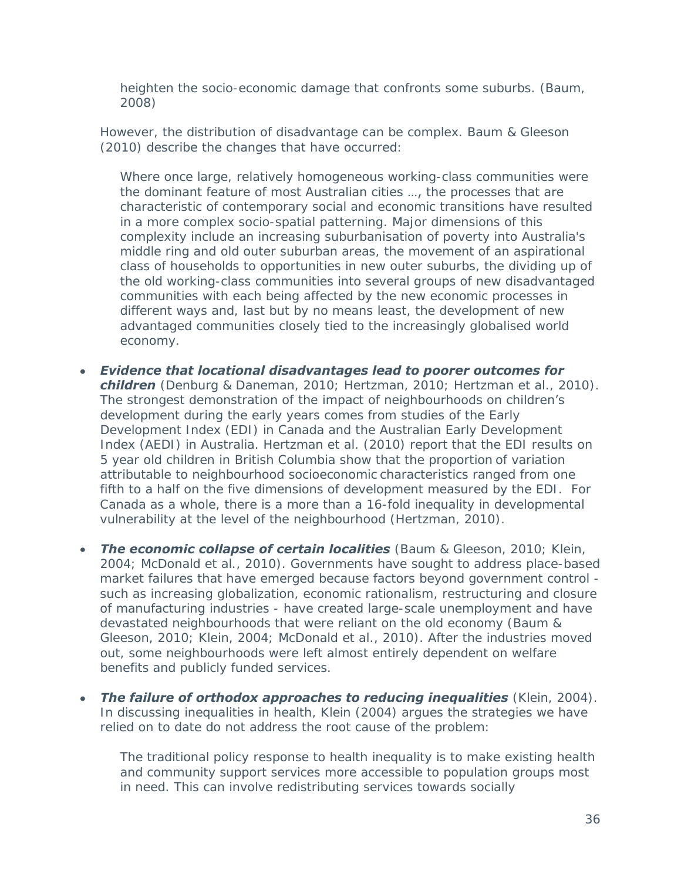> heighten the socio-economic damage that confronts some suburbs. (Baum, 2008)

However, the distribution of disadvantage can be complex. Baum & Gleeson (2010) describe the changes that have occurred:

> Where once large, relatively homogeneous working-class communities were the dominant feature of most Australian cities …, the processes that are characteristic of contemporary social and economic transitions have resulted in a more complex socio-spatial patterning. Major dimensions of this complexity include an increasing suburbanisation of poverty into Australia's middle ring and old outer suburban areas, the movement of an aspirational class of households to opportunities in new outer suburbs, the dividing up of the old working-class communities into several groups of new disadvantaged communities with each being affected by the new economic processes in different ways and, last but by no means least, the development of new advantaged communities closely tied to the increasingly globalised world economy.

- ***Evidence that locational disadvantages lead to poorer outcomes for children*** (Denburg & Daneman, 2010; Hertzman, 2010; Hertzman et al., 2010). The strongest demonstration of the impact of neighbourhoods on children's development during the early years comes from studies of the Early Development Index (EDI) in Canada and the Australian Early Development Index (AEDI) in Australia. Hertzman et al. (2010) report that the EDI results on 5 year old children in British Columbia show that the proportion of variation attributable to neighbourhood socioeconomic characteristics ranged from one fifth to a half on the five dimensions of development measured by the EDI. For Canada as a whole, there is a more than a 16-fold inequality in developmental vulnerability at the level of the neighbourhood (Hertzman, 2010).

- ***The economic collapse of certain localities*** (Baum & Gleeson, 2010; Klein, 2004; McDonald et al., 2010). Governments have sought to address place-based market failures that have emerged because factors beyond government control - such as increasing globalization, economic rationalism, restructuring and closure of manufacturing industries - have created large-scale unemployment and have devastated neighbourhoods that were reliant on the old economy (Baum & Gleeson, 2010; Klein, 2004; McDonald et al., 2010). After the industries moved out, some neighbourhoods were left almost entirely dependent on welfare benefits and publicly funded services.

- ***The failure of orthodox approaches to reducing inequalities*** (Klein, 2004). In discussing inequalities in health, Klein (2004) argues the strategies we have relied on to date do not address the root cause of the problem:

  > The traditional policy response to health inequality is to make existing health and community support services more accessible to population groups most in need. This can involve redistributing services towards socially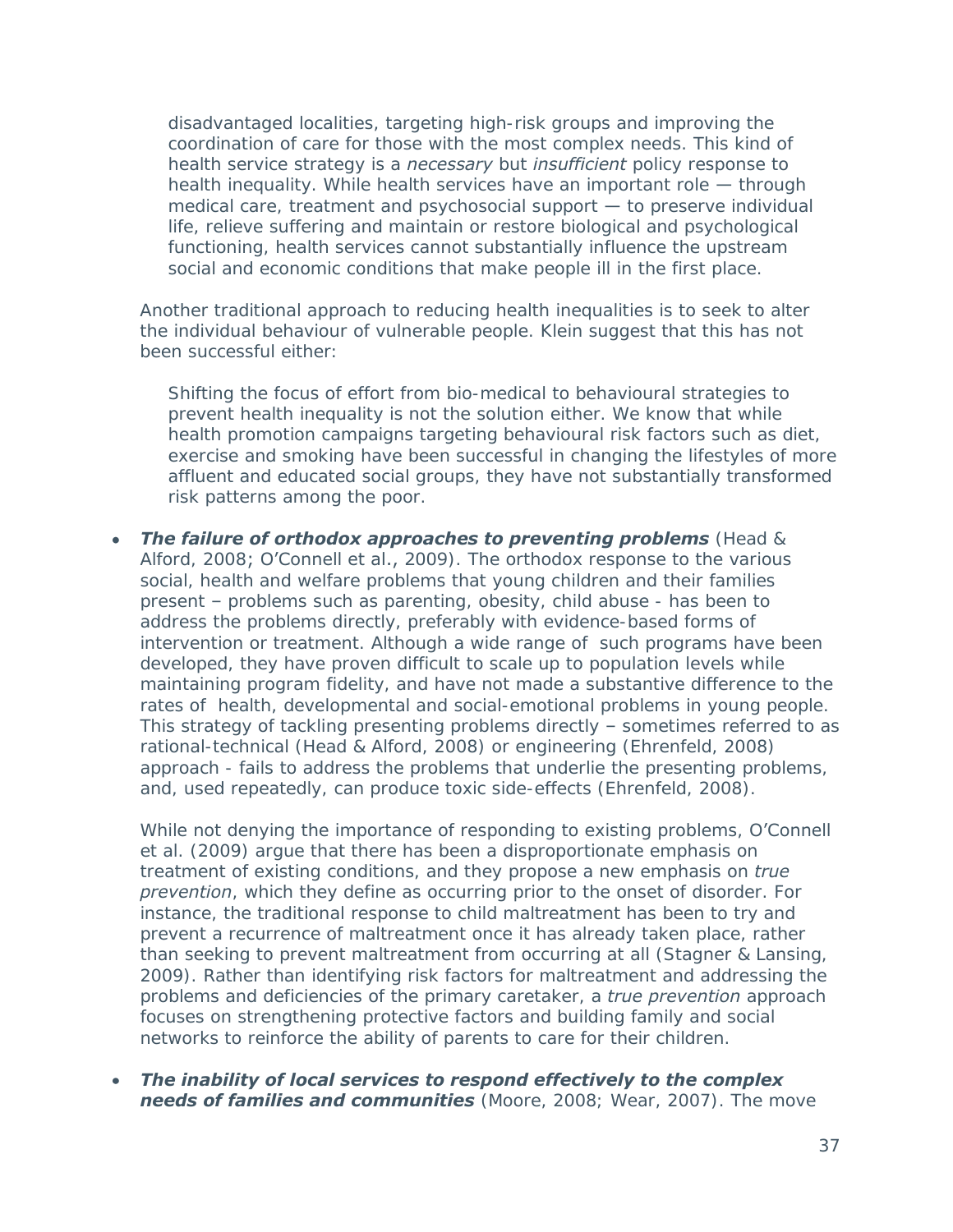> disadvantaged localities, targeting high-risk groups and improving the coordination of care for those with the most complex needs. This kind of health service strategy is a *necessary* but *insufficient* policy response to health inequality. While health services have an important role — through medical care, treatment and psychosocial support — to preserve individual life, relieve suffering and maintain or restore biological and psychological functioning, health services cannot substantially influence the upstream social and economic conditions that make people ill in the first place.

Another traditional approach to reducing health inequalities is to seek to alter the individual behaviour of vulnerable people. Klein suggest that this has not been successful either:

> Shifting the focus of effort from bio-medical to behavioural strategies to prevent health inequality is not the solution either. We know that while health promotion campaigns targeting behavioural risk factors such as diet, exercise and smoking have been successful in changing the lifestyles of more affluent and educated social groups, they have not substantially transformed risk patterns among the poor.

- ***The failure of orthodox approaches to preventing problems*** (Head & Alford, 2008; O'Connell et al., 2009). The orthodox response to the various social, health and welfare problems that young children and their families present – problems such as parenting, obesity, child abuse - has been to address the problems directly, preferably with evidence-based forms of intervention or treatment. Although a wide range of such programs have been developed, they have proven difficult to scale up to population levels while maintaining program fidelity, and have not made a substantive difference to the rates of health, developmental and social-emotional problems in young people. This strategy of tackling presenting problems directly – sometimes referred to as rational-technical (Head & Alford, 2008) or engineering (Ehrenfeld, 2008) approach - fails to address the problems that underlie the presenting problems, and, used repeatedly, can produce toxic side-effects (Ehrenfeld, 2008).

  While not denying the importance of responding to existing problems, O'Connell et al. (2009) argue that there has been a disproportionate emphasis on treatment of existing conditions, and they propose a new emphasis on *true prevention*, which they define as occurring prior to the onset of disorder. For instance, the traditional response to child maltreatment has been to try and prevent a recurrence of maltreatment once it has already taken place, rather than seeking to prevent maltreatment from occurring at all (Stagner & Lansing, 2009). Rather than identifying risk factors for maltreatment and addressing the problems and deficiencies of the primary caretaker, a *true prevention* approach focuses on strengthening protective factors and building family and social networks to reinforce the ability of parents to care for their children.

- ***The inability of local services to respond effectively to the complex needs of families and communities*** (Moore, 2008; Wear, 2007). The move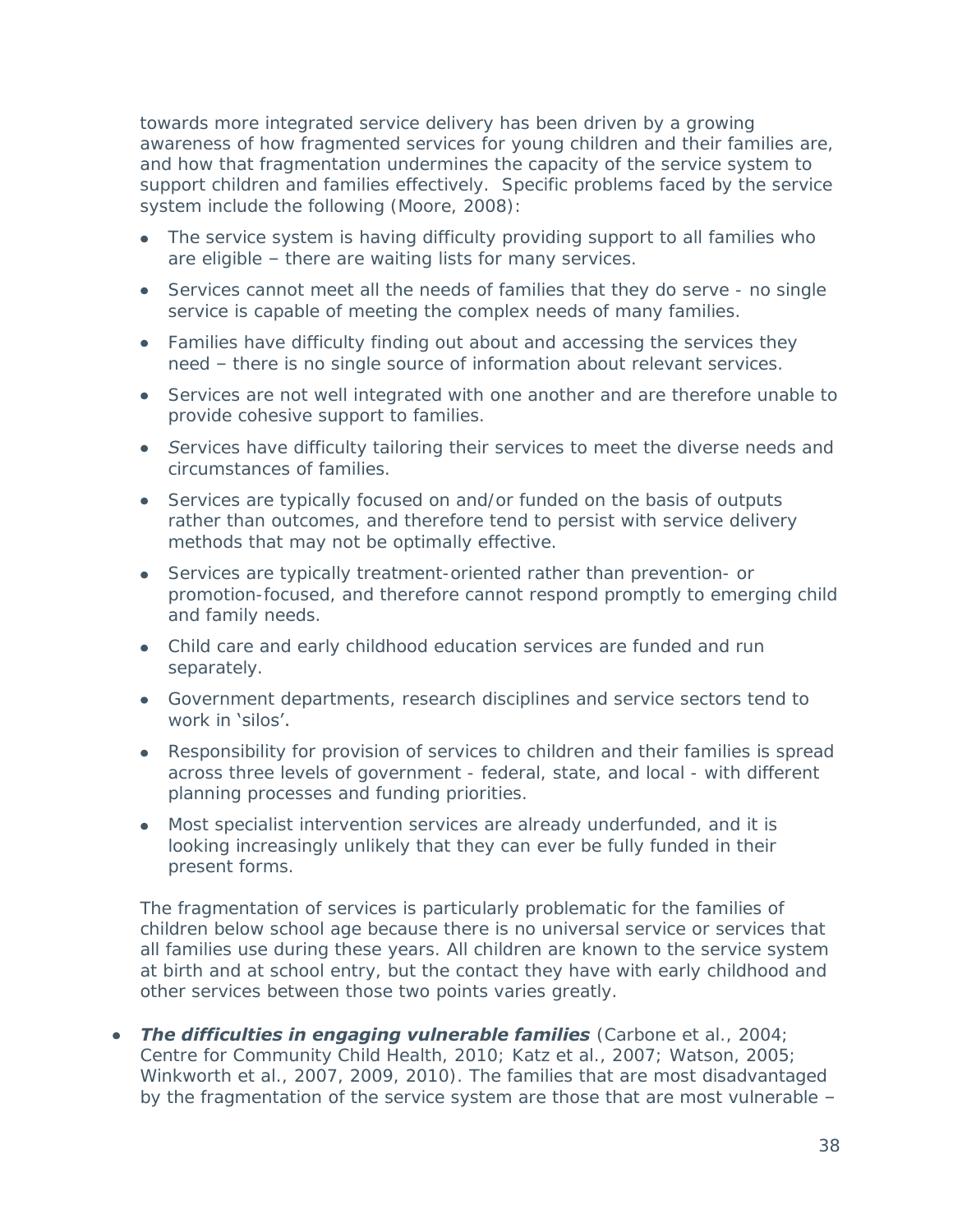towards more integrated service delivery has been driven by a growing awareness of how fragmented services for young children and their families are, and how that fragmentation undermines the capacity of the service system to support children and families effectively. Specific problems faced by the service system include the following (Moore, 2008):

- The service system is having difficulty providing support to all families who are eligible – there are waiting lists for many services.
- Services cannot meet all the needs of families that they do serve - no single service is capable of meeting the complex needs of many families.
- Families have difficulty finding out about and accessing the services they need – there is no single source of information about relevant services.
- Services are not well integrated with one another and are therefore unable to provide cohesive support to families.
- *S*ervices have difficulty tailoring their services to meet the diverse needs and circumstances of families.
- Services are typically focused on and/or funded on the basis of outputs rather than outcomes, and therefore tend to persist with service delivery methods that may not be optimally effective.
- Services are typically treatment-oriented rather than prevention- or promotion-focused, and therefore cannot respond promptly to emerging child and family needs.
- Child care and early childhood education services are funded and run separately.
- Government departments, research disciplines and service sectors tend to work in 'silos'.
- Responsibility for provision of services to children and their families is spread across three levels of government - federal, state, and local - with different planning processes and funding priorities.
- Most specialist intervention services are already underfunded, and it is looking increasingly unlikely that they can ever be fully funded in their present forms.

The fragmentation of services is particularly problematic for the families of children below school age because there is no universal service or services that all families use during these years. All children are known to the service system at birth and at school entry, but the contact they have with early childhood and other services between those two points varies greatly.

- ***The difficulties in engaging vulnerable families*** (Carbone et al., 2004; Centre for Community Child Health, 2010; Katz et al., 2007; Watson, 2005; Winkworth et al., 2007, 2009, 2010). The families that are most disadvantaged by the fragmentation of the service system are those that are most vulnerable –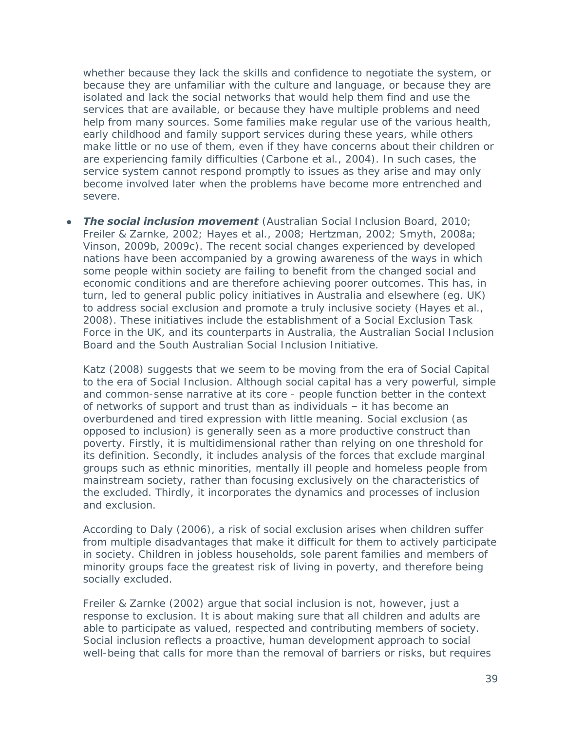whether because they lack the skills and confidence to negotiate the system, or because they are unfamiliar with the culture and language, or because they are isolated and lack the social networks that would help them find and use the services that are available, or because they have multiple problems and need help from many sources. Some families make regular use of the various health, early childhood and family support services during these years, while others make little or no use of them, even if they have concerns about their children or are experiencing family difficulties (Carbone et al., 2004). In such cases, the service system cannot respond promptly to issues as they arise and may only become involved later when the problems have become more entrenched and severe.

- ***The social inclusion movement*** (Australian Social Inclusion Board, 2010; Freiler & Zarnke, 2002; Hayes et al., 2008; Hertzman, 2002; Smyth, 2008a; Vinson, 2009b, 2009c). The recent social changes experienced by developed nations have been accompanied by a growing awareness of the ways in which some people within society are failing to benefit from the changed social and economic conditions and are therefore achieving poorer outcomes. This has, in turn, led to general public policy initiatives in Australia and elsewhere (eg. UK) to address social exclusion and promote a truly inclusive society (Hayes et al., 2008). These initiatives include the establishment of a Social Exclusion Task Force in the UK, and its counterparts in Australia, the Australian Social Inclusion Board and the South Australian Social Inclusion Initiative.

  Katz (2008) suggests that we seem to be moving from the era of Social Capital to the era of Social Inclusion. Although social capital has a very powerful, simple and common-sense narrative at its core - people function better in the context of networks of support and trust than as individuals – it has become an overburdened and tired expression with little meaning. Social exclusion (as opposed to inclusion) is generally seen as a more productive construct than poverty. Firstly, it is multidimensional rather than relying on one threshold for its definition. Secondly, it includes analysis of the forces that exclude marginal groups such as ethnic minorities, mentally ill people and homeless people from mainstream society, rather than focusing exclusively on the characteristics of the excluded. Thirdly, it incorporates the dynamics and processes of inclusion and exclusion.

  According to Daly (2006), a risk of social exclusion arises when children suffer from multiple disadvantages that make it difficult for them to actively participate in society. Children in jobless households, sole parent families and members of minority groups face the greatest risk of living in poverty, and therefore being socially excluded.

  Freiler & Zarnke (2002) argue that social inclusion is not, however, just a response to exclusion. It is about making sure that all children and adults are able to participate as valued, respected and contributing members of society. Social inclusion reflects a proactive, human development approach to social well-being that calls for more than the removal of barriers or risks, but requires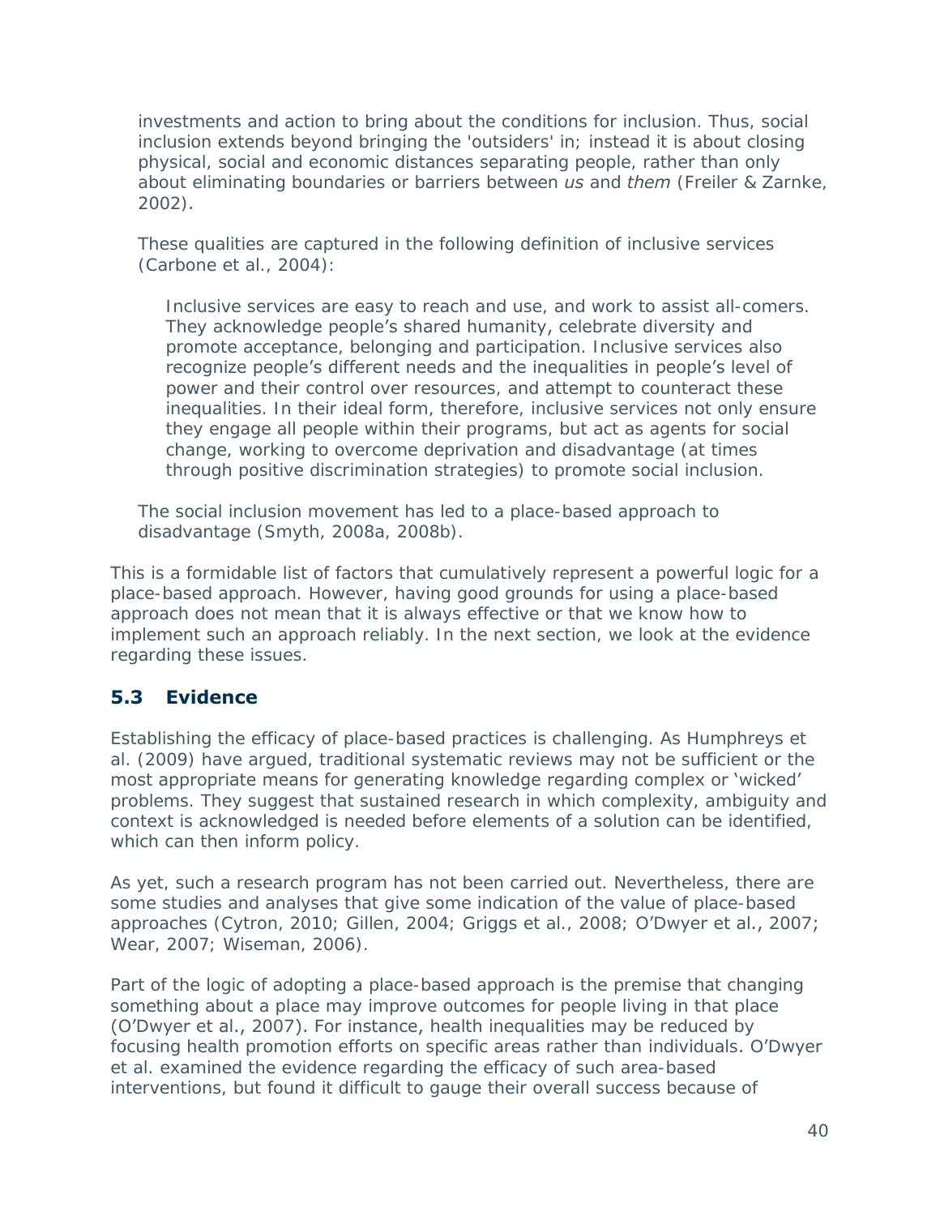investments and action to bring about the conditions for inclusion. Thus, social inclusion extends beyond bringing the 'outsiders' in; instead it is about closing physical, social and economic distances separating people, rather than only about eliminating boundaries or barriers between *us* and *them* (Freiler & Zarnke, 2002).

These qualities are captured in the following definition of inclusive services (Carbone et al., 2004):

> Inclusive services are easy to reach and use, and work to assist all-comers. They acknowledge people's shared humanity, celebrate diversity and promote acceptance, belonging and participation. Inclusive services also recognize people's different needs and the inequalities in people's level of power and their control over resources, and attempt to counteract these inequalities. In their ideal form, therefore, inclusive services not only ensure they engage all people within their programs, but act as agents for social change, working to overcome deprivation and disadvantage (at times through positive discrimination strategies) to promote social inclusion.

The social inclusion movement has led to a place-based approach to disadvantage (Smyth, 2008a, 2008b).

This is a formidable list of factors that cumulatively represent a powerful logic for a place-based approach. However, having good grounds for using a place-based approach does not mean that it is always effective or that we know how to implement such an approach reliably. In the next section, we look at the evidence regarding these issues.

## 5.3 Evidence

Establishing the efficacy of place-based practices is challenging. As Humphreys et al. (2009) have argued, traditional systematic reviews may not be sufficient or the most appropriate means for generating knowledge regarding complex or 'wicked' problems. They suggest that sustained research in which complexity, ambiguity and context is acknowledged is needed before elements of a solution can be identified, which can then inform policy.

As yet, such a research program has not been carried out. Nevertheless, there are some studies and analyses that give some indication of the value of place-based approaches (Cytron, 2010; Gillen, 2004; Griggs et al., 2008; O'Dwyer et al., 2007; Wear, 2007; Wiseman, 2006).

Part of the logic of adopting a place-based approach is the premise that changing something about a place may improve outcomes for people living in that place (O'Dwyer et al., 2007). For instance, health inequalities may be reduced by focusing health promotion efforts on specific areas rather than individuals. O'Dwyer et al. examined the evidence regarding the efficacy of such area-based interventions, but found it difficult to gauge their overall success because of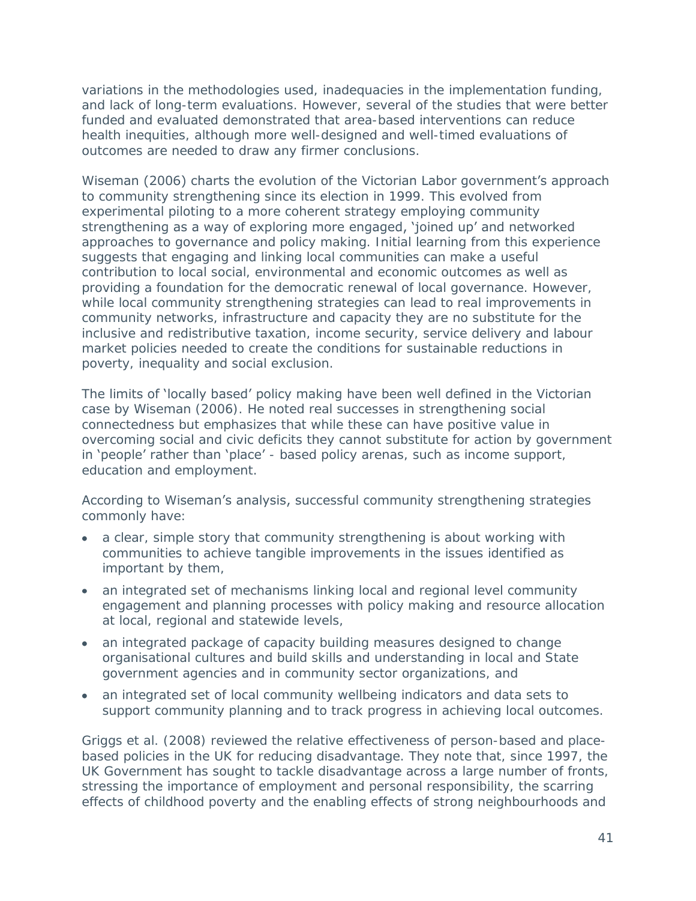variations in the methodologies used, inadequacies in the implementation funding, and lack of long-term evaluations. However, several of the studies that were better funded and evaluated demonstrated that area-based interventions can reduce health inequities, although more well-designed and well-timed evaluations of outcomes are needed to draw any firmer conclusions.

Wiseman (2006) charts the evolution of the Victorian Labor government's approach to community strengthening since its election in 1999. This evolved from experimental piloting to a more coherent strategy employing community strengthening as a way of exploring more engaged, 'joined up' and networked approaches to governance and policy making. Initial learning from this experience suggests that engaging and linking local communities can make a useful contribution to local social, environmental and economic outcomes as well as providing a foundation for the democratic renewal of local governance. However, while local community strengthening strategies can lead to real improvements in community networks, infrastructure and capacity they are no substitute for the inclusive and redistributive taxation, income security, service delivery and labour market policies needed to create the conditions for sustainable reductions in poverty, inequality and social exclusion.

The limits of 'locally based' policy making have been well defined in the Victorian case by Wiseman (2006). He noted real successes in strengthening social connectedness but emphasizes that while these can have positive value in overcoming social and civic deficits they cannot substitute for action by government in 'people' rather than 'place' - based policy arenas, such as income support, education and employment.

According to Wiseman's analysis, successful community strengthening strategies commonly have:

- a clear, simple story that community strengthening is about working with communities to achieve tangible improvements in the issues identified as important by them,
- an integrated set of mechanisms linking local and regional level community engagement and planning processes with policy making and resource allocation at local, regional and statewide levels,
- an integrated package of capacity building measures designed to change organisational cultures and build skills and understanding in local and State government agencies and in community sector organizations, and
- an integrated set of local community wellbeing indicators and data sets to support community planning and to track progress in achieving local outcomes.

Griggs et al. (2008) reviewed the relative effectiveness of person-based and place-based policies in the UK for reducing disadvantage. They note that, since 1997, the UK Government has sought to tackle disadvantage across a large number of fronts, stressing the importance of employment and personal responsibility, the scarring effects of childhood poverty and the enabling effects of strong neighbourhoods and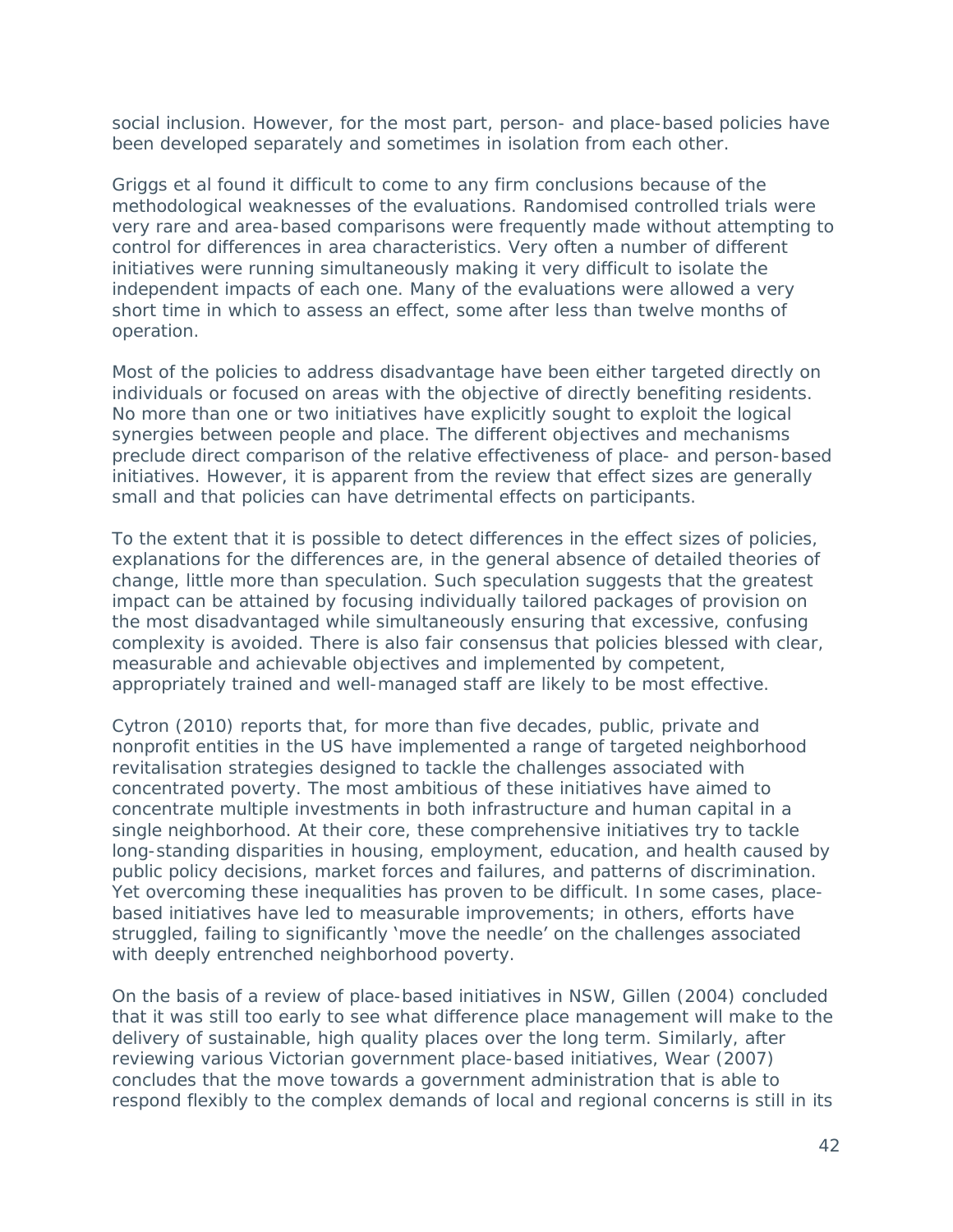social inclusion. However, for the most part, person- and place-based policies have been developed separately and sometimes in isolation from each other.

Griggs et al found it difficult to come to any firm conclusions because of the methodological weaknesses of the evaluations. Randomised controlled trials were very rare and area-based comparisons were frequently made without attempting to control for differences in area characteristics. Very often a number of different initiatives were running simultaneously making it very difficult to isolate the independent impacts of each one. Many of the evaluations were allowed a very short time in which to assess an effect, some after less than twelve months of operation.

Most of the policies to address disadvantage have been either targeted directly on individuals or focused on areas with the objective of directly benefiting residents. No more than one or two initiatives have explicitly sought to exploit the logical synergies between people and place. The different objectives and mechanisms preclude direct comparison of the relative effectiveness of place- and person-based initiatives. However, it is apparent from the review that effect sizes are generally small and that policies can have detrimental effects on participants.

To the extent that it is possible to detect differences in the effect sizes of policies, explanations for the differences are, in the general absence of detailed theories of change, little more than speculation. Such speculation suggests that the greatest impact can be attained by focusing individually tailored packages of provision on the most disadvantaged while simultaneously ensuring that excessive, confusing complexity is avoided. There is also fair consensus that policies blessed with clear, measurable and achievable objectives and implemented by competent, appropriately trained and well-managed staff are likely to be most effective.

Cytron (2010) reports that, for more than five decades, public, private and nonprofit entities in the US have implemented a range of targeted neighborhood revitalisation strategies designed to tackle the challenges associated with concentrated poverty. The most ambitious of these initiatives have aimed to concentrate multiple investments in both infrastructure and human capital in a single neighborhood. At their core, these comprehensive initiatives try to tackle long-standing disparities in housing, employment, education, and health caused by public policy decisions, market forces and failures, and patterns of discrimination. Yet overcoming these inequalities has proven to be difficult. In some cases, place-based initiatives have led to measurable improvements; in others, efforts have struggled, failing to significantly 'move the needle' on the challenges associated with deeply entrenched neighborhood poverty.

On the basis of a review of place-based initiatives in NSW, Gillen (2004) concluded that it was still too early to see what difference place management will make to the delivery of sustainable, high quality places over the long term. Similarly, after reviewing various Victorian government place-based initiatives, Wear (2007) concludes that the move towards a government administration that is able to respond flexibly to the complex demands of local and regional concerns is still in its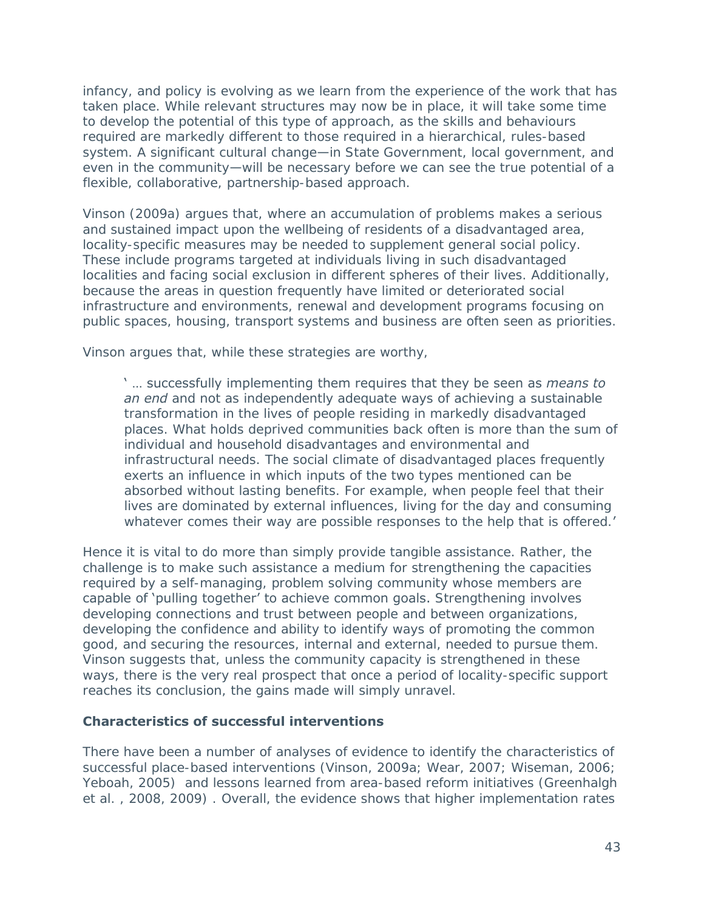infancy, and policy is evolving as we learn from the experience of the work that has taken place. While relevant structures may now be in place, it will take some time to develop the potential of this type of approach, as the skills and behaviours required are markedly different to those required in a hierarchical, rules-based system. A significant cultural change—in State Government, local government, and even in the community—will be necessary before we can see the true potential of a flexible, collaborative, partnership-based approach.

Vinson (2009a) argues that, where an accumulation of problems makes a serious and sustained impact upon the wellbeing of residents of a disadvantaged area, locality-specific measures may be needed to supplement general social policy. These include programs targeted at individuals living in such disadvantaged localities and facing social exclusion in different spheres of their lives. Additionally, because the areas in question frequently have limited or deteriorated social infrastructure and environments, renewal and development programs focusing on public spaces, housing, transport systems and business are often seen as priorities.

Vinson argues that, while these strategies are worthy,

> ' … successfully implementing them requires that they be seen as *means to an end* and not as independently adequate ways of achieving a sustainable transformation in the lives of people residing in markedly disadvantaged places. What holds deprived communities back often is more than the sum of individual and household disadvantages and environmental and infrastructural needs. The social climate of disadvantaged places frequently exerts an influence in which inputs of the two types mentioned can be absorbed without lasting benefits. For example, when people feel that their lives are dominated by external influences, living for the day and consuming whatever comes their way are possible responses to the help that is offered.'

Hence it is vital to do more than simply provide tangible assistance. Rather, the challenge is to make such assistance a medium for strengthening the capacities required by a self-managing, problem solving community whose members are capable of 'pulling together' to achieve common goals. Strengthening involves developing connections and trust between people and between organizations, developing the confidence and ability to identify ways of promoting the common good, and securing the resources, internal and external, needed to pursue them. Vinson suggests that, unless the community capacity is strengthened in these ways, there is the very real prospect that once a period of locality-specific support reaches its conclusion, the gains made will simply unravel.

### Characteristics of successful interventions

There have been a number of analyses of evidence to identify the characteristics of successful place-based interventions (Vinson, 2009a; Wear, 2007; Wiseman, 2006; Yeboah, 2005) and lessons learned from area-based reform initiatives (Greenhalgh et al. , 2008, 2009) . Overall, the evidence shows that higher implementation rates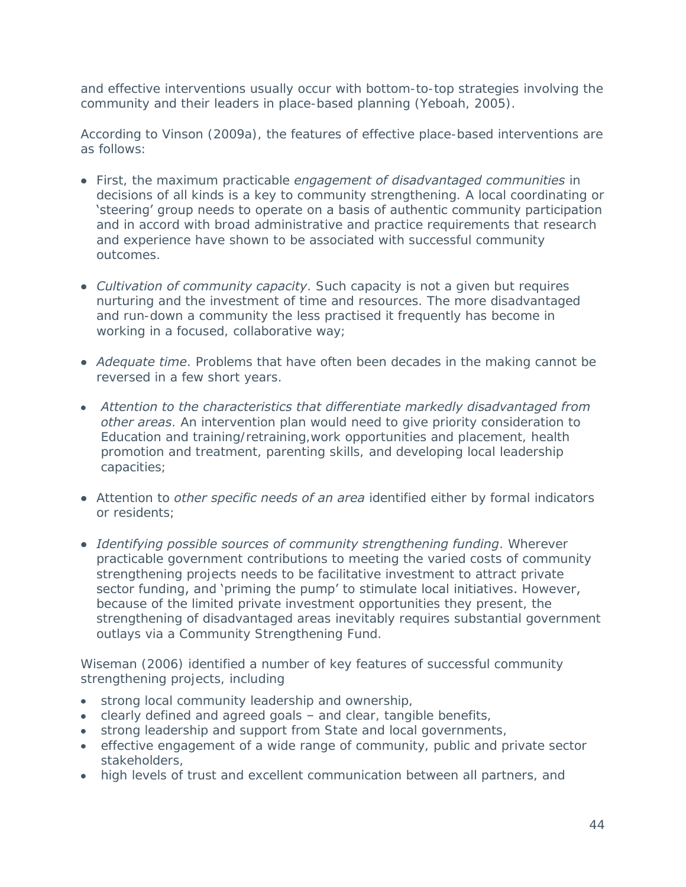and effective interventions usually occur with bottom-to-top strategies involving the community and their leaders in place-based planning (Yeboah, 2005).

According to Vinson (2009a), the features of effective place-based interventions are as follows:

- First, the maximum practicable *engagement of disadvantaged communities* in decisions of all kinds is a key to community strengthening. A local coordinating or 'steering' group needs to operate on a basis of authentic community participation and in accord with broad administrative and practice requirements that research and experience have shown to be associated with successful community outcomes.

- *Cultivation of community capacity*. Such capacity is not a given but requires nurturing and the investment of time and resources. The more disadvantaged and run-down a community the less practised it frequently has become in working in a focused, collaborative way;

- *Adequate time*. Problems that have often been decades in the making cannot be reversed in a few short years.

- *Attention to the characteristics that differentiate markedly disadvantaged from other areas*. An intervention plan would need to give priority consideration to Education and training/retraining,work opportunities and placement, health promotion and treatment, parenting skills, and developing local leadership capacities;

- Attention to *other specific needs of an area* identified either by formal indicators or residents;

- *Identifying possible sources of community strengthening funding*. Wherever practicable government contributions to meeting the varied costs of community strengthening projects needs to be facilitative investment to attract private sector funding, and 'priming the pump' to stimulate local initiatives. However, because of the limited private investment opportunities they present, the strengthening of disadvantaged areas inevitably requires substantial government outlays via a Community Strengthening Fund.

Wiseman (2006) identified a number of key features of successful community strengthening projects, including

- strong local community leadership and ownership,
- clearly defined and agreed goals – and clear, tangible benefits,
- strong leadership and support from State and local governments,
- effective engagement of a wide range of community, public and private sector stakeholders,
- high levels of trust and excellent communication between all partners, and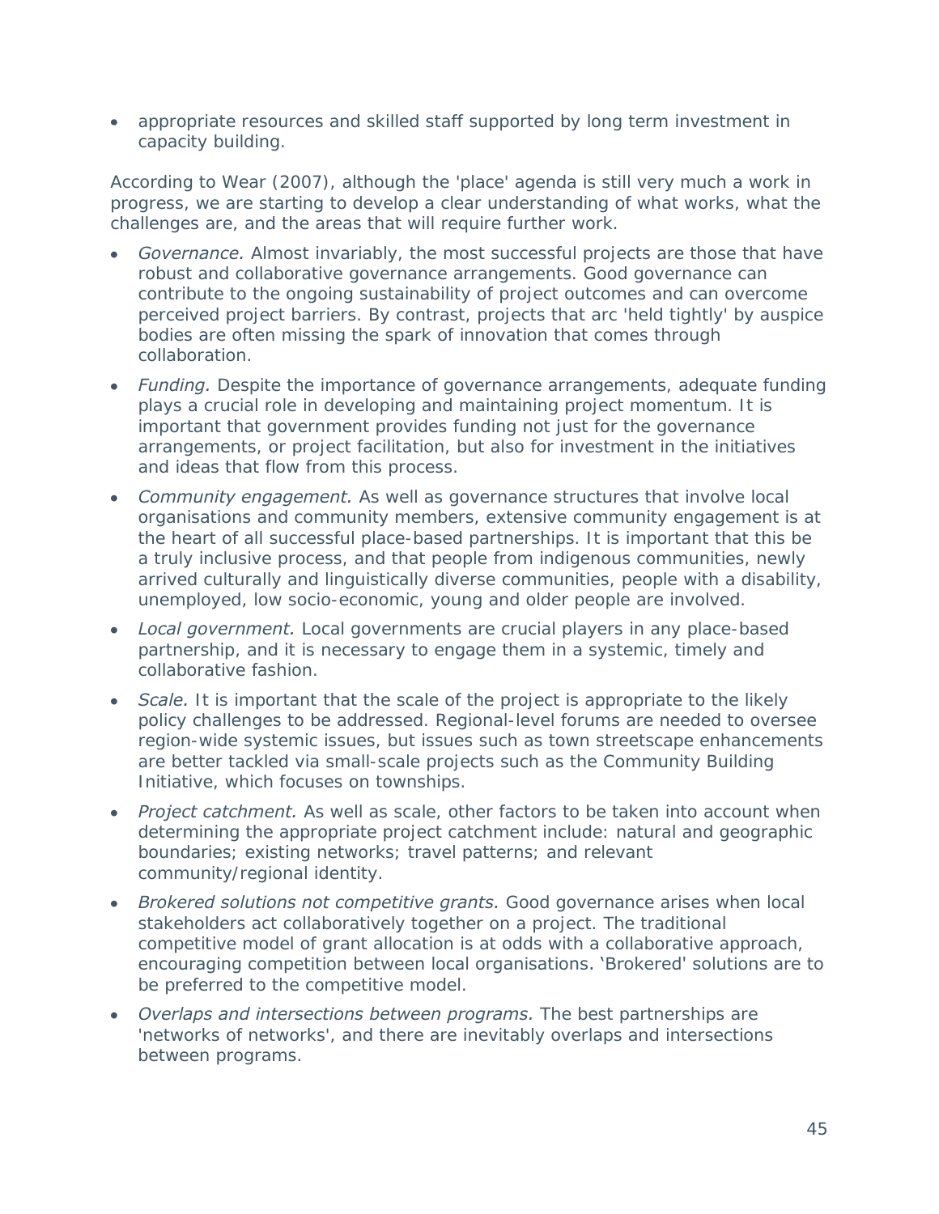- appropriate resources and skilled staff supported by long term investment in capacity building.

According to Wear (2007), although the 'place' agenda is still very much a work in progress, we are starting to develop a clear understanding of what works, what the challenges are, and the areas that will require further work.

- *Governance.* Almost invariably, the most successful projects are those that have robust and collaborative governance arrangements. Good governance can contribute to the ongoing sustainability of project outcomes and can overcome perceived project barriers. By contrast, projects that arc 'held tightly' by auspice bodies are often missing the spark of innovation that comes through collaboration.
- *Funding.* Despite the importance of governance arrangements, adequate funding plays a crucial role in developing and maintaining project momentum. It is important that government provides funding not just for the governance arrangements, or project facilitation, but also for investment in the initiatives and ideas that flow from this process.
- *Community engagement.* As well as governance structures that involve local organisations and community members, extensive community engagement is at the heart of all successful place-based partnerships. It is important that this be a truly inclusive process, and that people from indigenous communities, newly arrived culturally and linguistically diverse communities, people with a disability, unemployed, low socio-economic, young and older people are involved.
- *Local government.* Local governments are crucial players in any place-based partnership, and it is necessary to engage them in a systemic, timely and collaborative fashion.
- *Scale.* It is important that the scale of the project is appropriate to the likely policy challenges to be addressed. Regional-level forums are needed to oversee region-wide systemic issues, but issues such as town streetscape enhancements are better tackled via small-scale projects such as the Community Building Initiative, which focuses on townships.
- *Project catchment.* As well as scale, other factors to be taken into account when determining the appropriate project catchment include: natural and geographic boundaries; existing networks; travel patterns; and relevant community/regional identity.
- *Brokered solutions not competitive grants.* Good governance arises when local stakeholders act collaboratively together on a project. The traditional competitive model of grant allocation is at odds with a collaborative approach, encouraging competition between local organisations. 'Brokered' solutions are to be preferred to the competitive model.
- *Overlaps and intersections between programs.* The best partnerships are 'networks of networks', and there are inevitably overlaps and intersections between programs.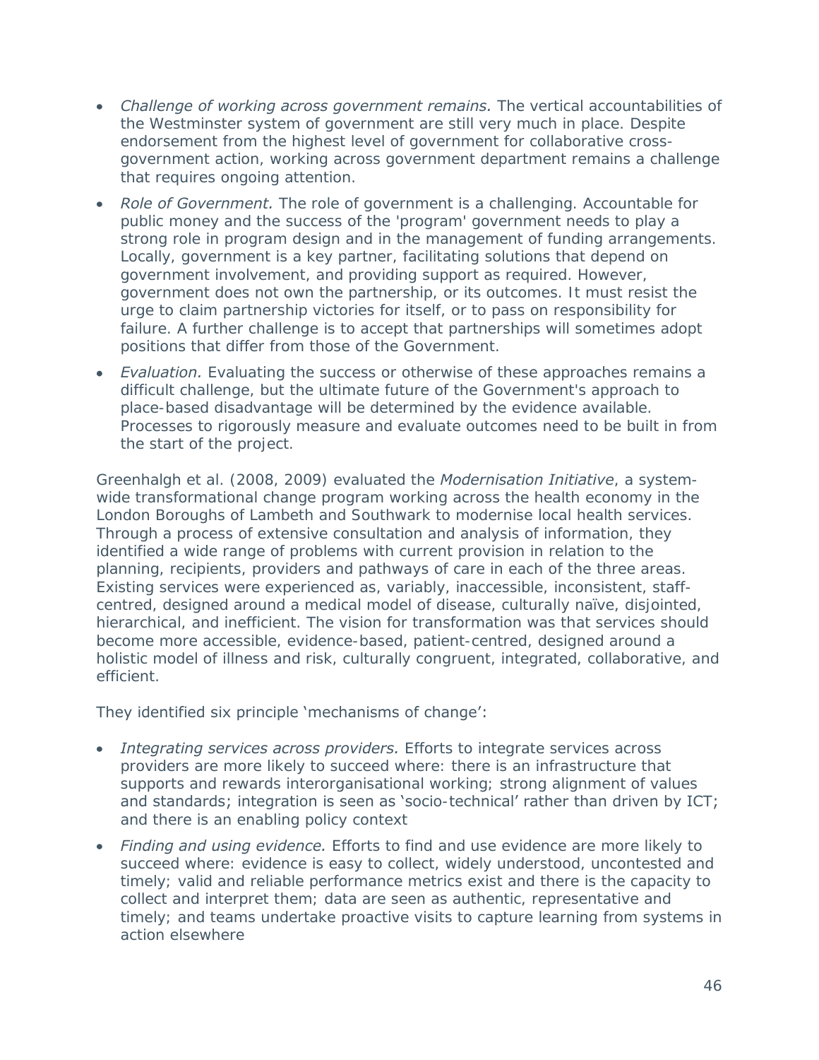- *Challenge of working across government remains.* The vertical accountabilities of the Westminster system of government are still very much in place. Despite endorsement from the highest level of government for collaborative cross-government action, working across government department remains a challenge that requires ongoing attention.
- *Role of Government.* The role of government is a challenging. Accountable for public money and the success of the 'program' government needs to play a strong role in program design and in the management of funding arrangements. Locally, government is a key partner, facilitating solutions that depend on government involvement, and providing support as required. However, government does not own the partnership, or its outcomes. It must resist the urge to claim partnership victories for itself, or to pass on responsibility for failure. A further challenge is to accept that partnerships will sometimes adopt positions that differ from those of the Government.
- *Evaluation.* Evaluating the success or otherwise of these approaches remains a difficult challenge, but the ultimate future of the Government's approach to place-based disadvantage will be determined by the evidence available. Processes to rigorously measure and evaluate outcomes need to be built in from the start of the project.

Greenhalgh et al. (2008, 2009) evaluated the *Modernisation Initiative*, a system-wide transformational change program working across the health economy in the London Boroughs of Lambeth and Southwark to modernise local health services. Through a process of extensive consultation and analysis of information, they identified a wide range of problems with current provision in relation to the planning, recipients, providers and pathways of care in each of the three areas. Existing services were experienced as, variably, inaccessible, inconsistent, staff-centred, designed around a medical model of disease, culturally naïve, disjointed, hierarchical, and inefficient. The vision for transformation was that services should become more accessible, evidence-based, patient-centred, designed around a holistic model of illness and risk, culturally congruent, integrated, collaborative, and efficient.

They identified six principle 'mechanisms of change':

- *Integrating services across providers.* Efforts to integrate services across providers are more likely to succeed where: there is an infrastructure that supports and rewards interorganisational working; strong alignment of values and standards; integration is seen as 'socio-technical' rather than driven by ICT; and there is an enabling policy context
- *Finding and using evidence.* Efforts to find and use evidence are more likely to succeed where: evidence is easy to collect, widely understood, uncontested and timely; valid and reliable performance metrics exist and there is the capacity to collect and interpret them; data are seen as authentic, representative and timely; and teams undertake proactive visits to capture learning from systems in action elsewhere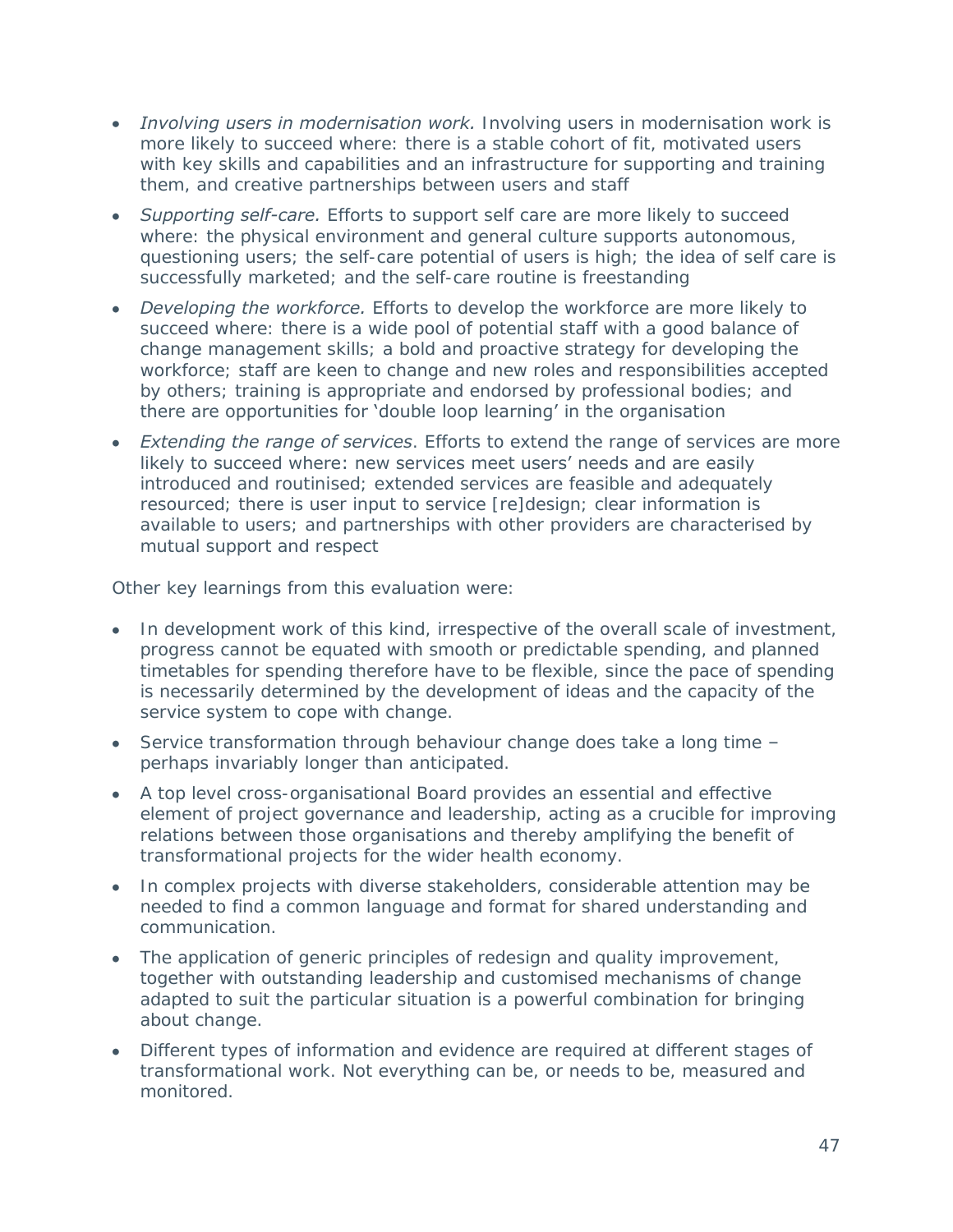- *Involving users in modernisation work.* Involving users in modernisation work is more likely to succeed where: there is a stable cohort of fit, motivated users with key skills and capabilities and an infrastructure for supporting and training them, and creative partnerships between users and staff
- *Supporting self-care.* Efforts to support self care are more likely to succeed where: the physical environment and general culture supports autonomous, questioning users; the self-care potential of users is high; the idea of self care is successfully marketed; and the self-care routine is freestanding
- *Developing the workforce.* Efforts to develop the workforce are more likely to succeed where: there is a wide pool of potential staff with a good balance of change management skills; a bold and proactive strategy for developing the workforce; staff are keen to change and new roles and responsibilities accepted by others; training is appropriate and endorsed by professional bodies; and there are opportunities for 'double loop learning' in the organisation
- *Extending the range of services*. Efforts to extend the range of services are more likely to succeed where: new services meet users' needs and are easily introduced and routinised; extended services are feasible and adequately resourced; there is user input to service [re]design; clear information is available to users; and partnerships with other providers are characterised by mutual support and respect

Other key learnings from this evaluation were:

- In development work of this kind, irrespective of the overall scale of investment, progress cannot be equated with smooth or predictable spending, and planned timetables for spending therefore have to be flexible, since the pace of spending is necessarily determined by the development of ideas and the capacity of the service system to cope with change.
- Service transformation through behaviour change does take a long time – perhaps invariably longer than anticipated.
- A top level cross-organisational Board provides an essential and effective element of project governance and leadership, acting as a crucible for improving relations between those organisations and thereby amplifying the benefit of transformational projects for the wider health economy.
- In complex projects with diverse stakeholders, considerable attention may be needed to find a common language and format for shared understanding and communication.
- The application of generic principles of redesign and quality improvement, together with outstanding leadership and customised mechanisms of change adapted to suit the particular situation is a powerful combination for bringing about change.
- Different types of information and evidence are required at different stages of transformational work. Not everything can be, or needs to be, measured and monitored.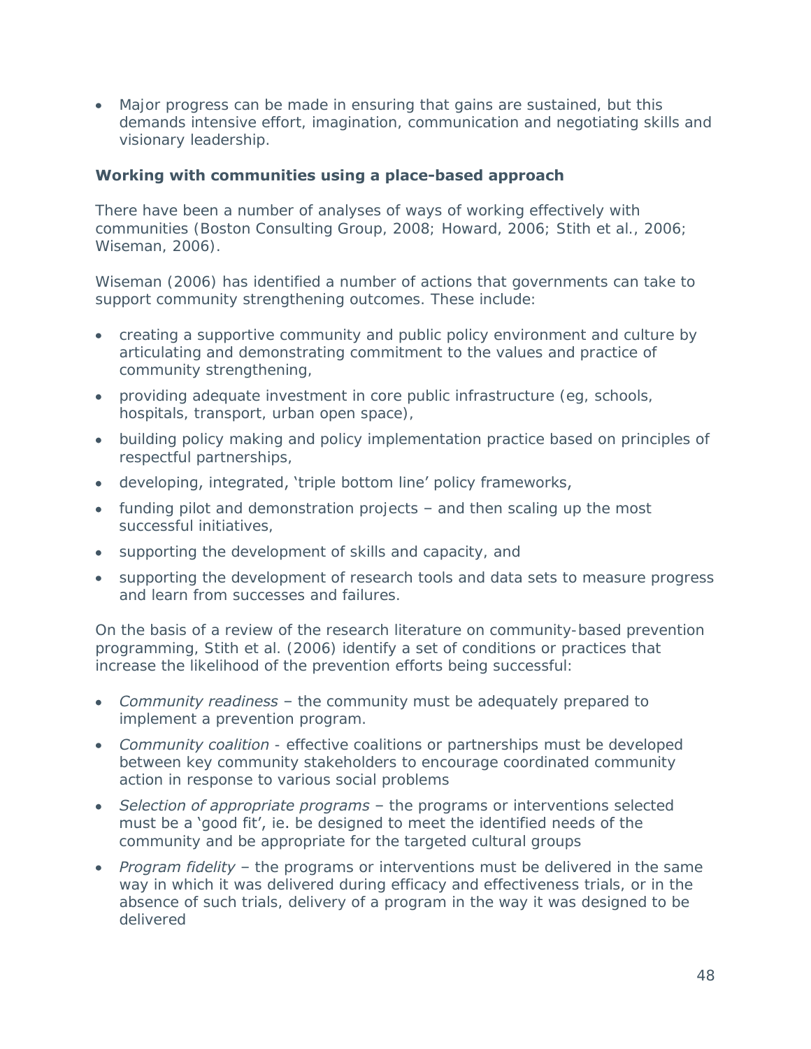- Major progress can be made in ensuring that gains are sustained, but this demands intensive effort, imagination, communication and negotiating skills and visionary leadership.

**Working with communities using a place-based approach**

There have been a number of analyses of ways of working effectively with communities (Boston Consulting Group, 2008; Howard, 2006; Stith et al., 2006; Wiseman, 2006).

Wiseman (2006) has identified a number of actions that governments can take to support community strengthening outcomes. These include:

- creating a supportive community and public policy environment and culture by articulating and demonstrating commitment to the values and practice of community strengthening,
- providing adequate investment in core public infrastructure (eg, schools, hospitals, transport, urban open space),
- building policy making and policy implementation practice based on principles of respectful partnerships,
- developing, integrated, 'triple bottom line' policy frameworks,
- funding pilot and demonstration projects – and then scaling up the most successful initiatives,
- supporting the development of skills and capacity, and
- supporting the development of research tools and data sets to measure progress and learn from successes and failures.

On the basis of a review of the research literature on community-based prevention programming, Stith et al. (2006) identify a set of conditions or practices that increase the likelihood of the prevention efforts being successful:

- *Community readiness* – the community must be adequately prepared to implement a prevention program.
- *Community coalition* - effective coalitions or partnerships must be developed between key community stakeholders to encourage coordinated community action in response to various social problems
- *Selection of appropriate programs* – the programs or interventions selected must be a 'good fit', ie. be designed to meet the identified needs of the community and be appropriate for the targeted cultural groups
- *Program fidelity* – the programs or interventions must be delivered in the same way in which it was delivered during efficacy and effectiveness trials, or in the absence of such trials, delivery of a program in the way it was designed to be delivered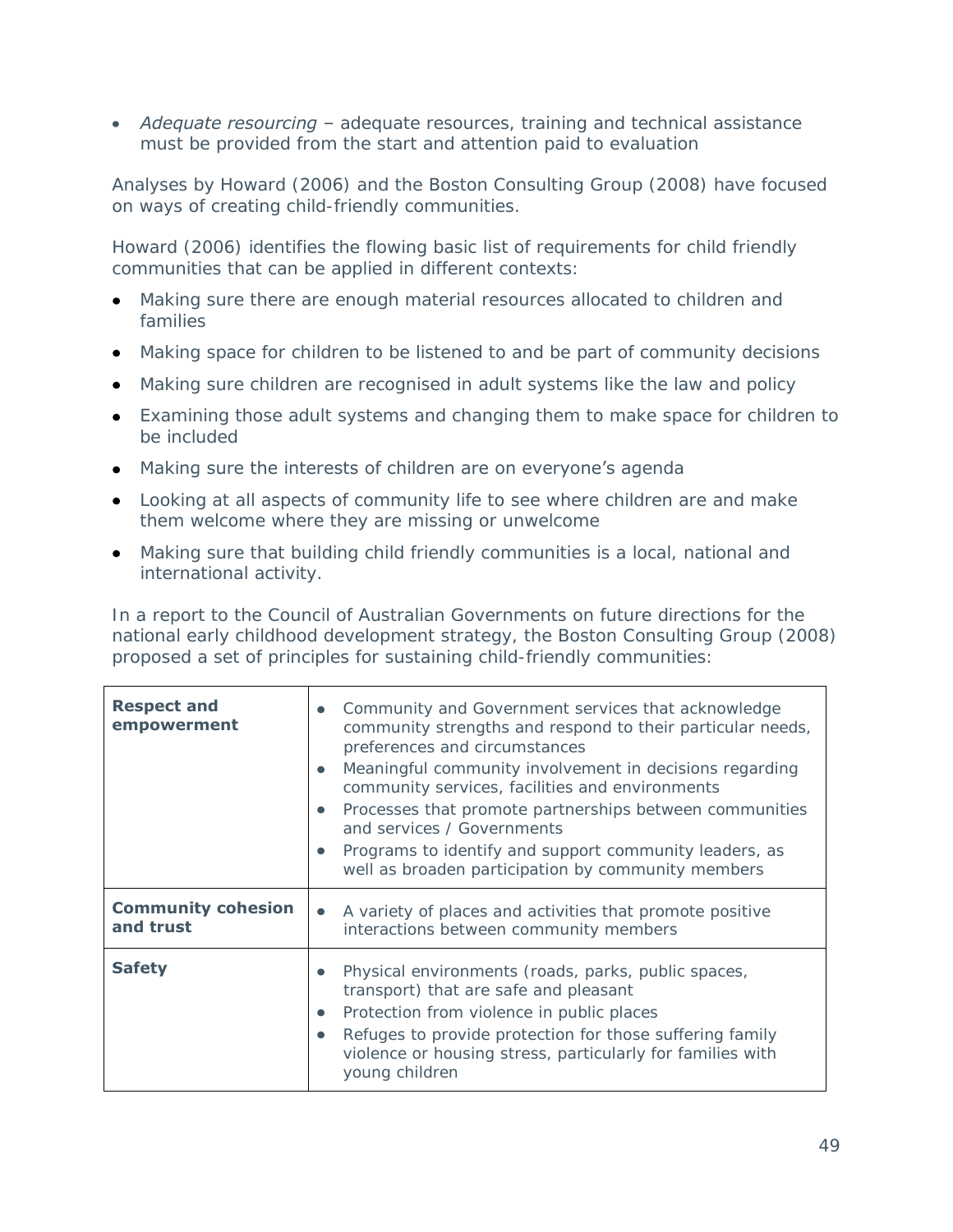- *Adequate resourcing* – adequate resources, training and technical assistance must be provided from the start and attention paid to evaluation

Analyses by Howard (2006) and the Boston Consulting Group (2008) have focused on ways of creating child-friendly communities.

Howard (2006) identifies the flowing basic list of requirements for child friendly communities that can be applied in different contexts:

- Making sure there are enough material resources allocated to children and families
- Making space for children to be listened to and be part of community decisions
- Making sure children are recognised in adult systems like the law and policy
- Examining those adult systems and changing them to make space for children to be included
- Making sure the interests of children are on everyone's agenda
- Looking at all aspects of community life to see where children are and make them welcome where they are missing or unwelcome
- Making sure that building child friendly communities is a local, national and international activity.

In a report to the Council of Australian Governments on future directions for the national early childhood development strategy, the Boston Consulting Group (2008) proposed a set of principles for sustaining child-friendly communities:

| | |
|---|---|
| **Respect and empowerment** | • Community and Government services that acknowledge community strengths and respond to their particular needs, preferences and circumstances<br>• Meaningful community involvement in decisions regarding community services, facilities and environments<br>• Processes that promote partnerships between communities and services / Governments<br>• Programs to identify and support community leaders, as well as broaden participation by community members |
| **Community cohesion and trust** | • A variety of places and activities that promote positive interactions between community members |
| **Safety** | • Physical environments (roads, parks, public spaces, transport) that are safe and pleasant<br>• Protection from violence in public places<br>• Refuges to provide protection for those suffering family violence or housing stress, particularly for families with young children |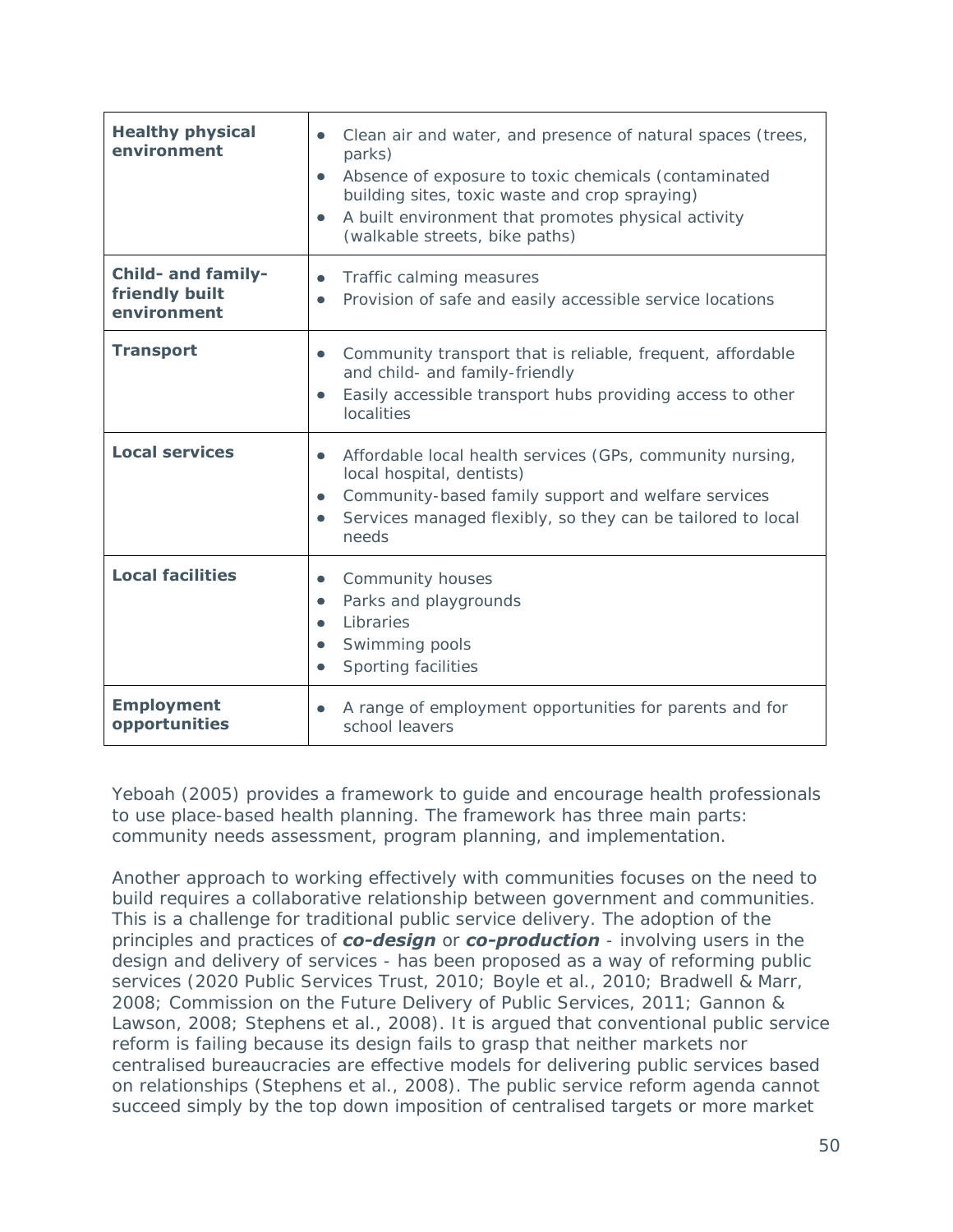| | |
|---|---|
| **Healthy physical environment** | • Clean air and water, and presence of natural spaces (trees, parks)<br>• Absence of exposure to toxic chemicals (contaminated building sites, toxic waste and crop spraying)<br>• A built environment that promotes physical activity (walkable streets, bike paths) |
| **Child- and family-friendly built environment** | • Traffic calming measures<br>• Provision of safe and easily accessible service locations |
| **Transport** | • Community transport that is reliable, frequent, affordable and child- and family-friendly<br>• Easily accessible transport hubs providing access to other localities |
| **Local services** | • Affordable local health services (GPs, community nursing, local hospital, dentists)<br>• Community-based family support and welfare services<br>• Services managed flexibly, so they can be tailored to local needs |
| **Local facilities** | • Community houses<br>• Parks and playgrounds<br>• Libraries<br>• Swimming pools<br>• Sporting facilities |
| **Employment opportunities** | • A range of employment opportunities for parents and for school leavers |

Yeboah (2005) provides a framework to guide and encourage health professionals to use place-based health planning. The framework has three main parts: community needs assessment, program planning, and implementation.

Another approach to working effectively with communities focuses on the need to build requires a collaborative relationship between government and communities. This is a challenge for traditional public service delivery. The adoption of the principles and practices of ***co-design*** or ***co-production*** - involving users in the design and delivery of services - has been proposed as a way of reforming public services (2020 Public Services Trust, 2010; Boyle et al., 2010; Bradwell & Marr, 2008; Commission on the Future Delivery of Public Services, 2011; Gannon & Lawson, 2008; Stephens et al., 2008). It is argued that conventional public service reform is failing because its design fails to grasp that neither markets nor centralised bureaucracies are effective models for delivering public services based on relationships (Stephens et al., 2008). The public service reform agenda cannot succeed simply by the top down imposition of centralised targets or more market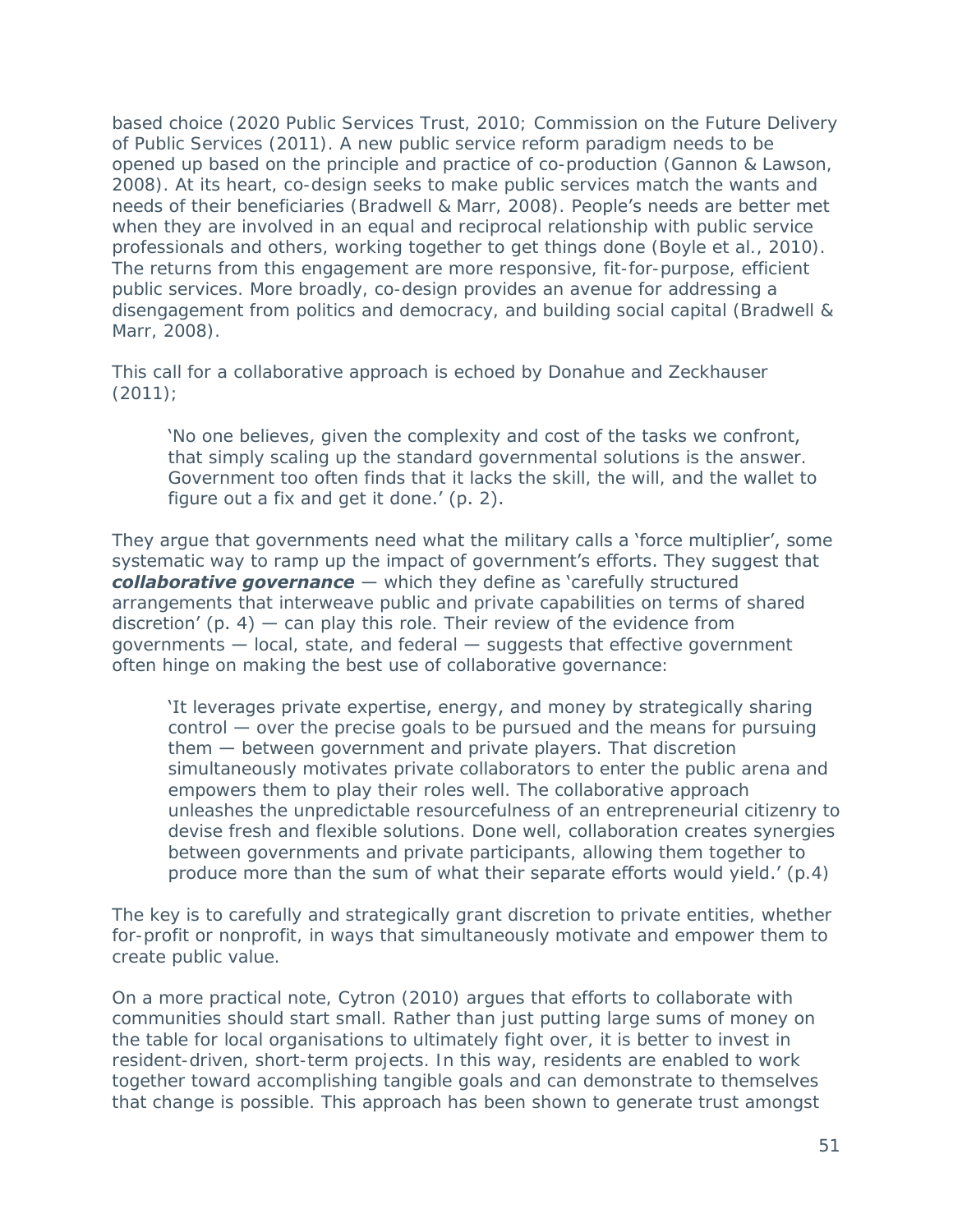based choice (2020 Public Services Trust, 2010; Commission on the Future Delivery of Public Services (2011). A new public service reform paradigm needs to be opened up based on the principle and practice of co-production (Gannon & Lawson, 2008). At its heart, co-design seeks to make public services match the wants and needs of their beneficiaries (Bradwell & Marr, 2008). People's needs are better met when they are involved in an equal and reciprocal relationship with public service professionals and others, working together to get things done (Boyle et al., 2010). The returns from this engagement are more responsive, fit-for-purpose, efficient public services. More broadly, co-design provides an avenue for addressing a disengagement from politics and democracy, and building social capital (Bradwell & Marr, 2008).

This call for a collaborative approach is echoed by Donahue and Zeckhauser (2011);

> 'No one believes, given the complexity and cost of the tasks we confront, that simply scaling up the standard governmental solutions is the answer. Government too often finds that it lacks the skill, the will, and the wallet to figure out a fix and get it done.' (p. 2).

They argue that governments need what the military calls a 'force multiplier', some systematic way to ramp up the impact of government's efforts. They suggest that ***collaborative governance*** — which they define as 'carefully structured arrangements that interweave public and private capabilities on terms of shared discretion' (p. 4) — can play this role. Their review of the evidence from governments — local, state, and federal — suggests that effective government often hinge on making the best use of collaborative governance:

> 'It leverages private expertise, energy, and money by strategically sharing control — over the precise goals to be pursued and the means for pursuing them — between government and private players. That discretion simultaneously motivates private collaborators to enter the public arena and empowers them to play their roles well. The collaborative approach unleashes the unpredictable resourcefulness of an entrepreneurial citizenry to devise fresh and flexible solutions. Done well, collaboration creates synergies between governments and private participants, allowing them together to produce more than the sum of what their separate efforts would yield.' (p.4)

The key is to carefully and strategically grant discretion to private entities, whether for-profit or nonprofit, in ways that simultaneously motivate and empower them to create public value.

On a more practical note, Cytron (2010) argues that efforts to collaborate with communities should start small. Rather than just putting large sums of money on the table for local organisations to ultimately fight over, it is better to invest in resident-driven, short-term projects. In this way, residents are enabled to work together toward accomplishing tangible goals and can demonstrate to themselves that change is possible. This approach has been shown to generate trust amongst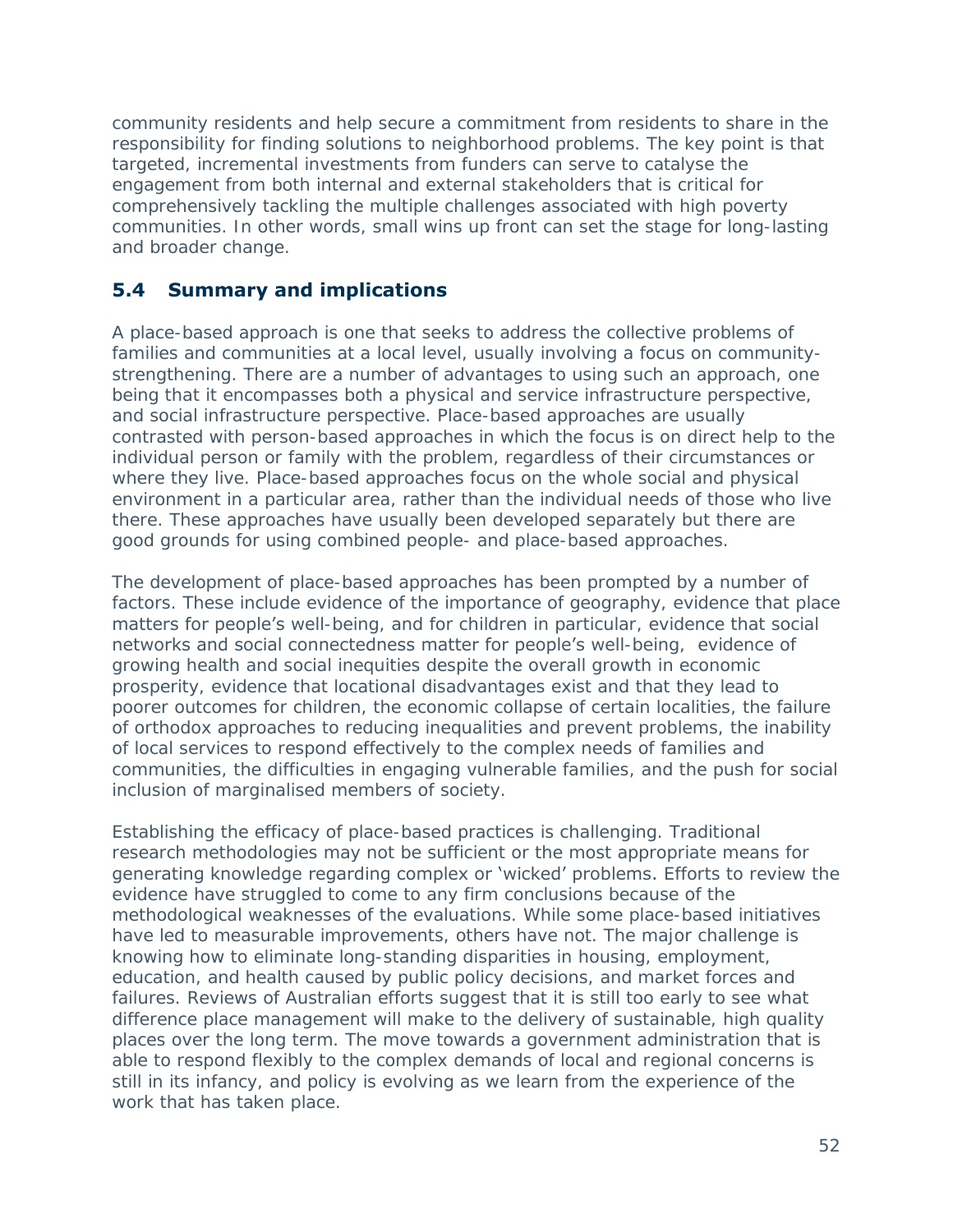community residents and help secure a commitment from residents to share in the responsibility for finding solutions to neighborhood problems. The key point is that targeted, incremental investments from funders can serve to catalyse the engagement from both internal and external stakeholders that is critical for comprehensively tackling the multiple challenges associated with high poverty communities. In other words, small wins up front can set the stage for long-lasting and broader change.

## 5.4 Summary and implications

A place-based approach is one that seeks to address the collective problems of families and communities at a local level, usually involving a focus on community-strengthening. There are a number of advantages to using such an approach, one being that it encompasses both a physical and service infrastructure perspective, and social infrastructure perspective. Place-based approaches are usually contrasted with person-based approaches in which the focus is on direct help to the individual person or family with the problem, regardless of their circumstances or where they live. Place-based approaches focus on the whole social and physical environment in a particular area, rather than the individual needs of those who live there. These approaches have usually been developed separately but there are good grounds for using combined people- and place-based approaches.

The development of place-based approaches has been prompted by a number of factors. These include evidence of the importance of geography, evidence that place matters for people's well-being, and for children in particular, evidence that social networks and social connectedness matter for people's well-being, evidence of growing health and social inequities despite the overall growth in economic prosperity, evidence that locational disadvantages exist and that they lead to poorer outcomes for children, the economic collapse of certain localities, the failure of orthodox approaches to reducing inequalities and prevent problems, the inability of local services to respond effectively to the complex needs of families and communities, the difficulties in engaging vulnerable families, and the push for social inclusion of marginalised members of society.

Establishing the efficacy of place-based practices is challenging. Traditional research methodologies may not be sufficient or the most appropriate means for generating knowledge regarding complex or 'wicked' problems. Efforts to review the evidence have struggled to come to any firm conclusions because of the methodological weaknesses of the evaluations. While some place-based initiatives have led to measurable improvements, others have not. The major challenge is knowing how to eliminate long-standing disparities in housing, employment, education, and health caused by public policy decisions, and market forces and failures. Reviews of Australian efforts suggest that it is still too early to see what difference place management will make to the delivery of sustainable, high quality places over the long term. The move towards a government administration that is able to respond flexibly to the complex demands of local and regional concerns is still in its infancy, and policy is evolving as we learn from the experience of the work that has taken place.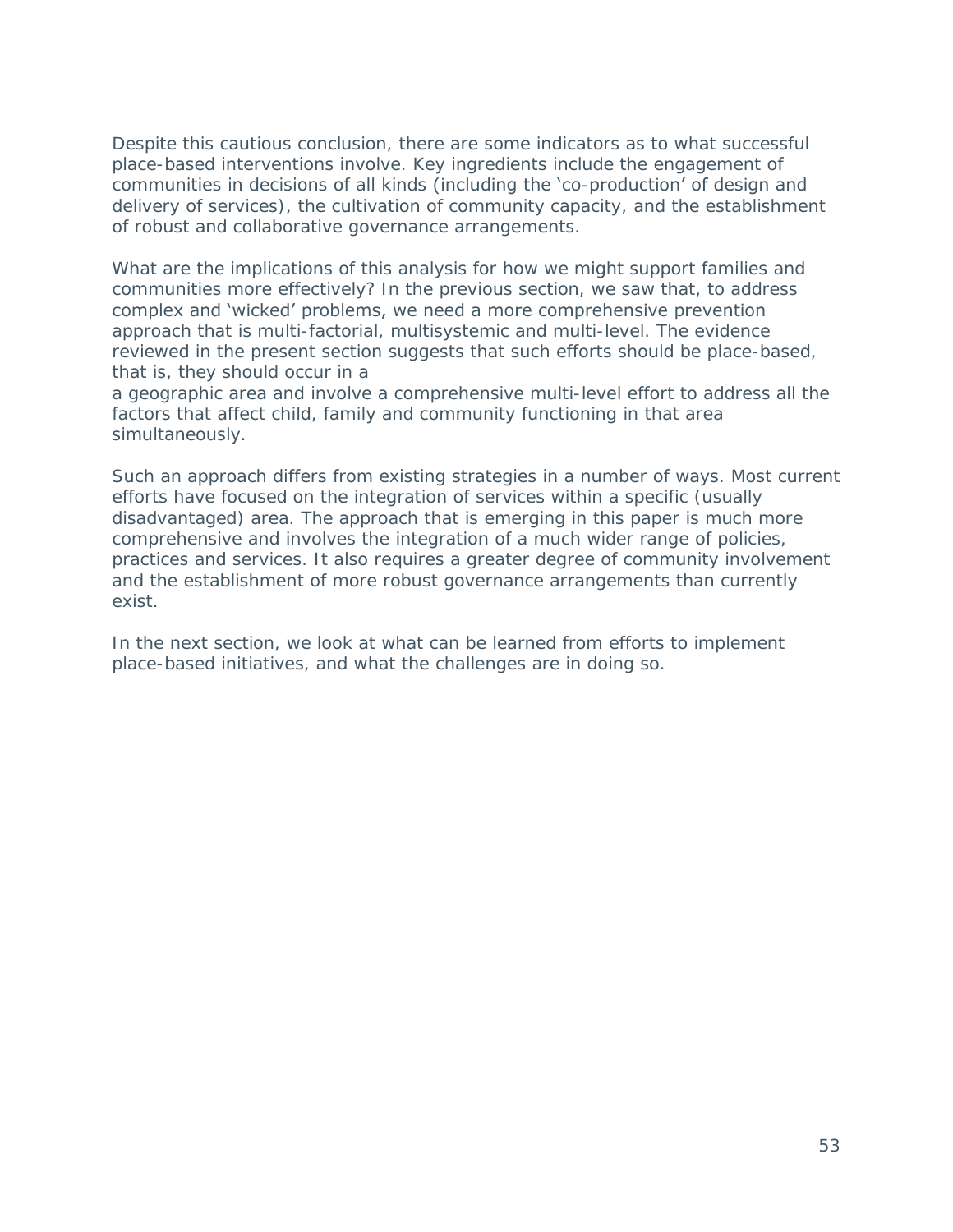Despite this cautious conclusion, there are some indicators as to what successful place-based interventions involve. Key ingredients include the engagement of communities in decisions of all kinds (including the 'co-production' of design and delivery of services), the cultivation of community capacity, and the establishment of robust and collaborative governance arrangements.

What are the implications of this analysis for how we might support families and communities more effectively? In the previous section, we saw that, to address complex and 'wicked' problems, we need a more comprehensive prevention approach that is multi-factorial, multisystemic and multi-level. The evidence reviewed in the present section suggests that such efforts should be place-based, that is, they should occur in a a geographic area and involve a comprehensive multi-level effort to address all the factors that affect child, family and community functioning in that area simultaneously.

Such an approach differs from existing strategies in a number of ways. Most current efforts have focused on the integration of services within a specific (usually disadvantaged) area. The approach that is emerging in this paper is much more comprehensive and involves the integration of a much wider range of policies, practices and services. It also requires a greater degree of community involvement and the establishment of more robust governance arrangements than currently exist.

In the next section, we look at what can be learned from efforts to implement place-based initiatives, and what the challenges are in doing so.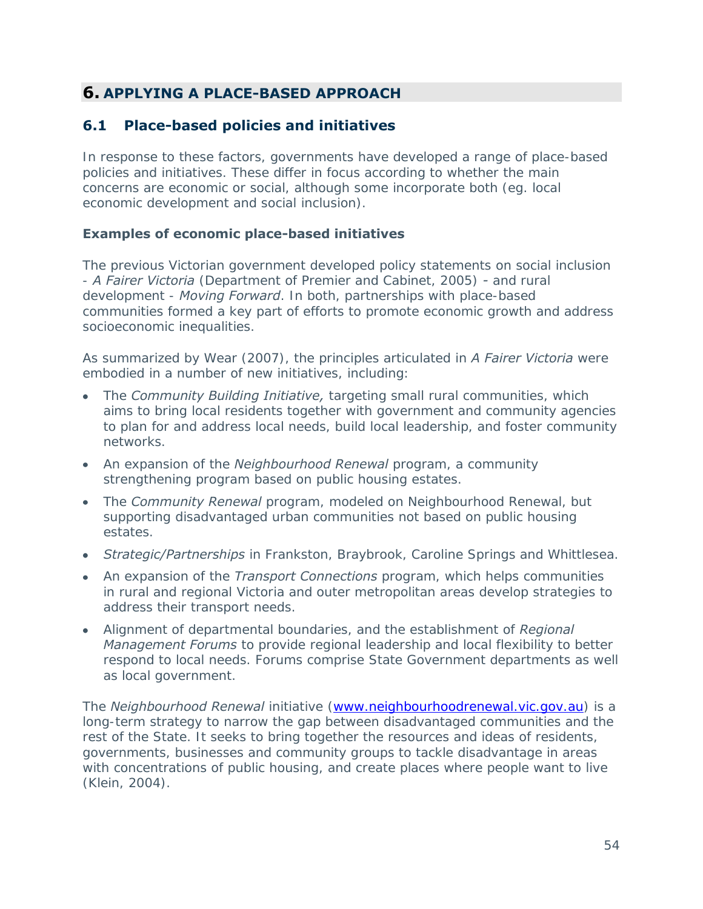# 6. APPLYING A PLACE-BASED APPROACH

## 6.1 Place-based policies and initiatives

In response to these factors, governments have developed a range of place-based policies and initiatives. These differ in focus according to whether the main concerns are economic or social, although some incorporate both (eg. local economic development and social inclusion).

### Examples of economic place-based initiatives

The previous Victorian government developed policy statements on social inclusion - *A Fairer Victoria* (Department of Premier and Cabinet, 2005) - and rural development - *Moving Forward*. In both, partnerships with place-based communities formed a key part of efforts to promote economic growth and address socioeconomic inequalities.

As summarized by Wear (2007), the principles articulated in *A Fairer Victoria* were embodied in a number of new initiatives, including:

- The *Community Building Initiative,* targeting small rural communities, which aims to bring local residents together with government and community agencies to plan for and address local needs, build local leadership, and foster community networks.
- An expansion of the *Neighbourhood Renewal* program, a community strengthening program based on public housing estates.
- The *Community Renewal* program, modeled on Neighbourhood Renewal, but supporting disadvantaged urban communities not based on public housing estates.
- *Strategic/Partnerships* in Frankston, Braybrook, Caroline Springs and Whittlesea.
- An expansion of the *Transport Connections* program, which helps communities in rural and regional Victoria and outer metropolitan areas develop strategies to address their transport needs.
- Alignment of departmental boundaries, and the establishment of *Regional Management Forums* to provide regional leadership and local flexibility to better respond to local needs. Forums comprise State Government departments as well as local government.

The *Neighbourhood Renewal* initiative (www.neighbourhoodrenewal.vic.gov.au) is a long-term strategy to narrow the gap between disadvantaged communities and the rest of the State. It seeks to bring together the resources and ideas of residents, governments, businesses and community groups to tackle disadvantage in areas with concentrations of public housing, and create places where people want to live (Klein, 2004).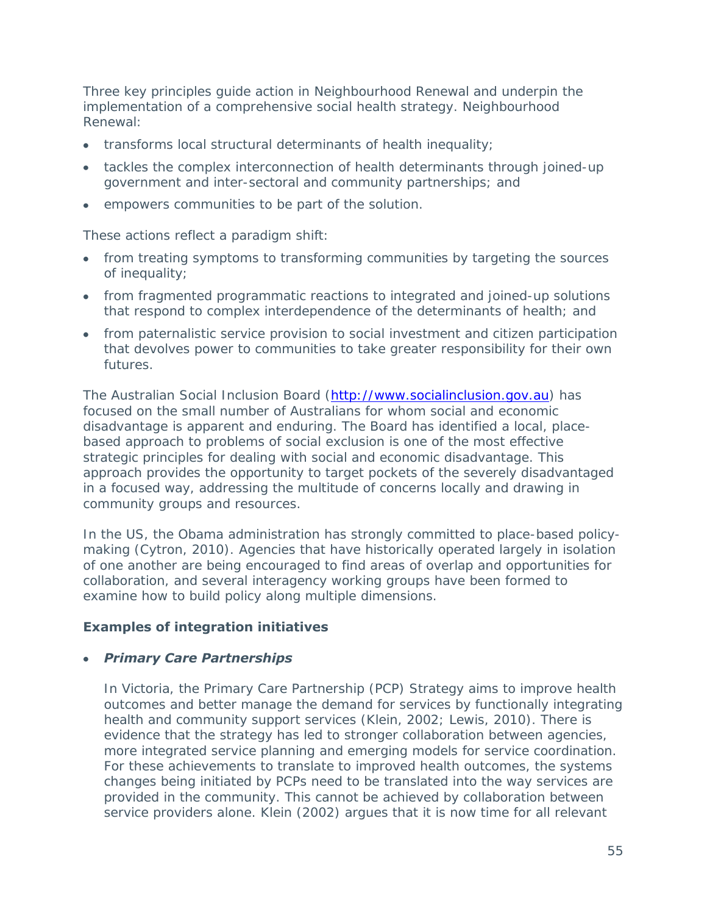Three key principles guide action in Neighbourhood Renewal and underpin the implementation of a comprehensive social health strategy. Neighbourhood Renewal:

- transforms local structural determinants of health inequality;
- tackles the complex interconnection of health determinants through joined-up government and inter-sectoral and community partnerships; and
- empowers communities to be part of the solution.

These actions reflect a paradigm shift:

- from treating symptoms to transforming communities by targeting the sources of inequality;
- from fragmented programmatic reactions to integrated and joined-up solutions that respond to complex interdependence of the determinants of health; and
- from paternalistic service provision to social investment and citizen participation that devolves power to communities to take greater responsibility for their own futures.

The Australian Social Inclusion Board (http://www.socialinclusion.gov.au) has focused on the small number of Australians for whom social and economic disadvantage is apparent and enduring. The Board has identified a local, place-based approach to problems of social exclusion is one of the most effective strategic principles for dealing with social and economic disadvantage. This approach provides the opportunity to target pockets of the severely disadvantaged in a focused way, addressing the multitude of concerns locally and drawing in community groups and resources.

In the US, the Obama administration has strongly committed to place-based policy-making (Cytron, 2010). Agencies that have historically operated largely in isolation of one another are being encouraged to find areas of overlap and opportunities for collaboration, and several interagency working groups have been formed to examine how to build policy along multiple dimensions.

**Examples of integration initiatives**

- ***Primary Care Partnerships***

  In Victoria, the Primary Care Partnership (PCP) Strategy aims to improve health outcomes and better manage the demand for services by functionally integrating health and community support services (Klein, 2002; Lewis, 2010). There is evidence that the strategy has led to stronger collaboration between agencies, more integrated service planning and emerging models for service coordination. For these achievements to translate to improved health outcomes, the systems changes being initiated by PCPs need to be translated into the way services are provided in the community. This cannot be achieved by collaboration between service providers alone. Klein (2002) argues that it is now time for all relevant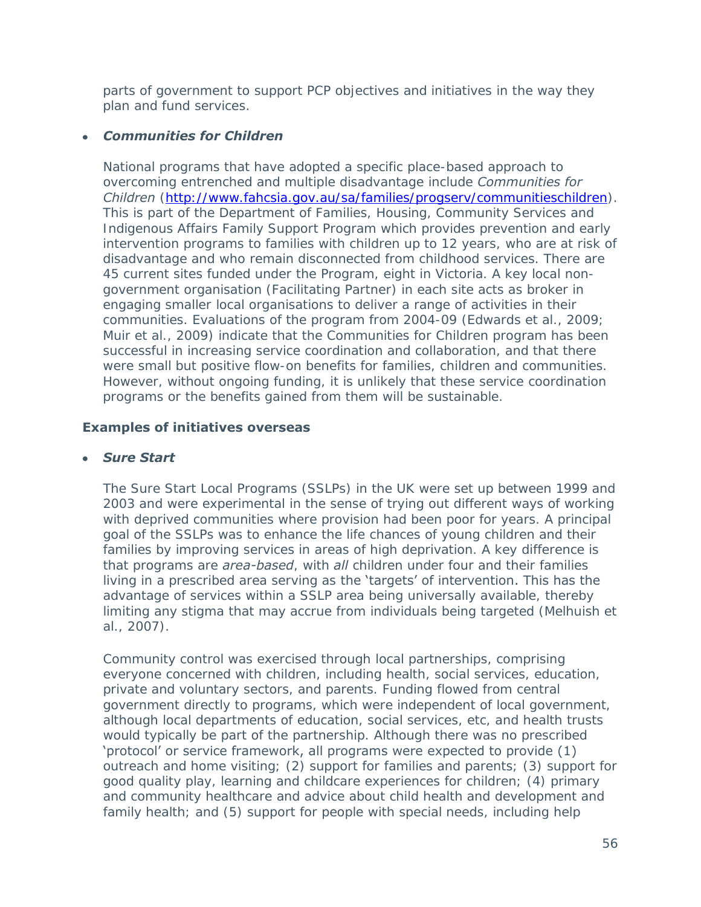parts of government to support PCP objectives and initiatives in the way they plan and fund services.

- ***Communities for Children***

  National programs that have adopted a specific place-based approach to overcoming entrenched and multiple disadvantage include *Communities for Children* (http://www.fahcsia.gov.au/sa/families/progserv/communitieschildren). This is part of the Department of Families, Housing, Community Services and Indigenous Affairs Family Support Program which provides prevention and early intervention programs to families with children up to 12 years, who are at risk of disadvantage and who remain disconnected from childhood services. There are 45 current sites funded under the Program, eight in Victoria. A key local non-government organisation (Facilitating Partner) in each site acts as broker in engaging smaller local organisations to deliver a range of activities in their communities. Evaluations of the program from 2004-09 (Edwards et al., 2009; Muir et al., 2009) indicate that the Communities for Children program has been successful in increasing service coordination and collaboration, and that there were small but positive flow-on benefits for families, children and communities. However, without ongoing funding, it is unlikely that these service coordination programs or the benefits gained from them will be sustainable.

**Examples of initiatives overseas**

- ***Sure Start***

  The Sure Start Local Programs (SSLPs) in the UK were set up between 1999 and 2003 and were experimental in the sense of trying out different ways of working with deprived communities where provision had been poor for years. A principal goal of the SSLPs was to enhance the life chances of young children and their families by improving services in areas of high deprivation. A key difference is that programs are *area-based*, with *all* children under four and their families living in a prescribed area serving as the 'targets' of intervention. This has the advantage of services within a SSLP area being universally available, thereby limiting any stigma that may accrue from individuals being targeted (Melhuish et al., 2007).

  Community control was exercised through local partnerships, comprising everyone concerned with children, including health, social services, education, private and voluntary sectors, and parents. Funding flowed from central government directly to programs, which were independent of local government, although local departments of education, social services, etc, and health trusts would typically be part of the partnership. Although there was no prescribed 'protocol' or service framework, all programs were expected to provide (1) outreach and home visiting; (2) support for families and parents; (3) support for good quality play, learning and childcare experiences for children; (4) primary and community healthcare and advice about child health and development and family health; and (5) support for people with special needs, including help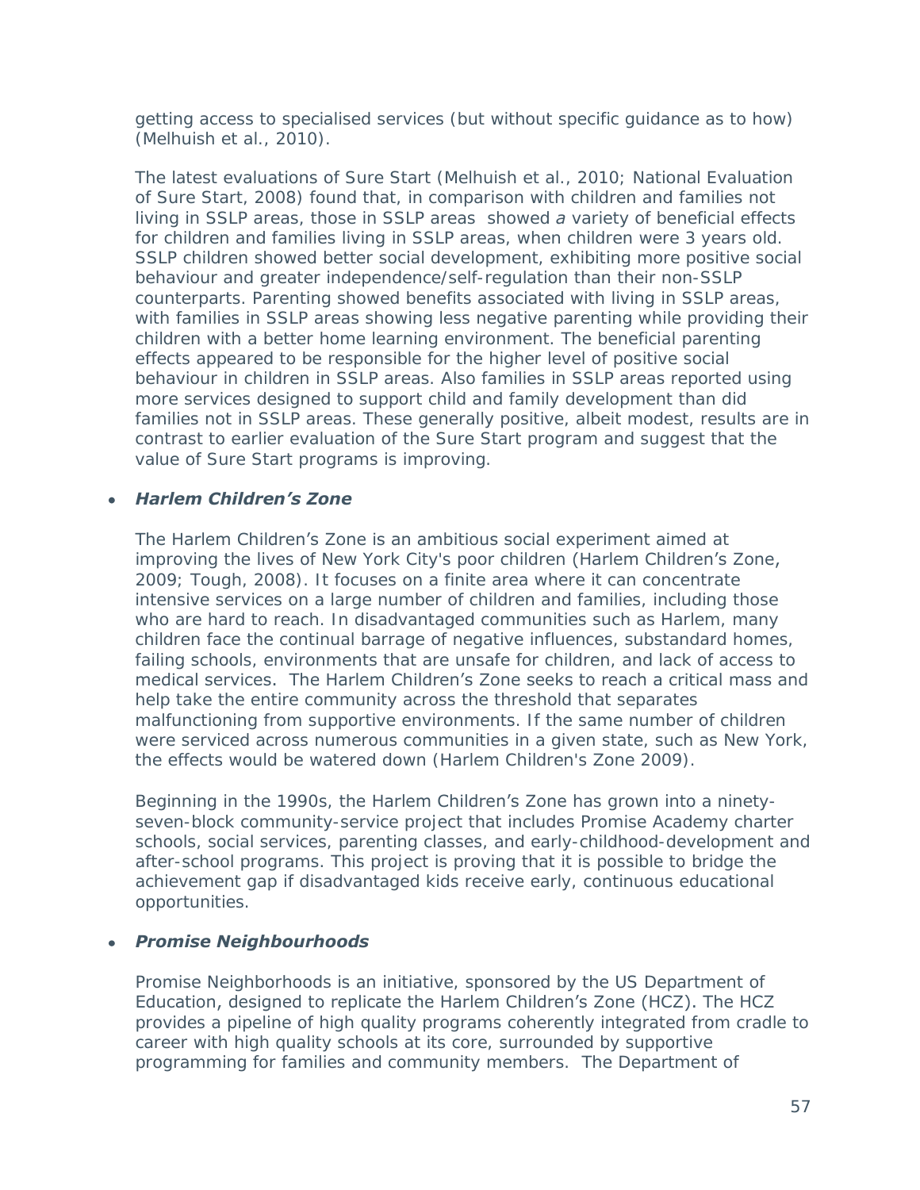getting access to specialised services (but without specific guidance as to how) (Melhuish et al., 2010).

The latest evaluations of Sure Start (Melhuish et al., 2010; National Evaluation of Sure Start, 2008) found that, in comparison with children and families not living in SSLP areas, those in SSLP areas showed *a* variety of beneficial effects for children and families living in SSLP areas, when children were 3 years old. SSLP children showed better social development, exhibiting more positive social behaviour and greater independence/self-regulation than their non-SSLP counterparts. Parenting showed benefits associated with living in SSLP areas, with families in SSLP areas showing less negative parenting while providing their children with a better home learning environment. The beneficial parenting effects appeared to be responsible for the higher level of positive social behaviour in children in SSLP areas. Also families in SSLP areas reported using more services designed to support child and family development than did families not in SSLP areas. These generally positive, albeit modest, results are in contrast to earlier evaluation of the Sure Start program and suggest that the value of Sure Start programs is improving.

- ***Harlem Children's Zone***

The Harlem Children's Zone is an ambitious social experiment aimed at improving the lives of New York City's poor children (Harlem Children's Zone, 2009; Tough, 2008). It focuses on a finite area where it can concentrate intensive services on a large number of children and families, including those who are hard to reach. In disadvantaged communities such as Harlem, many children face the continual barrage of negative influences, substandard homes, failing schools, environments that are unsafe for children, and lack of access to medical services. The Harlem Children's Zone seeks to reach a critical mass and help take the entire community across the threshold that separates malfunctioning from supportive environments. If the same number of children were serviced across numerous communities in a given state, such as New York, the effects would be watered down (Harlem Children's Zone 2009).

Beginning in the 1990s, the Harlem Children's Zone has grown into a ninety-seven-block community-service project that includes Promise Academy charter schools, social services, parenting classes, and early-childhood-development and after-school programs. This project is proving that it is possible to bridge the achievement gap if disadvantaged kids receive early, continuous educational opportunities.

- ***Promise Neighbourhoods***

Promise Neighborhoods is an initiative, sponsored by the US Department of Education, designed to replicate the Harlem Children's Zone (HCZ). The HCZ provides a pipeline of high quality programs coherently integrated from cradle to career with high quality schools at its core, surrounded by supportive programming for families and community members. The Department of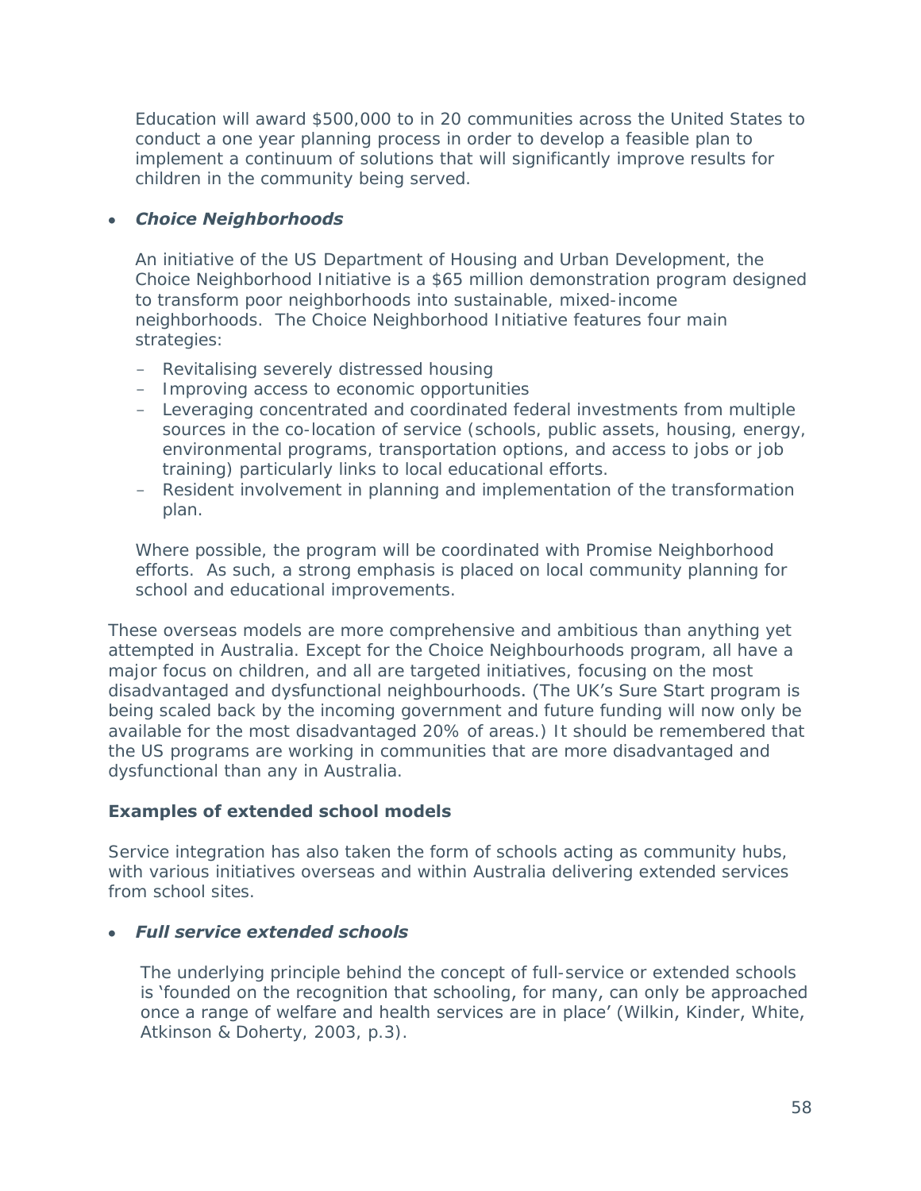Education will award $500,000 to in 20 communities across the United States to conduct a one year planning process in order to develop a feasible plan to implement a continuum of solutions that will significantly improve results for children in the community being served.

- ***Choice Neighborhoods***

  An initiative of the US Department of Housing and Urban Development, the Choice Neighborhood Initiative is a $65 million demonstration program designed to transform poor neighborhoods into sustainable, mixed-income neighborhoods. The Choice Neighborhood Initiative features four main strategies:

  - Revitalising severely distressed housing
  - Improving access to economic opportunities
  - Leveraging concentrated and coordinated federal investments from multiple sources in the co-location of service (schools, public assets, housing, energy, environmental programs, transportation options, and access to jobs or job training) particularly links to local educational efforts.
  - Resident involvement in planning and implementation of the transformation plan.

  Where possible, the program will be coordinated with Promise Neighborhood efforts. As such, a strong emphasis is placed on local community planning for school and educational improvements.

These overseas models are more comprehensive and ambitious than anything yet attempted in Australia. Except for the Choice Neighbourhoods program, all have a major focus on children, and all are targeted initiatives, focusing on the most disadvantaged and dysfunctional neighbourhoods. (The UK's Sure Start program is being scaled back by the incoming government and future funding will now only be available for the most disadvantaged 20% of areas.) It should be remembered that the US programs are working in communities that are more disadvantaged and dysfunctional than any in Australia.

**Examples of extended school models**

Service integration has also taken the form of schools acting as community hubs, with various initiatives overseas and within Australia delivering extended services from school sites.

- ***Full service extended schools***

  The underlying principle behind the concept of full-service or extended schools is 'founded on the recognition that schooling, for many, can only be approached once a range of welfare and health services are in place' (Wilkin, Kinder, White, Atkinson & Doherty, 2003, p.3).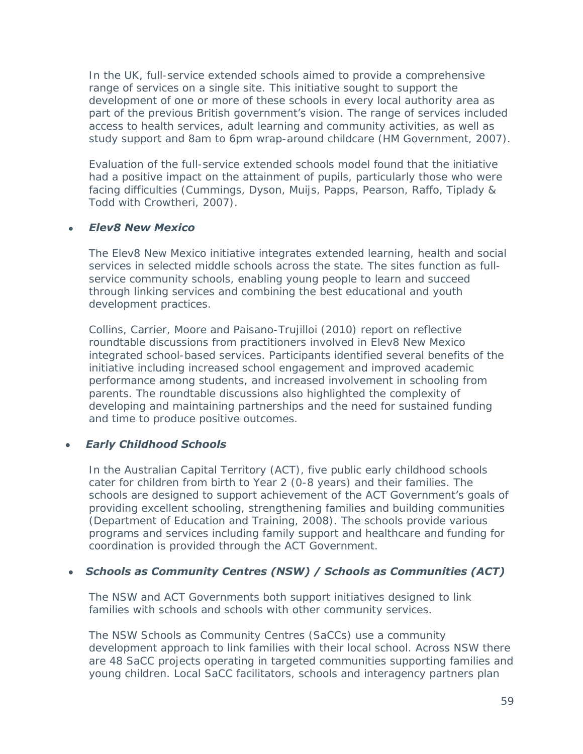In the UK, full-service extended schools aimed to provide a comprehensive range of services on a single site. This initiative sought to support the development of one or more of these schools in every local authority area as part of the previous British government's vision. The range of services included access to health services, adult learning and community activities, as well as study support and 8am to 6pm wrap-around childcare (HM Government, 2007).

Evaluation of the full-service extended schools model found that the initiative had a positive impact on the attainment of pupils, particularly those who were facing difficulties (Cummings, Dyson, Muijs, Papps, Pearson, Raffo, Tiplady & Todd with Crowtheri, 2007).

- ***Elev8 New Mexico***

  The Elev8 New Mexico initiative integrates extended learning, health and social services in selected middle schools across the state. The sites function as full-service community schools, enabling young people to learn and succeed through linking services and combining the best educational and youth development practices.

  Collins, Carrier, Moore and Paisano-Trujilloi (2010) report on reflective roundtable discussions from practitioners involved in Elev8 New Mexico integrated school-based services. Participants identified several benefits of the initiative including increased school engagement and improved academic performance among students, and increased involvement in schooling from parents. The roundtable discussions also highlighted the complexity of developing and maintaining partnerships and the need for sustained funding and time to produce positive outcomes.

- ***Early Childhood Schools***

  In the Australian Capital Territory (ACT), five public early childhood schools cater for children from birth to Year 2 (0-8 years) and their families. The schools are designed to support achievement of the ACT Government's goals of providing excellent schooling, strengthening families and building communities (Department of Education and Training, 2008). The schools provide various programs and services including family support and healthcare and funding for coordination is provided through the ACT Government.

- ***Schools as Community Centres (NSW) / Schools as Communities (ACT)***

  The NSW and ACT Governments both support initiatives designed to link families with schools and schools with other community services.

  The NSW Schools as Community Centres (SaCCs) use a community development approach to link families with their local school. Across NSW there are 48 SaCC projects operating in targeted communities supporting families and young children. Local SaCC facilitators, schools and interagency partners plan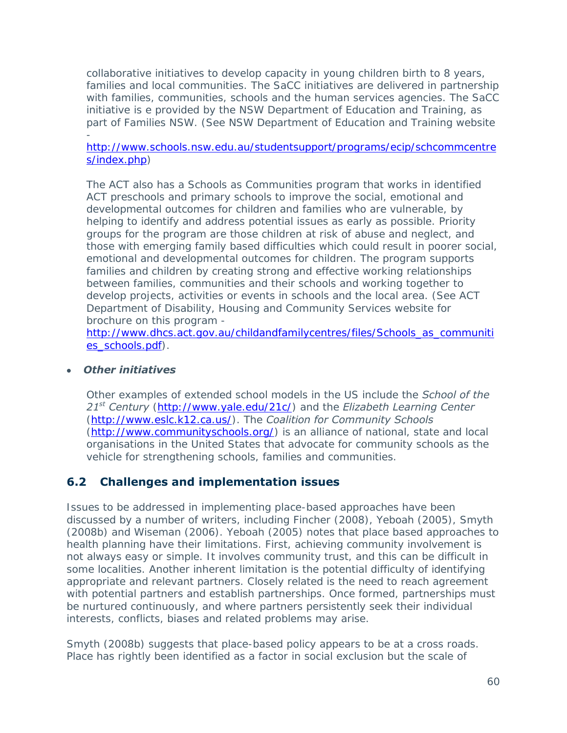collaborative initiatives to develop capacity in young children birth to 8 years, families and local communities. The SaCC initiatives are delivered in partnership with families, communities, schools and the human services agencies. The SaCC initiative is e provided by the NSW Department of Education and Training, as part of Families NSW. (See NSW Department of Education and Training website - http://www.schools.nsw.edu.au/studentsupport/programs/ecip/schcommcentres/index.php)

The ACT also has a Schools as Communities program that works in identified ACT preschools and primary schools to improve the social, emotional and developmental outcomes for children and families who are vulnerable, by helping to identify and address potential issues as early as possible. Priority groups for the program are those children at risk of abuse and neglect, and those with emerging family based difficulties which could result in poorer social, emotional and developmental outcomes for children. The program supports families and children by creating strong and effective working relationships between families, communities and their schools and working together to develop projects, activities or events in schools and the local area. (See ACT Department of Disability, Housing and Community Services website for brochure on this program - http://www.dhcs.act.gov.au/childandfamilycentres/files/Schools_as_communities_schools.pdf).

- ***Other initiatives***

  Other examples of extended school models in the US include the *School of the 21st Century* (http://www.yale.edu/21c/) and the *Elizabeth Learning Center* (http://www.eslc.k12.ca.us/). The *Coalition for Community Schools* (http://www.communityschools.org/) is an alliance of national, state and local organisations in the United States that advocate for community schools as the vehicle for strengthening schools, families and communities.

## 6.2 Challenges and implementation issues

Issues to be addressed in implementing place-based approaches have been discussed by a number of writers, including Fincher (2008), Yeboah (2005), Smyth (2008b) and Wiseman (2006). Yeboah (2005) notes that place based approaches to health planning have their limitations. First, achieving community involvement is not always easy or simple. It involves community trust, and this can be difficult in some localities. Another inherent limitation is the potential difficulty of identifying appropriate and relevant partners. Closely related is the need to reach agreement with potential partners and establish partnerships. Once formed, partnerships must be nurtured continuously, and where partners persistently seek their individual interests, conflicts, biases and related problems may arise.

Smyth (2008b) suggests that place-based policy appears to be at a cross roads. Place has rightly been identified as a factor in social exclusion but the scale of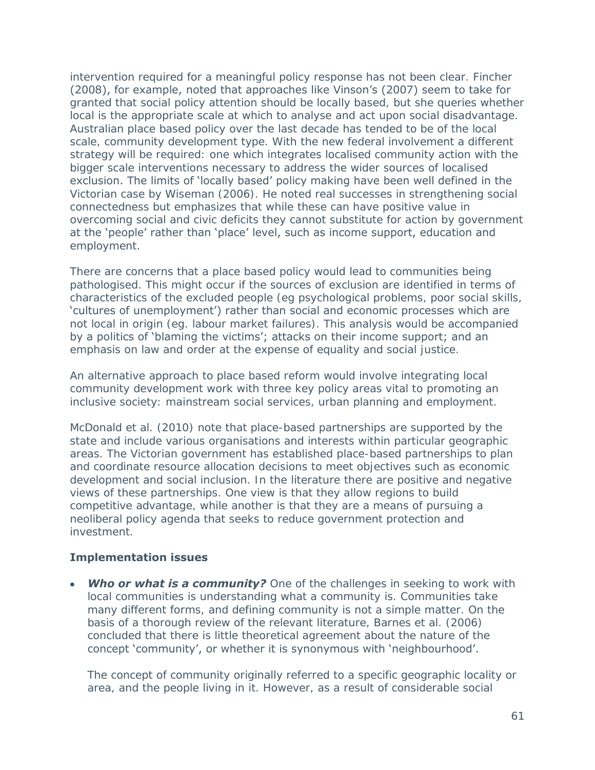intervention required for a meaningful policy response has not been clear. Fincher (2008), for example, noted that approaches like Vinson's (2007) seem to take for granted that social policy attention should be locally based, but she queries whether local is the appropriate scale at which to analyse and act upon social disadvantage. Australian place based policy over the last decade has tended to be of the local scale, community development type. With the new federal involvement a different strategy will be required: one which integrates localised community action with the bigger scale interventions necessary to address the wider sources of localised exclusion. The limits of 'locally based' policy making have been well defined in the Victorian case by Wiseman (2006). He noted real successes in strengthening social connectedness but emphasizes that while these can have positive value in overcoming social and civic deficits they cannot substitute for action by government at the 'people' rather than 'place' level, such as income support, education and employment.

There are concerns that a place based policy would lead to communities being pathologised. This might occur if the sources of exclusion are identified in terms of characteristics of the excluded people (eg psychological problems, poor social skills, 'cultures of unemployment') rather than social and economic processes which are not local in origin (eg. labour market failures). This analysis would be accompanied by a politics of 'blaming the victims'; attacks on their income support; and an emphasis on law and order at the expense of equality and social justice.

An alternative approach to place based reform would involve integrating local community development work with three key policy areas vital to promoting an inclusive society: mainstream social services, urban planning and employment.

McDonald et al. (2010) note that place-based partnerships are supported by the state and include various organisations and interests within particular geographic areas. The Victorian government has established place-based partnerships to plan and coordinate resource allocation decisions to meet objectives such as economic development and social inclusion. In the literature there are positive and negative views of these partnerships. One view is that they allow regions to build competitive advantage, while another is that they are a means of pursuing a neoliberal policy agenda that seeks to reduce government protection and investment.

**Implementation issues**

- ***Who or what is a community?*** One of the challenges in seeking to work with local communities is understanding what a community is. Communities take many different forms, and defining community is not a simple matter. On the basis of a thorough review of the relevant literature, Barnes et al. (2006) concluded that there is little theoretical agreement about the nature of the concept 'community', or whether it is synonymous with 'neighbourhood'.

  The concept of community originally referred to a specific geographic locality or area, and the people living in it. However, as a result of considerable social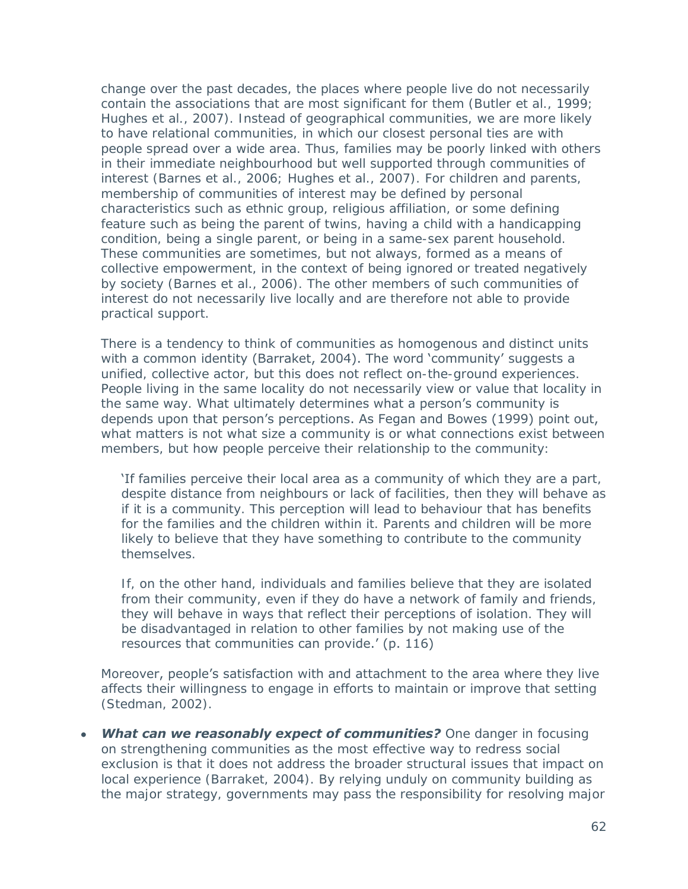change over the past decades, the places where people live do not necessarily contain the associations that are most significant for them (Butler et al., 1999; Hughes et al., 2007). Instead of geographical communities, we are more likely to have relational communities, in which our closest personal ties are with people spread over a wide area. Thus, families may be poorly linked with others in their immediate neighbourhood but well supported through communities of interest (Barnes et al., 2006; Hughes et al., 2007). For children and parents, membership of communities of interest may be defined by personal characteristics such as ethnic group, religious affiliation, or some defining feature such as being the parent of twins, having a child with a handicapping condition, being a single parent, or being in a same-sex parent household. These communities are sometimes, but not always, formed as a means of collective empowerment, in the context of being ignored or treated negatively by society (Barnes et al., 2006). The other members of such communities of interest do not necessarily live locally and are therefore not able to provide practical support.

There is a tendency to think of communities as homogenous and distinct units with a common identity (Barraket, 2004). The word 'community' suggests a unified, collective actor, but this does not reflect on-the-ground experiences. People living in the same locality do not necessarily view or value that locality in the same way. What ultimately determines what a person's community is depends upon that person's perceptions. As Fegan and Bowes (1999) point out, what matters is not what size a community is or what connections exist between members, but how people perceive their relationship to the community:

> 'If families perceive their local area as a community of which they are a part, despite distance from neighbours or lack of facilities, then they will behave as if it is a community. This perception will lead to behaviour that has benefits for the families and the children within it. Parents and children will be more likely to believe that they have something to contribute to the community themselves.
>
> If, on the other hand, individuals and families believe that they are isolated from their community, even if they do have a network of family and friends, they will behave in ways that reflect their perceptions of isolation. They will be disadvantaged in relation to other families by not making use of the resources that communities can provide.' (p. 116)

Moreover, people's satisfaction with and attachment to the area where they live affects their willingness to engage in efforts to maintain or improve that setting (Stedman, 2002).

- ***What can we reasonably expect of communities?*** One danger in focusing on strengthening communities as the most effective way to redress social exclusion is that it does not address the broader structural issues that impact on local experience (Barraket, 2004). By relying unduly on community building as the major strategy, governments may pass the responsibility for resolving major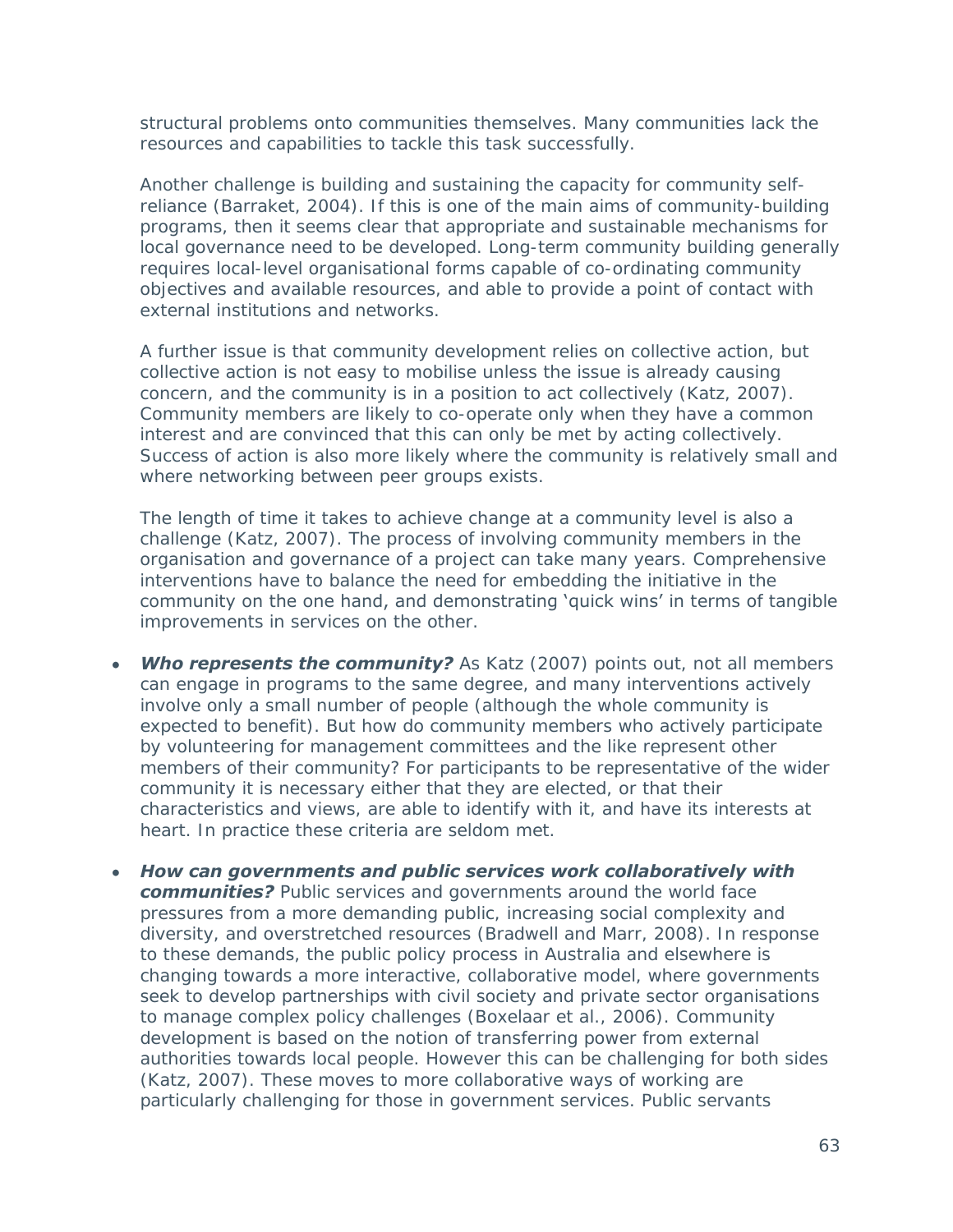structural problems onto communities themselves. Many communities lack the resources and capabilities to tackle this task successfully.

Another challenge is building and sustaining the capacity for community self-reliance (Barraket, 2004). If this is one of the main aims of community-building programs, then it seems clear that appropriate and sustainable mechanisms for local governance need to be developed. Long-term community building generally requires local-level organisational forms capable of co-ordinating community objectives and available resources, and able to provide a point of contact with external institutions and networks.

A further issue is that community development relies on collective action, but collective action is not easy to mobilise unless the issue is already causing concern, and the community is in a position to act collectively (Katz, 2007). Community members are likely to co-operate only when they have a common interest and are convinced that this can only be met by acting collectively. Success of action is also more likely where the community is relatively small and where networking between peer groups exists.

The length of time it takes to achieve change at a community level is also a challenge (Katz, 2007). The process of involving community members in the organisation and governance of a project can take many years. Comprehensive interventions have to balance the need for embedding the initiative in the community on the one hand, and demonstrating 'quick wins' in terms of tangible improvements in services on the other.

- ***Who represents the community?*** As Katz (2007) points out, not all members can engage in programs to the same degree, and many interventions actively involve only a small number of people (although the whole community is expected to benefit). But how do community members who actively participate by volunteering for management committees and the like represent other members of their community? For participants to be representative of the wider community it is necessary either that they are elected, or that their characteristics and views, are able to identify with it, and have its interests at heart. In practice these criteria are seldom met.
- ***How can governments and public services work collaboratively with communities?*** Public services and governments around the world face pressures from a more demanding public, increasing social complexity and diversity, and overstretched resources (Bradwell and Marr, 2008). In response to these demands, the public policy process in Australia and elsewhere is changing towards a more interactive, collaborative model, where governments seek to develop partnerships with civil society and private sector organisations to manage complex policy challenges (Boxelaar et al., 2006). Community development is based on the notion of transferring power from external authorities towards local people. However this can be challenging for both sides (Katz, 2007). These moves to more collaborative ways of working are particularly challenging for those in government services. Public servants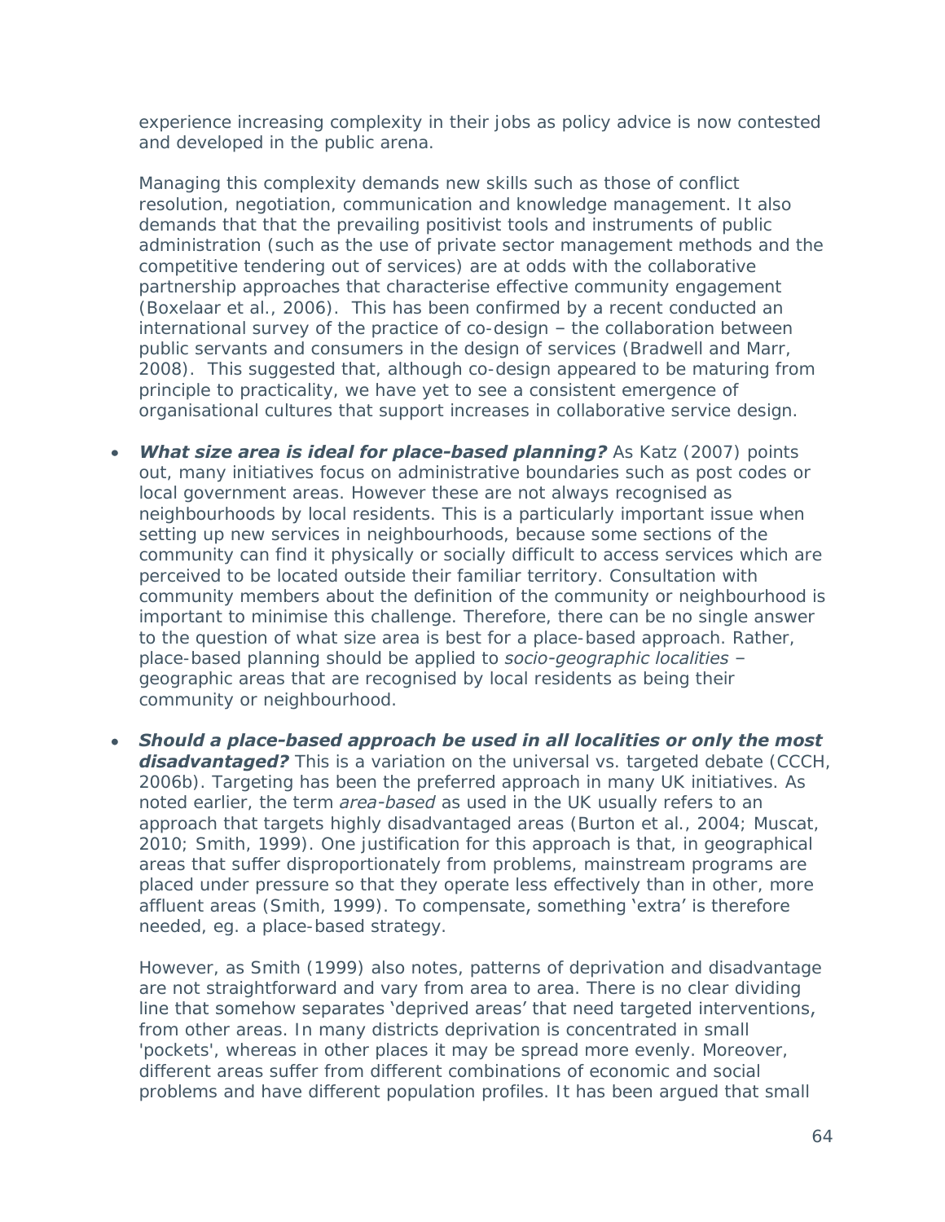experience increasing complexity in their jobs as policy advice is now contested and developed in the public arena.

Managing this complexity demands new skills such as those of conflict resolution, negotiation, communication and knowledge management. It also demands that that the prevailing positivist tools and instruments of public administration (such as the use of private sector management methods and the competitive tendering out of services) are at odds with the collaborative partnership approaches that characterise effective community engagement (Boxelaar et al., 2006). This has been confirmed by a recent conducted an international survey of the practice of co-design – the collaboration between public servants and consumers in the design of services (Bradwell and Marr, 2008). This suggested that, although co-design appeared to be maturing from principle to practicality, we have yet to see a consistent emergence of organisational cultures that support increases in collaborative service design.

- ***What size area is ideal for place-based planning?*** As Katz (2007) points out, many initiatives focus on administrative boundaries such as post codes or local government areas. However these are not always recognised as neighbourhoods by local residents. This is a particularly important issue when setting up new services in neighbourhoods, because some sections of the community can find it physically or socially difficult to access services which are perceived to be located outside their familiar territory. Consultation with community members about the definition of the community or neighbourhood is important to minimise this challenge. Therefore, there can be no single answer to the question of what size area is best for a place-based approach. Rather, place-based planning should be applied to *socio-geographic localities* – geographic areas that are recognised by local residents as being their community or neighbourhood.

- ***Should a place-based approach be used in all localities or only the most disadvantaged?*** This is a variation on the universal vs. targeted debate (CCCH, 2006b). Targeting has been the preferred approach in many UK initiatives. As noted earlier, the term *area-based* as used in the UK usually refers to an approach that targets highly disadvantaged areas (Burton et al., 2004; Muscat, 2010; Smith, 1999). One justification for this approach is that, in geographical areas that suffer disproportionately from problems, mainstream programs are placed under pressure so that they operate less effectively than in other, more affluent areas (Smith, 1999). To compensate, something 'extra' is therefore needed, eg. a place-based strategy.

  However, as Smith (1999) also notes, patterns of deprivation and disadvantage are not straightforward and vary from area to area. There is no clear dividing line that somehow separates 'deprived areas' that need targeted interventions, from other areas. In many districts deprivation is concentrated in small 'pockets', whereas in other places it may be spread more evenly. Moreover, different areas suffer from different combinations of economic and social problems and have different population profiles. It has been argued that small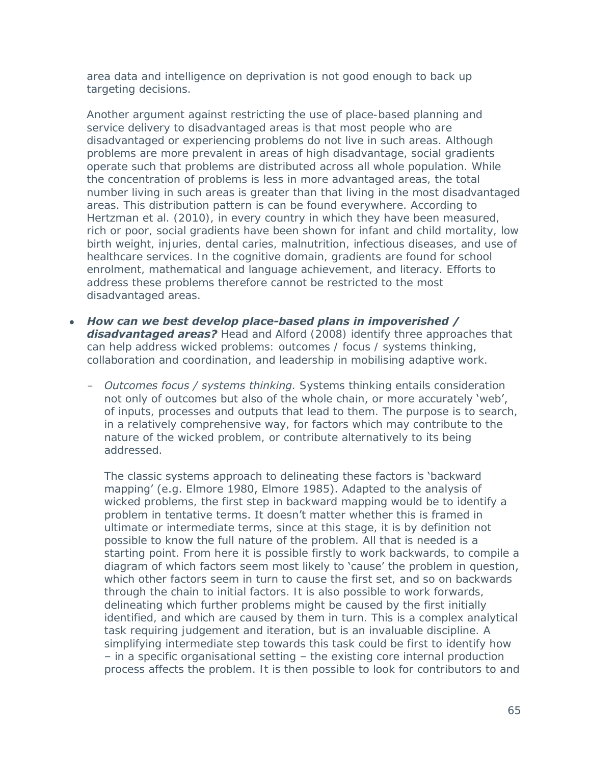area data and intelligence on deprivation is not good enough to back up targeting decisions.

Another argument against restricting the use of place-based planning and service delivery to disadvantaged areas is that most people who are disadvantaged or experiencing problems do not live in such areas. Although problems are more prevalent in areas of high disadvantage, social gradients operate such that problems are distributed across all whole population. While the concentration of problems is less in more advantaged areas, the total number living in such areas is greater than that living in the most disadvantaged areas. This distribution pattern is can be found everywhere. According to Hertzman et al. (2010), in every country in which they have been measured, rich or poor, social gradients have been shown for infant and child mortality, low birth weight, injuries, dental caries, malnutrition, infectious diseases, and use of healthcare services. In the cognitive domain, gradients are found for school enrolment, mathematical and language achievement, and literacy. Efforts to address these problems therefore cannot be restricted to the most disadvantaged areas.

- ***How can we best develop place-based plans in impoverished / disadvantaged areas?*** Head and Alford (2008) identify three approaches that can help address wicked problems: outcomes / focus / systems thinking, collaboration and coordination, and leadership in mobilising adaptive work.

  - *Outcomes focus / systems thinking.* Systems thinking entails consideration not only of outcomes but also of the whole chain, or more accurately 'web', of inputs, processes and outputs that lead to them. The purpose is to search, in a relatively comprehensive way, for factors which may contribute to the nature of the wicked problem, or contribute alternatively to its being addressed.

    The classic systems approach to delineating these factors is 'backward mapping' (e.g. Elmore 1980, Elmore 1985). Adapted to the analysis of wicked problems, the first step in backward mapping would be to identify a problem in tentative terms. It doesn't matter whether this is framed in ultimate or intermediate terms, since at this stage, it is by definition not possible to know the full nature of the problem. All that is needed is a starting point. From here it is possible firstly to work backwards, to compile a diagram of which factors seem most likely to 'cause' the problem in question, which other factors seem in turn to cause the first set, and so on backwards through the chain to initial factors. It is also possible to work forwards, delineating which further problems might be caused by the first initially identified, and which are caused by them in turn. This is a complex analytical task requiring judgement and iteration, but is an invaluable discipline. A simplifying intermediate step towards this task could be first to identify how – in a specific organisational setting – the existing core internal production process affects the problem. It is then possible to look for contributors to and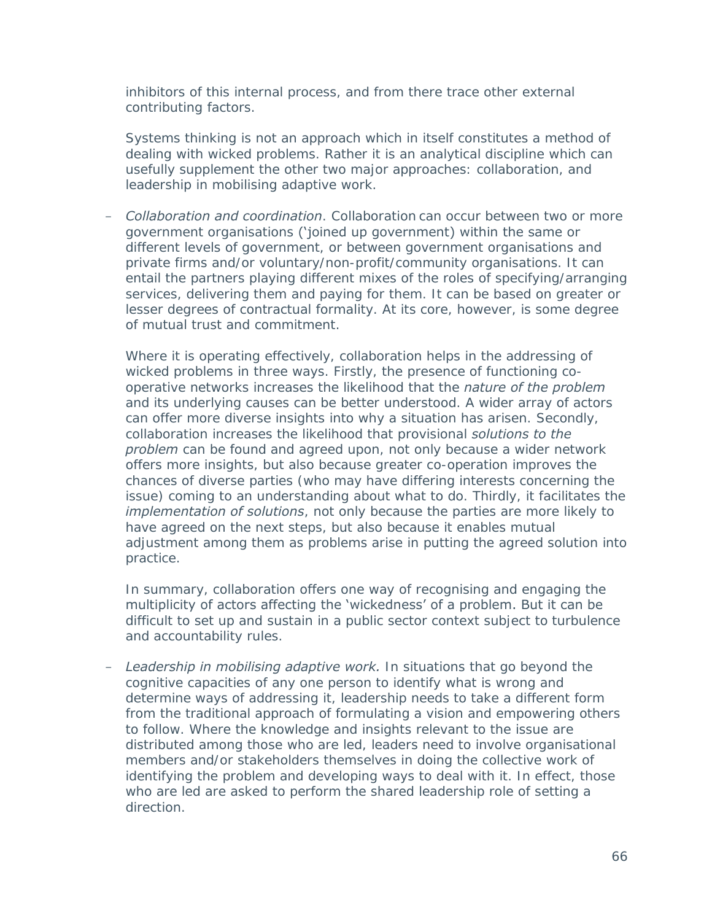inhibitors of this internal process, and from there trace other external contributing factors.

Systems thinking is not an approach which in itself constitutes a method of dealing with wicked problems. Rather it is an analytical discipline which can usefully supplement the other two major approaches: collaboration, and leadership in mobilising adaptive work.

– *Collaboration and coordination*. Collaboration can occur between two or more government organisations ('joined up government) within the same or different levels of government, or between government organisations and private firms and/or voluntary/non-profit/community organisations. It can entail the partners playing different mixes of the roles of specifying/arranging services, delivering them and paying for them. It can be based on greater or lesser degrees of contractual formality. At its core, however, is some degree of mutual trust and commitment.

  Where it is operating effectively, collaboration helps in the addressing of wicked problems in three ways. Firstly, the presence of functioning co-operative networks increases the likelihood that the *nature of the problem* and its underlying causes can be better understood. A wider array of actors can offer more diverse insights into why a situation has arisen. Secondly, collaboration increases the likelihood that provisional *solutions to the problem* can be found and agreed upon, not only because a wider network offers more insights, but also because greater co-operation improves the chances of diverse parties (who may have differing interests concerning the issue) coming to an understanding about what to do. Thirdly, it facilitates the *implementation of solutions*, not only because the parties are more likely to have agreed on the next steps, but also because it enables mutual adjustment among them as problems arise in putting the agreed solution into practice.

  In summary, collaboration offers one way of recognising and engaging the multiplicity of actors affecting the 'wickedness' of a problem. But it can be difficult to set up and sustain in a public sector context subject to turbulence and accountability rules.

– *Leadership in mobilising adaptive work.* In situations that go beyond the cognitive capacities of any one person to identify what is wrong and determine ways of addressing it, leadership needs to take a different form from the traditional approach of formulating a vision and empowering others to follow. Where the knowledge and insights relevant to the issue are distributed among those who are led, leaders need to involve organisational members and/or stakeholders themselves in doing the collective work of identifying the problem and developing ways to deal with it. In effect, those who are led are asked to perform the shared leadership role of setting a direction.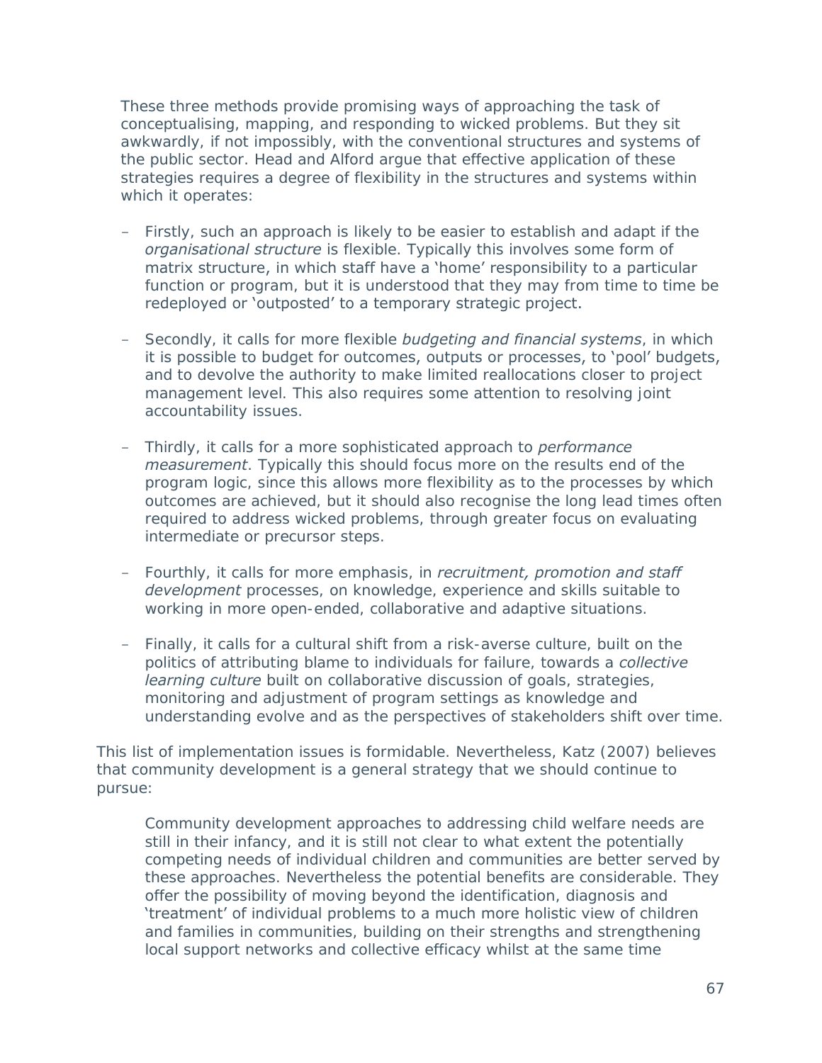These three methods provide promising ways of approaching the task of conceptualising, mapping, and responding to wicked problems. But they sit awkwardly, if not impossibly, with the conventional structures and systems of the public sector. Head and Alford argue that effective application of these strategies requires a degree of flexibility in the structures and systems within which it operates:

- Firstly, such an approach is likely to be easier to establish and adapt if the *organisational structure* is flexible. Typically this involves some form of matrix structure, in which staff have a 'home' responsibility to a particular function or program, but it is understood that they may from time to time be redeployed or 'outposted' to a temporary strategic project.

- Secondly, it calls for more flexible *budgeting and financial systems*, in which it is possible to budget for outcomes, outputs or processes, to 'pool' budgets, and to devolve the authority to make limited reallocations closer to project management level. This also requires some attention to resolving joint accountability issues.

- Thirdly, it calls for a more sophisticated approach to *performance measurement*. Typically this should focus more on the results end of the program logic, since this allows more flexibility as to the processes by which outcomes are achieved, but it should also recognise the long lead times often required to address wicked problems, through greater focus on evaluating intermediate or precursor steps.

- Fourthly, it calls for more emphasis, in *recruitment, promotion and staff development* processes, on knowledge, experience and skills suitable to working in more open-ended, collaborative and adaptive situations.

- Finally, it calls for a cultural shift from a risk-averse culture, built on the politics of attributing blame to individuals for failure, towards a *collective learning culture* built on collaborative discussion of goals, strategies, monitoring and adjustment of program settings as knowledge and understanding evolve and as the perspectives of stakeholders shift over time.

This list of implementation issues is formidable. Nevertheless, Katz (2007) believes that community development is a general strategy that we should continue to pursue:

> Community development approaches to addressing child welfare needs are still in their infancy, and it is still not clear to what extent the potentially competing needs of individual children and communities are better served by these approaches. Nevertheless the potential benefits are considerable. They offer the possibility of moving beyond the identification, diagnosis and 'treatment' of individual problems to a much more holistic view of children and families in communities, building on their strengths and strengthening local support networks and collective efficacy whilst at the same time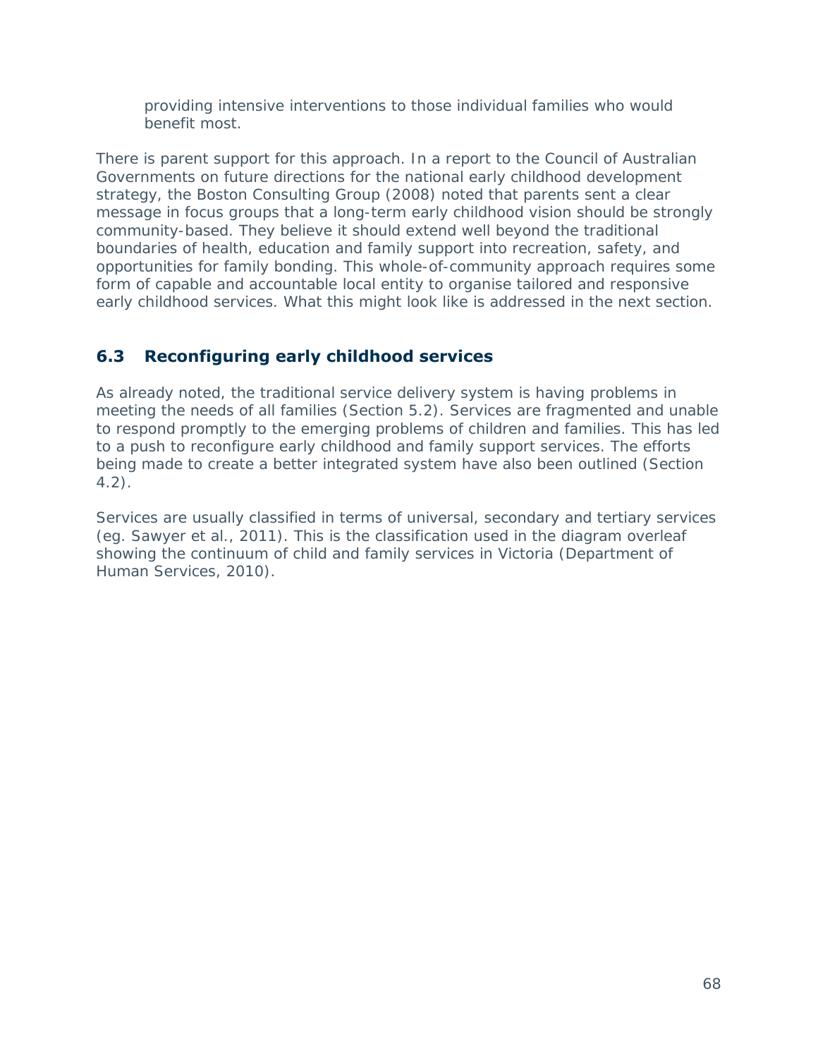providing intensive interventions to those individual families who would benefit most.

There is parent support for this approach. In a report to the Council of Australian Governments on future directions for the national early childhood development strategy, the Boston Consulting Group (2008) noted that parents sent a clear message in focus groups that a long-term early childhood vision should be strongly community-based. They believe it should extend well beyond the traditional boundaries of health, education and family support into recreation, safety, and opportunities for family bonding. This whole-of-community approach requires some form of capable and accountable local entity to organise tailored and responsive early childhood services. What this might look like is addressed in the next section.

## 6.3 Reconfiguring early childhood services

As already noted, the traditional service delivery system is having problems in meeting the needs of all families (Section 5.2). Services are fragmented and unable to respond promptly to the emerging problems of children and families. This has led to a push to reconfigure early childhood and family support services. The efforts being made to create a better integrated system have also been outlined (Section 4.2).

Services are usually classified in terms of universal, secondary and tertiary services (eg. Sawyer et al., 2011). This is the classification used in the diagram overleaf showing the continuum of child and family services in Victoria (Department of Human Services, 2010).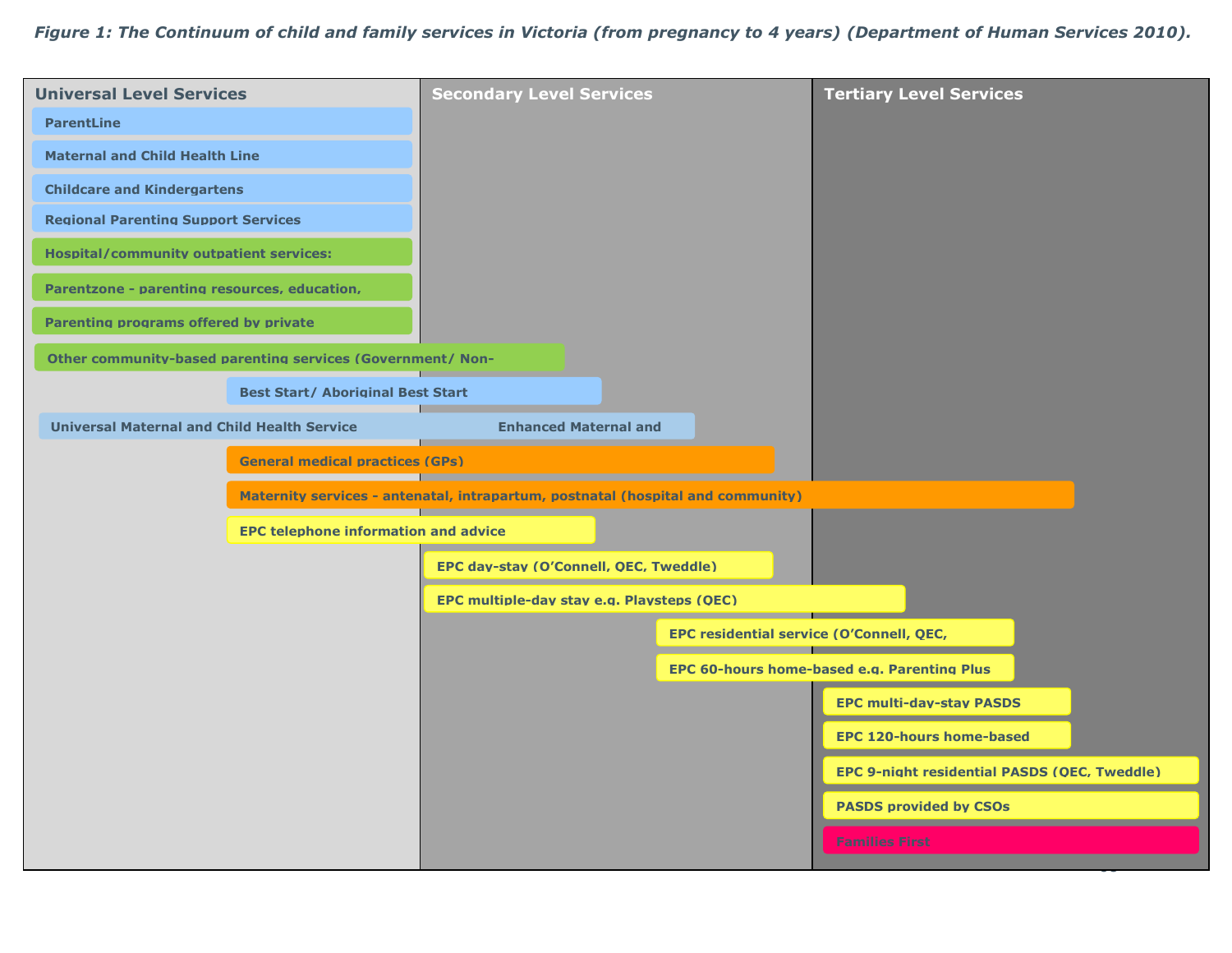*Figure 1: The Continuum of child and family services in Victoria (from pregnancy to 4 years) (Department of Human Services 2010).*

| Universal Level Services | Secondary Level Services | Tertiary Level Services |
|---|---|---|
| ParentLine | | |
| Maternal and Child Health Line | | |
| Childcare and Kindergartens | | |
| Regional Parenting Support Services | | |
| Hospital/community outpatient services: | | |
| Parentzone - parenting resources, education, | | |
| Parenting programs offered by private | | |
| Other community-based parenting services (Government/ Non- | Other community-based parenting services (Government/ Non- | |
| Best Start/ Aboriginal Best Start | Best Start/ Aboriginal Best Start | |
| Universal Maternal and Child Health Service | Enhanced Maternal and | |
| General medical practices (GPs) | General medical practices (GPs) | |
| Maternity services - antenatal, intrapartum, postnatal (hospital and community) | Maternity services - antenatal, intrapartum, postnatal (hospital and community) | Maternity services - antenatal, intrapartum, postnatal (hospital and community) |
| EPC telephone information and advice | EPC telephone information and advice | |
| | EPC day-stay (O'Connell, QEC, Tweddle) | |
| | EPC multiple-day stay e.g. Playsteps (QEC) | EPC multiple-day stay e.g. Playsteps (QEC) |
| | EPC residential service (O'Connell, QEC, | EPC residential service (O'Connell, QEC, |
| | EPC 60-hours home-based e.g. Parenting Plus | EPC 60-hours home-based e.g. Parenting Plus |
| | | EPC multi-day-stay PASDS |
| | | EPC 120-hours home-based |
| | | EPC 9-night residential PASDS (QEC, Tweddle) |
| | | PASDS provided by CSOs |
| | | Families First |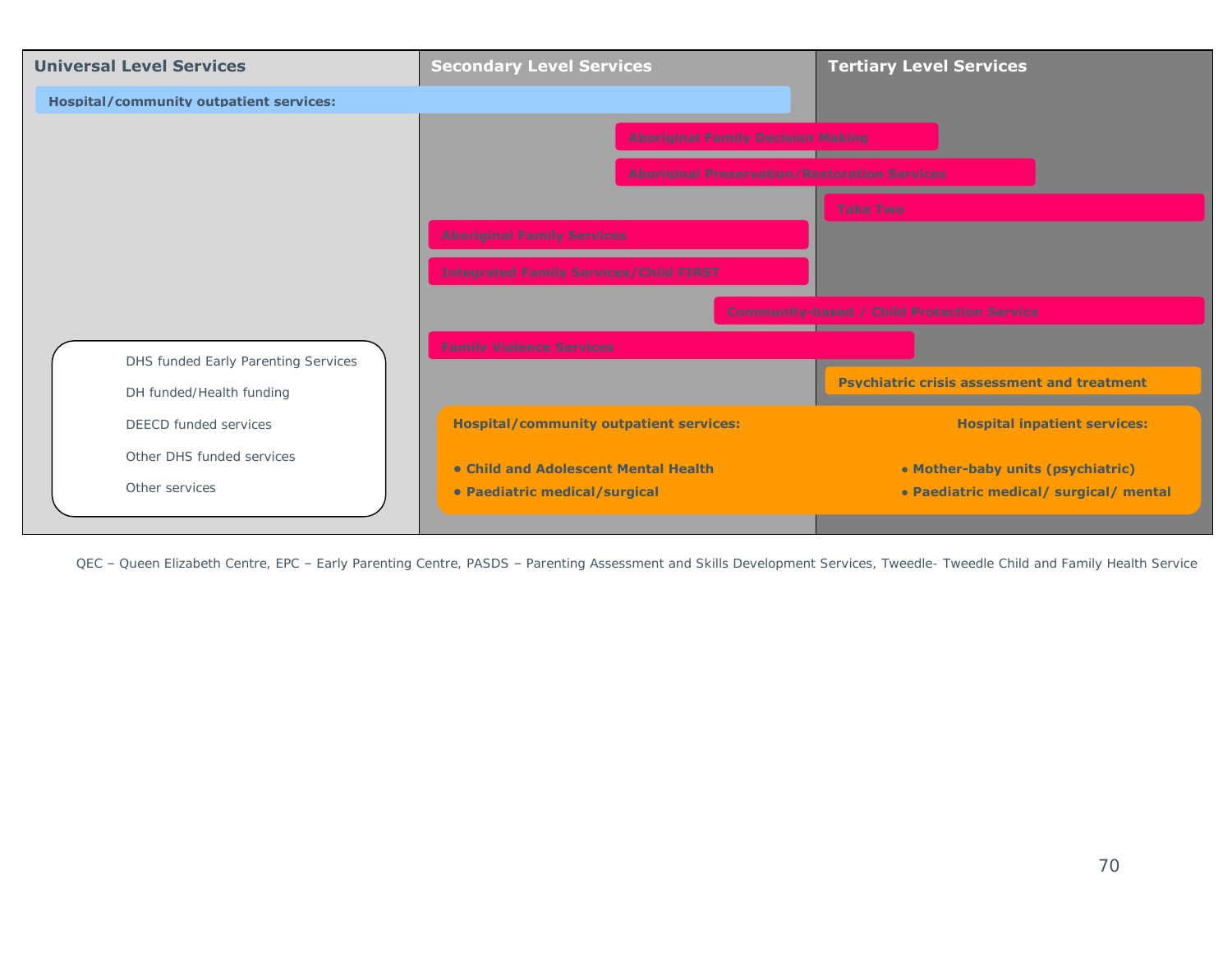| Universal Level Services | Secondary Level Services | Tertiary Level Services |
|---|---|---|

**Hospital/community outpatient services:**

Aboriginal Family Decision Making

Aboriginal Preservation/Restoration Services

Take Two

Aboriginal Family Services

Integrated Family Services/Child FIRST

Community-based / Child Protection Service

Family Violence Services

**Psychiatric crisis assessment and treatment**

**Hospital/community outpatient services:**

- **Child and Adolescent Mental Health**
- **Paediatric medical/surgical**

**Hospital inpatient services:**

- **Mother-baby units (psychiatric)**
- **Paediatric medical/ surgical/ mental**

DHS funded Early Parenting Services

DH funded/Health funding

DEECD funded services

Other DHS funded services

Other services

QEC – Queen Elizabeth Centre, EPC – Early Parenting Centre, PASDS – Parenting Assessment and Skills Development Services, Tweedle- Tweedle Child and Family Health Service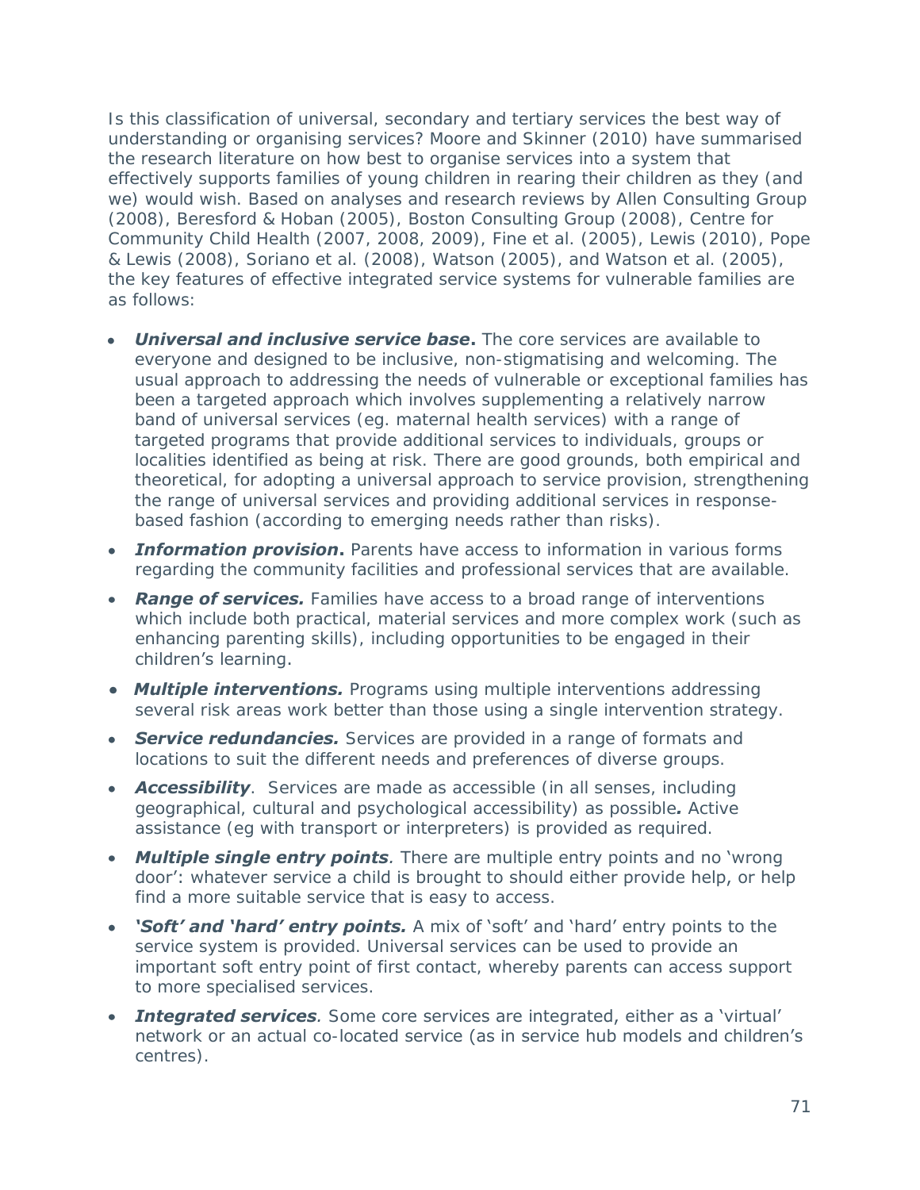Is this classification of universal, secondary and tertiary services the best way of understanding or organising services? Moore and Skinner (2010) have summarised the research literature on how best to organise services into a system that effectively supports families of young children in rearing their children as they (and we) would wish. Based on analyses and research reviews by Allen Consulting Group (2008), Beresford & Hoban (2005), Boston Consulting Group (2008), Centre for Community Child Health (2007, 2008, 2009), Fine et al. (2005), Lewis (2010), Pope & Lewis (2008), Soriano et al. (2008), Watson (2005), and Watson et al. (2005), the key features of effective integrated service systems for vulnerable families are as follows:

- ***Universal and inclusive service base*.** The core services are available to everyone and designed to be inclusive, non-stigmatising and welcoming. The usual approach to addressing the needs of vulnerable or exceptional families has been a targeted approach which involves supplementing a relatively narrow band of universal services (eg. maternal health services) with a range of targeted programs that provide additional services to individuals, groups or localities identified as being at risk. There are good grounds, both empirical and theoretical, for adopting a universal approach to service provision, strengthening the range of universal services and providing additional services in response-based fashion (according to emerging needs rather than risks).
- ***Information provision*.** Parents have access to information in various forms regarding the community facilities and professional services that are available.
- ***Range of services.*** Families have access to a broad range of interventions which include both practical, material services and more complex work (such as enhancing parenting skills), including opportunities to be engaged in their children's learning.
- ***Multiple interventions.*** Programs using multiple interventions addressing several risk areas work better than those using a single intervention strategy.
- ***Service redundancies.*** Services are provided in a range of formats and locations to suit the different needs and preferences of diverse groups.
- ***Accessibility***. Services are made as accessible (in all senses, including geographical, cultural and psychological accessibility) as possible***.*** Active assistance (eg with transport or interpreters) is provided as required.
- ***Multiple single entry points***. There are multiple entry points and no 'wrong door': whatever service a child is brought to should either provide help, or help find a more suitable service that is easy to access.
- ***'Soft' and 'hard' entry points.*** A mix of 'soft' and 'hard' entry points to the service system is provided. Universal services can be used to provide an important soft entry point of first contact, whereby parents can access support to more specialised services.
- ***Integrated services***. Some core services are integrated, either as a 'virtual' network or an actual co-located service (as in service hub models and children's centres).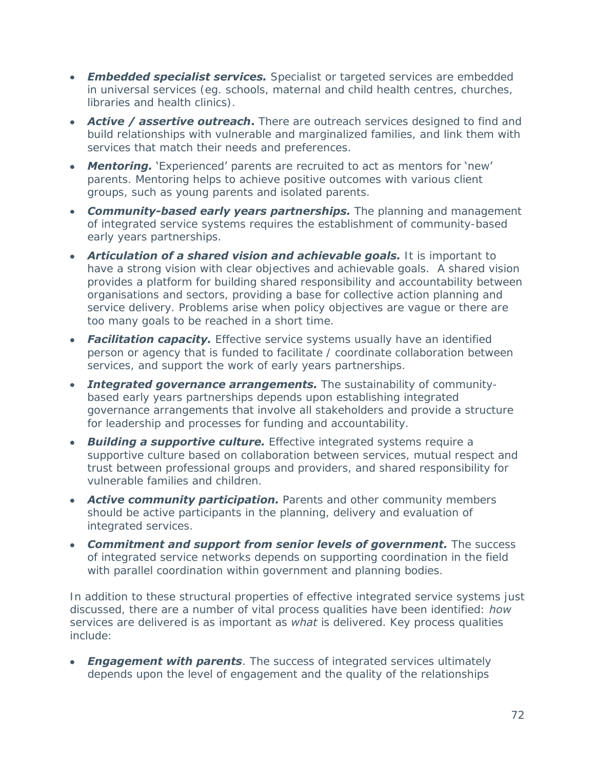- ***Embedded specialist services.*** Specialist or targeted services are embedded in universal services (eg. schools, maternal and child health centres, churches, libraries and health clinics).
- ***Active / assertive outreach*.** There are outreach services designed to find and build relationships with vulnerable and marginalized families, and link them with services that match their needs and preferences.
- ***Mentoring.*** 'Experienced' parents are recruited to act as mentors for 'new' parents. Mentoring helps to achieve positive outcomes with various client groups, such as young parents and isolated parents.
- ***Community-based early years partnerships.*** The planning and management of integrated service systems requires the establishment of community-based early years partnerships.
- ***Articulation of a shared vision and achievable goals.*** It is important to have a strong vision with clear objectives and achievable goals. A shared vision provides a platform for building shared responsibility and accountability between organisations and sectors, providing a base for collective action planning and service delivery. Problems arise when policy objectives are vague or there are too many goals to be reached in a short time.
- ***Facilitation capacity.*** Effective service systems usually have an identified person or agency that is funded to facilitate / coordinate collaboration between services, and support the work of early years partnerships.
- ***Integrated governance arrangements.*** The sustainability of community-based early years partnerships depends upon establishing integrated governance arrangements that involve all stakeholders and provide a structure for leadership and processes for funding and accountability.
- ***Building a supportive culture.*** Effective integrated systems require a supportive culture based on collaboration between services, mutual respect and trust between professional groups and providers, and shared responsibility for vulnerable families and children.
- ***Active community participation.*** Parents and other community members should be active participants in the planning, delivery and evaluation of integrated services.
- ***Commitment and support from senior levels of government.*** The success of integrated service networks depends on supporting coordination in the field with parallel coordination within government and planning bodies.

In addition to these structural properties of effective integrated service systems just discussed, there are a number of vital process qualities have been identified: *how* services are delivered is as important as *what* is delivered. Key process qualities include:

- ***Engagement with parents***. The success of integrated services ultimately depends upon the level of engagement and the quality of the relationships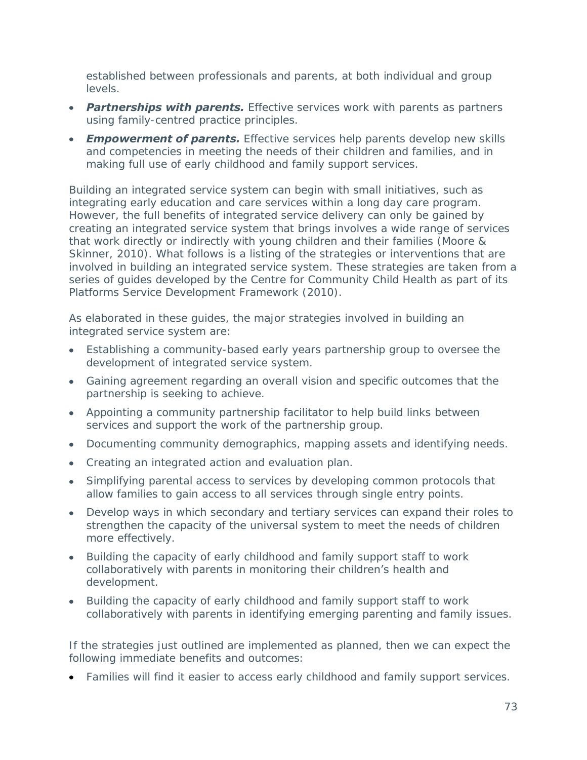established between professionals and parents, at both individual and group levels.

- ***Partnerships with parents.*** Effective services work with parents as partners using family-centred practice principles.
- ***Empowerment of parents.*** Effective services help parents develop new skills and competencies in meeting the needs of their children and families, and in making full use of early childhood and family support services.

Building an integrated service system can begin with small initiatives, such as integrating early education and care services within a long day care program. However, the full benefits of integrated service delivery can only be gained by creating an integrated service system that brings involves a wide range of services that work directly or indirectly with young children and their families (Moore & Skinner, 2010). What follows is a listing of the strategies or interventions that are involved in building an integrated service system. These strategies are taken from a series of guides developed by the Centre for Community Child Health as part of its Platforms Service Development Framework (2010).

As elaborated in these guides, the major strategies involved in building an integrated service system are:

- Establishing a community-based early years partnership group to oversee the development of integrated service system.
- Gaining agreement regarding an overall vision and specific outcomes that the partnership is seeking to achieve.
- Appointing a community partnership facilitator to help build links between services and support the work of the partnership group.
- Documenting community demographics, mapping assets and identifying needs.
- Creating an integrated action and evaluation plan.
- Simplifying parental access to services by developing common protocols that allow families to gain access to all services through single entry points.
- Develop ways in which secondary and tertiary services can expand their roles to strengthen the capacity of the universal system to meet the needs of children more effectively.
- Building the capacity of early childhood and family support staff to work collaboratively with parents in monitoring their children's health and development.
- Building the capacity of early childhood and family support staff to work collaboratively with parents in identifying emerging parenting and family issues.

If the strategies just outlined are implemented as planned, then we can expect the following immediate benefits and outcomes:

- Families will find it easier to access early childhood and family support services.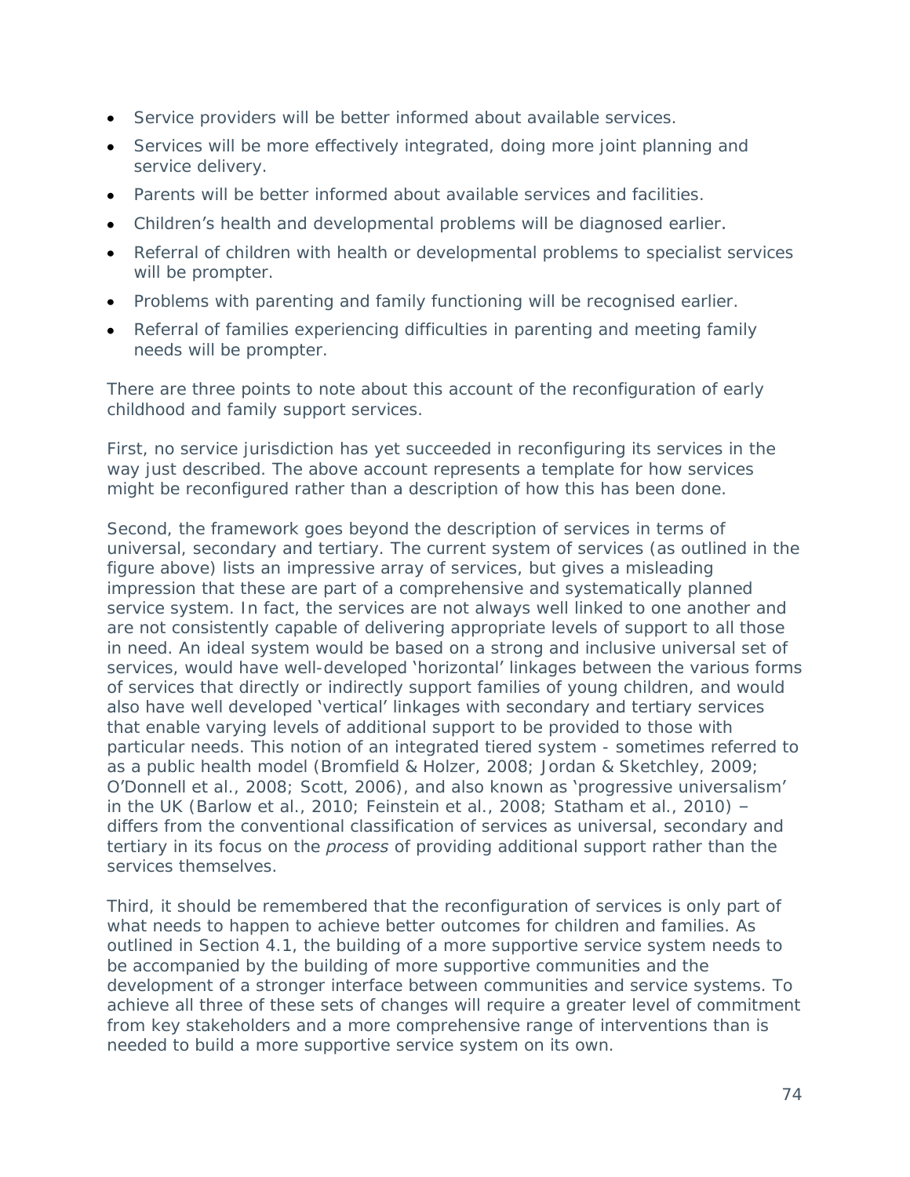- Service providers will be better informed about available services.
- Services will be more effectively integrated, doing more joint planning and service delivery.
- Parents will be better informed about available services and facilities.
- Children's health and developmental problems will be diagnosed earlier.
- Referral of children with health or developmental problems to specialist services will be prompter.
- Problems with parenting and family functioning will be recognised earlier.
- Referral of families experiencing difficulties in parenting and meeting family needs will be prompter.

There are three points to note about this account of the reconfiguration of early childhood and family support services.

First, no service jurisdiction has yet succeeded in reconfiguring its services in the way just described. The above account represents a template for how services might be reconfigured rather than a description of how this has been done.

Second, the framework goes beyond the description of services in terms of universal, secondary and tertiary. The current system of services (as outlined in the figure above) lists an impressive array of services, but gives a misleading impression that these are part of a comprehensive and systematically planned service system. In fact, the services are not always well linked to one another and are not consistently capable of delivering appropriate levels of support to all those in need. An ideal system would be based on a strong and inclusive universal set of services, would have well-developed 'horizontal' linkages between the various forms of services that directly or indirectly support families of young children, and would also have well developed 'vertical' linkages with secondary and tertiary services that enable varying levels of additional support to be provided to those with particular needs. This notion of an integrated tiered system - sometimes referred to as a public health model (Bromfield & Holzer, 2008; Jordan & Sketchley, 2009; O'Donnell et al., 2008; Scott, 2006), and also known as 'progressive universalism' in the UK (Barlow et al., 2010; Feinstein et al., 2008; Statham et al., 2010) – differs from the conventional classification of services as universal, secondary and tertiary in its focus on the *process* of providing additional support rather than the services themselves.

Third, it should be remembered that the reconfiguration of services is only part of what needs to happen to achieve better outcomes for children and families. As outlined in Section 4.1, the building of a more supportive service system needs to be accompanied by the building of more supportive communities and the development of a stronger interface between communities and service systems. To achieve all three of these sets of changes will require a greater level of commitment from key stakeholders and a more comprehensive range of interventions than is needed to build a more supportive service system on its own.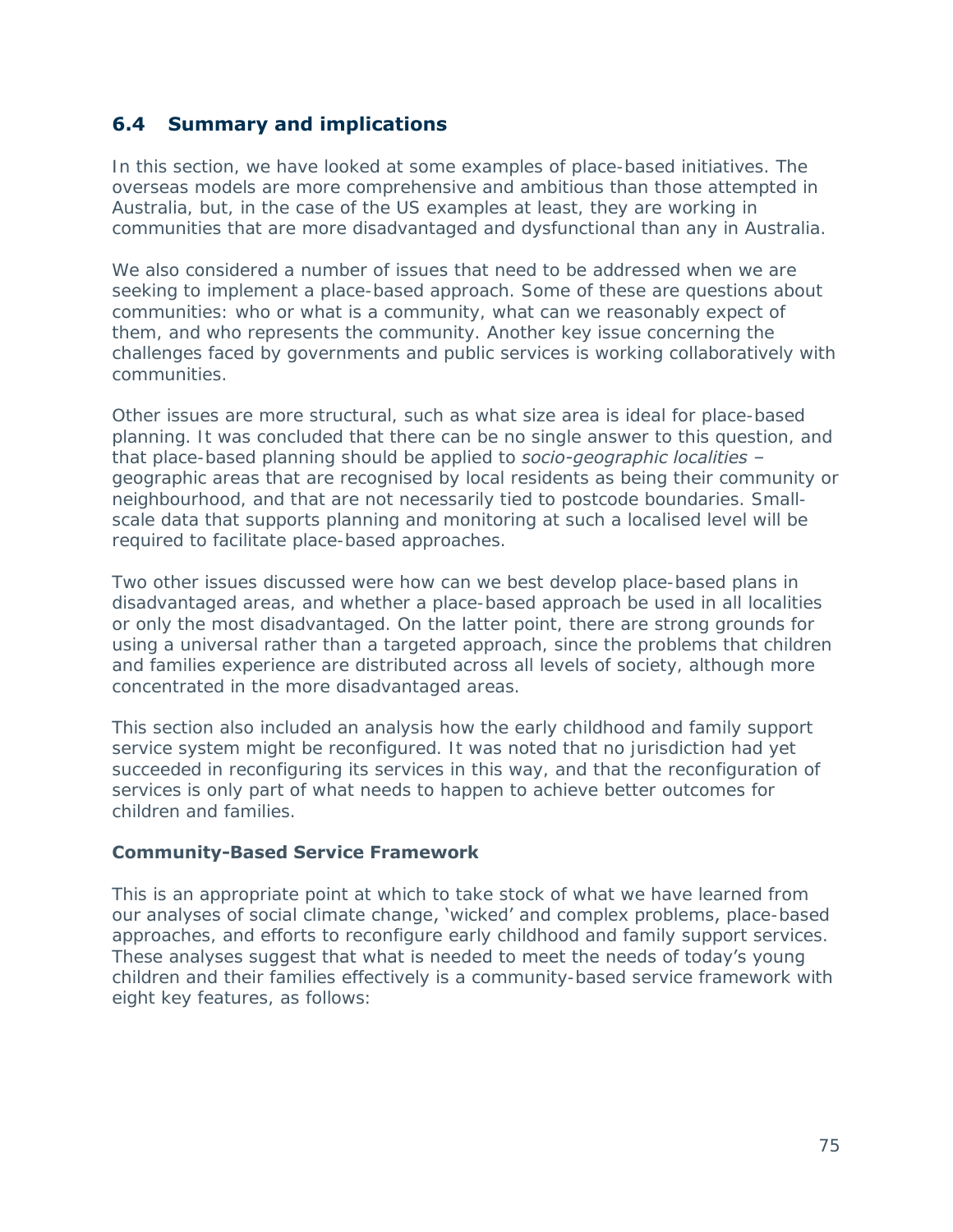## 6.4 Summary and implications

In this section, we have looked at some examples of place-based initiatives. The overseas models are more comprehensive and ambitious than those attempted in Australia, but, in the case of the US examples at least, they are working in communities that are more disadvantaged and dysfunctional than any in Australia.

We also considered a number of issues that need to be addressed when we are seeking to implement a place-based approach. Some of these are questions about communities: who or what is a community, what can we reasonably expect of them, and who represents the community. Another key issue concerning the challenges faced by governments and public services is working collaboratively with communities.

Other issues are more structural, such as what size area is ideal for place-based planning. It was concluded that there can be no single answer to this question, and that place-based planning should be applied to *socio-geographic localities* – geographic areas that are recognised by local residents as being their community or neighbourhood, and that are not necessarily tied to postcode boundaries. Small-scale data that supports planning and monitoring at such a localised level will be required to facilitate place-based approaches.

Two other issues discussed were how can we best develop place-based plans in disadvantaged areas, and whether a place-based approach be used in all localities or only the most disadvantaged. On the latter point, there are strong grounds for using a universal rather than a targeted approach, since the problems that children and families experience are distributed across all levels of society, although more concentrated in the more disadvantaged areas.

This section also included an analysis how the early childhood and family support service system might be reconfigured. It was noted that no jurisdiction had yet succeeded in reconfiguring its services in this way, and that the reconfiguration of services is only part of what needs to happen to achieve better outcomes for children and families.

### Community-Based Service Framework

This is an appropriate point at which to take stock of what we have learned from our analyses of social climate change, 'wicked' and complex problems, place-based approaches, and efforts to reconfigure early childhood and family support services. These analyses suggest that what is needed to meet the needs of today's young children and their families effectively is a community-based service framework with eight key features, as follows: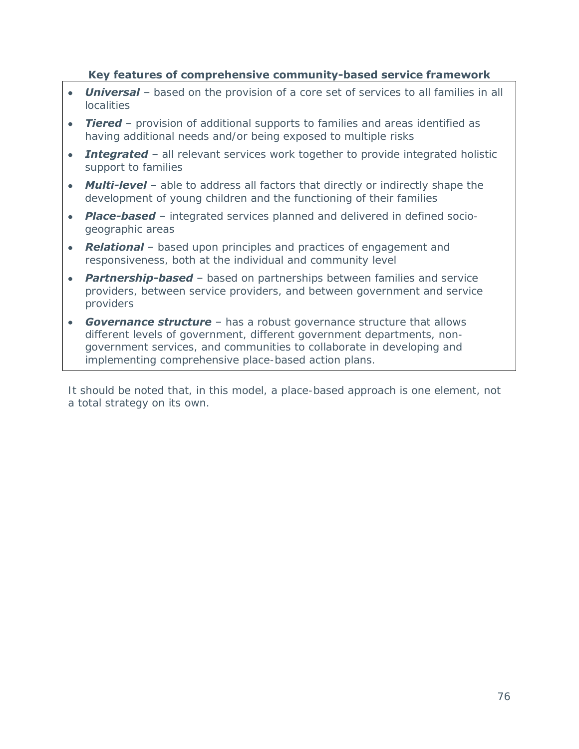**Key features of comprehensive community-based service framework**

- ***Universal*** – based on the provision of a core set of services to all families in all localities
- ***Tiered*** – provision of additional supports to families and areas identified as having additional needs and/or being exposed to multiple risks
- ***Integrated*** – all relevant services work together to provide integrated holistic support to families
- ***Multi-level*** – able to address all factors that directly or indirectly shape the development of young children and the functioning of their families
- ***Place-based*** – integrated services planned and delivered in defined socio-geographic areas
- ***Relational*** – based upon principles and practices of engagement and responsiveness, both at the individual and community level
- ***Partnership-based*** – based on partnerships between families and service providers, between service providers, and between government and service providers
- ***Governance structure*** – has a robust governance structure that allows different levels of government, different government departments, non-government services, and communities to collaborate in developing and implementing comprehensive place-based action plans.

It should be noted that, in this model, a place-based approach is one element, not a total strategy on its own.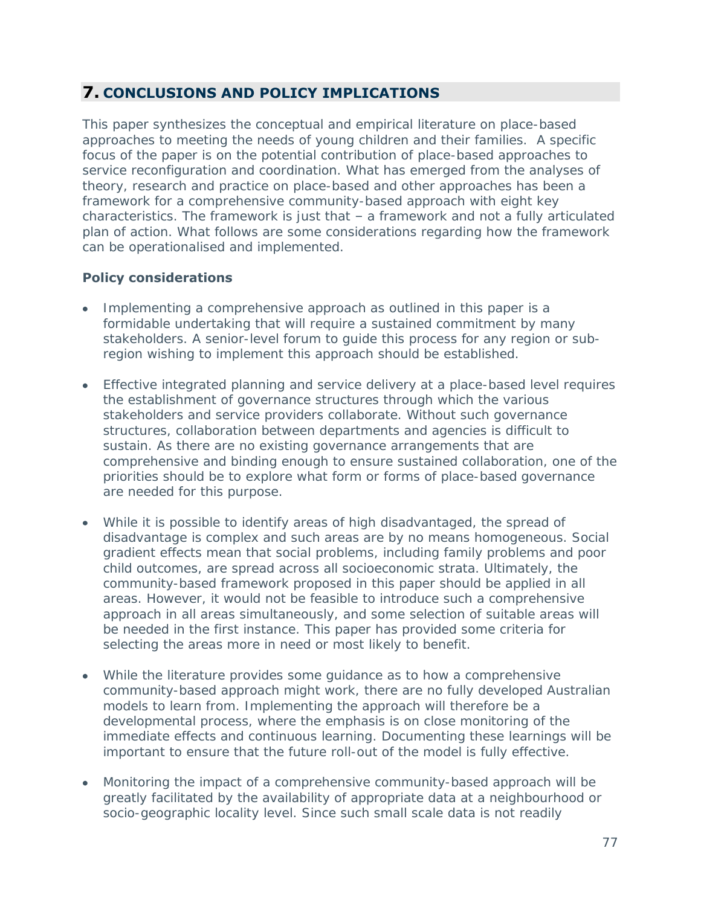## 7. CONCLUSIONS AND POLICY IMPLICATIONS

This paper synthesizes the conceptual and empirical literature on place-based approaches to meeting the needs of young children and their families. A specific focus of the paper is on the potential contribution of place-based approaches to service reconfiguration and coordination. What has emerged from the analyses of theory, research and practice on place-based and other approaches has been a framework for a comprehensive community-based approach with eight key characteristics. The framework is just that – a framework and not a fully articulated plan of action. What follows are some considerations regarding how the framework can be operationalised and implemented.

**Policy considerations**

- Implementing a comprehensive approach as outlined in this paper is a formidable undertaking that will require a sustained commitment by many stakeholders. A senior-level forum to guide this process for any region or sub-region wishing to implement this approach should be established.

- Effective integrated planning and service delivery at a place-based level requires the establishment of governance structures through which the various stakeholders and service providers collaborate. Without such governance structures, collaboration between departments and agencies is difficult to sustain. As there are no existing governance arrangements that are comprehensive and binding enough to ensure sustained collaboration, one of the priorities should be to explore what form or forms of place-based governance are needed for this purpose.

- While it is possible to identify areas of high disadvantaged, the spread of disadvantage is complex and such areas are by no means homogeneous. Social gradient effects mean that social problems, including family problems and poor child outcomes, are spread across all socioeconomic strata. Ultimately, the community-based framework proposed in this paper should be applied in all areas. However, it would not be feasible to introduce such a comprehensive approach in all areas simultaneously, and some selection of suitable areas will be needed in the first instance. This paper has provided some criteria for selecting the areas more in need or most likely to benefit.

- While the literature provides some guidance as to how a comprehensive community-based approach might work, there are no fully developed Australian models to learn from. Implementing the approach will therefore be a developmental process, where the emphasis is on close monitoring of the immediate effects and continuous learning. Documenting these learnings will be important to ensure that the future roll-out of the model is fully effective.

- Monitoring the impact of a comprehensive community-based approach will be greatly facilitated by the availability of appropriate data at a neighbourhood or socio-geographic locality level. Since such small scale data is not readily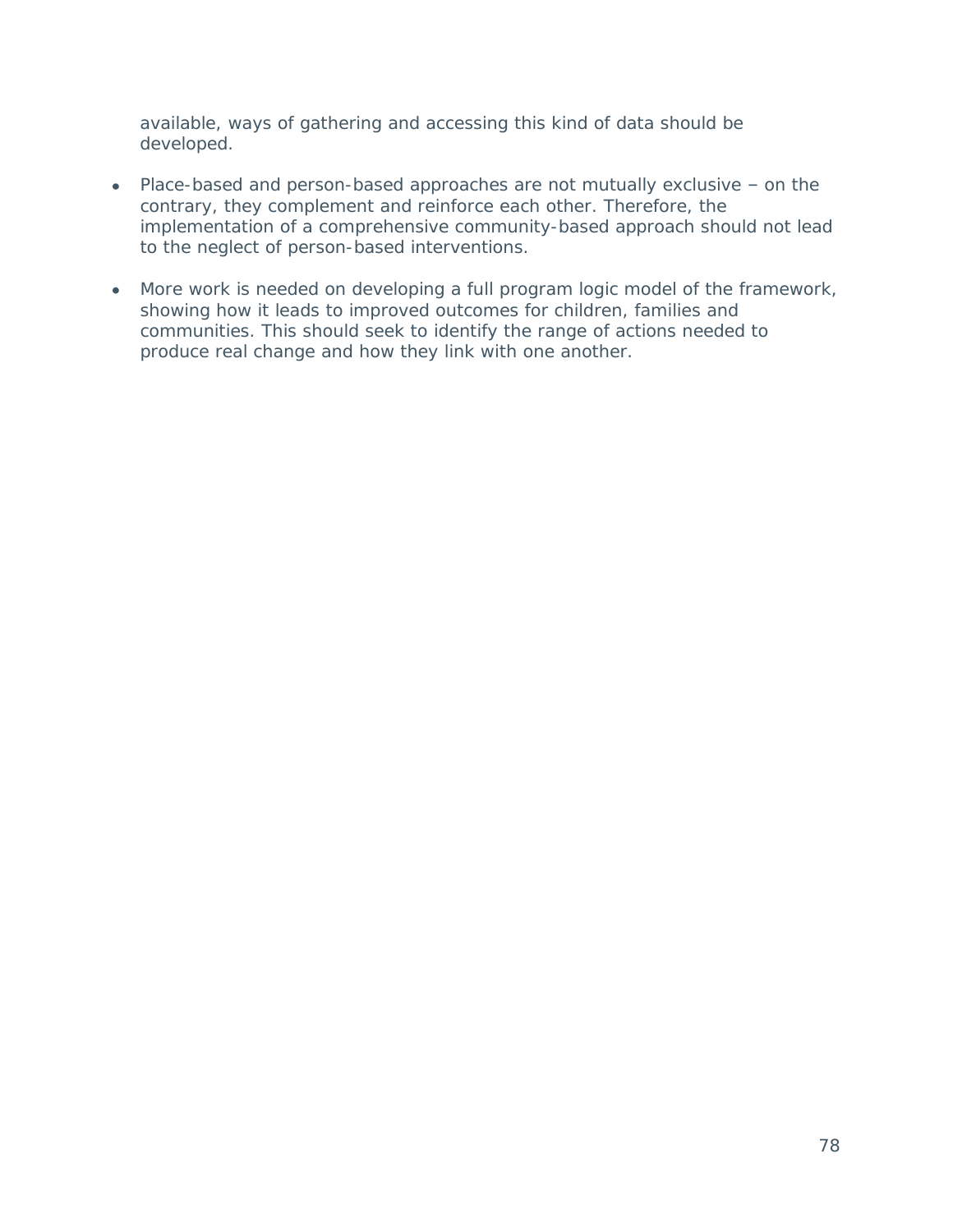available, ways of gathering and accessing this kind of data should be developed.

- Place-based and person-based approaches are not mutually exclusive – on the contrary, they complement and reinforce each other. Therefore, the implementation of a comprehensive community-based approach should not lead to the neglect of person-based interventions.

- More work is needed on developing a full program logic model of the framework, showing how it leads to improved outcomes for children, families and communities. This should seek to identify the range of actions needed to produce real change and how they link with one another.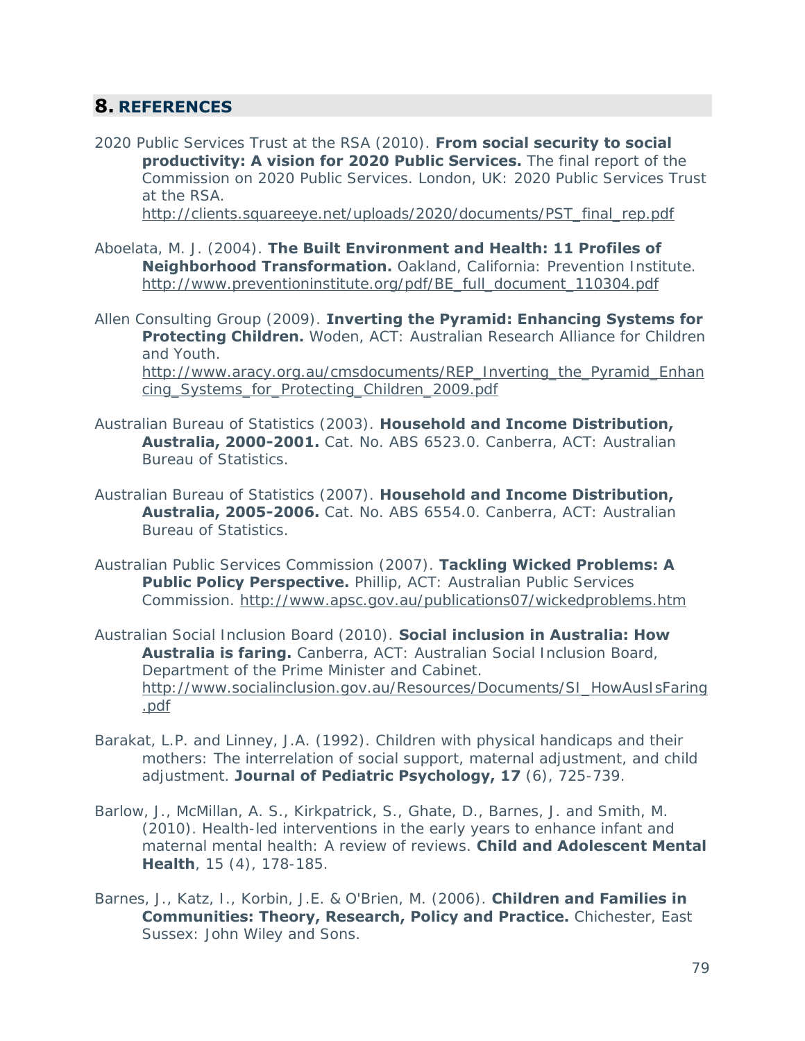## 8. REFERENCES

2020 Public Services Trust at the RSA (2010). **From social security to social productivity: A vision for 2020 Public Services.** The final report of the Commission on 2020 Public Services. London, UK: 2020 Public Services Trust at the RSA. http://clients.squareeye.net/uploads/2020/documents/PST_final_rep.pdf

Aboelata, M. J. (2004). **The Built Environment and Health: 11 Profiles of Neighborhood Transformation.** Oakland, California: Prevention Institute. http://www.preventioninstitute.org/pdf/BE_full_document_110304.pdf

Allen Consulting Group (2009). **Inverting the Pyramid: Enhancing Systems for Protecting Children.** Woden, ACT: Australian Research Alliance for Children and Youth. http://www.aracy.org.au/cmsdocuments/REP_Inverting_the_Pyramid_Enhancing_Systems_for_Protecting_Children_2009.pdf

Australian Bureau of Statistics (2003). **Household and Income Distribution, Australia, 2000-2001.** Cat. No. ABS 6523.0. Canberra, ACT: Australian Bureau of Statistics.

Australian Bureau of Statistics (2007). **Household and Income Distribution, Australia, 2005-2006.** Cat. No. ABS 6554.0. Canberra, ACT: Australian Bureau of Statistics.

Australian Public Services Commission (2007). **Tackling Wicked Problems: A Public Policy Perspective.** Phillip, ACT: Australian Public Services Commission. http://www.apsc.gov.au/publications07/wickedproblems.htm

Australian Social Inclusion Board (2010). **Social inclusion in Australia: How Australia is faring.** Canberra, ACT: Australian Social Inclusion Board, Department of the Prime Minister and Cabinet. http://www.socialinclusion.gov.au/Resources/Documents/SI_HowAusIsFaring.pdf

Barakat, L.P. and Linney, J.A. (1992). Children with physical handicaps and their mothers: The interrelation of social support, maternal adjustment, and child adjustment. **Journal of Pediatric Psychology, 17** (6), 725-739.

Barlow, J., McMillan, A. S., Kirkpatrick, S., Ghate, D., Barnes, J. and Smith, M. (2010). Health-led interventions in the early years to enhance infant and maternal mental health: A review of reviews. **Child and Adolescent Mental Health**, 15 (4), 178-185.

Barnes, J., Katz, I., Korbin, J.E. & O'Brien, M. (2006). **Children and Families in Communities: Theory, Research, Policy and Practice.** Chichester, East Sussex: John Wiley and Sons.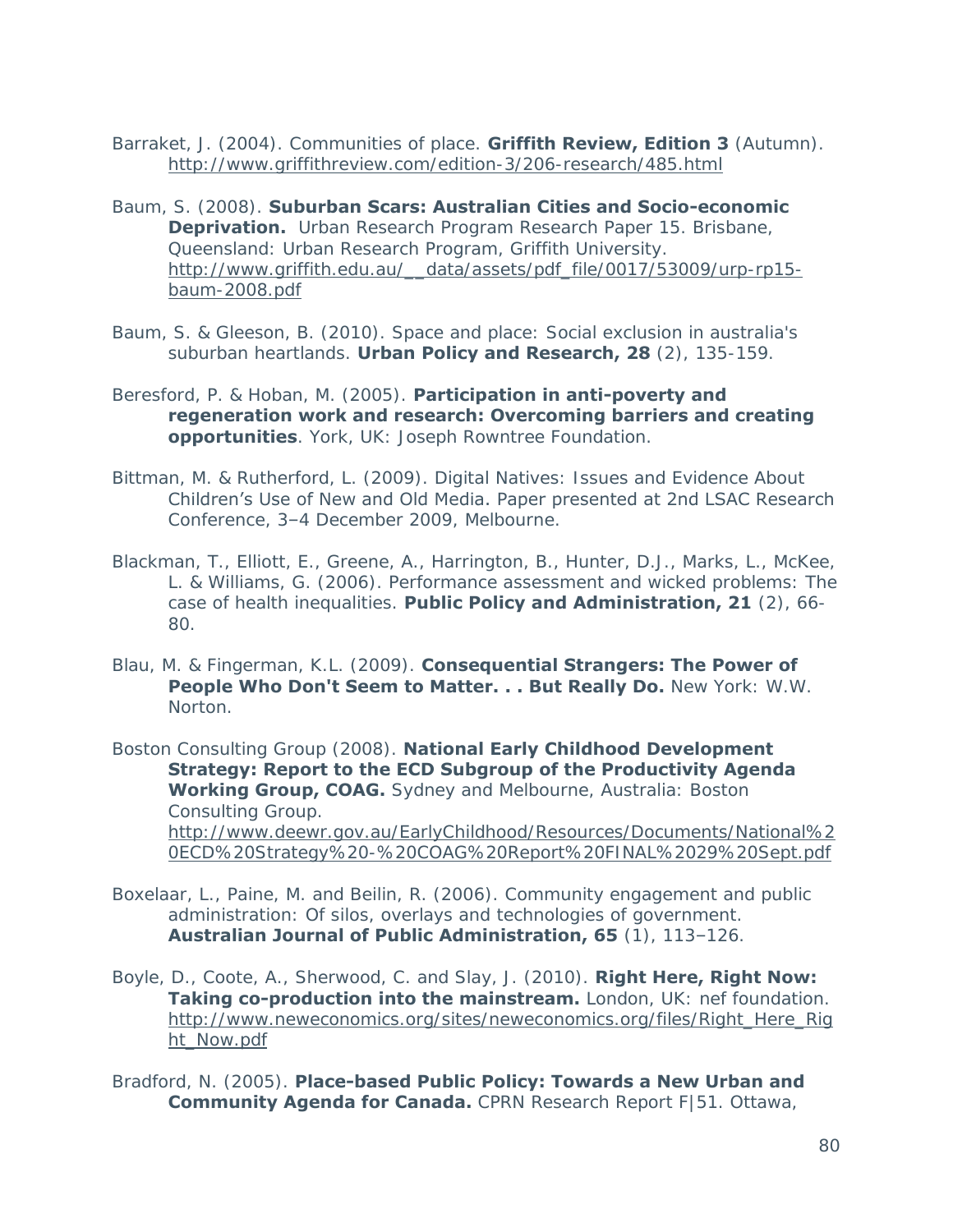Barraket, J. (2004). Communities of place. **Griffith Review, Edition 3** (Autumn). http://www.griffithreview.com/edition-3/206-research/485.html

Baum, S. (2008). **Suburban Scars: Australian Cities and Socio-economic Deprivation.** Urban Research Program Research Paper 15. Brisbane, Queensland: Urban Research Program, Griffith University. http://www.griffith.edu.au/__data/assets/pdf_file/0017/53009/urp-rp15-baum-2008.pdf

Baum, S. & Gleeson, B. (2010). Space and place: Social exclusion in australia's suburban heartlands. **Urban Policy and Research, 28** (2), 135-159.

Beresford, P. & Hoban, M. (2005). **Participation in anti-poverty and regeneration work and research: Overcoming barriers and creating opportunities**. York, UK: Joseph Rowntree Foundation.

Bittman, M. & Rutherford, L. (2009). Digital Natives: Issues and Evidence About Children's Use of New and Old Media. Paper presented at 2nd LSAC Research Conference, 3–4 December 2009, Melbourne.

Blackman, T., Elliott, E., Greene, A., Harrington, B., Hunter, D.J., Marks, L., McKee, L. & Williams, G. (2006). Performance assessment and wicked problems: The case of health inequalities. **Public Policy and Administration, 21** (2), 66-80.

Blau, M. & Fingerman, K.L. (2009). **Consequential Strangers: The Power of People Who Don't Seem to Matter. . . But Really Do.** New York: W.W. Norton.

Boston Consulting Group (2008). **National Early Childhood Development Strategy: Report to the ECD Subgroup of the Productivity Agenda Working Group, COAG.** Sydney and Melbourne, Australia: Boston Consulting Group. http://www.deewr.gov.au/EarlyChildhood/Resources/Documents/National%20ECD%20Strategy%20-%20COAG%20Report%20FINAL%2029%20Sept.pdf

Boxelaar, L., Paine, M. and Beilin, R. (2006). Community engagement and public administration: Of silos, overlays and technologies of government. **Australian Journal of Public Administration, 65** (1), 113–126.

Boyle, D., Coote, A., Sherwood, C. and Slay, J. (2010). **Right Here, Right Now: Taking co-production into the mainstream.** London, UK: nef foundation. http://www.neweconomics.org/sites/neweconomics.org/files/Right_Here_Right_Now.pdf

Bradford, N. (2005). **Place-based Public Policy: Towards a New Urban and Community Agenda for Canada.** CPRN Research Report F|51. Ottawa,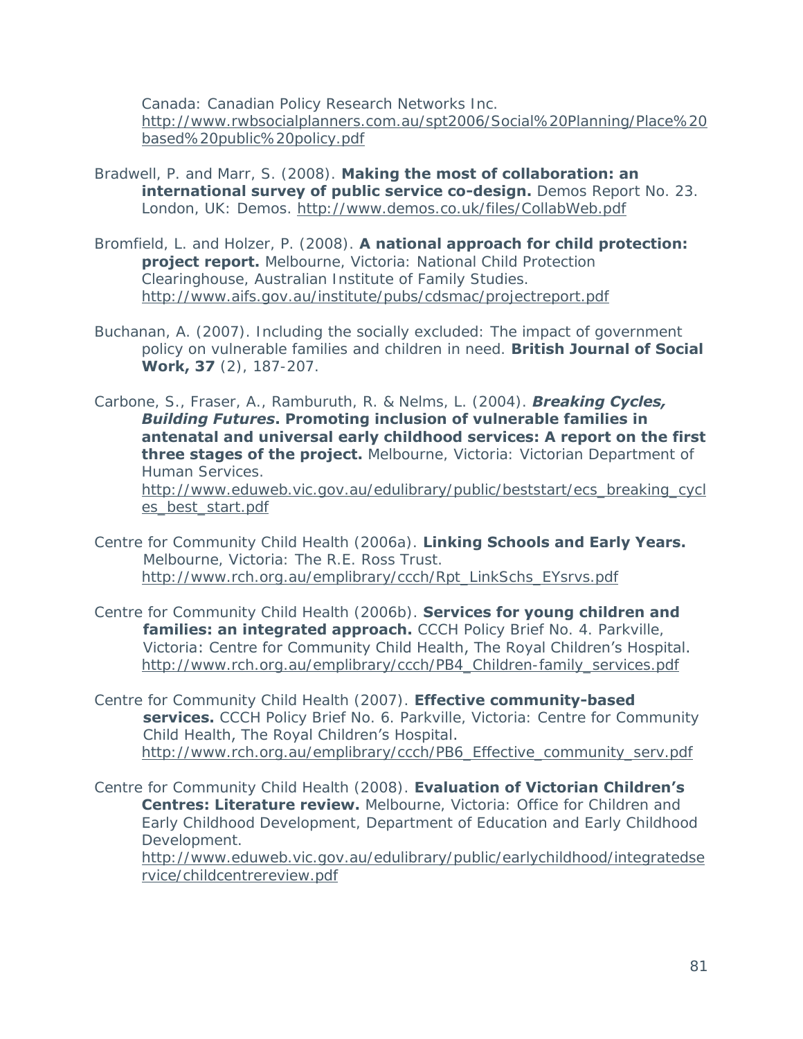Canada: Canadian Policy Research Networks Inc. http://www.rwbsocialplanners.com.au/spt2006/Social%20Planning/Place%20based%20public%20policy.pdf

Bradwell, P. and Marr, S. (2008). **Making the most of collaboration: an international survey of public service co-design.** Demos Report No. 23. London, UK: Demos. http://www.demos.co.uk/files/CollabWeb.pdf

Bromfield, L. and Holzer, P. (2008). **A national approach for child protection: project report.** Melbourne, Victoria: National Child Protection Clearinghouse, Australian Institute of Family Studies. http://www.aifs.gov.au/institute/pubs/cdsmac/projectreport.pdf

Buchanan, A. (2007). Including the socially excluded: The impact of government policy on vulnerable families and children in need. **British Journal of Social Work, 37** (2), 187-207.

Carbone, S., Fraser, A., Ramburuth, R. & Nelms, L. (2004). ***Breaking Cycles, Building Futures*. Promoting inclusion of vulnerable families in antenatal and universal early childhood services: A report on the first three stages of the project.** Melbourne, Victoria: Victorian Department of Human Services. http://www.eduweb.vic.gov.au/edulibrary/public/beststart/ecs_breaking_cycles_best_start.pdf

Centre for Community Child Health (2006a). **Linking Schools and Early Years.** Melbourne, Victoria: The R.E. Ross Trust. http://www.rch.org.au/emplibrary/ccch/Rpt_LinkSchs_EYsrvs.pdf

Centre for Community Child Health (2006b). **Services for young children and families: an integrated approach.** CCCH Policy Brief No. 4. Parkville, Victoria: Centre for Community Child Health, The Royal Children's Hospital. http://www.rch.org.au/emplibrary/ccch/PB4_Children-family_services.pdf

Centre for Community Child Health (2007). **Effective community-based services.** CCCH Policy Brief No. 6. Parkville, Victoria: Centre for Community Child Health, The Royal Children's Hospital. http://www.rch.org.au/emplibrary/ccch/PB6_Effective_community_serv.pdf

Centre for Community Child Health (2008). **Evaluation of Victorian Children's Centres: Literature review.** Melbourne, Victoria: Office for Children and Early Childhood Development, Department of Education and Early Childhood Development. http://www.eduweb.vic.gov.au/edulibrary/public/earlychildhood/integratedservice/childcentrereview.pdf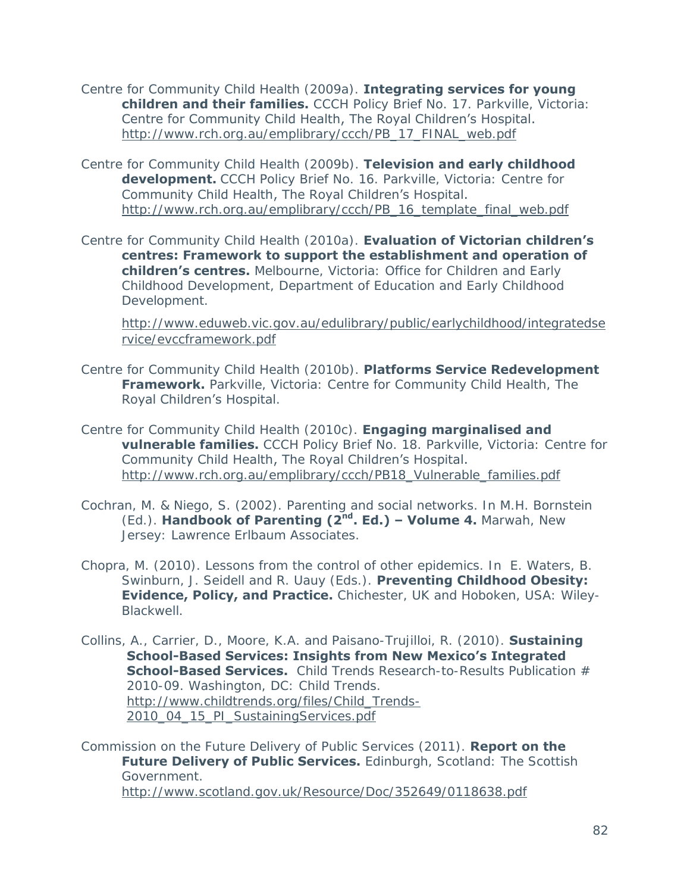Centre for Community Child Health (2009a). **Integrating services for young children and their families.** CCCH Policy Brief No. 17. Parkville, Victoria: Centre for Community Child Health, The Royal Children's Hospital. http://www.rch.org.au/emplibrary/ccch/PB_17_FINAL_web.pdf

Centre for Community Child Health (2009b). **Television and early childhood development.** CCCH Policy Brief No. 16. Parkville, Victoria: Centre for Community Child Health, The Royal Children's Hospital. http://www.rch.org.au/emplibrary/ccch/PB_16_template_final_web.pdf

Centre for Community Child Health (2010a). **Evaluation of Victorian children's centres: Framework to support the establishment and operation of children's centres.** Melbourne, Victoria: Office for Children and Early Childhood Development, Department of Education and Early Childhood Development.

http://www.eduweb.vic.gov.au/edulibrary/public/earlychildhood/integratedservice/evccframework.pdf

Centre for Community Child Health (2010b). **Platforms Service Redevelopment Framework.** Parkville, Victoria: Centre for Community Child Health, The Royal Children's Hospital.

Centre for Community Child Health (2010c). **Engaging marginalised and vulnerable families.** CCCH Policy Brief No. 18. Parkville, Victoria: Centre for Community Child Health, The Royal Children's Hospital. http://www.rch.org.au/emplibrary/ccch/PB18_Vulnerable_families.pdf

Cochran, M. & Niego, S. (2002). Parenting and social networks. In M.H. Bornstein (Ed.). **Handbook of Parenting (2nd. Ed.) – Volume 4.** Marwah, New Jersey: Lawrence Erlbaum Associates.

Chopra, M. (2010). Lessons from the control of other epidemics. In E. Waters, B. Swinburn, J. Seidell and R. Uauy (Eds.). **Preventing Childhood Obesity: Evidence, Policy, and Practice.** Chichester, UK and Hoboken, USA: Wiley-Blackwell.

Collins, A., Carrier, D., Moore, K.A. and Paisano-Trujilloi, R. (2010). **Sustaining School-Based Services: Insights from New Mexico's Integrated School-Based Services.** Child Trends Research-to-Results Publication # 2010-09. Washington, DC: Child Trends. http://www.childtrends.org/files/Child_Trends-2010_04_15_PI_SustainingServices.pdf

Commission on the Future Delivery of Public Services (2011). **Report on the Future Delivery of Public Services.** Edinburgh, Scotland: The Scottish Government. http://www.scotland.gov.uk/Resource/Doc/352649/0118638.pdf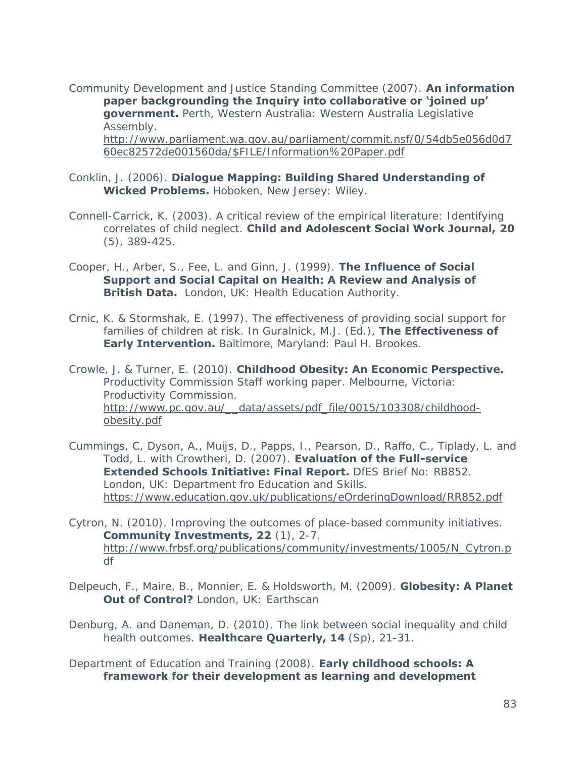Community Development and Justice Standing Committee (2007). **An information paper backgrounding the Inquiry into collaborative or 'joined up' government.** Perth, Western Australia: Western Australia Legislative Assembly. http://www.parliament.wa.gov.au/parliament/commit.nsf/0/54db5e056d0d760ec82572de001560da/$FILE/Information%20Paper.pdf

Conklin, J. (2006). **Dialogue Mapping: Building Shared Understanding of Wicked Problems.** Hoboken, New Jersey: Wiley.

Connell-Carrick, K. (2003). A critical review of the empirical literature: Identifying correlates of child neglect. **Child and Adolescent Social Work Journal, 20** (5), 389-425.

Cooper, H., Arber, S., Fee, L. and Ginn, J. (1999). **The Influence of Social Support and Social Capital on Health: A Review and Analysis of British Data.** London, UK: Health Education Authority.

Crnic, K. & Stormshak, E. (1997). The effectiveness of providing social support for families of children at risk. In Guralnick, M.J. (Ed.), **The Effectiveness of Early Intervention.** Baltimore, Maryland: Paul H. Brookes.

Crowle, J. & Turner, E. (2010). **Childhood Obesity: An Economic Perspective.** Productivity Commission Staff working paper. Melbourne, Victoria: Productivity Commission. http://www.pc.gov.au/__data/assets/pdf_file/0015/103308/childhood-obesity.pdf

Cummings, C, Dyson, A., Muijs, D., Papps, I., Pearson, D., Raffo, C., Tiplady, L. and Todd, L. with Crowtheri, D. (2007). **Evaluation of the Full-service Extended Schools Initiative: Final Report.** DfES Brief No: RB852. London, UK: Department fro Education and Skills. https://www.education.gov.uk/publications/eOrderingDownload/RR852.pdf

Cytron, N. (2010). Improving the outcomes of place-based community initiatives. **Community Investments, 22** (1), 2-7. http://www.frbsf.org/publications/community/investments/1005/N_Cytron.pdf

Delpeuch, F., Maire, B., Monnier, E. & Holdsworth, M. (2009). **Globesity: A Planet Out of Control?** London, UK: Earthscan

Denburg, A. and Daneman, D. (2010). The link between social inequality and child health outcomes. **Healthcare Quarterly, 14** (Sp), 21-31.

Department of Education and Training (2008). **Early childhood schools: A framework for their development as learning and development**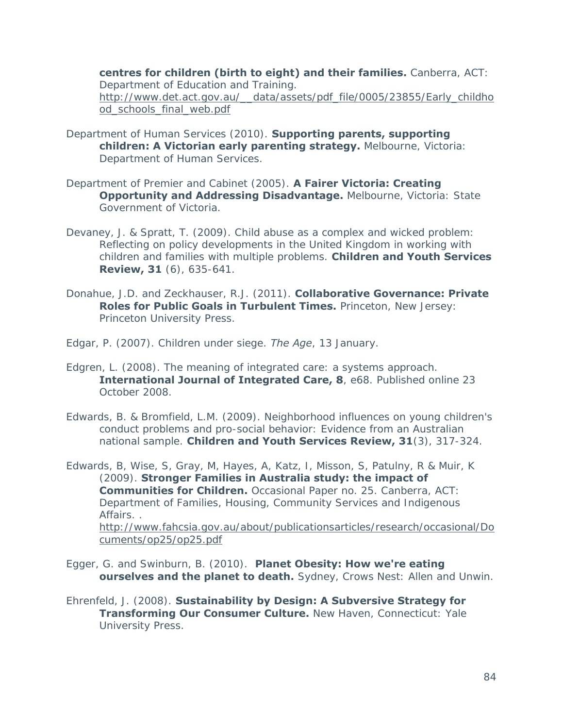**centres for children (birth to eight) and their families.** Canberra, ACT: Department of Education and Training. http://www.det.act.gov.au/__data/assets/pdf_file/0005/23855/Early_childhood_schools_final_web.pdf

Department of Human Services (2010). **Supporting parents, supporting children: A Victorian early parenting strategy.** Melbourne, Victoria: Department of Human Services.

Department of Premier and Cabinet (2005). **A Fairer Victoria: Creating Opportunity and Addressing Disadvantage.** Melbourne, Victoria: State Government of Victoria.

Devaney, J. & Spratt, T. (2009). Child abuse as a complex and wicked problem: Reflecting on policy developments in the United Kingdom in working with children and families with multiple problems. **Children and Youth Services Review, 31** (6), 635-641.

Donahue, J.D. and Zeckhauser, R.J. (2011). **Collaborative Governance: Private Roles for Public Goals in Turbulent Times.** Princeton, New Jersey: Princeton University Press.

Edgar, P. (2007). Children under siege. *The Age*, 13 January.

Edgren, L. (2008). The meaning of integrated care: a systems approach. **International Journal of Integrated Care, 8**, e68. Published online 23 October 2008.

Edwards, B. & Bromfield, L.M. (2009). Neighborhood influences on young children's conduct problems and pro-social behavior: Evidence from an Australian national sample. **Children and Youth Services Review, 31**(3), 317-324.

Edwards, B, Wise, S, Gray, M, Hayes, A, Katz, I, Misson, S, Patulny, R & Muir, K (2009). **Stronger Families in Australia study: the impact of Communities for Children.** Occasional Paper no. 25. Canberra, ACT: Department of Families, Housing, Community Services and Indigenous Affairs. . http://www.fahcsia.gov.au/about/publicationsarticles/research/occasional/Documents/op25/op25.pdf

Egger, G. and Swinburn, B. (2010). **Planet Obesity: How we're eating ourselves and the planet to death.** Sydney, Crows Nest: Allen and Unwin.

Ehrenfeld, J. (2008). **Sustainability by Design: A Subversive Strategy for Transforming Our Consumer Culture.** New Haven, Connecticut: Yale University Press.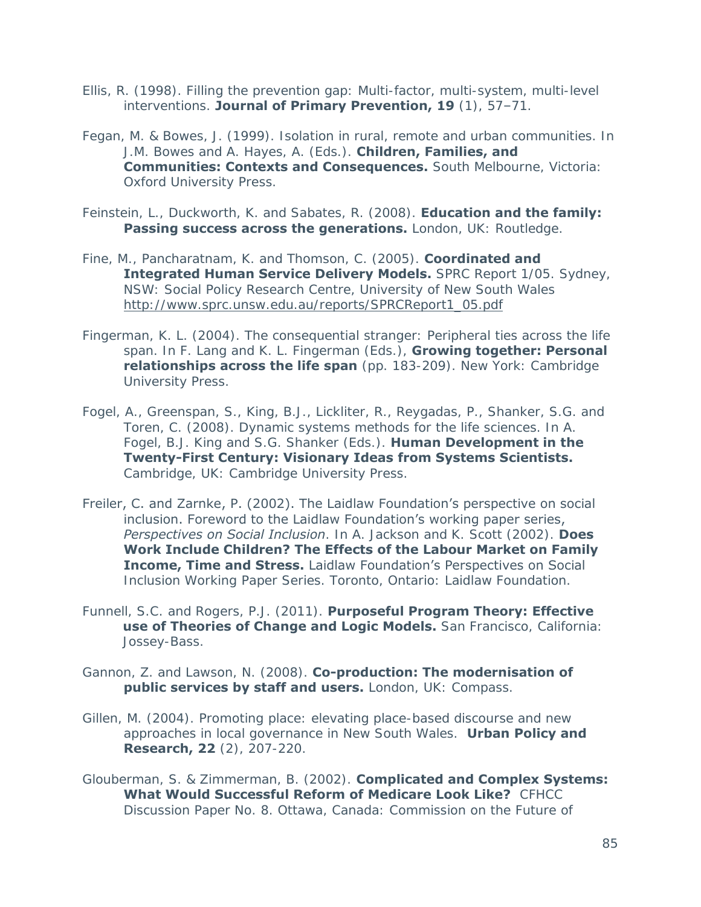Ellis, R. (1998). Filling the prevention gap: Multi-factor, multi-system, multi-level interventions. **Journal of Primary Prevention, 19** (1), 57–71.

Fegan, M. & Bowes, J. (1999). Isolation in rural, remote and urban communities. In J.M. Bowes and A. Hayes, A. (Eds.). **Children, Families, and Communities: Contexts and Consequences.** South Melbourne, Victoria: Oxford University Press.

Feinstein, L., Duckworth, K. and Sabates, R. (2008). **Education and the family: Passing success across the generations.** London, UK: Routledge.

Fine, M., Pancharatnam, K. and Thomson, C. (2005). **Coordinated and Integrated Human Service Delivery Models.** SPRC Report 1/05. Sydney, NSW: Social Policy Research Centre, University of New South Wales http://www.sprc.unsw.edu.au/reports/SPRCReport1_05.pdf

Fingerman, K. L. (2004). The consequential stranger: Peripheral ties across the life span. In F. Lang and K. L. Fingerman (Eds.), **Growing together: Personal relationships across the life span** (pp. 183-209). New York: Cambridge University Press.

Fogel, A., Greenspan, S., King, B.J., Lickliter, R., Reygadas, P., Shanker, S.G. and Toren, C. (2008). Dynamic systems methods for the life sciences. In A. Fogel, B.J. King and S.G. Shanker (Eds.). **Human Development in the Twenty-First Century: Visionary Ideas from Systems Scientists.** Cambridge, UK: Cambridge University Press.

Freiler, C. and Zarnke, P. (2002). The Laidlaw Foundation's perspective on social inclusion. Foreword to the Laidlaw Foundation's working paper series, *Perspectives on Social Inclusion*. In A. Jackson and K. Scott (2002). **Does Work Include Children? The Effects of the Labour Market on Family Income, Time and Stress.** Laidlaw Foundation's Perspectives on Social Inclusion Working Paper Series. Toronto, Ontario: Laidlaw Foundation.

Funnell, S.C. and Rogers, P.J. (2011). **Purposeful Program Theory: Effective use of Theories of Change and Logic Models.** San Francisco, California: Jossey-Bass.

Gannon, Z. and Lawson, N. (2008). **Co-production: The modernisation of public services by staff and users.** London, UK: Compass.

Gillen, M. (2004). Promoting place: elevating place-based discourse and new approaches in local governance in New South Wales. **Urban Policy and Research, 22** (2), 207-220.

Glouberman, S. & Zimmerman, B. (2002). **Complicated and Complex Systems: What Would Successful Reform of Medicare Look Like?** CFHCC Discussion Paper No. 8. Ottawa, Canada: Commission on the Future of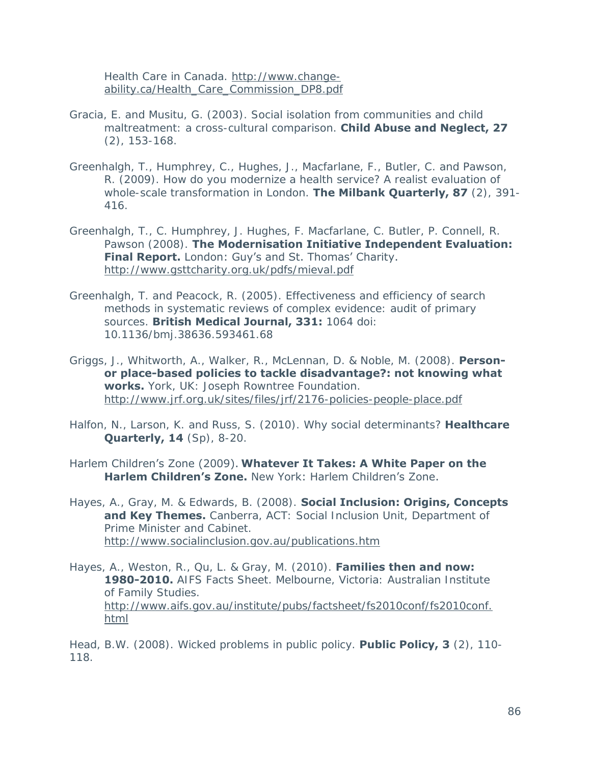Health Care in Canada. http://www.change-ability.ca/Health_Care_Commission_DP8.pdf

Gracia, E. and Musitu, G. (2003). Social isolation from communities and child maltreatment: a cross-cultural comparison. **Child Abuse and Neglect, 27** (2), 153-168.

Greenhalgh, T., Humphrey, C., Hughes, J., Macfarlane, F., Butler, C. and Pawson, R. (2009). How do you modernize a health service? A realist evaluation of whole-scale transformation in London. **The Milbank Quarterly, 87** (2), 391-416.

Greenhalgh, T., C. Humphrey, J. Hughes, F. Macfarlane, C. Butler, P. Connell, R. Pawson (2008). **The Modernisation Initiative Independent Evaluation: Final Report.** London: Guy's and St. Thomas' Charity. http://www.gsttcharity.org.uk/pdfs/mieval.pdf

Greenhalgh, T. and Peacock, R. (2005). Effectiveness and efficiency of search methods in systematic reviews of complex evidence: audit of primary sources. **British Medical Journal, 331:** 1064 doi: 10.1136/bmj.38636.593461.68

Griggs, J., Whitworth, A., Walker, R., McLennan, D. & Noble, M. (2008). **Person- or place-based policies to tackle disadvantage?: not knowing what works.** York, UK: Joseph Rowntree Foundation. http://www.jrf.org.uk/sites/files/jrf/2176-policies-people-place.pdf

Halfon, N., Larson, K. and Russ, S. (2010). Why social determinants? **Healthcare Quarterly, 14** (Sp), 8-20.

Harlem Children's Zone (2009). **Whatever It Takes: A White Paper on the Harlem Children's Zone.** New York: Harlem Children's Zone.

Hayes, A., Gray, M. & Edwards, B. (2008). **Social Inclusion: Origins, Concepts and Key Themes.** Canberra, ACT: Social Inclusion Unit, Department of Prime Minister and Cabinet. http://www.socialinclusion.gov.au/publications.htm

Hayes, A., Weston, R., Qu, L. & Gray, M. (2010). **Families then and now: 1980-2010.** AIFS Facts Sheet. Melbourne, Victoria: Australian Institute of Family Studies. http://www.aifs.gov.au/institute/pubs/factsheet/fs2010conf/fs2010conf.html

Head, B.W. (2008). Wicked problems in public policy. **Public Policy, 3** (2), 110-118.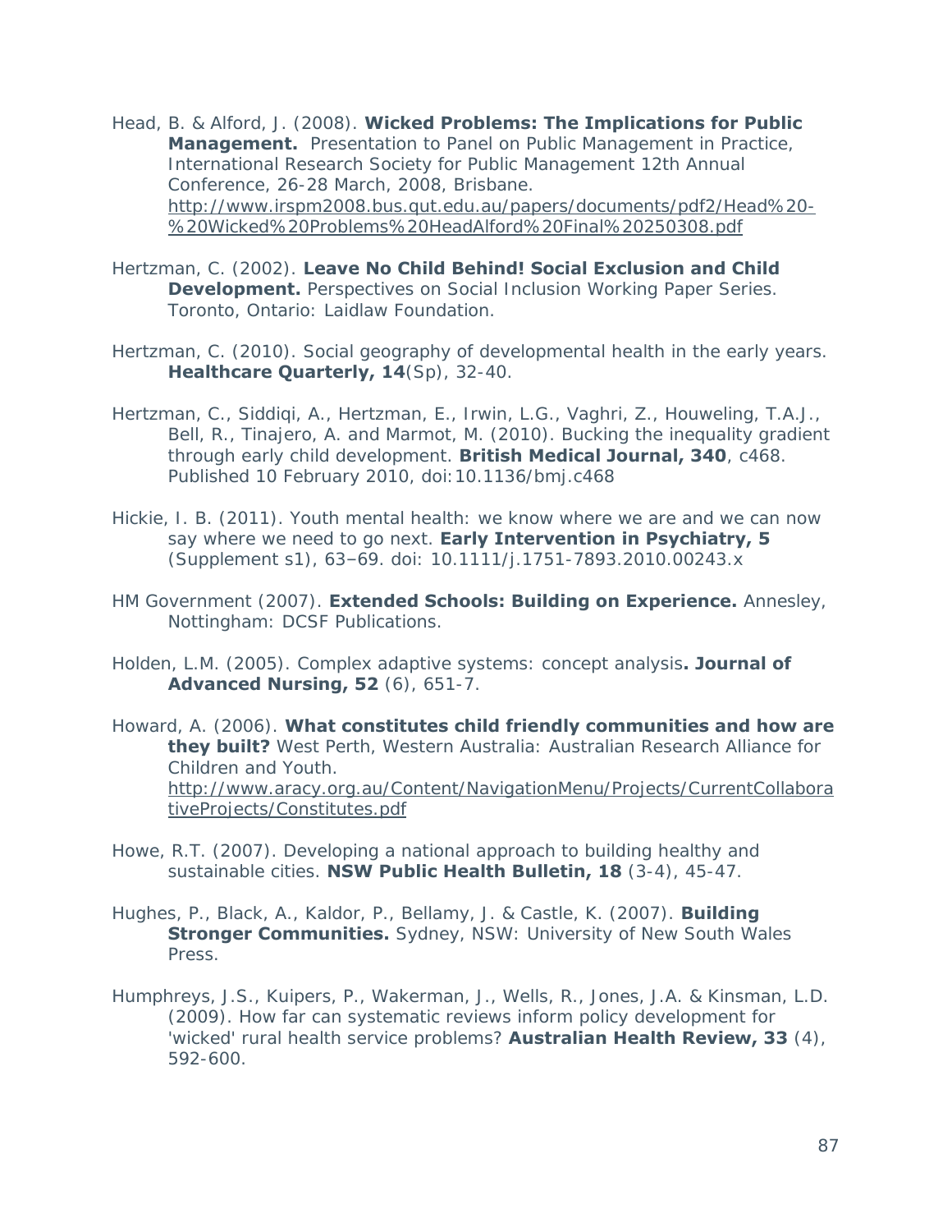Head, B. & Alford, J. (2008). **Wicked Problems: The Implications for Public Management.** Presentation to Panel on Public Management in Practice, International Research Society for Public Management 12th Annual Conference, 26-28 March, 2008, Brisbane. http://www.irspm2008.bus.qut.edu.au/papers/documents/pdf2/Head%20-%20Wicked%20Problems%20HeadAlford%20Final%20250308.pdf

Hertzman, C. (2002). **Leave No Child Behind! Social Exclusion and Child Development.** Perspectives on Social Inclusion Working Paper Series. Toronto, Ontario: Laidlaw Foundation.

Hertzman, C. (2010). Social geography of developmental health in the early years. **Healthcare Quarterly, 14**(Sp), 32-40.

Hertzman, C., Siddiqi, A., Hertzman, E., Irwin, L.G., Vaghri, Z., Houweling, T.A.J., Bell, R., Tinajero, A. and Marmot, M. (2010). Bucking the inequality gradient through early child development. **British Medical Journal, 340**, c468. Published 10 February 2010, doi:10.1136/bmj.c468

Hickie, I. B. (2011). Youth mental health: we know where we are and we can now say where we need to go next. **Early Intervention in Psychiatry, 5** (Supplement s1), 63–69. doi: 10.1111/j.1751-7893.2010.00243.x

HM Government (2007). **Extended Schools: Building on Experience.** Annesley, Nottingham: DCSF Publications.

Holden, L.M. (2005). Complex adaptive systems: concept analysis**. Journal of Advanced Nursing, 52** (6), 651-7.

Howard, A. (2006). **What constitutes child friendly communities and how are they built?** West Perth, Western Australia: Australian Research Alliance for Children and Youth. http://www.aracy.org.au/Content/NavigationMenu/Projects/CurrentCollaborativeProjects/Constitutes.pdf

Howe, R.T. (2007). Developing a national approach to building healthy and sustainable cities. **NSW Public Health Bulletin, 18** (3-4), 45-47.

Hughes, P., Black, A., Kaldor, P., Bellamy, J. & Castle, K. (2007). **Building Stronger Communities.** Sydney, NSW: University of New South Wales Press.

Humphreys, J.S., Kuipers, P., Wakerman, J., Wells, R., Jones, J.A. & Kinsman, L.D. (2009). How far can systematic reviews inform policy development for 'wicked' rural health service problems? **Australian Health Review, 33** (4), 592-600.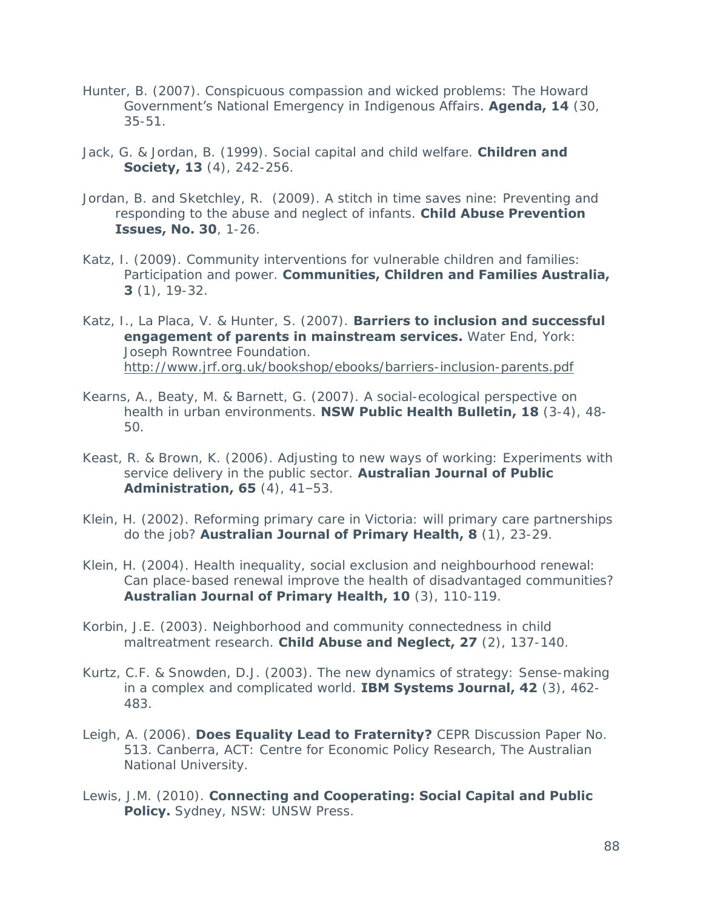Hunter, B. (2007). Conspicuous compassion and wicked problems: The Howard Government's National Emergency in Indigenous Affairs. **Agenda, 14** (30, 35-51.

Jack, G. & Jordan, B. (1999). Social capital and child welfare. **Children and Society, 13** (4), 242-256.

Jordan, B. and Sketchley, R. (2009). A stitch in time saves nine: Preventing and responding to the abuse and neglect of infants. **Child Abuse Prevention Issues, No. 30**, 1-26.

Katz, I. (2009). Community interventions for vulnerable children and families: Participation and power. **Communities, Children and Families Australia, 3** (1), 19-32.

Katz, I., La Placa, V. & Hunter, S. (2007). **Barriers to inclusion and successful engagement of parents in mainstream services.** Water End, York: Joseph Rowntree Foundation. http://www.jrf.org.uk/bookshop/ebooks/barriers-inclusion-parents.pdf

Kearns, A., Beaty, M. & Barnett, G. (2007). A social-ecological perspective on health in urban environments. **NSW Public Health Bulletin, 18** (3-4), 48-50.

Keast, R. & Brown, K. (2006). Adjusting to new ways of working: Experiments with service delivery in the public sector. **Australian Journal of Public Administration, 65** (4), 41–53.

Klein, H. (2002). Reforming primary care in Victoria: will primary care partnerships do the job? **Australian Journal of Primary Health, 8** (1), 23-29.

Klein, H. (2004). Health inequality, social exclusion and neighbourhood renewal: Can place-based renewal improve the health of disadvantaged communities? **Australian Journal of Primary Health, 10** (3), 110-119.

Korbin, J.E. (2003). Neighborhood and community connectedness in child maltreatment research. **Child Abuse and Neglect, 27** (2), 137-140.

Kurtz, C.F. & Snowden, D.J. (2003). The new dynamics of strategy: Sense-making in a complex and complicated world. **IBM Systems Journal, 42** (3), 462-483.

Leigh, A. (2006). **Does Equality Lead to Fraternity?** CEPR Discussion Paper No. 513. Canberra, ACT: Centre for Economic Policy Research, The Australian National University.

Lewis, J.M. (2010). **Connecting and Cooperating: Social Capital and Public Policy.** Sydney, NSW: UNSW Press.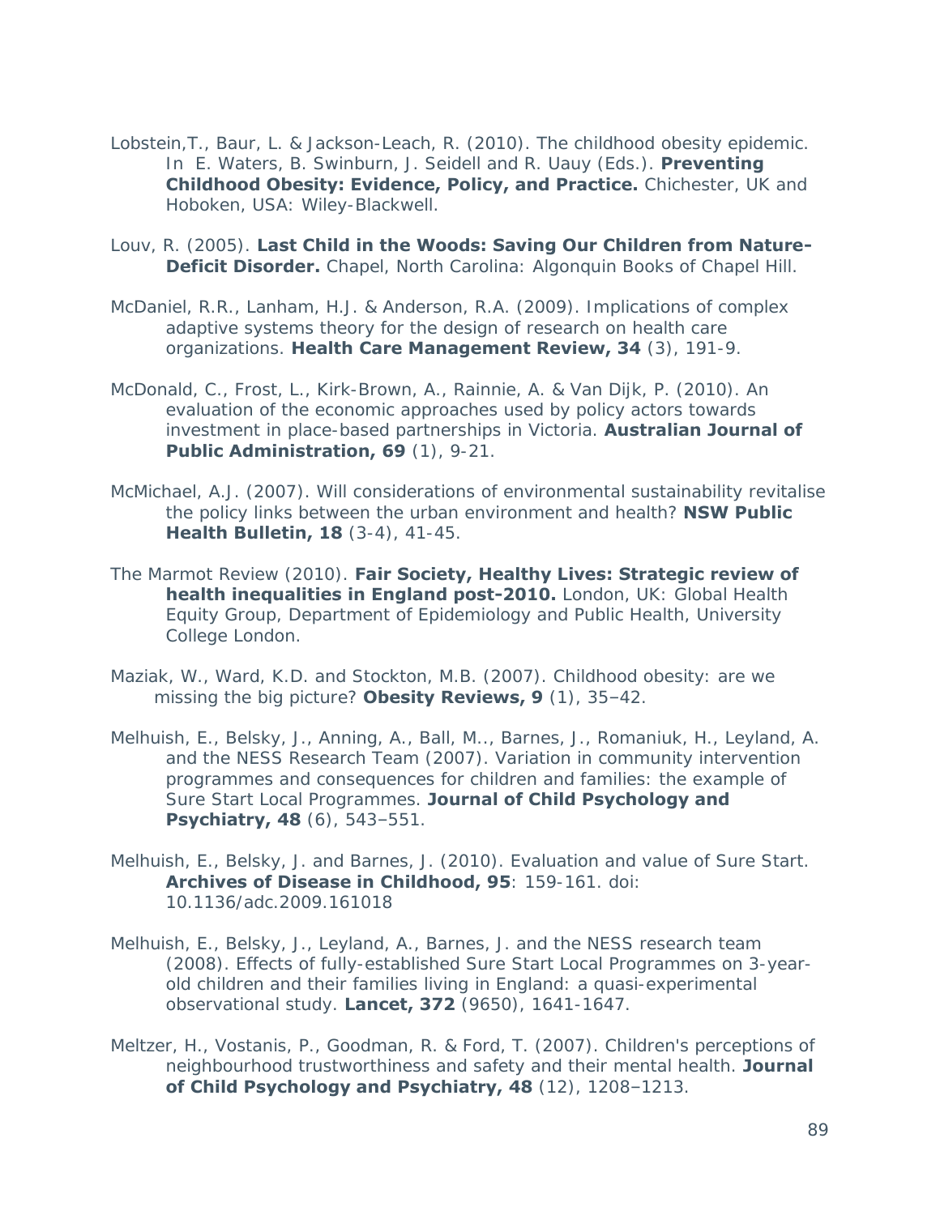Lobstein,T., Baur, L. & Jackson-Leach, R. (2010). The childhood obesity epidemic. In E. Waters, B. Swinburn, J. Seidell and R. Uauy (Eds.). **Preventing Childhood Obesity: Evidence, Policy, and Practice.** Chichester, UK and Hoboken, USA: Wiley-Blackwell.

Louv, R. (2005). **Last Child in the Woods: Saving Our Children from Nature-Deficit Disorder.** Chapel, North Carolina: Algonquin Books of Chapel Hill.

McDaniel, R.R., Lanham, H.J. & Anderson, R.A. (2009). Implications of complex adaptive systems theory for the design of research on health care organizations. **Health Care Management Review, 34** (3), 191-9.

McDonald, C., Frost, L., Kirk-Brown, A., Rainnie, A. & Van Dijk, P. (2010). An evaluation of the economic approaches used by policy actors towards investment in place-based partnerships in Victoria. **Australian Journal of Public Administration, 69** (1), 9-21.

McMichael, A.J. (2007). Will considerations of environmental sustainability revitalise the policy links between the urban environment and health? **NSW Public Health Bulletin, 18** (3-4), 41-45.

The Marmot Review (2010). **Fair Society, Healthy Lives: Strategic review of health inequalities in England post-2010.** London, UK: Global Health Equity Group, Department of Epidemiology and Public Health, University College London.

Maziak, W., Ward, K.D. and Stockton, M.B. (2007). Childhood obesity: are we missing the big picture? **Obesity Reviews, 9** (1), 35–42.

Melhuish, E., Belsky, J., Anning, A., Ball, M.., Barnes, J., Romaniuk, H., Leyland, A. and the NESS Research Team (2007). Variation in community intervention programmes and consequences for children and families: the example of Sure Start Local Programmes. **Journal of Child Psychology and Psychiatry, 48** (6), 543–551.

Melhuish, E., Belsky, J. and Barnes, J. (2010). Evaluation and value of Sure Start. **Archives of Disease in Childhood, 95**: 159-161. doi: 10.1136/adc.2009.161018

Melhuish, E., Belsky, J., Leyland, A., Barnes, J. and the NESS research team (2008). Effects of fully-established Sure Start Local Programmes on 3-year-old children and their families living in England: a quasi-experimental observational study. **Lancet, 372** (9650), 1641-1647.

Meltzer, H., Vostanis, P., Goodman, R. & Ford, T. (2007). Children's perceptions of neighbourhood trustworthiness and safety and their mental health. **Journal of Child Psychology and Psychiatry, 48** (12), 1208–1213.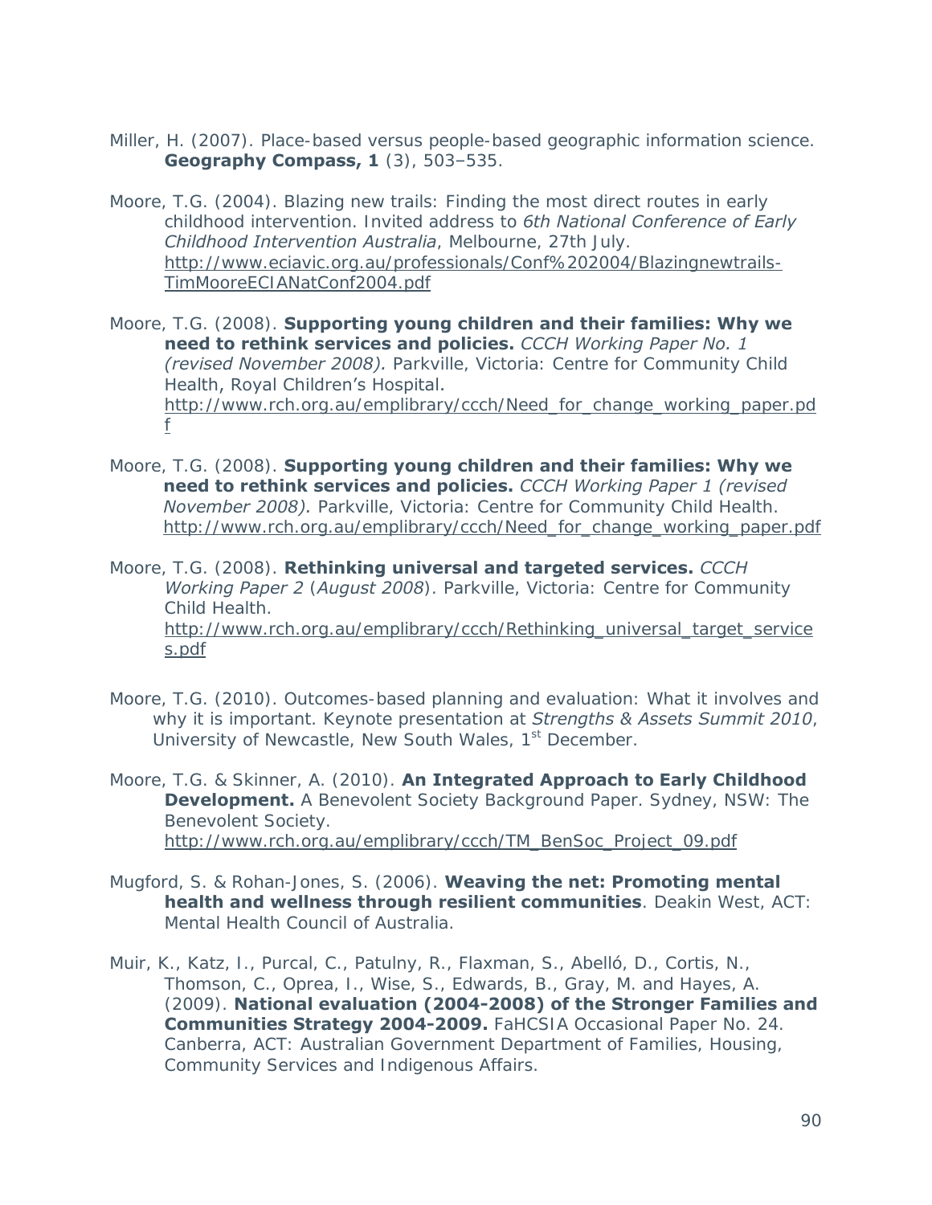Miller, H. (2007). Place-based versus people-based geographic information science. **Geography Compass, 1** (3), 503–535.

Moore, T.G. (2004). Blazing new trails: Finding the most direct routes in early childhood intervention. Invited address to *6th National Conference of Early Childhood Intervention Australia*, Melbourne, 27th July. http://www.eciavic.org.au/professionals/Conf%202004/Blazingnewtrails-TimMooreECIANatConf2004.pdf

Moore, T.G. (2008). **Supporting young children and their families: Why we need to rethink services and policies.** *CCCH Working Paper No. 1 (revised November 2008).* Parkville, Victoria: Centre for Community Child Health, Royal Children's Hospital. http://www.rch.org.au/emplibrary/ccch/Need_for_change_working_paper.pdf

Moore, T.G. (2008). **Supporting young children and their families: Why we need to rethink services and policies.** *CCCH Working Paper 1 (revised November 2008).* Parkville, Victoria: Centre for Community Child Health. http://www.rch.org.au/emplibrary/ccch/Need_for_change_working_paper.pdf

Moore, T.G. (2008). **Rethinking universal and targeted services.** *CCCH Working Paper 2* (*August 2008*). Parkville, Victoria: Centre for Community Child Health. http://www.rch.org.au/emplibrary/ccch/Rethinking_universal_target_services.pdf

Moore, T.G. (2010). Outcomes-based planning and evaluation: What it involves and why it is important. Keynote presentation at *Strengths & Assets Summit 2010*, University of Newcastle, New South Wales, 1st December.

Moore, T.G. & Skinner, A. (2010). **An Integrated Approach to Early Childhood Development.** A Benevolent Society Background Paper. Sydney, NSW: The Benevolent Society. http://www.rch.org.au/emplibrary/ccch/TM_BenSoc_Project_09.pdf

Mugford, S. & Rohan-Jones, S. (2006). **Weaving the net: Promoting mental health and wellness through resilient communities**. Deakin West, ACT: Mental Health Council of Australia.

Muir, K., Katz, I., Purcal, C., Patulny, R., Flaxman, S., Abelló, D., Cortis, N., Thomson, C., Oprea, I., Wise, S., Edwards, B., Gray, M. and Hayes, A. (2009). **National evaluation (2004-2008) of the Stronger Families and Communities Strategy 2004-2009.** FaHCSIA Occasional Paper No. 24. Canberra, ACT: Australian Government Department of Families, Housing, Community Services and Indigenous Affairs.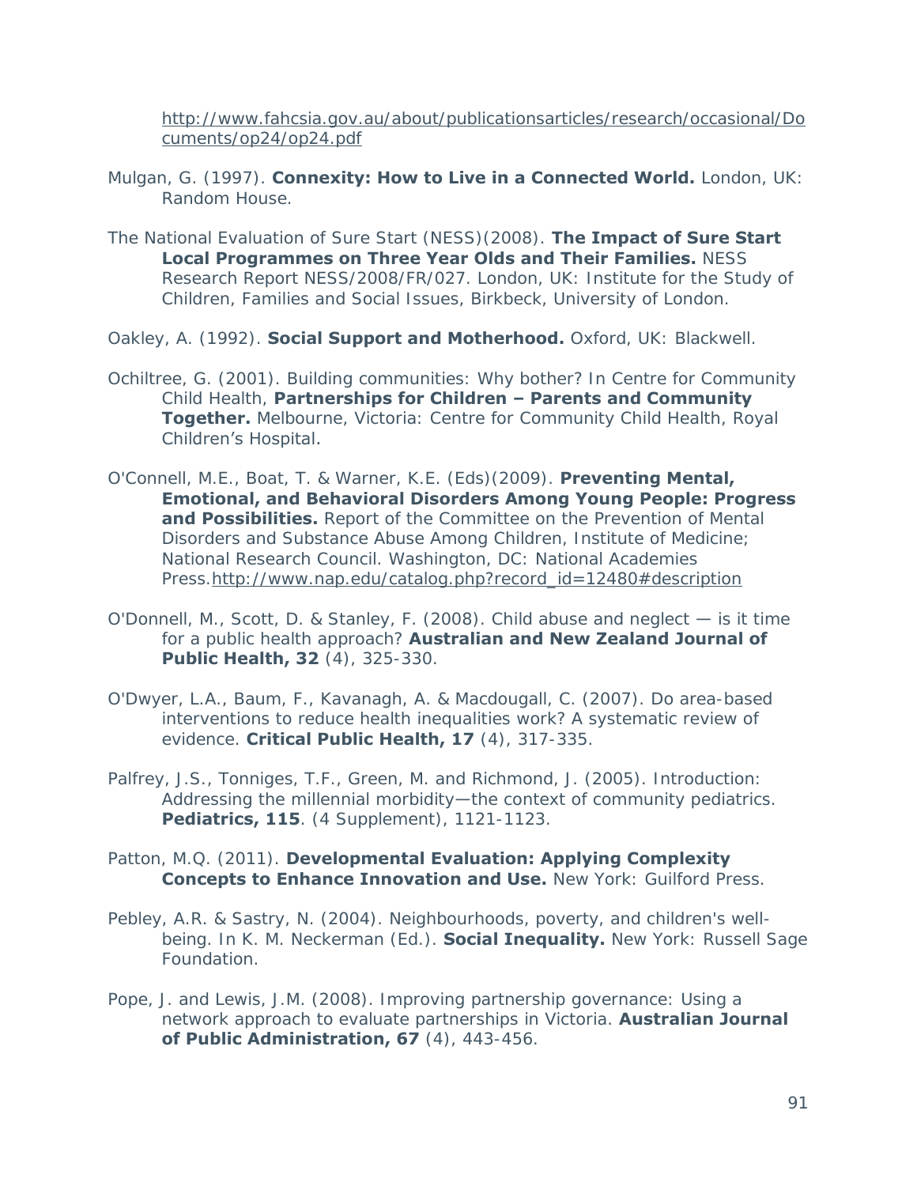http://www.fahcsia.gov.au/about/publicationsarticles/research/occasional/Documents/op24/op24.pdf

Mulgan, G. (1997). **Connexity: How to Live in a Connected World.** London, UK: Random House.

The National Evaluation of Sure Start (NESS)(2008). **The Impact of Sure Start Local Programmes on Three Year Olds and Their Families.** NESS Research Report NESS/2008/FR/027. London, UK: Institute for the Study of Children, Families and Social Issues, Birkbeck, University of London.

Oakley, A. (1992). **Social Support and Motherhood.** Oxford, UK: Blackwell.

Ochiltree, G. (2001). Building communities: Why bother? In Centre for Community Child Health, **Partnerships for Children – Parents and Community Together.** Melbourne, Victoria: Centre for Community Child Health, Royal Children's Hospital.

O'Connell, M.E., Boat, T. & Warner, K.E. (Eds)(2009). **Preventing Mental, Emotional, and Behavioral Disorders Among Young People: Progress and Possibilities.** Report of the Committee on the Prevention of Mental Disorders and Substance Abuse Among Children, Institute of Medicine; National Research Council. Washington, DC: National Academies Press.http://www.nap.edu/catalog.php?record_id=12480#description

O'Donnell, M., Scott, D. & Stanley, F. (2008). Child abuse and neglect — is it time for a public health approach? **Australian and New Zealand Journal of Public Health, 32** (4), 325-330.

O'Dwyer, L.A., Baum, F., Kavanagh, A. & Macdougall, C. (2007). Do area-based interventions to reduce health inequalities work? A systematic review of evidence. **Critical Public Health, 17** (4), 317-335.

Palfrey, J.S., Tonniges, T.F., Green, M. and Richmond, J. (2005). Introduction: Addressing the millennial morbidity—the context of community pediatrics. **Pediatrics, 115**. (4 Supplement), 1121-1123.

Patton, M.Q. (2011). **Developmental Evaluation: Applying Complexity Concepts to Enhance Innovation and Use.** New York: Guilford Press.

Pebley, A.R. & Sastry, N. (2004). Neighbourhoods, poverty, and children's well-being. In K. M. Neckerman (Ed.). **Social Inequality.** New York: Russell Sage Foundation.

Pope, J. and Lewis, J.M. (2008). Improving partnership governance: Using a network approach to evaluate partnerships in Victoria. **Australian Journal of Public Administration, 67** (4), 443-456.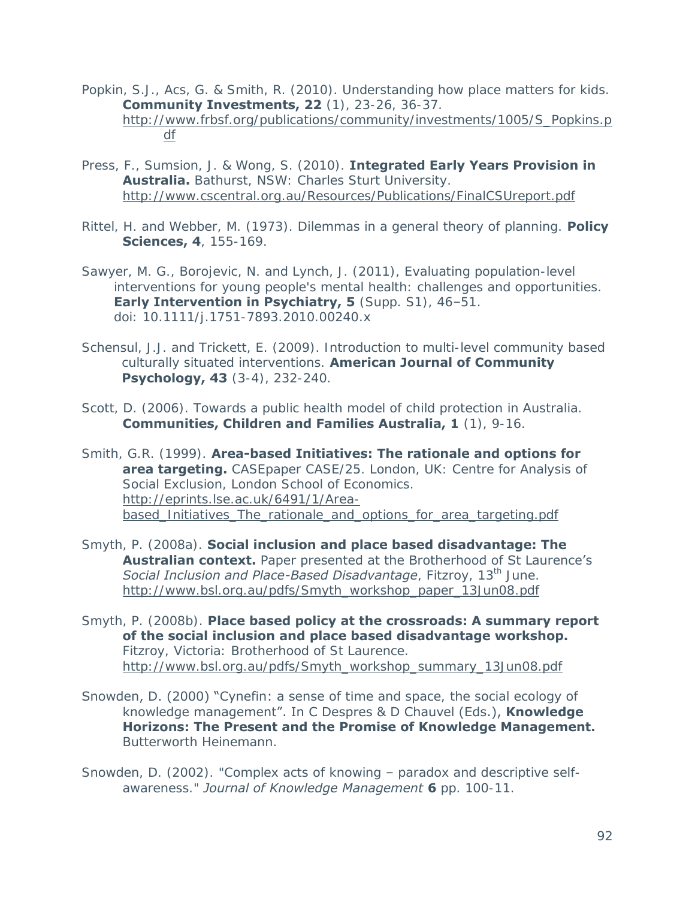Popkin, S.J., Acs, G. & Smith, R. (2010). Understanding how place matters for kids. **Community Investments, 22** (1), 23-26, 36-37. http://www.frbsf.org/publications/community/investments/1005/S_Popkins.pdf

Press, F., Sumsion, J. & Wong, S. (2010). **Integrated Early Years Provision in Australia.** Bathurst, NSW: Charles Sturt University. http://www.cscentral.org.au/Resources/Publications/FinalCSUreport.pdf

Rittel, H. and Webber, M. (1973). Dilemmas in a general theory of planning. **Policy Sciences, 4**, 155-169.

Sawyer, M. G., Borojevic, N. and Lynch, J. (2011), Evaluating population-level interventions for young people's mental health: challenges and opportunities. **Early Intervention in Psychiatry, 5** (Supp. S1), 46–51. doi: 10.1111/j.1751-7893.2010.00240.x

Schensul, J.J. and Trickett, E. (2009). Introduction to multi-level community based culturally situated interventions. **American Journal of Community Psychology, 43** (3-4), 232-240.

Scott, D. (2006). Towards a public health model of child protection in Australia. **Communities, Children and Families Australia, 1** (1), 9-16.

Smith, G.R. (1999). **Area-based Initiatives: The rationale and options for area targeting.** CASEpaper CASE/25. London, UK: Centre for Analysis of Social Exclusion, London School of Economics. http://eprints.lse.ac.uk/6491/1/Area-based_Initiatives_The_rationale_and_options_for_area_targeting.pdf

Smyth, P. (2008a). **Social inclusion and place based disadvantage: The Australian context.** Paper presented at the Brotherhood of St Laurence's *Social Inclusion and Place-Based Disadvantage*, Fitzroy, 13th June. http://www.bsl.org.au/pdfs/Smyth_workshop_paper_13Jun08.pdf

Smyth, P. (2008b). **Place based policy at the crossroads: A summary report of the social inclusion and place based disadvantage workshop.** Fitzroy, Victoria: Brotherhood of St Laurence. http://www.bsl.org.au/pdfs/Smyth_workshop_summary_13Jun08.pdf

Snowden, D. (2000) "Cynefin: a sense of time and space, the social ecology of knowledge management". In C Despres & D Chauvel (Eds.), **Knowledge Horizons: The Present and the Promise of Knowledge Management.** Butterworth Heinemann.

Snowden, D. (2002). "Complex acts of knowing – paradox and descriptive self-awareness." *Journal of Knowledge Management* **6** pp. 100-11.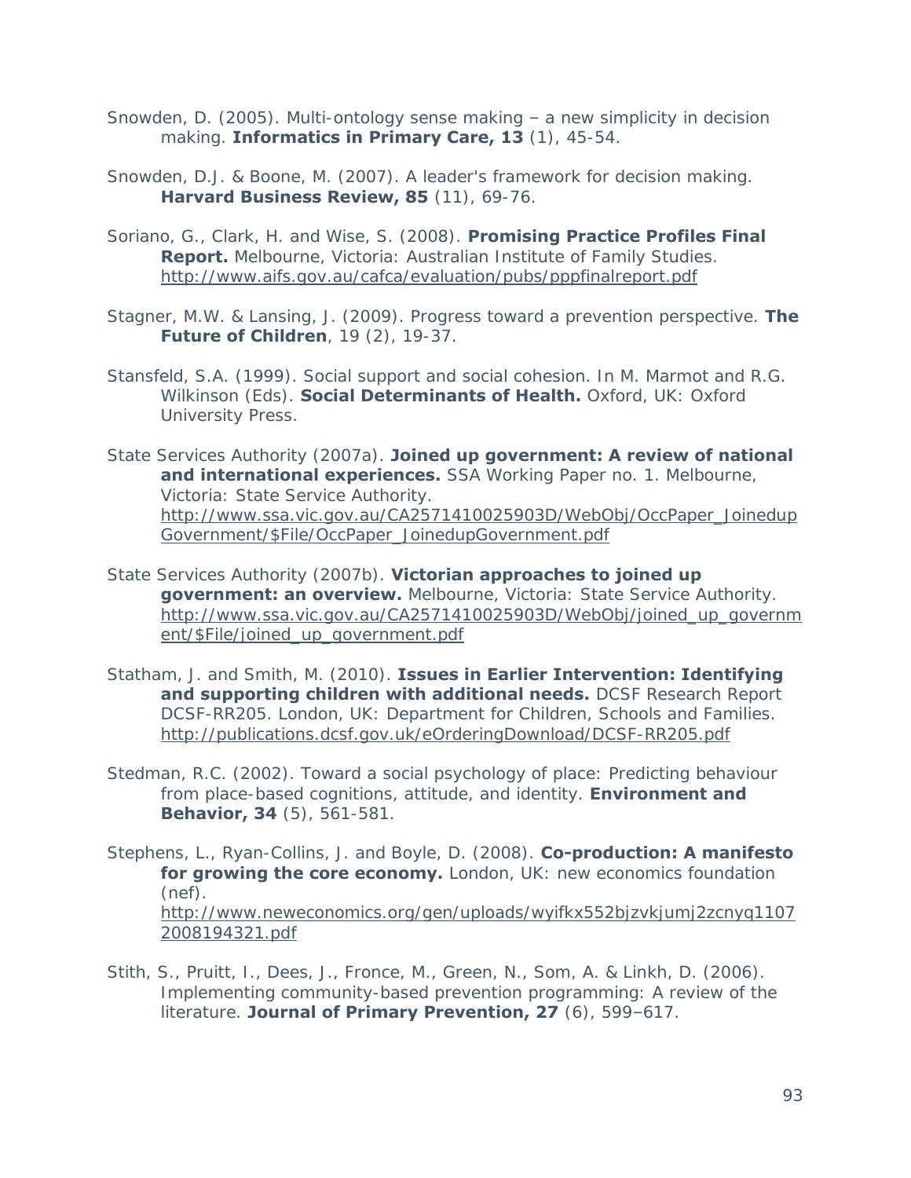Snowden, D. (2005). Multi-ontology sense making – a new simplicity in decision making. **Informatics in Primary Care, 13** (1), 45-54.

Snowden, D.J. & Boone, M. (2007). A leader's framework for decision making. **Harvard Business Review, 85** (11), 69-76.

Soriano, G., Clark, H. and Wise, S. (2008). **Promising Practice Profiles Final Report.** Melbourne, Victoria: Australian Institute of Family Studies. http://www.aifs.gov.au/cafca/evaluation/pubs/pppfinalreport.pdf

Stagner, M.W. & Lansing, J. (2009). Progress toward a prevention perspective. **The Future of Children**, 19 (2), 19-37.

Stansfeld, S.A. (1999). Social support and social cohesion. In M. Marmot and R.G. Wilkinson (Eds). **Social Determinants of Health.** Oxford, UK: Oxford University Press.

State Services Authority (2007a). **Joined up government: A review of national and international experiences.** SSA Working Paper no. 1. Melbourne, Victoria: State Service Authority. http://www.ssa.vic.gov.au/CA2571410025903D/WebObj/OccPaper_JoinedupGovernment/$File/OccPaper_JoinedupGovernment.pdf

State Services Authority (2007b). **Victorian approaches to joined up government: an overview.** Melbourne, Victoria: State Service Authority. http://www.ssa.vic.gov.au/CA2571410025903D/WebObj/joined_up_government/$File/joined_up_government.pdf

Statham, J. and Smith, M. (2010). **Issues in Earlier Intervention: Identifying and supporting children with additional needs.** DCSF Research Report DCSF-RR205. London, UK: Department for Children, Schools and Families. http://publications.dcsf.gov.uk/eOrderingDownload/DCSF-RR205.pdf

Stedman, R.C. (2002). Toward a social psychology of place: Predicting behaviour from place-based cognitions, attitude, and identity. **Environment and Behavior, 34** (5), 561-581.

Stephens, L., Ryan-Collins, J. and Boyle, D. (2008). **Co-production: A manifesto for growing the core economy.** London, UK: new economics foundation (nef). http://www.neweconomics.org/gen/uploads/wyifkx552bjzvkjumj2zcnyq11072008194321.pdf

Stith, S., Pruitt, I., Dees, J., Fronce, M., Green, N., Som, A. & Linkh, D. (2006). Implementing community-based prevention programming: A review of the literature. **Journal of Primary Prevention, 27** (6), 599–617.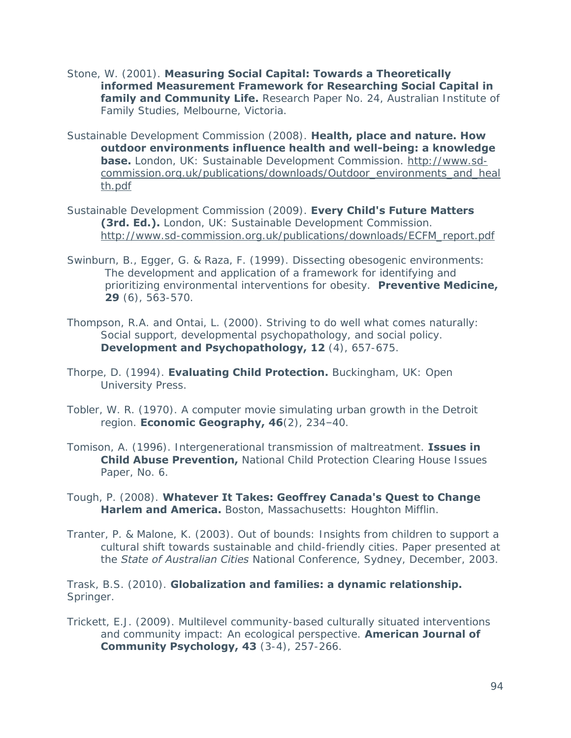Stone, W. (2001). **Measuring Social Capital: Towards a Theoretically informed Measurement Framework for Researching Social Capital in family and Community Life.** Research Paper No. 24, Australian Institute of Family Studies, Melbourne, Victoria.

Sustainable Development Commission (2008). **Health, place and nature. How outdoor environments influence health and well-being: a knowledge base.** London, UK: Sustainable Development Commission. http://www.sd-commission.org.uk/publications/downloads/Outdoor_environments_and_health.pdf

Sustainable Development Commission (2009). **Every Child's Future Matters (3rd. Ed.).** London, UK: Sustainable Development Commission. http://www.sd-commission.org.uk/publications/downloads/ECFM_report.pdf

Swinburn, B., Egger, G. & Raza, F. (1999). Dissecting obesogenic environments: The development and application of a framework for identifying and prioritizing environmental interventions for obesity. **Preventive Medicine, 29** (6), 563-570.

Thompson, R.A. and Ontai, L. (2000). Striving to do well what comes naturally: Social support, developmental psychopathology, and social policy. **Development and Psychopathology, 12** (4), 657-675.

Thorpe, D. (1994). **Evaluating Child Protection.** Buckingham, UK: Open University Press.

Tobler, W. R. (1970). A computer movie simulating urban growth in the Detroit region. **Economic Geography, 46**(2), 234–40.

Tomison, A. (1996). Intergenerational transmission of maltreatment. **Issues in Child Abuse Prevention,** National Child Protection Clearing House Issues Paper, No. 6.

Tough, P. (2008). **Whatever It Takes: Geoffrey Canada's Quest to Change Harlem and America.** Boston, Massachusetts: Houghton Mifflin.

Tranter, P. & Malone, K. (2003). Out of bounds: Insights from children to support a cultural shift towards sustainable and child-friendly cities. Paper presented at the *State of Australian Cities* National Conference, Sydney, December, 2003.

Trask, B.S. (2010). **Globalization and families: a dynamic relationship.** Springer.

Trickett, E.J. (2009). Multilevel community-based culturally situated interventions and community impact: An ecological perspective. **American Journal of Community Psychology, 43** (3-4), 257-266.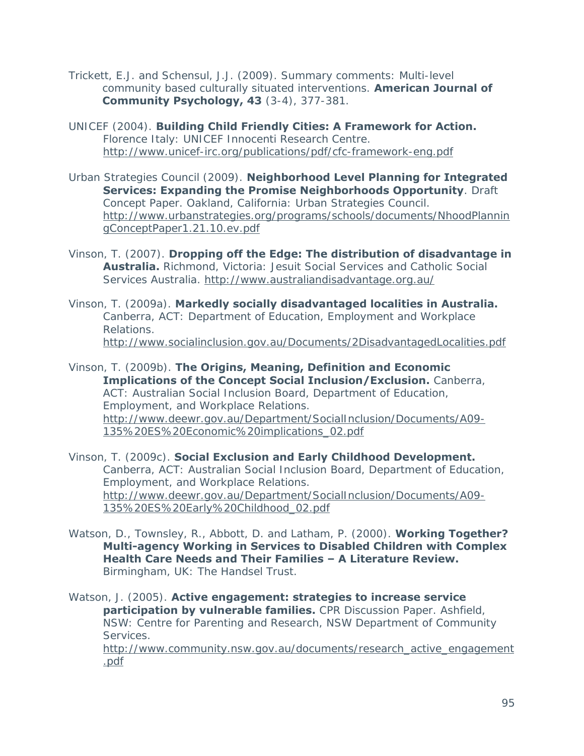Trickett, E.J. and Schensul, J.J. (2009). Summary comments: Multi-level community based culturally situated interventions. **American Journal of Community Psychology, 43** (3-4), 377-381.

UNICEF (2004). **Building Child Friendly Cities: A Framework for Action.** Florence Italy: UNICEF Innocenti Research Centre. http://www.unicef-irc.org/publications/pdf/cfc-framework-eng.pdf

Urban Strategies Council (2009). **Neighborhood Level Planning for Integrated Services: Expanding the Promise Neighborhoods Opportunity**. Draft Concept Paper. Oakland, California: Urban Strategies Council. http://www.urbanstrategies.org/programs/schools/documents/NhoodPlanningConceptPaper1.21.10.ev.pdf

Vinson, T. (2007). **Dropping off the Edge: The distribution of disadvantage in Australia.** Richmond, Victoria: Jesuit Social Services and Catholic Social Services Australia. http://www.australiandisadvantage.org.au/

Vinson, T. (2009a). **Markedly socially disadvantaged localities in Australia.** Canberra, ACT: Department of Education, Employment and Workplace Relations. http://www.socialinclusion.gov.au/Documents/2DisadvantagedLocalities.pdf

Vinson, T. (2009b). **The Origins, Meaning, Definition and Economic Implications of the Concept Social Inclusion/Exclusion.** Canberra, ACT: Australian Social Inclusion Board, Department of Education, Employment, and Workplace Relations. http://www.deewr.gov.au/Department/SocialInclusion/Documents/A09-135%20ES%20Economic%20implications_02.pdf

Vinson, T. (2009c). **Social Exclusion and Early Childhood Development.** Canberra, ACT: Australian Social Inclusion Board, Department of Education, Employment, and Workplace Relations. http://www.deewr.gov.au/Department/SocialInclusion/Documents/A09-135%20ES%20Early%20Childhood_02.pdf

Watson, D., Townsley, R., Abbott, D. and Latham, P. (2000). **Working Together? Multi-agency Working in Services to Disabled Children with Complex Health Care Needs and Their Families – A Literature Review.** Birmingham, UK: The Handsel Trust.

Watson, J. (2005). **Active engagement: strategies to increase service participation by vulnerable families.** CPR Discussion Paper. Ashfield, NSW: Centre for Parenting and Research, NSW Department of Community Services. http://www.community.nsw.gov.au/documents/research_active_engagement.pdf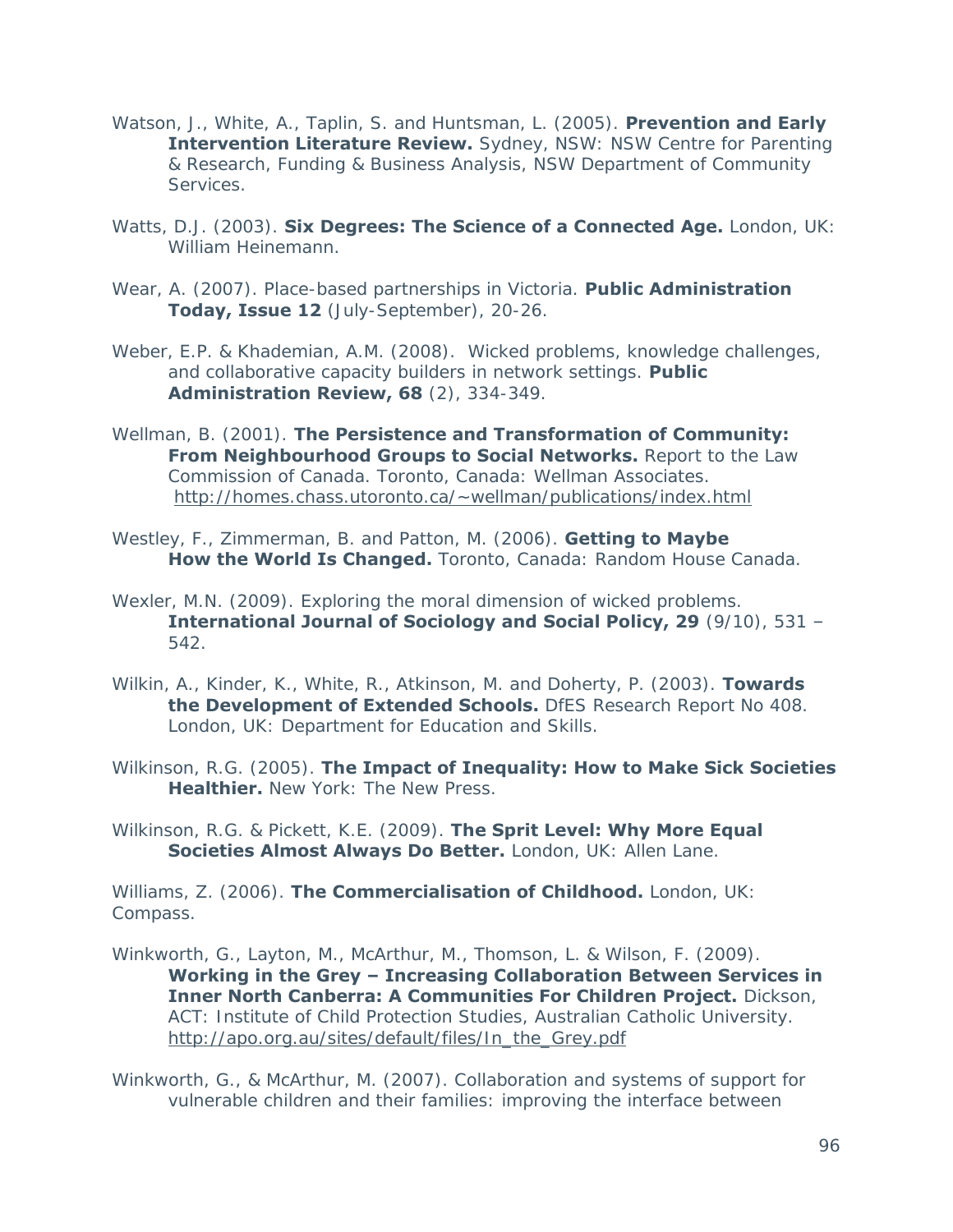Watson, J., White, A., Taplin, S. and Huntsman, L. (2005). **Prevention and Early Intervention Literature Review.** Sydney, NSW: NSW Centre for Parenting & Research, Funding & Business Analysis, NSW Department of Community Services.

Watts, D.J. (2003). **Six Degrees: The Science of a Connected Age.** London, UK: William Heinemann.

Wear, A. (2007). Place-based partnerships in Victoria. **Public Administration Today, Issue 12** (July-September), 20-26.

Weber, E.P. & Khademian, A.M. (2008). Wicked problems, knowledge challenges, and collaborative capacity builders in network settings. **Public Administration Review, 68** (2), 334-349.

Wellman, B. (2001). **The Persistence and Transformation of Community: From Neighbourhood Groups to Social Networks.** Report to the Law Commission of Canada. Toronto, Canada: Wellman Associates. http://homes.chass.utoronto.ca/~wellman/publications/index.html

Westley, F., Zimmerman, B. and Patton, M. (2006). **Getting to Maybe How the World Is Changed.** Toronto, Canada: Random House Canada.

Wexler, M.N. (2009). Exploring the moral dimension of wicked problems. **International Journal of Sociology and Social Policy, 29** (9/10), 531 – 542.

Wilkin, A., Kinder, K., White, R., Atkinson, M. and Doherty, P. (2003). **Towards the Development of Extended Schools.** DfES Research Report No 408. London, UK: Department for Education and Skills.

Wilkinson, R.G. (2005). **The Impact of Inequality: How to Make Sick Societies Healthier.** New York: The New Press.

Wilkinson, R.G. & Pickett, K.E. (2009). **The Sprit Level: Why More Equal Societies Almost Always Do Better.** London, UK: Allen Lane.

Williams, Z. (2006). **The Commercialisation of Childhood.** London, UK: Compass.

Winkworth, G., Layton, M., McArthur, M., Thomson, L. & Wilson, F. (2009). **Working in the Grey – Increasing Collaboration Between Services in Inner North Canberra: A Communities For Children Project.** Dickson, ACT: Institute of Child Protection Studies, Australian Catholic University. http://apo.org.au/sites/default/files/In_the_Grey.pdf

Winkworth, G., & McArthur, M. (2007). Collaboration and systems of support for vulnerable children and their families: improving the interface between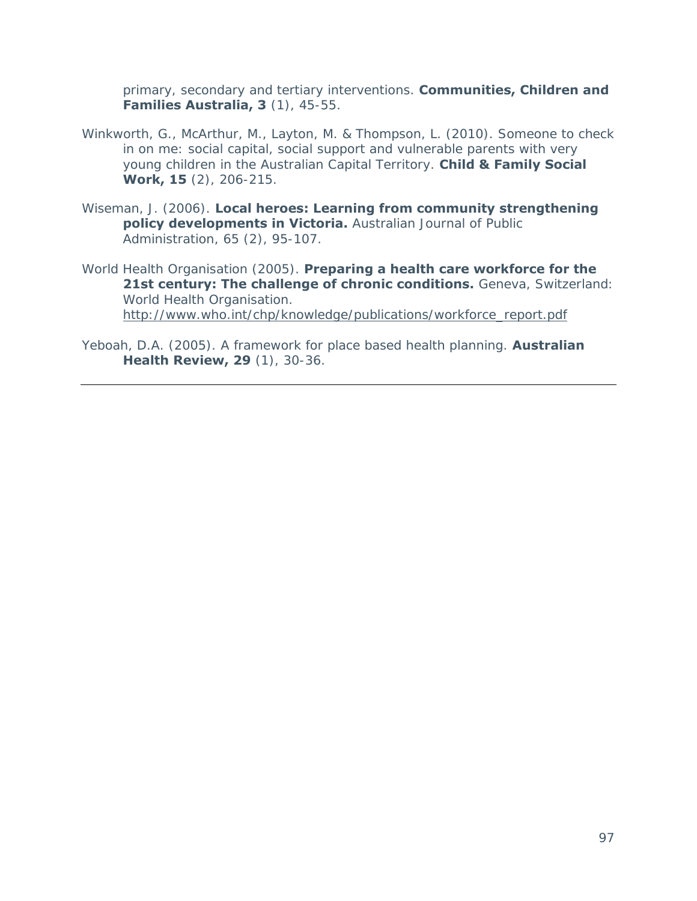primary, secondary and tertiary interventions. **Communities, Children and Families Australia, 3** (1), 45-55.

Winkworth, G., McArthur, M., Layton, M. & Thompson, L. (2010). Someone to check in on me: social capital, social support and vulnerable parents with very young children in the Australian Capital Territory. **Child & Family Social Work, 15** (2), 206-215.

Wiseman, J. (2006). **Local heroes: Learning from community strengthening policy developments in Victoria.** Australian Journal of Public Administration, 65 (2), 95-107.

World Health Organisation (2005). **Preparing a health care workforce for the 21st century: The challenge of chronic conditions.** Geneva, Switzerland: World Health Organisation. http://www.who.int/chp/knowledge/publications/workforce_report.pdf

Yeboah, D.A. (2005). A framework for place based health planning. **Australian Health Review, 29** (1), 30-36.